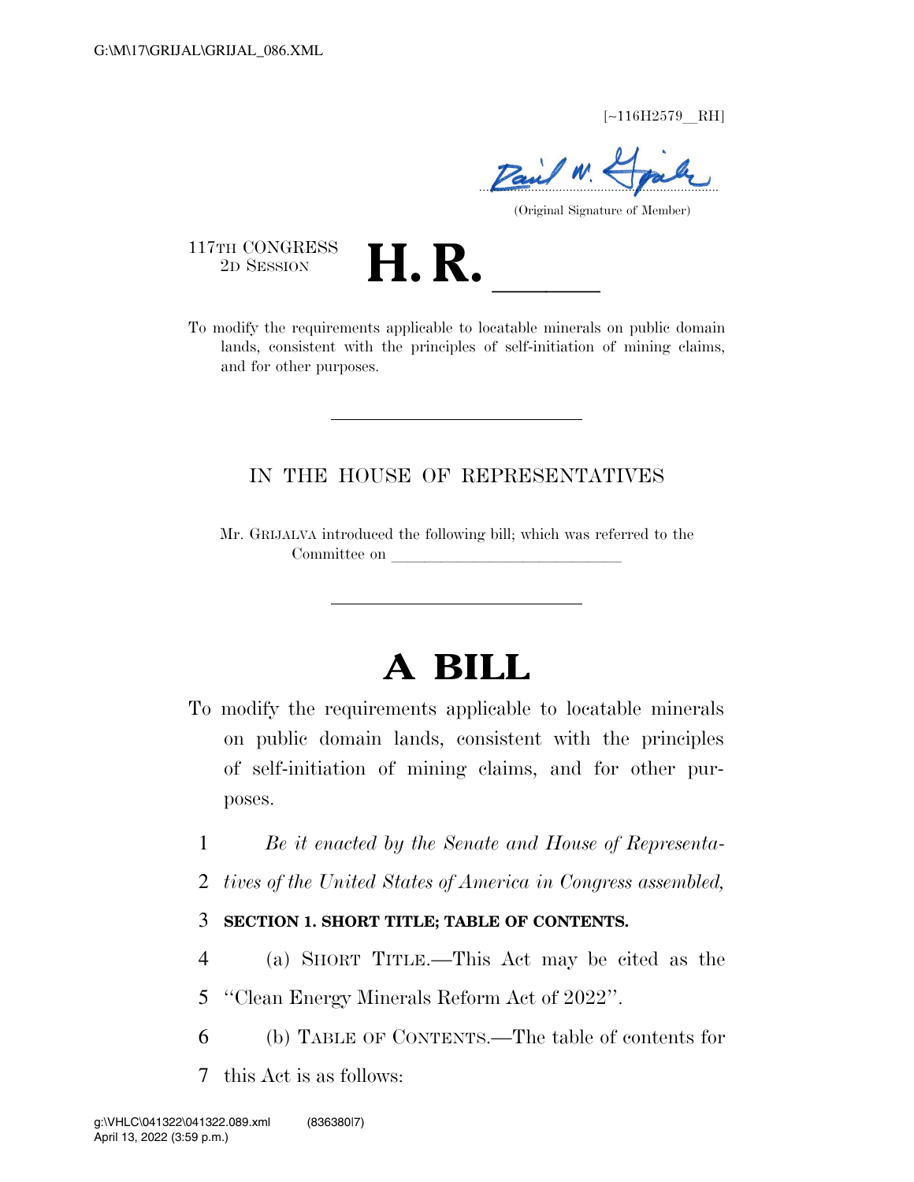[~116H2579__RH]

(Original Signature of Member)

117TH CONGRESS
2D SESSION

# H. R. \_\_\_\_\_\_

To modify the requirements applicable to locatable minerals on public domain lands, consistent with the principles of self-initiation of mining claims, and for other purposes.

---

IN THE HOUSE OF REPRESENTATIVES

Mr. GRIJALVA introduced the following bill; which was referred to the Committee on \_\_\_\_\_\_\_\_\_\_\_\_\_\_\_\_\_\_\_\_\_\_\_\_\_\_\_\_\_\_

---

# A BILL

To modify the requirements applicable to locatable minerals on public domain lands, consistent with the principles of self-initiation of mining claims, and for other purposes.

*Be it enacted by the Senate and House of Representatives of the United States of America in Congress assembled,*

**SECTION 1. SHORT TITLE; TABLE OF CONTENTS.**

(a) SHORT TITLE.—This Act may be cited as the "Clean Energy Minerals Reform Act of 2022".

(b) TABLE OF CONTENTS.—The table of contents for this Act is as follows: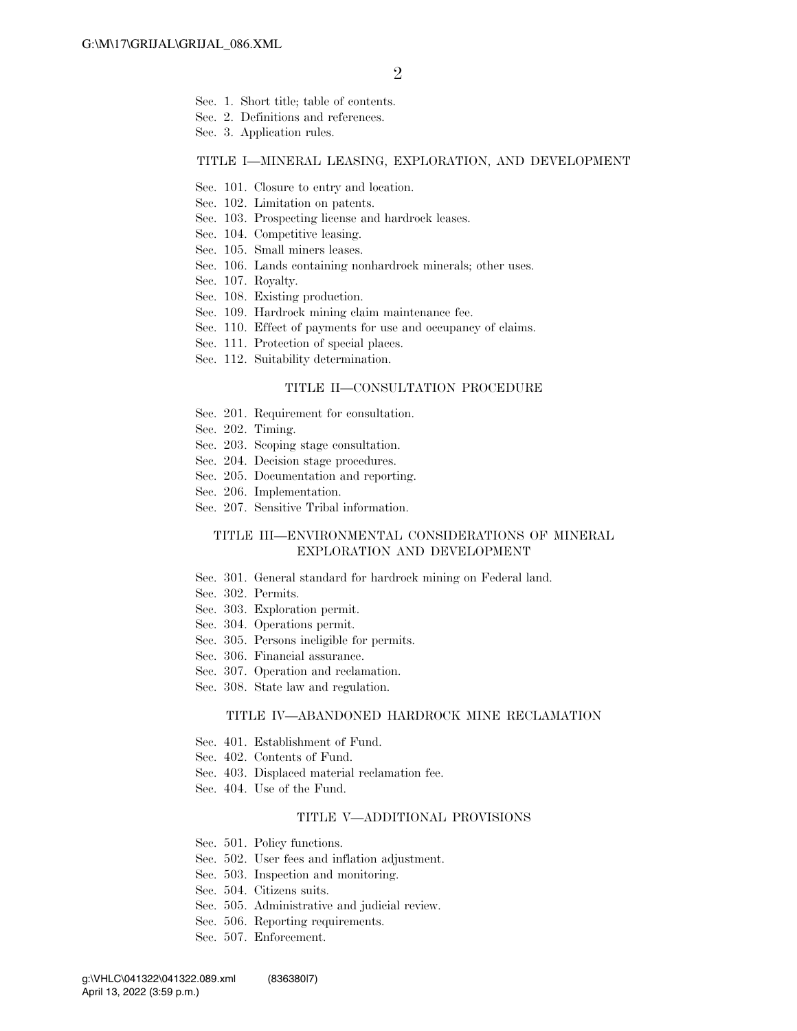Sec. 1. Short title; table of contents.
Sec. 2. Definitions and references.
Sec. 3. Application rules.

### TITLE I—MINERAL LEASING, EXPLORATION, AND DEVELOPMENT

Sec. 101. Closure to entry and location.
Sec. 102. Limitation on patents.
Sec. 103. Prospecting license and hardrock leases.
Sec. 104. Competitive leasing.
Sec. 105. Small miners leases.
Sec. 106. Lands containing nonhardrock minerals; other uses.
Sec. 107. Royalty.
Sec. 108. Existing production.
Sec. 109. Hardrock mining claim maintenance fee.
Sec. 110. Effect of payments for use and occupancy of claims.
Sec. 111. Protection of special places.
Sec. 112. Suitability determination.

### TITLE II—CONSULTATION PROCEDURE

Sec. 201. Requirement for consultation.
Sec. 202. Timing.
Sec. 203. Scoping stage consultation.
Sec. 204. Decision stage procedures.
Sec. 205. Documentation and reporting.
Sec. 206. Implementation.
Sec. 207. Sensitive Tribal information.

### TITLE III—ENVIRONMENTAL CONSIDERATIONS OF MINERAL EXPLORATION AND DEVELOPMENT

Sec. 301. General standard for hardrock mining on Federal land.
Sec. 302. Permits.
Sec. 303. Exploration permit.
Sec. 304. Operations permit.
Sec. 305. Persons ineligible for permits.
Sec. 306. Financial assurance.
Sec. 307. Operation and reclamation.
Sec. 308. State law and regulation.

### TITLE IV—ABANDONED HARDROCK MINE RECLAMATION

Sec. 401. Establishment of Fund.
Sec. 402. Contents of Fund.
Sec. 403. Displaced material reclamation fee.
Sec. 404. Use of the Fund.

### TITLE V—ADDITIONAL PROVISIONS

Sec. 501. Policy functions.
Sec. 502. User fees and inflation adjustment.
Sec. 503. Inspection and monitoring.
Sec. 504. Citizens suits.
Sec. 505. Administrative and judicial review.
Sec. 506. Reporting requirements.
Sec. 507. Enforcement.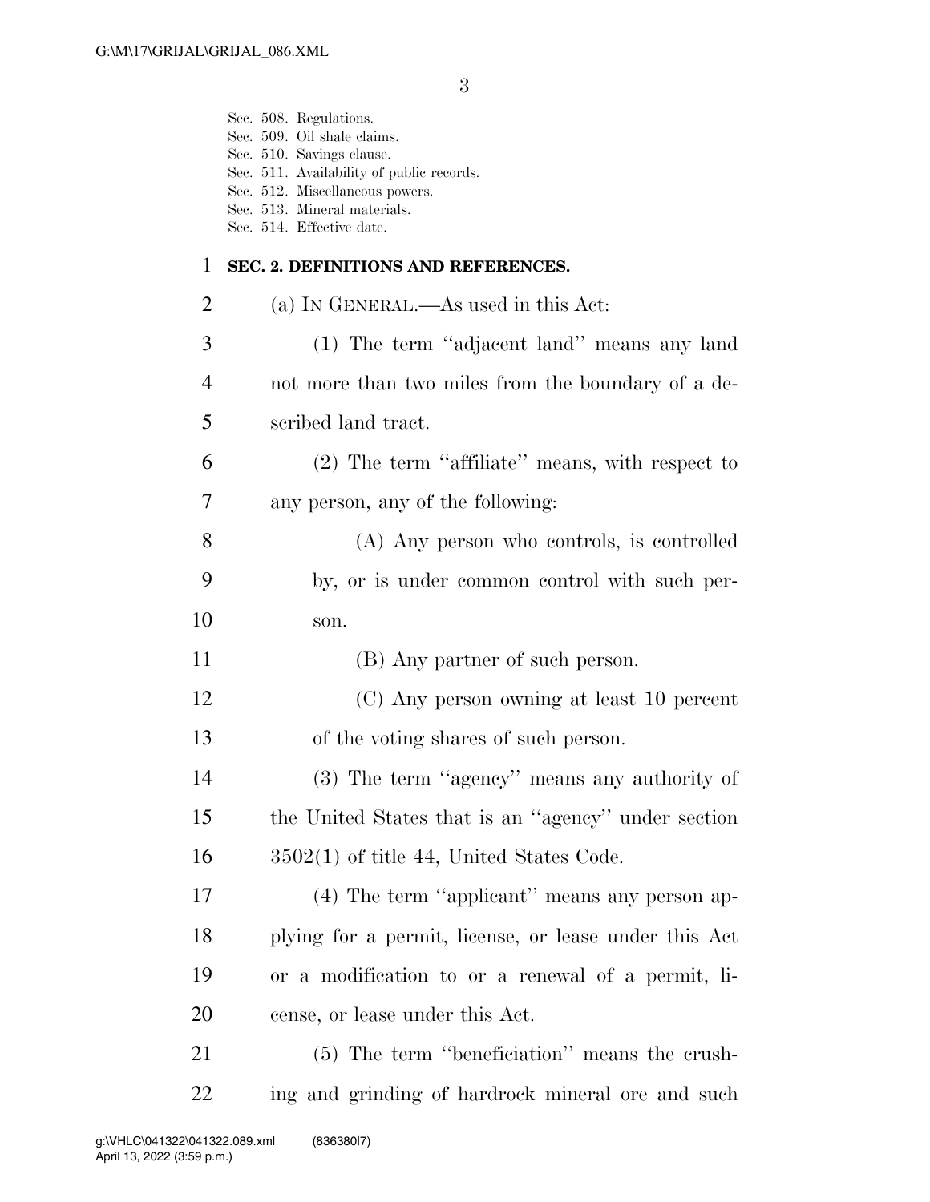Sec. 508. Regulations.
Sec. 509. Oil shale claims.
Sec. 510. Savings clause.
Sec. 511. Availability of public records.
Sec. 512. Miscellaneous powers.
Sec. 513. Mineral materials.
Sec. 514. Effective date.

## SEC. 2. DEFINITIONS AND REFERENCES.

(a) IN GENERAL.—As used in this Act:

(1) The term "adjacent land" means any land not more than two miles from the boundary of a described land tract.

(2) The term "affiliate" means, with respect to any person, any of the following:

(A) Any person who controls, is controlled by, or is under common control with such person.

(B) Any partner of such person.

(C) Any person owning at least 10 percent of the voting shares of such person.

(3) The term "agency" means any authority of the United States that is an "agency" under section 3502(1) of title 44, United States Code.

(4) The term "applicant" means any person applying for a permit, license, or lease under this Act or a modification to or a renewal of a permit, license, or lease under this Act.

(5) The term "beneficiation" means the crushing and grinding of hardrock mineral ore and such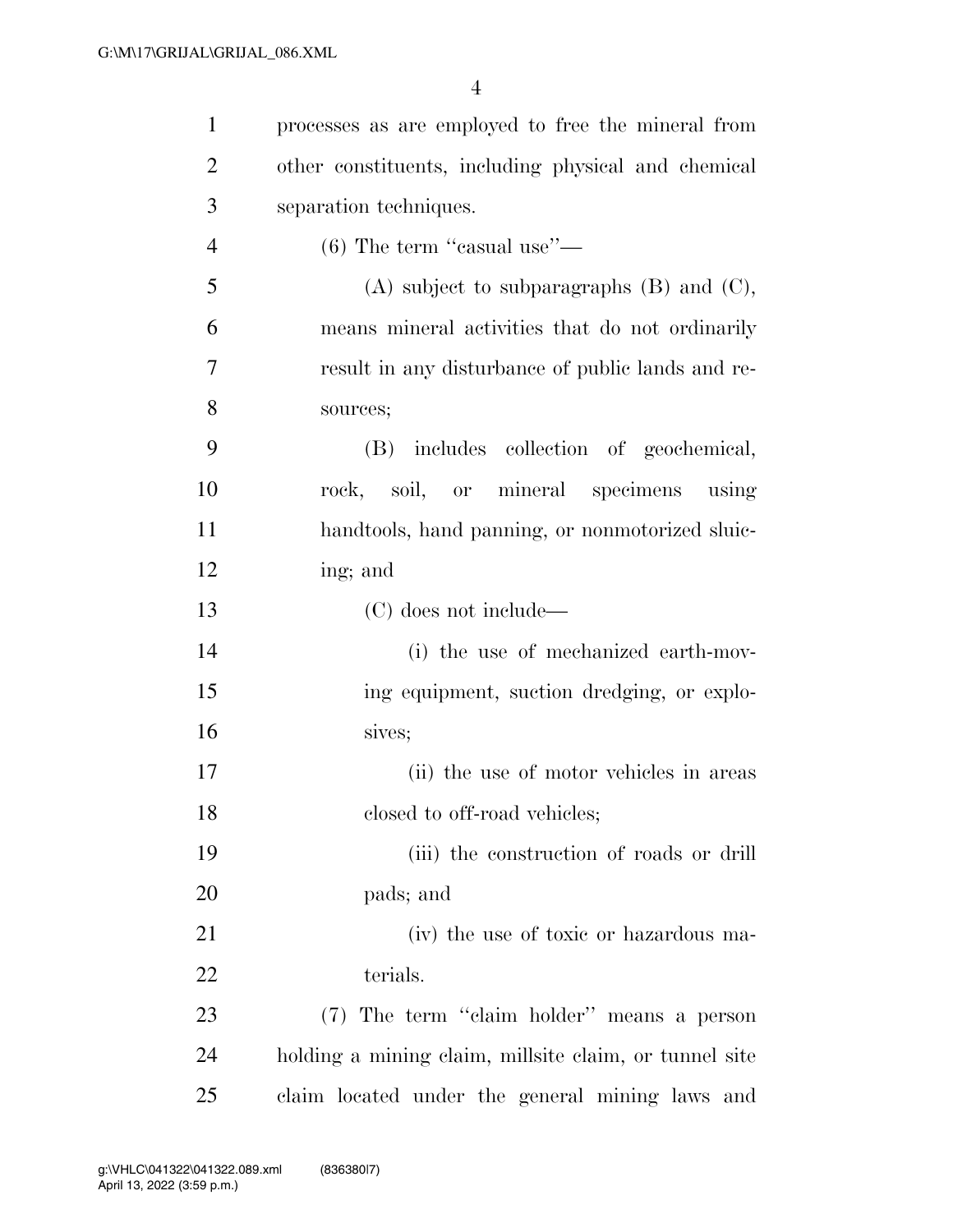processes as are employed to free the mineral from other constituents, including physical and chemical separation techniques.

(6) The term "casual use"—

(A) subject to subparagraphs (B) and (C), means mineral activities that do not ordinarily result in any disturbance of public lands and resources;

(B) includes collection of geochemical, rock, soil, or mineral specimens using handtools, hand panning, or nonmotorized sluicing; and

(C) does not include—

(i) the use of mechanized earth-moving equipment, suction dredging, or explosives;

(ii) the use of motor vehicles in areas closed to off-road vehicles;

(iii) the construction of roads or drill pads; and

(iv) the use of toxic or hazardous materials.

(7) The term "claim holder" means a person holding a mining claim, millsite claim, or tunnel site claim located under the general mining laws and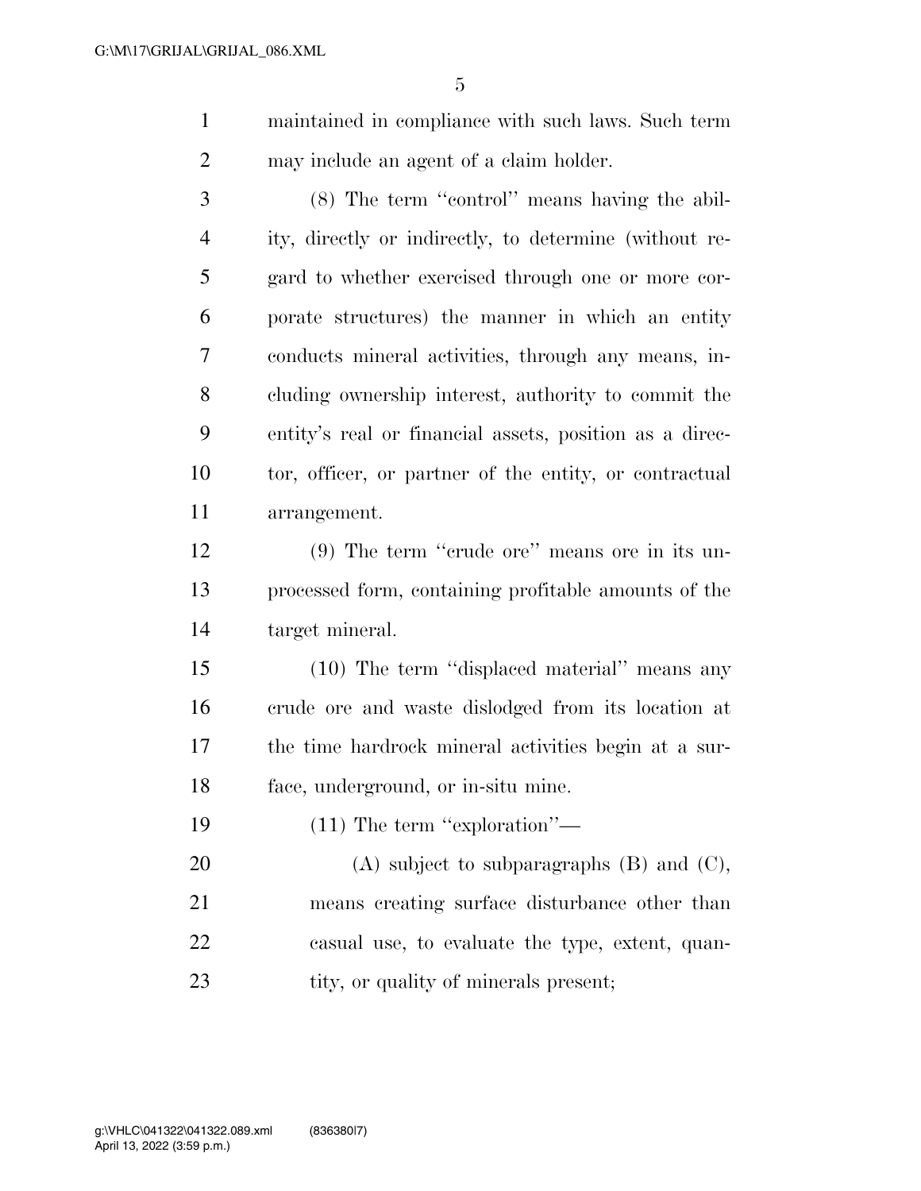maintained in compliance with such laws. Such term may include an agent of a claim holder.

(8) The term ''control'' means having the ability, directly or indirectly, to determine (without regard to whether exercised through one or more corporate structures) the manner in which an entity conducts mineral activities, through any means, including ownership interest, authority to commit the entity's real or financial assets, position as a director, officer, or partner of the entity, or contractual arrangement.

(9) The term ''crude ore'' means ore in its unprocessed form, containing profitable amounts of the target mineral.

(10) The term ''displaced material'' means any crude ore and waste dislodged from its location at the time hardrock mineral activities begin at a surface, underground, or in-situ mine.

(11) The term ''exploration''—

(A) subject to subparagraphs (B) and (C), means creating surface disturbance other than casual use, to evaluate the type, extent, quantity, or quality of minerals present;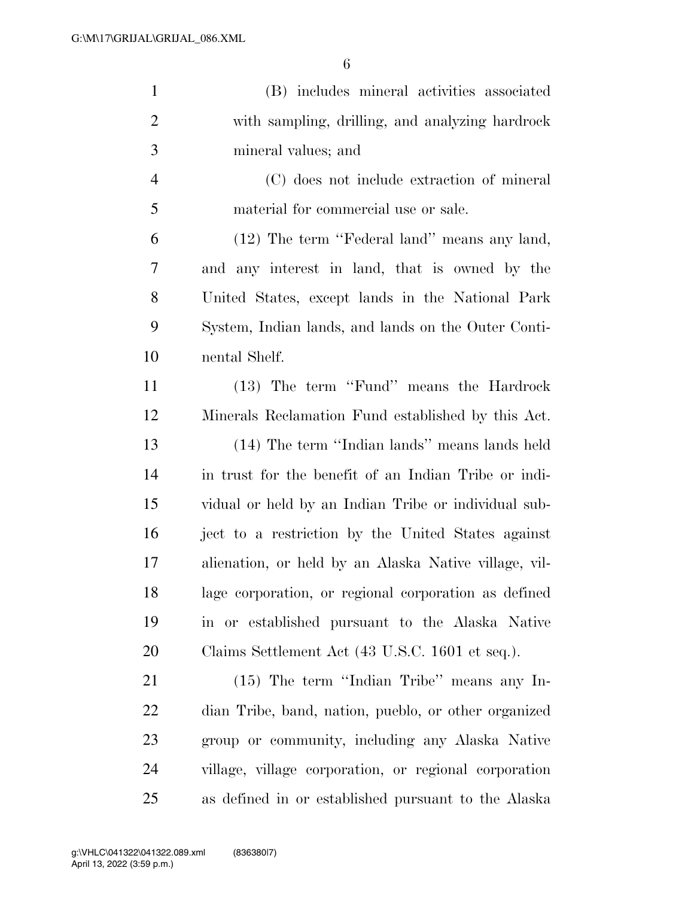(B) includes mineral activities associated with sampling, drilling, and analyzing hardrock mineral values; and

(C) does not include extraction of mineral material for commercial use or sale.

(12) The term ''Federal land'' means any land, and any interest in land, that is owned by the United States, except lands in the National Park System, Indian lands, and lands on the Outer Continental Shelf.

(13) The term ''Fund'' means the Hardrock Minerals Reclamation Fund established by this Act.

(14) The term ''Indian lands'' means lands held in trust for the benefit of an Indian Tribe or individual or held by an Indian Tribe or individual subject to a restriction by the United States against alienation, or held by an Alaska Native village, village corporation, or regional corporation as defined in or established pursuant to the Alaska Native Claims Settlement Act (43 U.S.C. 1601 et seq.).

(15) The term ''Indian Tribe'' means any Indian Tribe, band, nation, pueblo, or other organized group or community, including any Alaska Native village, village corporation, or regional corporation as defined in or established pursuant to the Alaska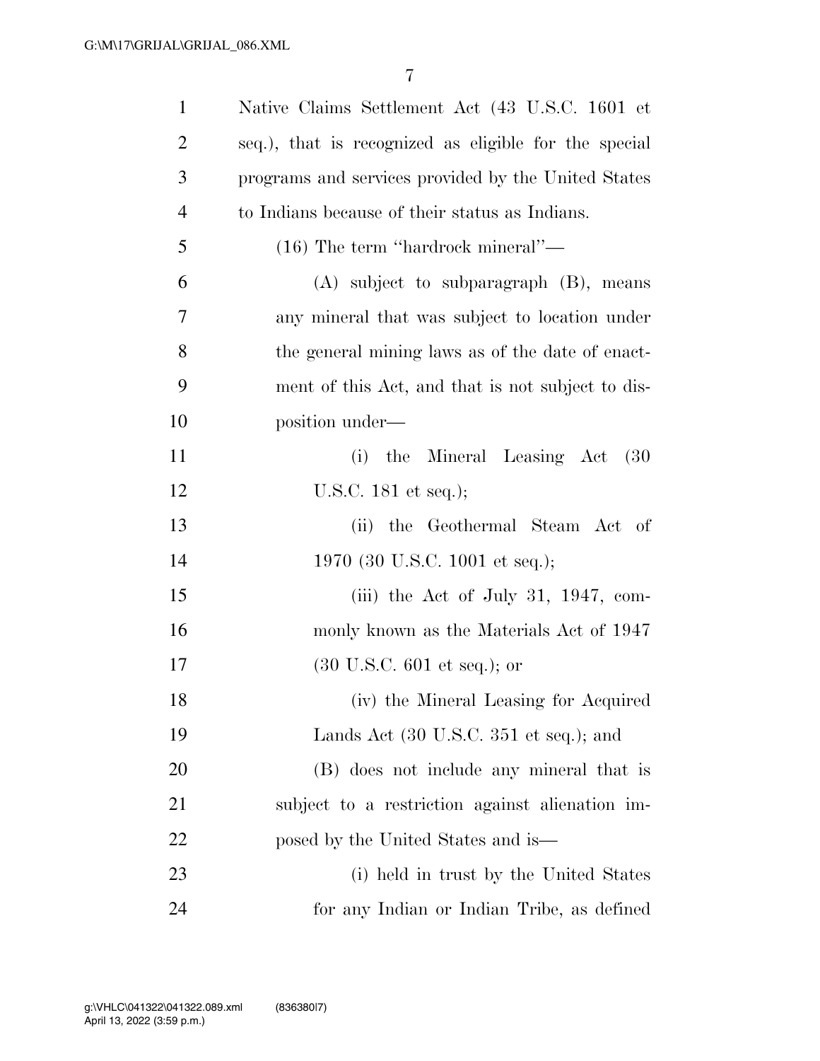Native Claims Settlement Act (43 U.S.C. 1601 et seq.), that is recognized as eligible for the special programs and services provided by the United States to Indians because of their status as Indians.

(16) The term "hardrock mineral"—

(A) subject to subparagraph (B), means any mineral that was subject to location under the general mining laws as of the date of enactment of this Act, and that is not subject to disposition under—

(i) the Mineral Leasing Act (30 U.S.C. 181 et seq.);

(ii) the Geothermal Steam Act of 1970 (30 U.S.C. 1001 et seq.);

(iii) the Act of July 31, 1947, commonly known as the Materials Act of 1947 (30 U.S.C. 601 et seq.); or

(iv) the Mineral Leasing for Acquired Lands Act (30 U.S.C. 351 et seq.); and

(B) does not include any mineral that is subject to a restriction against alienation imposed by the United States and is—

(i) held in trust by the United States for any Indian or Indian Tribe, as defined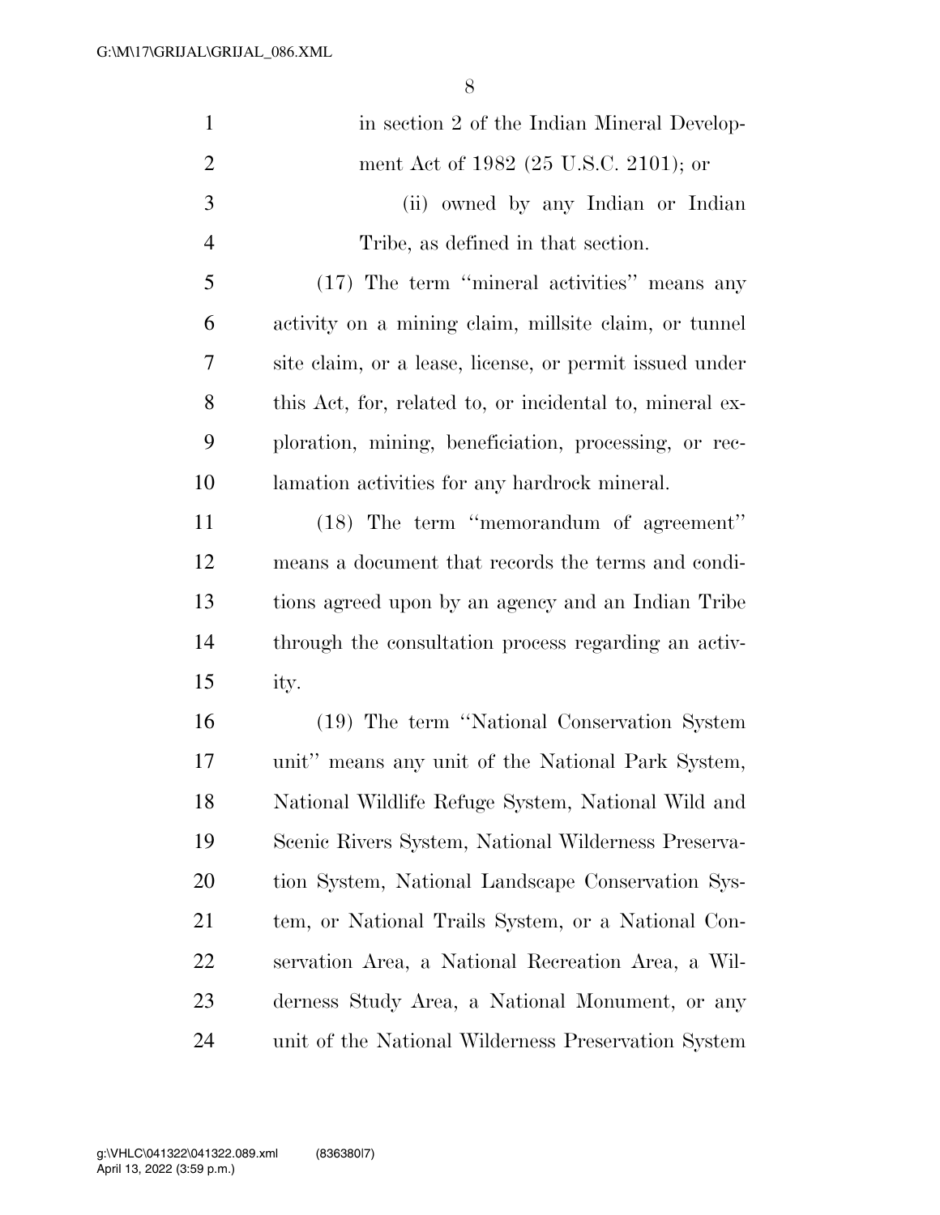in section 2 of the Indian Mineral Development Act of 1982 (25 U.S.C. 2101); or

(ii) owned by any Indian or Indian Tribe, as defined in that section.

(17) The term "mineral activities" means any activity on a mining claim, millsite claim, or tunnel site claim, or a lease, license, or permit issued under this Act, for, related to, or incidental to, mineral exploration, mining, beneficiation, processing, or reclamation activities for any hardrock mineral.

(18) The term "memorandum of agreement" means a document that records the terms and conditions agreed upon by an agency and an Indian Tribe through the consultation process regarding an activity.

(19) The term "National Conservation System unit" means any unit of the National Park System, National Wildlife Refuge System, National Wild and Scenic Rivers System, National Wilderness Preservation System, National Landscape Conservation System, or National Trails System, or a National Conservation Area, a National Recreation Area, a Wilderness Study Area, a National Monument, or any unit of the National Wilderness Preservation System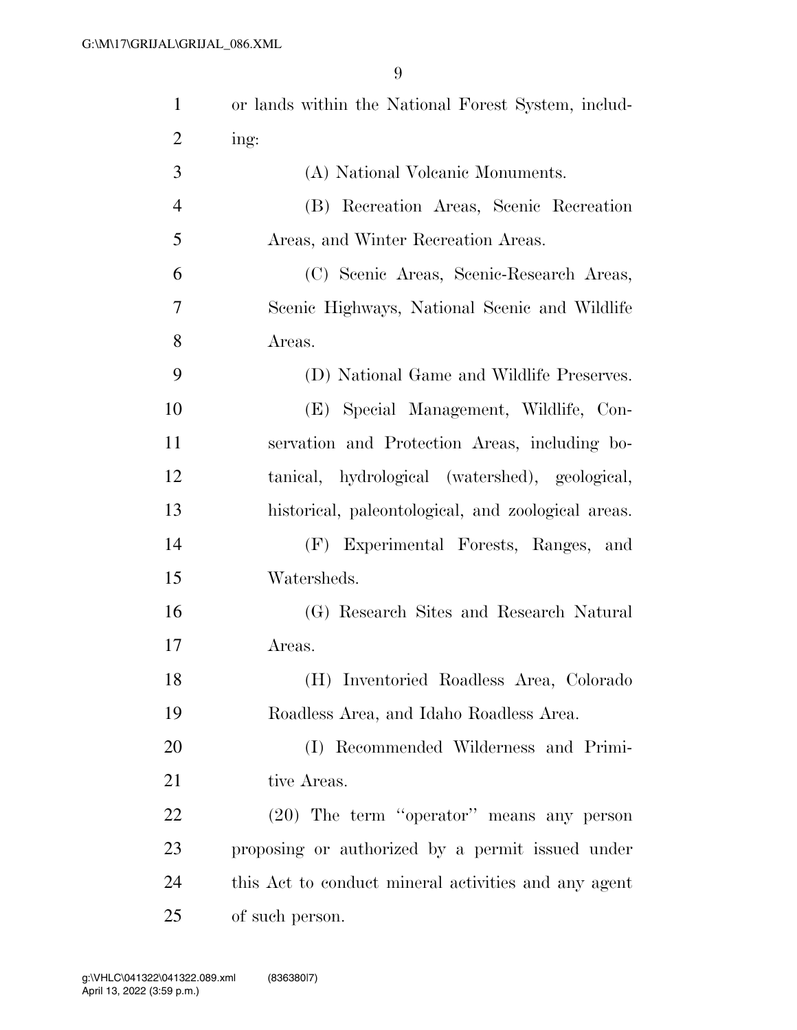or lands within the National Forest System, including:

(A) National Volcanic Monuments.

(B) Recreation Areas, Scenic Recreation Areas, and Winter Recreation Areas.

(C) Scenic Areas, Scenic-Research Areas, Scenic Highways, National Scenic and Wildlife Areas.

(D) National Game and Wildlife Preserves.

(E) Special Management, Wildlife, Conservation and Protection Areas, including botanical, hydrological (watershed), geological, historical, paleontological, and zoological areas.

(F) Experimental Forests, Ranges, and Watersheds.

(G) Research Sites and Research Natural Areas.

(H) Inventoried Roadless Area, Colorado Roadless Area, and Idaho Roadless Area.

(I) Recommended Wilderness and Primitive Areas.

(20) The term ''operator'' means any person proposing or authorized by a permit issued under this Act to conduct mineral activities and any agent of such person.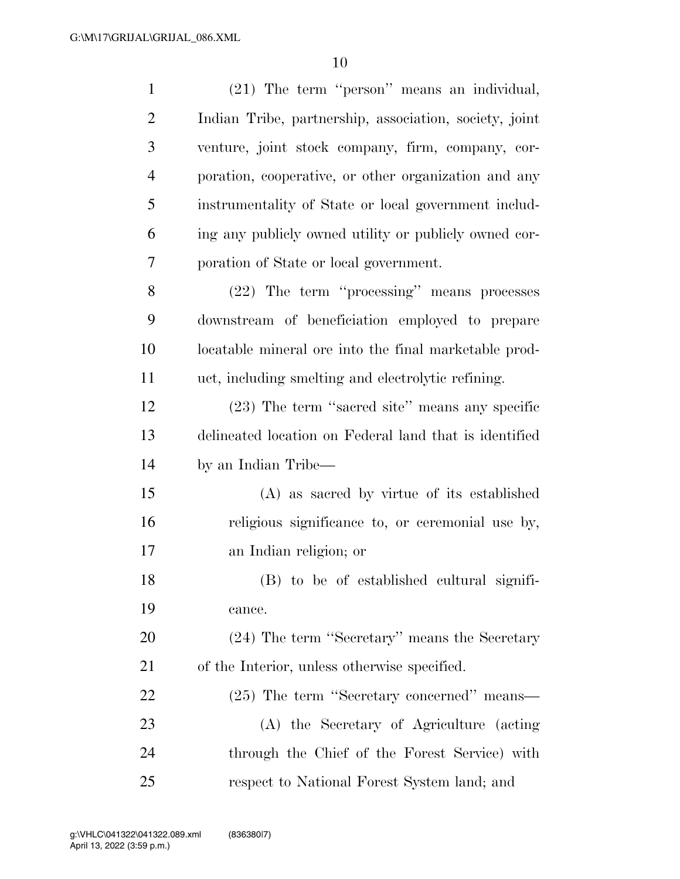(21) The term ''person'' means an individual, Indian Tribe, partnership, association, society, joint venture, joint stock company, firm, company, corporation, cooperative, or other organization and any instrumentality of State or local government including any publicly owned utility or publicly owned corporation of State or local government.

(22) The term ''processing'' means processes downstream of beneficiation employed to prepare locatable mineral ore into the final marketable product, including smelting and electrolytic refining.

(23) The term ''sacred site'' means any specific delineated location on Federal land that is identified by an Indian Tribe—

(A) as sacred by virtue of its established religious significance to, or ceremonial use by, an Indian religion; or

(B) to be of established cultural significance.

(24) The term ''Secretary'' means the Secretary of the Interior, unless otherwise specified.

(25) The term ''Secretary concerned'' means—

(A) the Secretary of Agriculture (acting through the Chief of the Forest Service) with respect to National Forest System land; and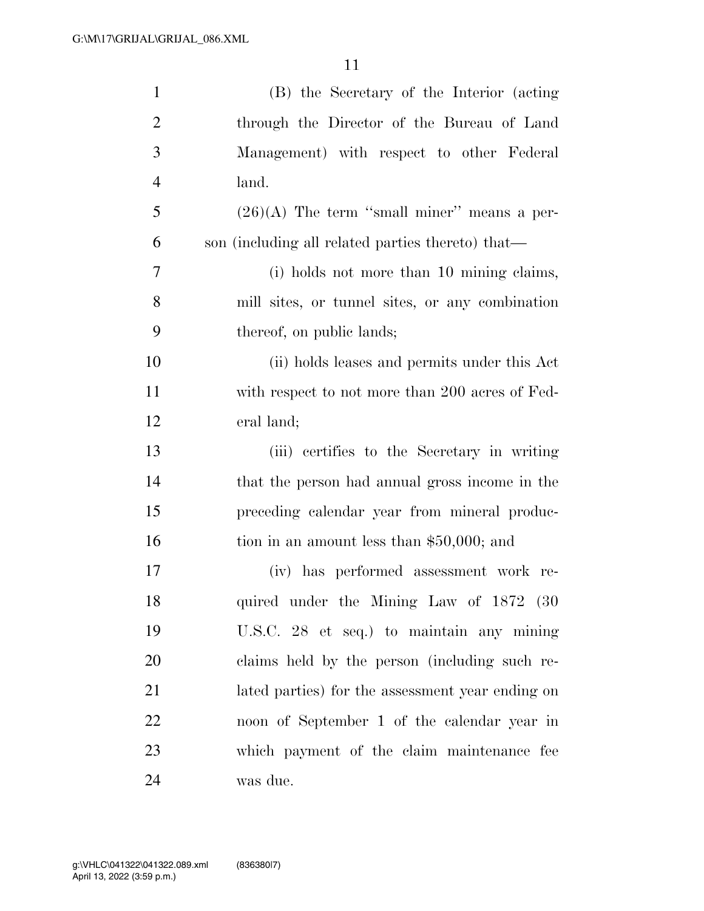(B) the Secretary of the Interior (acting through the Director of the Bureau of Land Management) with respect to other Federal land.

(26)(A) The term ''small miner'' means a person (including all related parties thereto) that—

(i) holds not more than 10 mining claims, mill sites, or tunnel sites, or any combination thereof, on public lands;

(ii) holds leases and permits under this Act with respect to not more than 200 acres of Federal land;

(iii) certifies to the Secretary in writing that the person had annual gross income in the preceding calendar year from mineral production in an amount less than $50,000; and

(iv) has performed assessment work required under the Mining Law of 1872 (30 U.S.C. 28 et seq.) to maintain any mining claims held by the person (including such related parties) for the assessment year ending on noon of September 1 of the calendar year in which payment of the claim maintenance fee was due.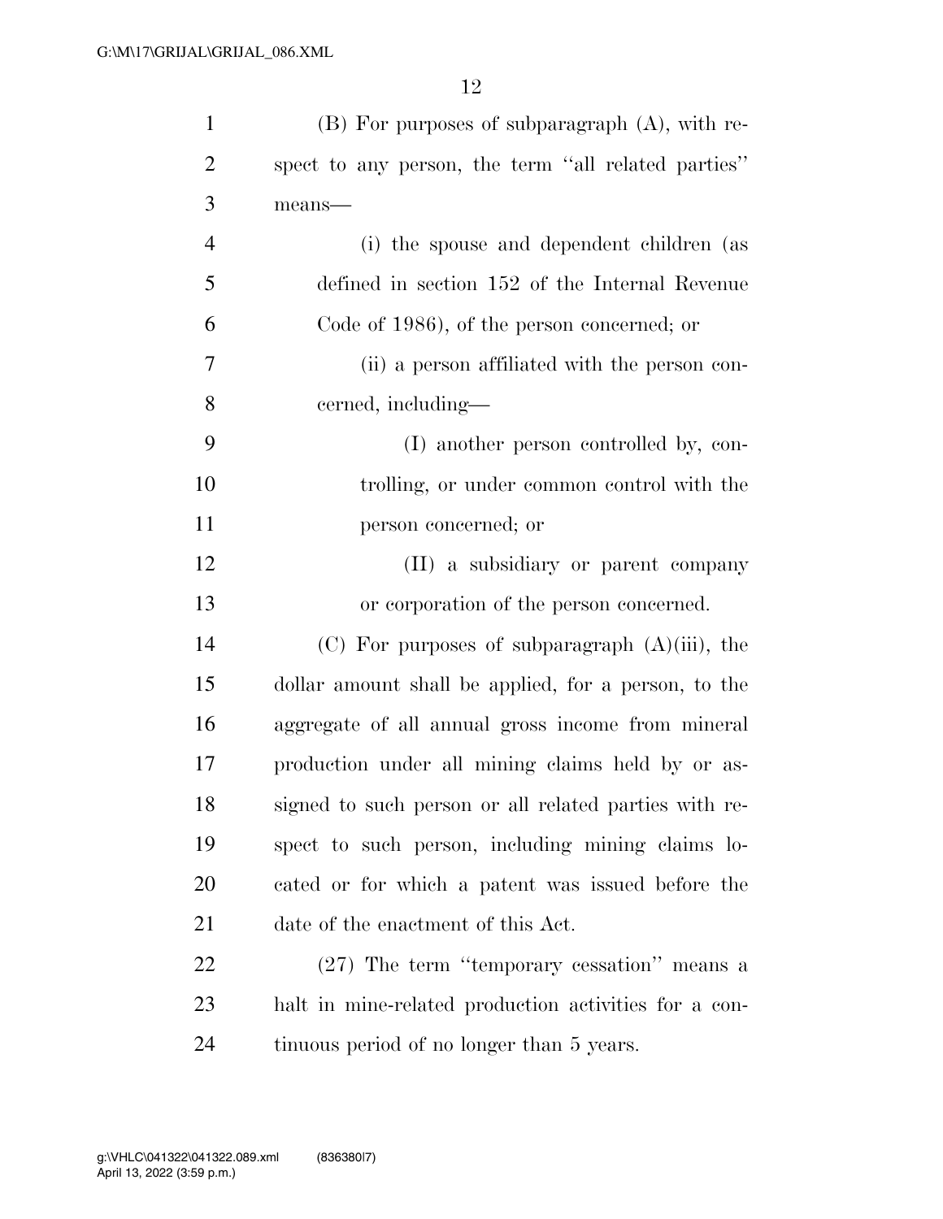(B) For purposes of subparagraph (A), with respect to any person, the term ''all related parties'' means—

(i) the spouse and dependent children (as defined in section 152 of the Internal Revenue Code of 1986), of the person concerned; or

(ii) a person affiliated with the person concerned, including—

(I) another person controlled by, controlling, or under common control with the person concerned; or

(II) a subsidiary or parent company or corporation of the person concerned.

(C) For purposes of subparagraph (A)(iii), the dollar amount shall be applied, for a person, to the aggregate of all annual gross income from mineral production under all mining claims held by or assigned to such person or all related parties with respect to such person, including mining claims located or for which a patent was issued before the date of the enactment of this Act.

(27) The term ''temporary cessation'' means a halt in mine-related production activities for a continuous period of no longer than 5 years.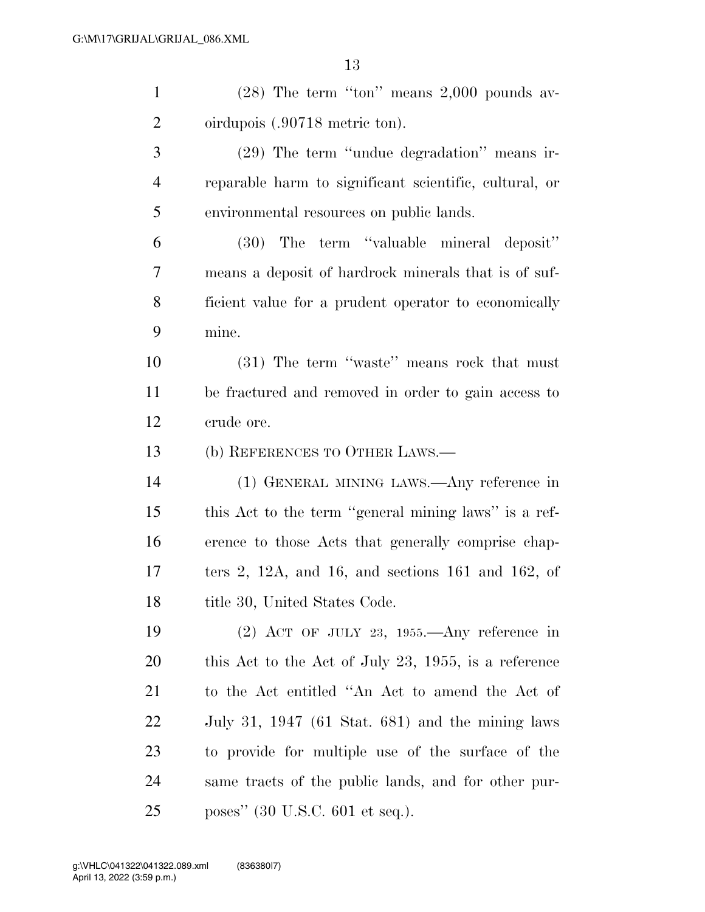(28) The term ''ton'' means 2,000 pounds avoirdupois (.90718 metric ton).

(29) The term ''undue degradation'' means irreparable harm to significant scientific, cultural, or environmental resources on public lands.

(30) The term ''valuable mineral deposit'' means a deposit of hardrock minerals that is of sufficient value for a prudent operator to economically mine.

(31) The term ''waste'' means rock that must be fractured and removed in order to gain access to crude ore.

(b) REFERENCES TO OTHER LAWS.—

(1) GENERAL MINING LAWS.—Any reference in this Act to the term ''general mining laws'' is a reference to those Acts that generally comprise chapters 2, 12A, and 16, and sections 161 and 162, of title 30, United States Code.

(2) ACT OF JULY 23, 1955.—Any reference in this Act to the Act of July 23, 1955, is a reference to the Act entitled ''An Act to amend the Act of July 31, 1947 (61 Stat. 681) and the mining laws to provide for multiple use of the surface of the same tracts of the public lands, and for other purposes'' (30 U.S.C. 601 et seq.).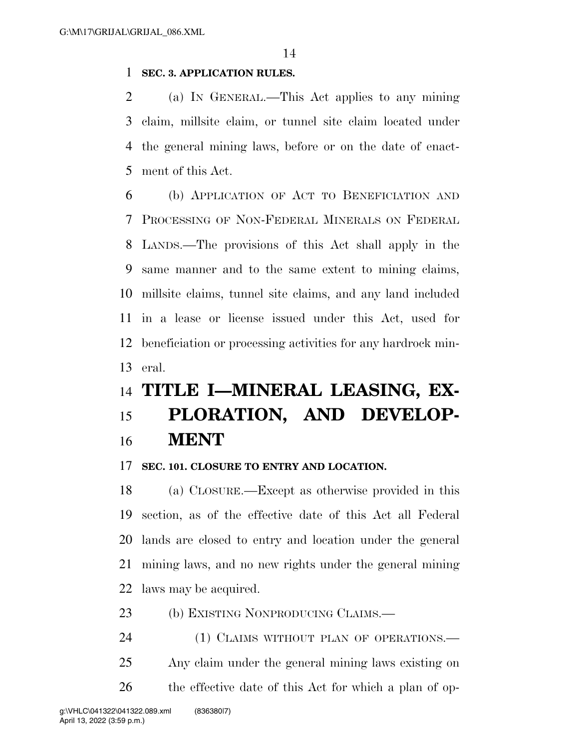**SEC. 3. APPLICATION RULES.**

(a) IN GENERAL.—This Act applies to any mining claim, millsite claim, or tunnel site claim located under the general mining laws, before or on the date of enactment of this Act.

(b) APPLICATION OF ACT TO BENEFICIATION AND PROCESSING OF NON-FEDERAL MINERALS ON FEDERAL LANDS.—The provisions of this Act shall apply in the same manner and to the same extent to mining claims, millsite claims, tunnel site claims, and any land included in a lease or license issued under this Act, used for beneficiation or processing activities for any hardrock mineral.

# TITLE I—MINERAL LEASING, EXPLORATION, AND DEVELOPMENT

**SEC. 101. CLOSURE TO ENTRY AND LOCATION.**

(a) CLOSURE.—Except as otherwise provided in this section, as of the effective date of this Act all Federal lands are closed to entry and location under the general mining laws, and no new rights under the general mining laws may be acquired.

(b) EXISTING NONPRODUCING CLAIMS.—

(1) CLAIMS WITHOUT PLAN OF OPERATIONS.—Any claim under the general mining laws existing on the effective date of this Act for which a plan of op-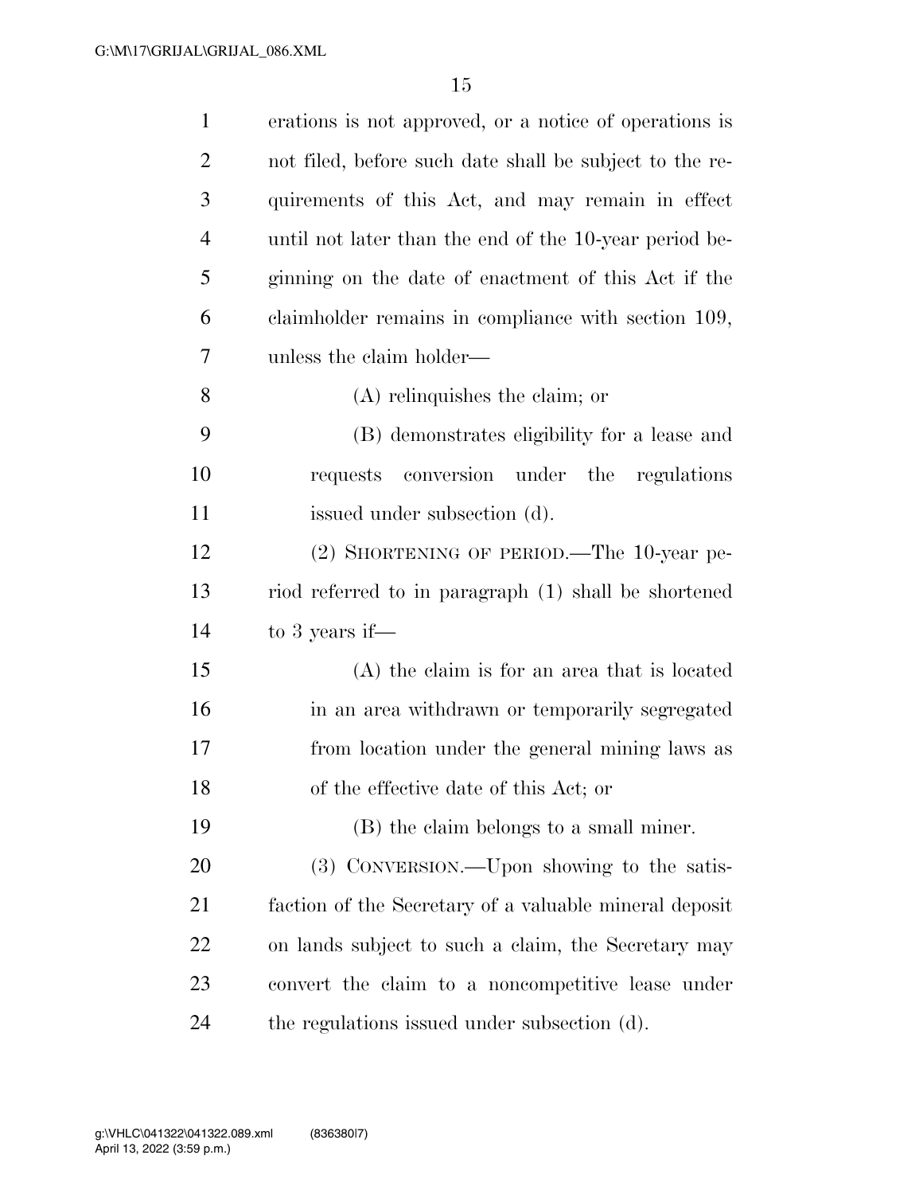erations is not approved, or a notice of operations is not filed, before such date shall be subject to the requirements of this Act, and may remain in effect until not later than the end of the 10-year period beginning on the date of enactment of this Act if the claimholder remains in compliance with section 109, unless the claim holder—

(A) relinquishes the claim; or

(B) demonstrates eligibility for a lease and requests conversion under the regulations issued under subsection (d).

(2) SHORTENING OF PERIOD.—The 10-year period referred to in paragraph (1) shall be shortened to 3 years if—

(A) the claim is for an area that is located in an area withdrawn or temporarily segregated from location under the general mining laws as of the effective date of this Act; or

(B) the claim belongs to a small miner.

(3) CONVERSION.—Upon showing to the satisfaction of the Secretary of a valuable mineral deposit on lands subject to such a claim, the Secretary may convert the claim to a noncompetitive lease under the regulations issued under subsection (d).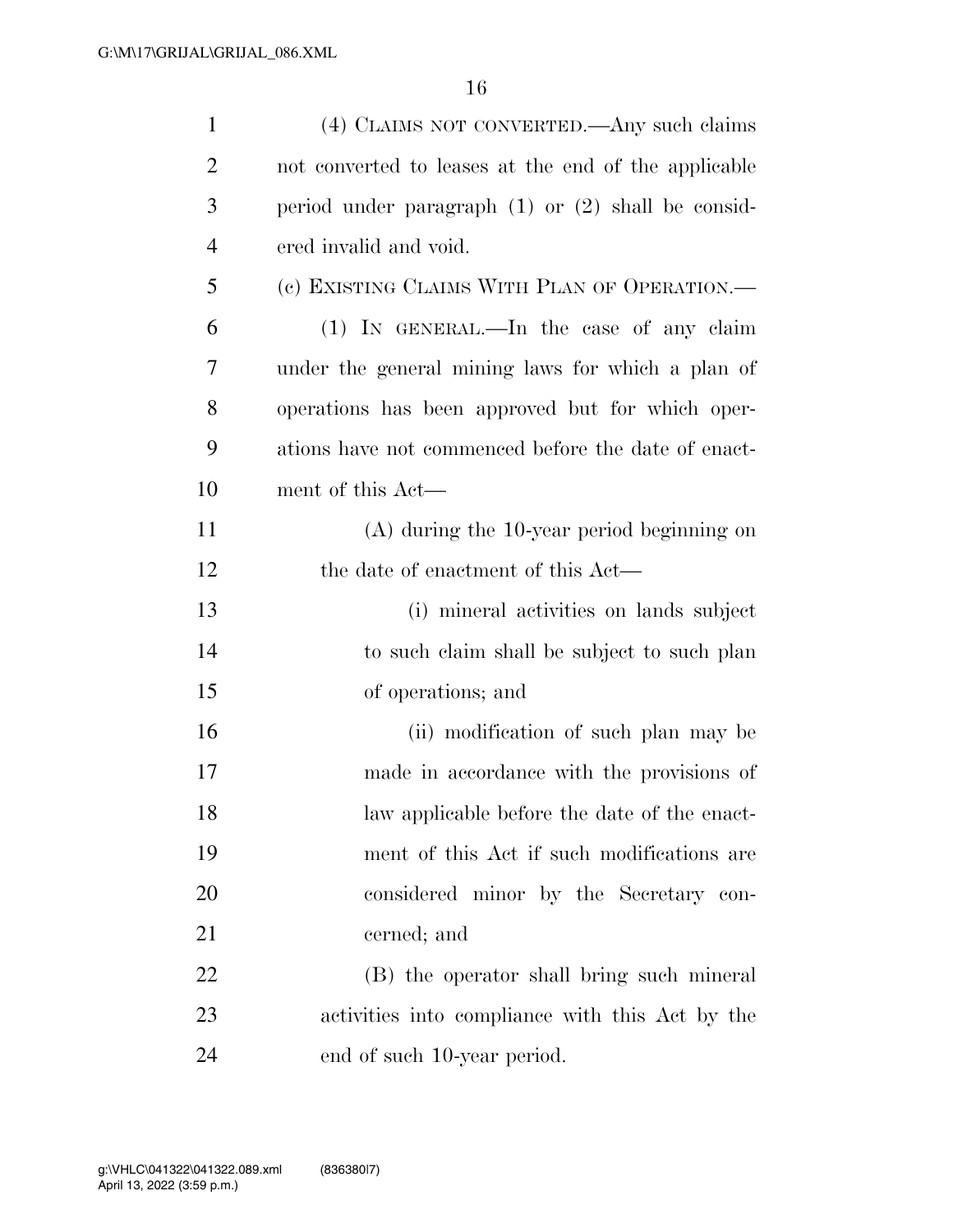(4) CLAIMS NOT CONVERTED.—Any such claims not converted to leases at the end of the applicable period under paragraph (1) or (2) shall be considered invalid and void.

(c) EXISTING CLAIMS WITH PLAN OF OPERATION.—

(1) IN GENERAL.—In the case of any claim under the general mining laws for which a plan of operations has been approved but for which operations have not commenced before the date of enactment of this Act—

(A) during the 10-year period beginning on the date of enactment of this Act—

(i) mineral activities on lands subject to such claim shall be subject to such plan of operations; and

(ii) modification of such plan may be made in accordance with the provisions of law applicable before the date of the enactment of this Act if such modifications are considered minor by the Secretary concerned; and

(B) the operator shall bring such mineral activities into compliance with this Act by the end of such 10-year period.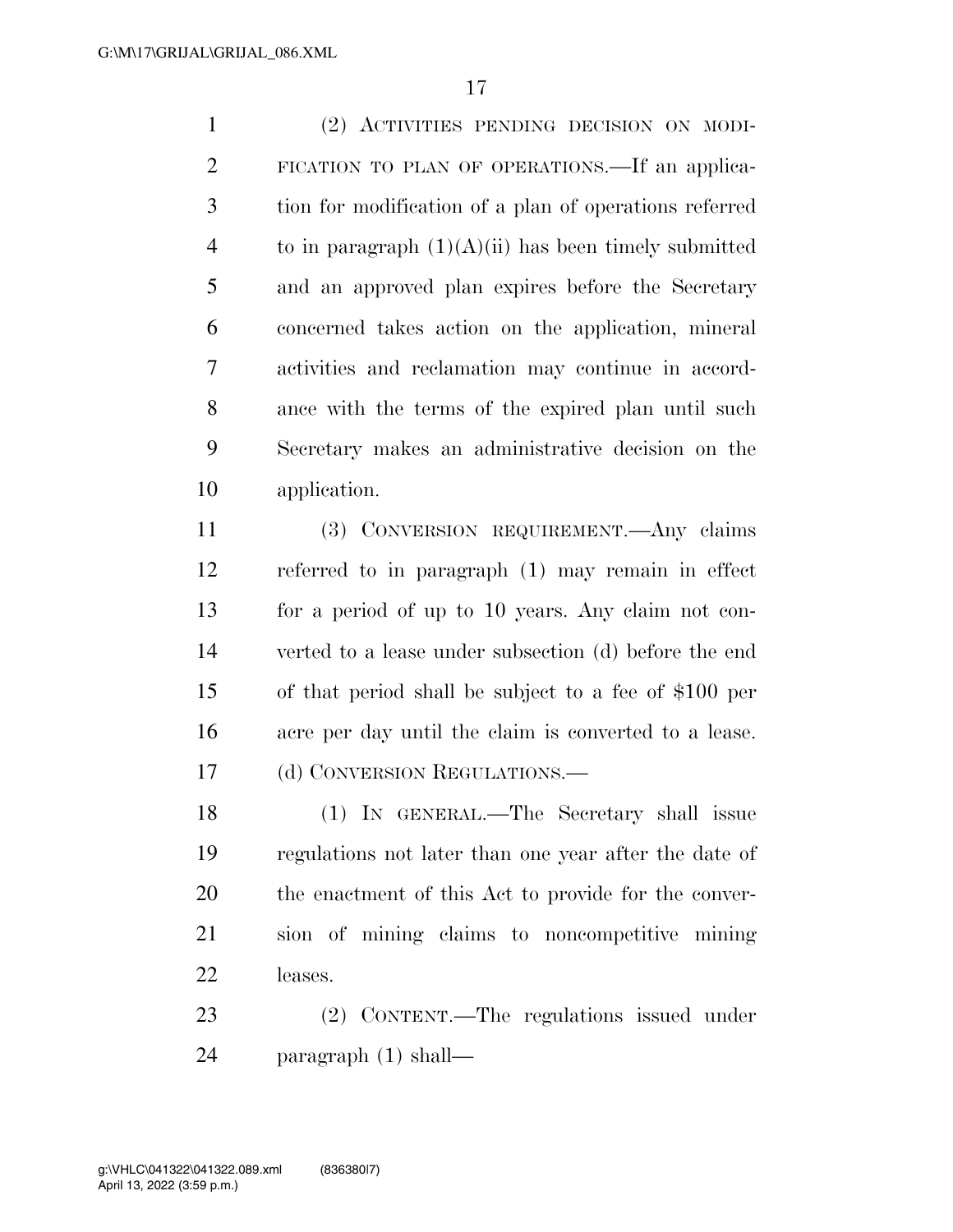(2) ACTIVITIES PENDING DECISION ON MODIFICATION TO PLAN OF OPERATIONS.—If an application for modification of a plan of operations referred to in paragraph (1)(A)(ii) has been timely submitted and an approved plan expires before the Secretary concerned takes action on the application, mineral activities and reclamation may continue in accordance with the terms of the expired plan until such Secretary makes an administrative decision on the application.

(3) CONVERSION REQUIREMENT.—Any claims referred to in paragraph (1) may remain in effect for a period of up to 10 years. Any claim not converted to a lease under subsection (d) before the end of that period shall be subject to a fee of $100 per acre per day until the claim is converted to a lease.

(d) CONVERSION REGULATIONS.—

(1) IN GENERAL.—The Secretary shall issue regulations not later than one year after the date of the enactment of this Act to provide for the conversion of mining claims to noncompetitive mining leases.

(2) CONTENT.—The regulations issued under paragraph (1) shall—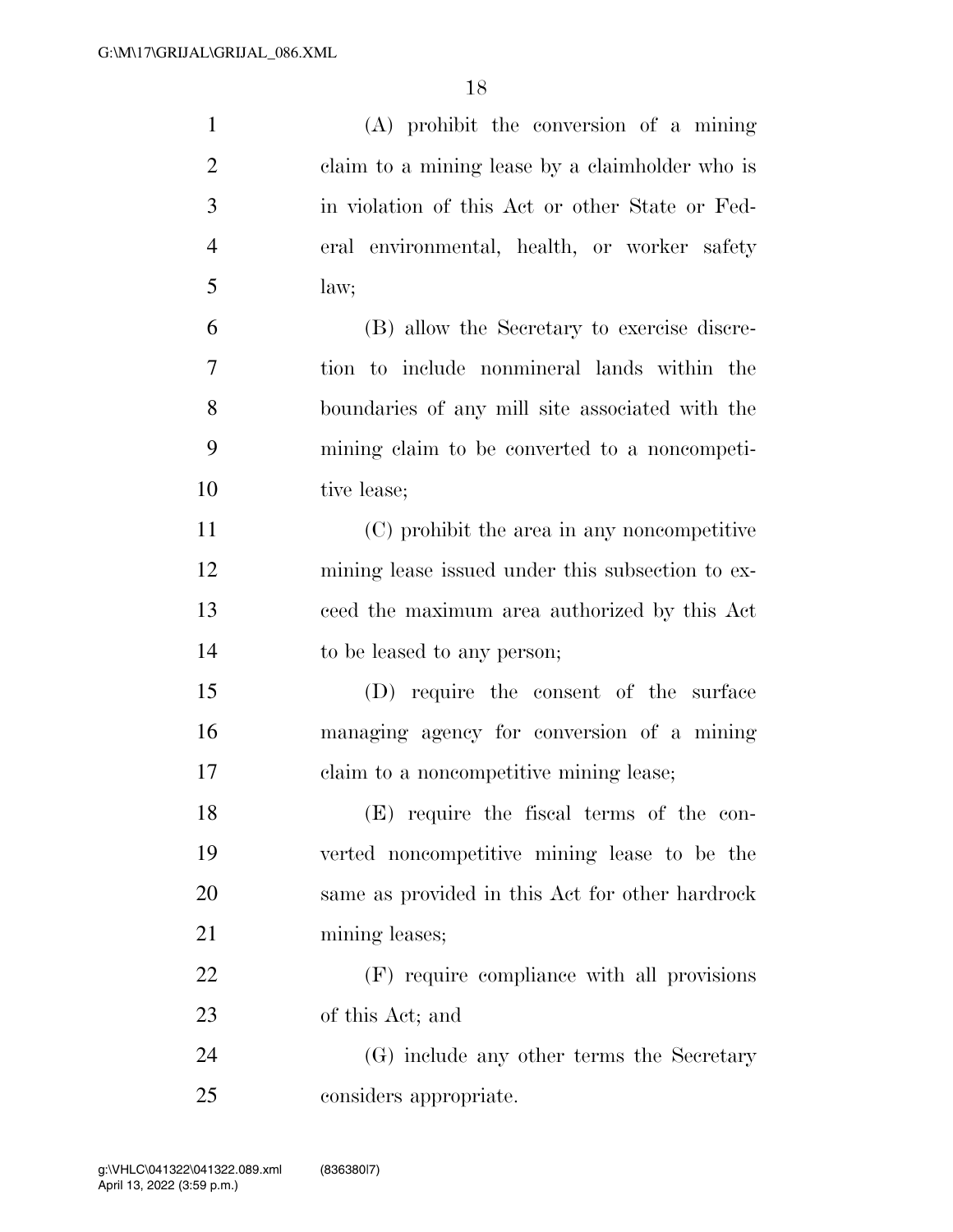(A) prohibit the conversion of a mining claim to a mining lease by a claimholder who is in violation of this Act or other State or Federal environmental, health, or worker safety law;

(B) allow the Secretary to exercise discretion to include nonmineral lands within the boundaries of any mill site associated with the mining claim to be converted to a noncompetitive lease;

(C) prohibit the area in any noncompetitive mining lease issued under this subsection to exceed the maximum area authorized by this Act to be leased to any person;

(D) require the consent of the surface managing agency for conversion of a mining claim to a noncompetitive mining lease;

(E) require the fiscal terms of the converted noncompetitive mining lease to be the same as provided in this Act for other hardrock mining leases;

(F) require compliance with all provisions of this Act; and

(G) include any other terms the Secretary considers appropriate.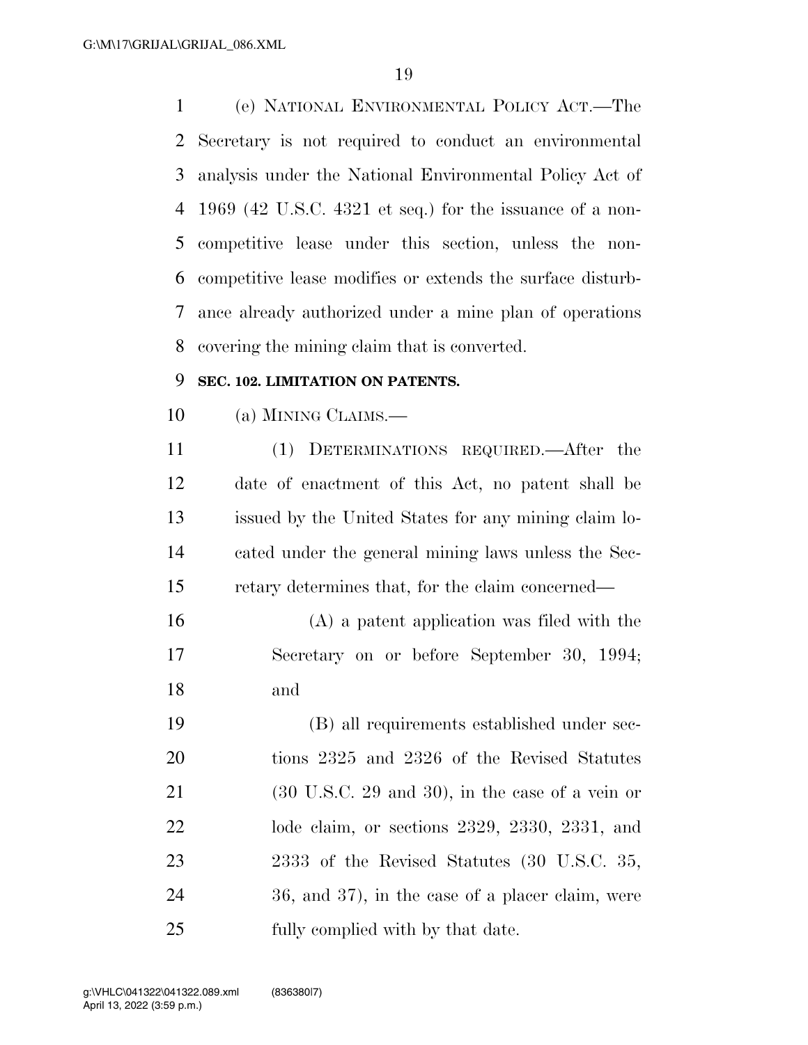(e) NATIONAL ENVIRONMENTAL POLICY ACT.—The Secretary is not required to conduct an environmental analysis under the National Environmental Policy Act of 1969 (42 U.S.C. 4321 et seq.) for the issuance of a non-competitive lease under this section, unless the non-competitive lease modifies or extends the surface disturbance already authorized under a mine plan of operations covering the mining claim that is converted.

### SEC. 102. LIMITATION ON PATENTS.

(a) MINING CLAIMS.—

(1) DETERMINATIONS REQUIRED.—After the date of enactment of this Act, no patent shall be issued by the United States for any mining claim located under the general mining laws unless the Secretary determines that, for the claim concerned—

(A) a patent application was filed with the Secretary on or before September 30, 1994; and

(B) all requirements established under sections 2325 and 2326 of the Revised Statutes (30 U.S.C. 29 and 30), in the case of a vein or lode claim, or sections 2329, 2330, 2331, and 2333 of the Revised Statutes (30 U.S.C. 35, 36, and 37), in the case of a placer claim, were fully complied with by that date.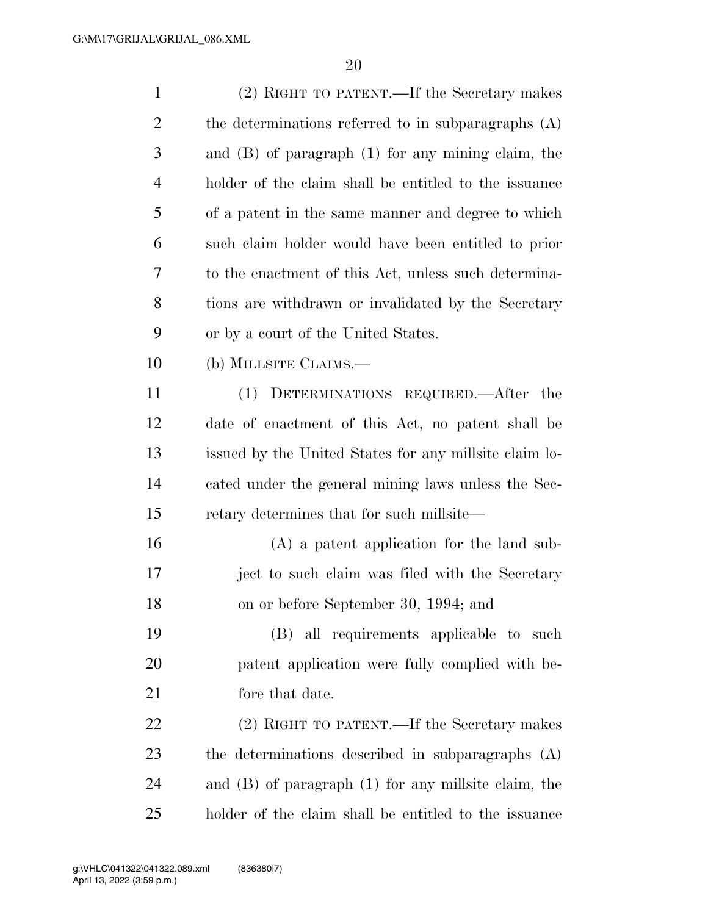(2) RIGHT TO PATENT.—If the Secretary makes the determinations referred to in subparagraphs (A) and (B) of paragraph (1) for any mining claim, the holder of the claim shall be entitled to the issuance of a patent in the same manner and degree to which such claim holder would have been entitled to prior to the enactment of this Act, unless such determinations are withdrawn or invalidated by the Secretary or by a court of the United States.

(b) MILLSITE CLAIMS.—

(1) DETERMINATIONS REQUIRED.—After the date of enactment of this Act, no patent shall be issued by the United States for any millsite claim located under the general mining laws unless the Secretary determines that for such millsite—

(A) a patent application for the land subject to such claim was filed with the Secretary on or before September 30, 1994; and

(B) all requirements applicable to such patent application were fully complied with before that date.

(2) RIGHT TO PATENT.—If the Secretary makes the determinations described in subparagraphs (A) and (B) of paragraph (1) for any millsite claim, the holder of the claim shall be entitled to the issuance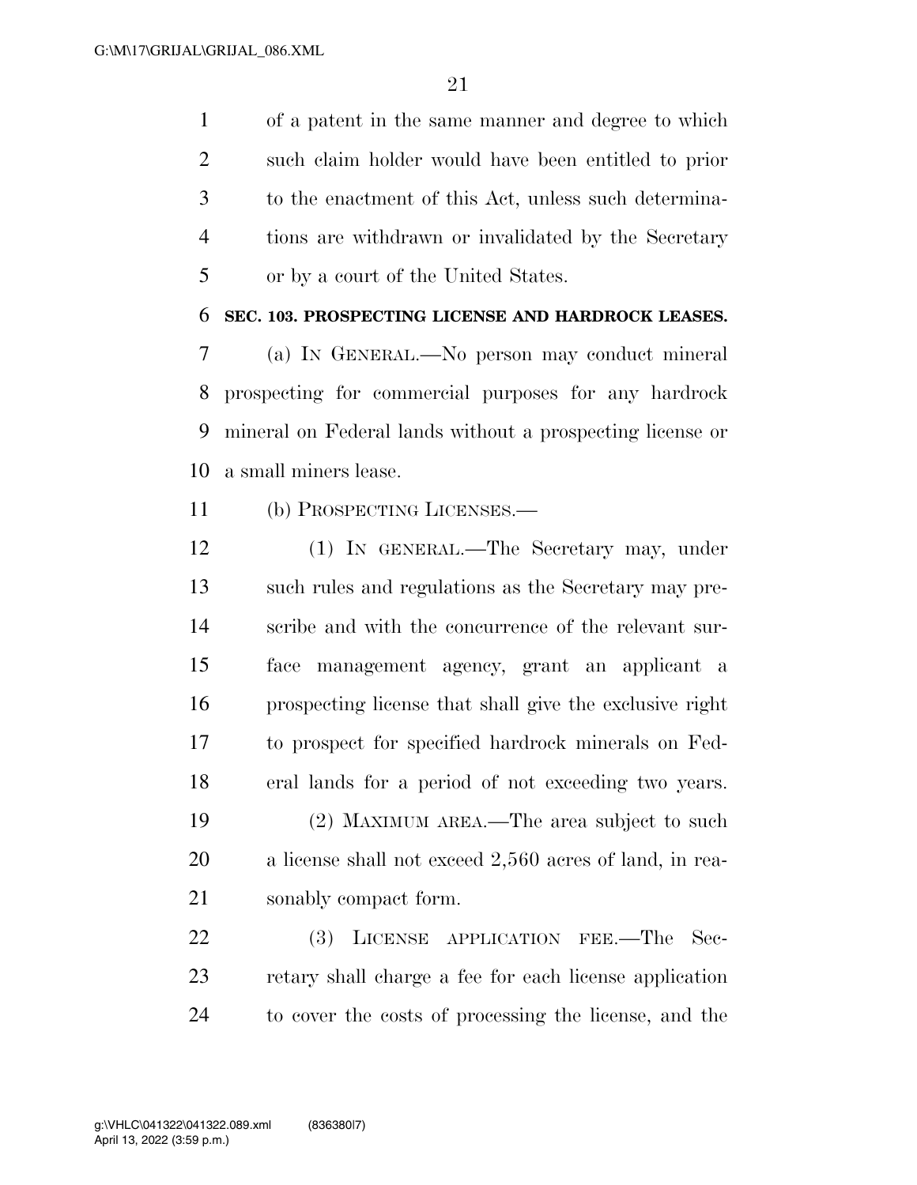of a patent in the same manner and degree to which such claim holder would have been entitled to prior to the enactment of this Act, unless such determinations are withdrawn or invalidated by the Secretary or by a court of the United States.

### SEC. 103. PROSPECTING LICENSE AND HARDROCK LEASES.

(a) IN GENERAL.—No person may conduct mineral prospecting for commercial purposes for any hardrock mineral on Federal lands without a prospecting license or a small miners lease.

(b) PROSPECTING LICENSES.—

(1) IN GENERAL.—The Secretary may, under such rules and regulations as the Secretary may prescribe and with the concurrence of the relevant surface management agency, grant an applicant a prospecting license that shall give the exclusive right to prospect for specified hardrock minerals on Federal lands for a period of not exceeding two years.

(2) MAXIMUM AREA.—The area subject to such a license shall not exceed 2,560 acres of land, in reasonably compact form.

(3) LICENSE APPLICATION FEE.—The Secretary shall charge a fee for each license application to cover the costs of processing the license, and the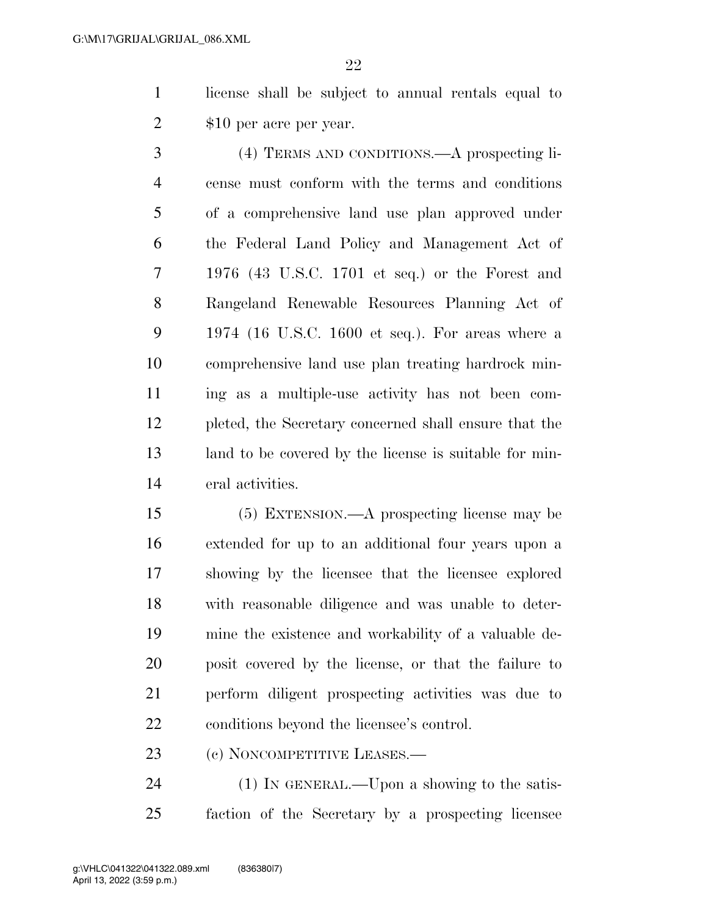license shall be subject to annual rentals equal to $10 per acre per year.

(4) TERMS AND CONDITIONS.—A prospecting license must conform with the terms and conditions of a comprehensive land use plan approved under the Federal Land Policy and Management Act of 1976 (43 U.S.C. 1701 et seq.) or the Forest and Rangeland Renewable Resources Planning Act of 1974 (16 U.S.C. 1600 et seq.). For areas where a comprehensive land use plan treating hardrock mining as a multiple-use activity has not been completed, the Secretary concerned shall ensure that the land to be covered by the license is suitable for mineral activities.

(5) EXTENSION.—A prospecting license may be extended for up to an additional four years upon a showing by the licensee that the licensee explored with reasonable diligence and was unable to determine the existence and workability of a valuable deposit covered by the license, or that the failure to perform diligent prospecting activities was due to conditions beyond the licensee's control.

(c) NONCOMPETITIVE LEASES.—

(1) IN GENERAL.—Upon a showing to the satisfaction of the Secretary by a prospecting licensee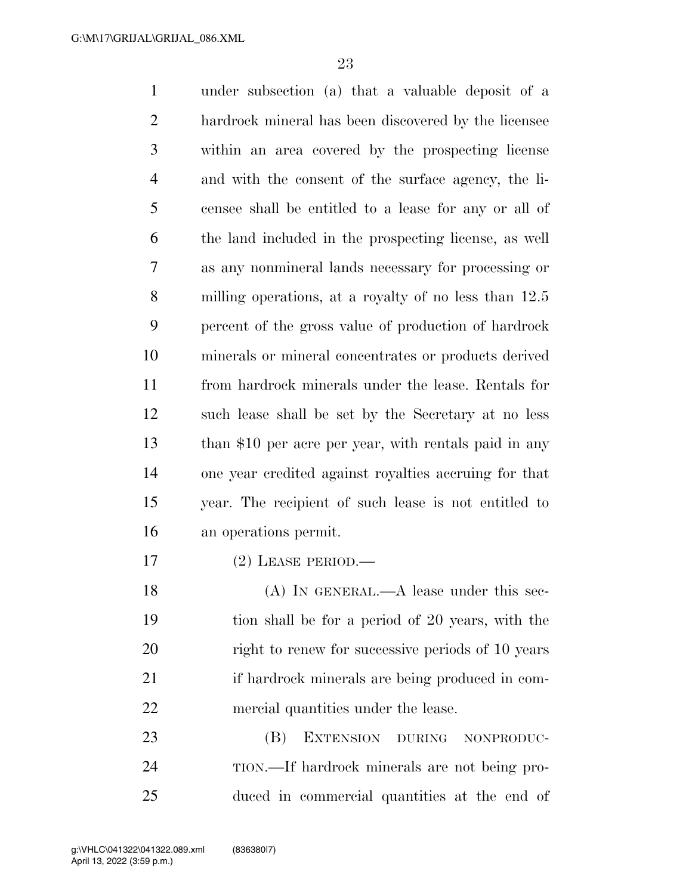under subsection (a) that a valuable deposit of a hardrock mineral has been discovered by the licensee within an area covered by the prospecting license and with the consent of the surface agency, the licensee shall be entitled to a lease for any or all of the land included in the prospecting license, as well as any nonmineral lands necessary for processing or milling operations, at a royalty of no less than 12.5 percent of the gross value of production of hardrock minerals or mineral concentrates or products derived from hardrock minerals under the lease. Rentals for such lease shall be set by the Secretary at no less than $10 per acre per year, with rentals paid in any one year credited against royalties accruing for that year. The recipient of such lease is not entitled to an operations permit.

(2) LEASE PERIOD.—

(A) IN GENERAL.—A lease under this section shall be for a period of 20 years, with the right to renew for successive periods of 10 years if hardrock minerals are being produced in commercial quantities under the lease.

(B) EXTENSION DURING NONPRODUCTION.—If hardrock minerals are not being produced in commercial quantities at the end of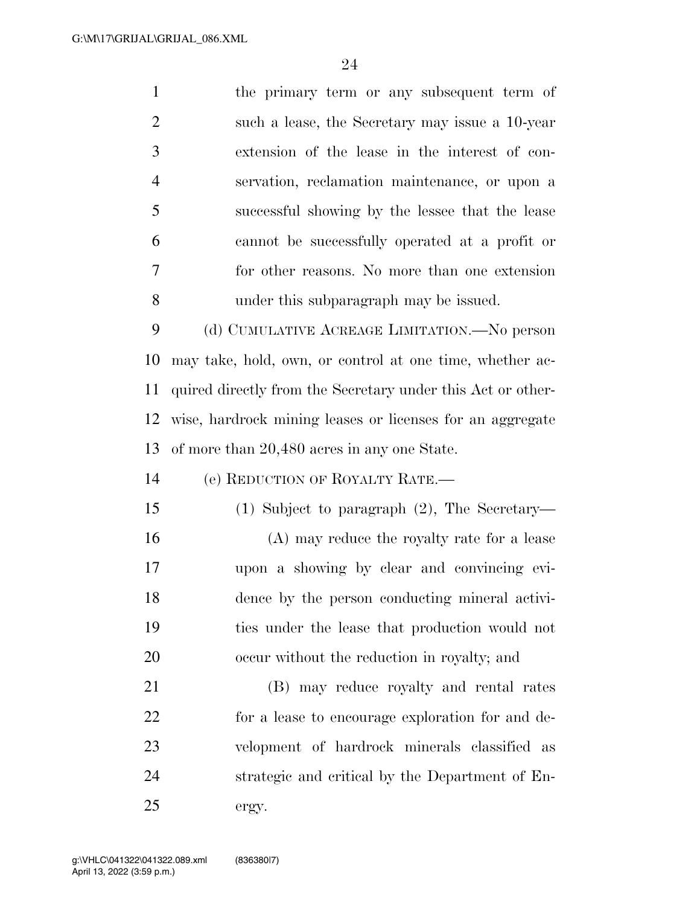the primary term or any subsequent term of such a lease, the Secretary may issue a 10-year extension of the lease in the interest of conservation, reclamation maintenance, or upon a successful showing by the lessee that the lease cannot be successfully operated at a profit or for other reasons. No more than one extension under this subparagraph may be issued.

(d) CUMULATIVE ACREAGE LIMITATION.—No person may take, hold, own, or control at one time, whether acquired directly from the Secretary under this Act or otherwise, hardrock mining leases or licenses for an aggregate of more than 20,480 acres in any one State.

(e) REDUCTION OF ROYALTY RATE.—

(1) Subject to paragraph (2), The Secretary—

(A) may reduce the royalty rate for a lease upon a showing by clear and convincing evidence by the person conducting mineral activities under the lease that production would not occur without the reduction in royalty; and

(B) may reduce royalty and rental rates for a lease to encourage exploration for and development of hardrock minerals classified as strategic and critical by the Department of Energy.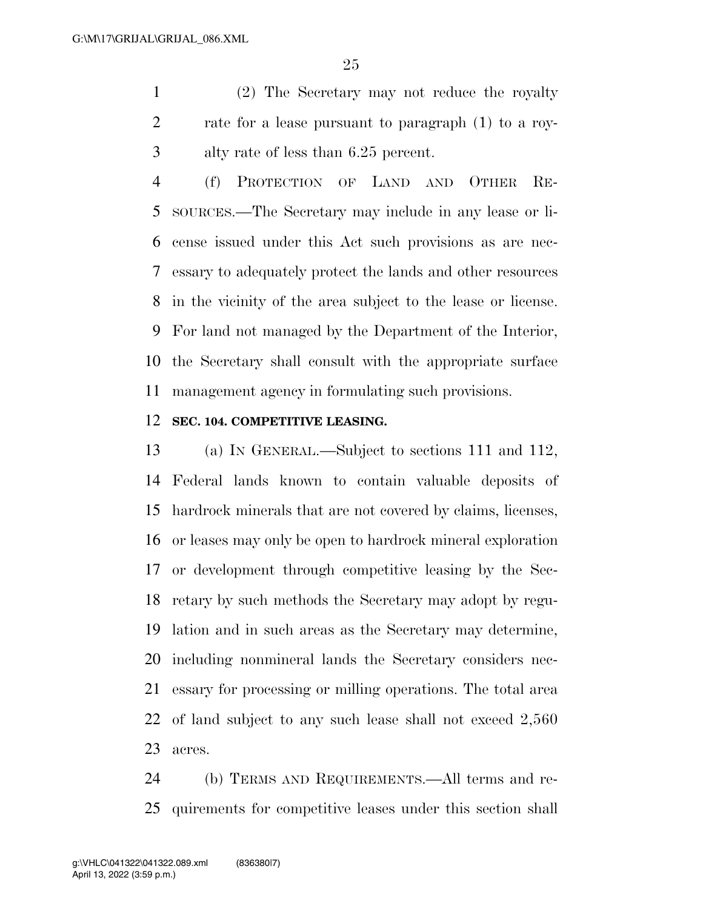(2) The Secretary may not reduce the royalty rate for a lease pursuant to paragraph (1) to a royalty rate of less than 6.25 percent.

(f) PROTECTION OF LAND AND OTHER RESOURCES.—The Secretary may include in any lease or license issued under this Act such provisions as are necessary to adequately protect the lands and other resources in the vicinity of the area subject to the lease or license. For land not managed by the Department of the Interior, the Secretary shall consult with the appropriate surface management agency in formulating such provisions.

**SEC. 104. COMPETITIVE LEASING.**

(a) IN GENERAL.—Subject to sections 111 and 112, Federal lands known to contain valuable deposits of hardrock minerals that are not covered by claims, licenses, or leases may only be open to hardrock mineral exploration or development through competitive leasing by the Secretary by such methods the Secretary may adopt by regulation and in such areas as the Secretary may determine, including nonmineral lands the Secretary considers necessary for processing or milling operations. The total area of land subject to any such lease shall not exceed 2,560 acres.

(b) TERMS AND REQUIREMENTS.—All terms and requirements for competitive leases under this section shall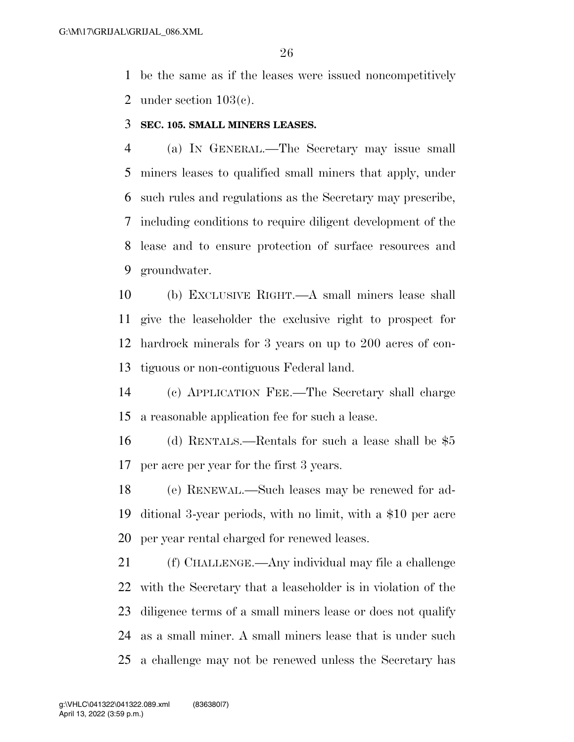be the same as if the leases were issued noncompetitively under section 103(c).

### SEC. 105. SMALL MINERS LEASES.

(a) IN GENERAL.—The Secretary may issue small miners leases to qualified small miners that apply, under such rules and regulations as the Secretary may prescribe, including conditions to require diligent development of the lease and to ensure protection of surface resources and groundwater.

(b) EXCLUSIVE RIGHT.—A small miners lease shall give the leaseholder the exclusive right to prospect for hardrock minerals for 3 years on up to 200 acres of contiguous or non-contiguous Federal land.

(c) APPLICATION FEE.—The Secretary shall charge a reasonable application fee for such a lease.

(d) RENTALS.—Rentals for such a lease shall be $5 per acre per year for the first 3 years.

(e) RENEWAL.—Such leases may be renewed for additional 3-year periods, with no limit, with a $10 per acre per year rental charged for renewed leases.

(f) CHALLENGE.—Any individual may file a challenge with the Secretary that a leaseholder is in violation of the diligence terms of a small miners lease or does not qualify as a small miner. A small miners lease that is under such a challenge may not be renewed unless the Secretary has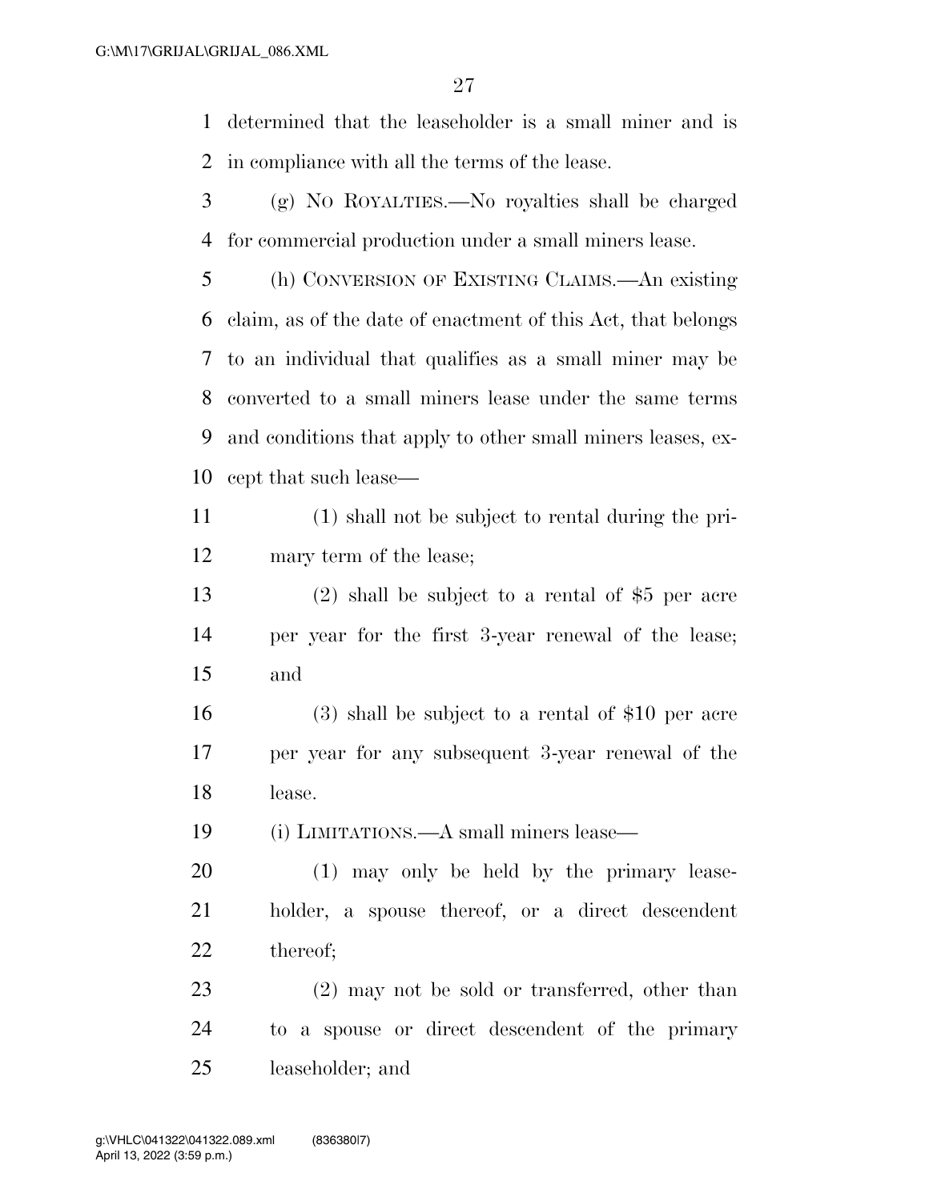determined that the leaseholder is a small miner and is in compliance with all the terms of the lease.

(g) NO ROYALTIES.—No royalties shall be charged for commercial production under a small miners lease.

(h) CONVERSION OF EXISTING CLAIMS.—An existing claim, as of the date of enactment of this Act, that belongs to an individual that qualifies as a small miner may be converted to a small miners lease under the same terms and conditions that apply to other small miners leases, except that such lease—

(1) shall not be subject to rental during the primary term of the lease;

(2) shall be subject to a rental of $5 per acre per year for the first 3-year renewal of the lease; and

(3) shall be subject to a rental of $10 per acre per year for any subsequent 3-year renewal of the lease.

(i) LIMITATIONS.—A small miners lease—

(1) may only be held by the primary leaseholder, a spouse thereof, or a direct descendent thereof;

(2) may not be sold or transferred, other than to a spouse or direct descendent of the primary leaseholder; and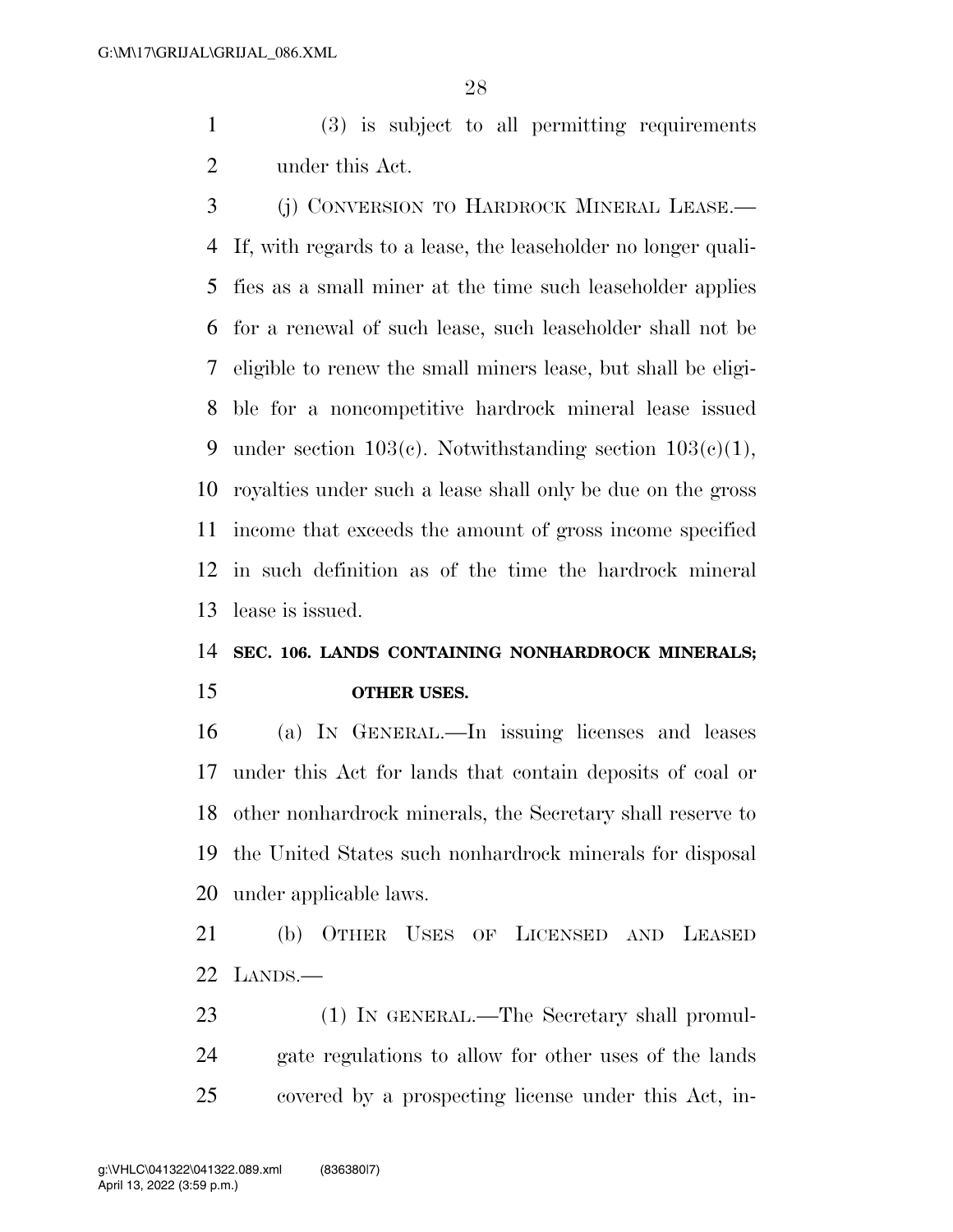(3) is subject to all permitting requirements under this Act.

(j) CONVERSION TO HARDROCK MINERAL LEASE.—If, with regards to a lease, the leaseholder no longer qualifies as a small miner at the time such leaseholder applies for a renewal of such lease, such leaseholder shall not be eligible to renew the small miners lease, but shall be eligible for a noncompetitive hardrock mineral lease issued under section 103(c). Notwithstanding section 103(c)(1), royalties under such a lease shall only be due on the gross income that exceeds the amount of gross income specified in such definition as of the time the hardrock mineral lease is issued.

## SEC. 106. LANDS CONTAINING NONHARDROCK MINERALS; OTHER USES.

(a) IN GENERAL.—In issuing licenses and leases under this Act for lands that contain deposits of coal or other nonhardrock minerals, the Secretary shall reserve to the United States such nonhardrock minerals for disposal under applicable laws.

(b) OTHER USES OF LICENSED AND LEASED LANDS.—

(1) IN GENERAL.—The Secretary shall promulgate regulations to allow for other uses of the lands covered by a prospecting license under this Act, in-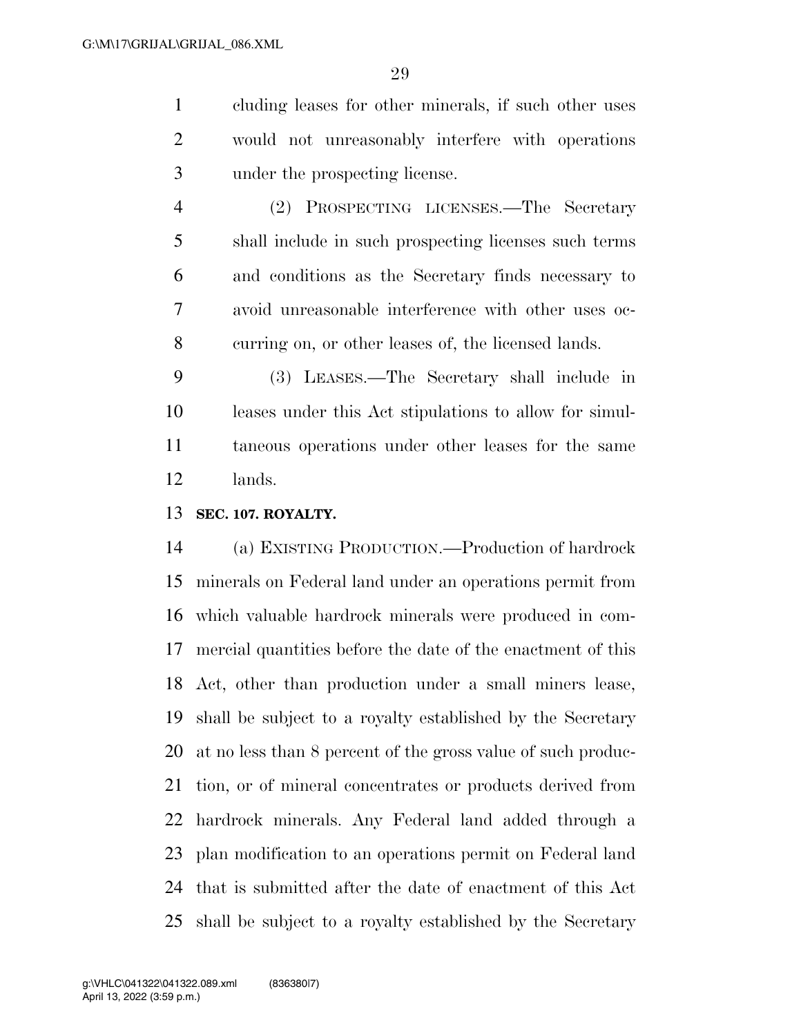cluding leases for other minerals, if such other uses would not unreasonably interfere with operations under the prospecting license.

(2) PROSPECTING LICENSES.—The Secretary shall include in such prospecting licenses such terms and conditions as the Secretary finds necessary to avoid unreasonable interference with other uses occurring on, or other leases of, the licensed lands.

(3) LEASES.—The Secretary shall include in leases under this Act stipulations to allow for simultaneous operations under other leases for the same lands.

**SEC. 107. ROYALTY.**

(a) EXISTING PRODUCTION.—Production of hardrock minerals on Federal land under an operations permit from which valuable hardrock minerals were produced in commercial quantities before the date of the enactment of this Act, other than production under a small miners lease, shall be subject to a royalty established by the Secretary at no less than 8 percent of the gross value of such production, or of mineral concentrates or products derived from hardrock minerals. Any Federal land added through a plan modification to an operations permit on Federal land that is submitted after the date of enactment of this Act shall be subject to a royalty established by the Secretary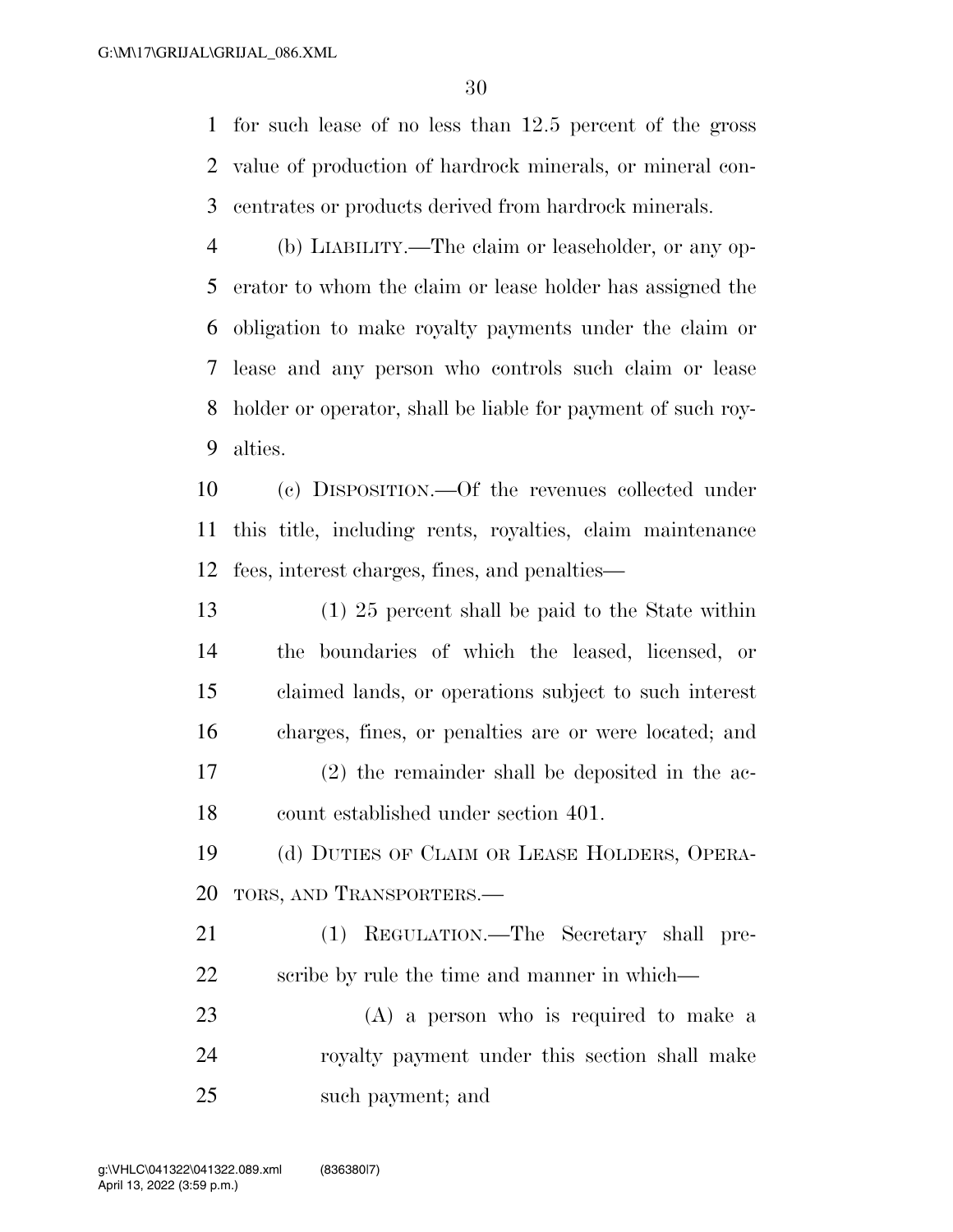for such lease of no less than 12.5 percent of the gross value of production of hardrock minerals, or mineral concentrates or products derived from hardrock minerals.

(b) LIABILITY.—The claim or leaseholder, or any operator to whom the claim or lease holder has assigned the obligation to make royalty payments under the claim or lease and any person who controls such claim or lease holder or operator, shall be liable for payment of such royalties.

(c) DISPOSITION.—Of the revenues collected under this title, including rents, royalties, claim maintenance fees, interest charges, fines, and penalties—

(1) 25 percent shall be paid to the State within the boundaries of which the leased, licensed, or claimed lands, or operations subject to such interest charges, fines, or penalties are or were located; and

(2) the remainder shall be deposited in the account established under section 401.

(d) DUTIES OF CLAIM OR LEASE HOLDERS, OPERATORS, AND TRANSPORTERS.—

(1) REGULATION.—The Secretary shall prescribe by rule the time and manner in which—

(A) a person who is required to make a royalty payment under this section shall make such payment; and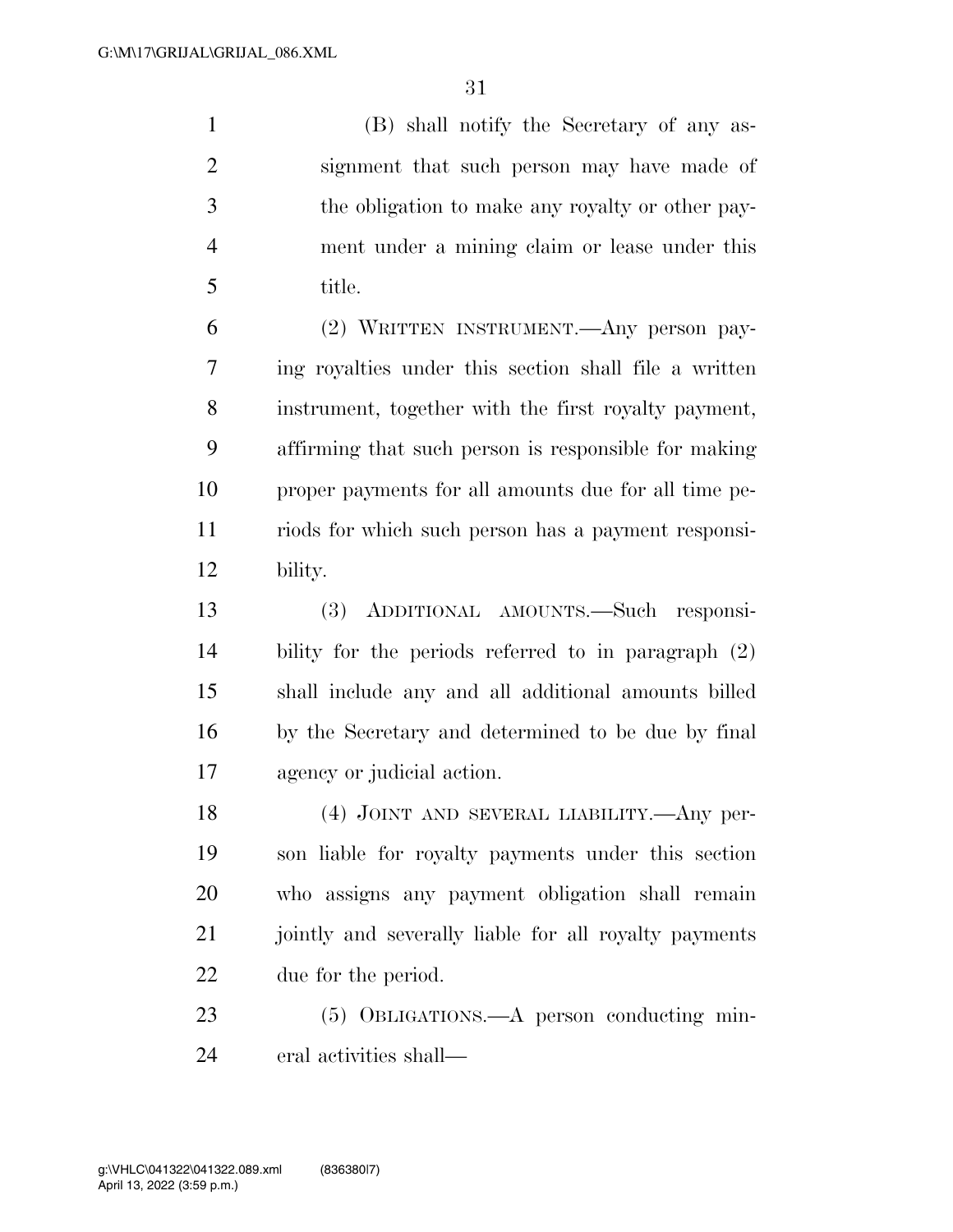(B) shall notify the Secretary of any assignment that such person may have made of the obligation to make any royalty or other payment under a mining claim or lease under this title.

(2) WRITTEN INSTRUMENT.—Any person paying royalties under this section shall file a written instrument, together with the first royalty payment, affirming that such person is responsible for making proper payments for all amounts due for all time periods for which such person has a payment responsibility.

(3) ADDITIONAL AMOUNTS.—Such responsibility for the periods referred to in paragraph (2) shall include any and all additional amounts billed by the Secretary and determined to be due by final agency or judicial action.

(4) JOINT AND SEVERAL LIABILITY.—Any person liable for royalty payments under this section who assigns any payment obligation shall remain jointly and severally liable for all royalty payments due for the period.

(5) OBLIGATIONS.—A person conducting mineral activities shall—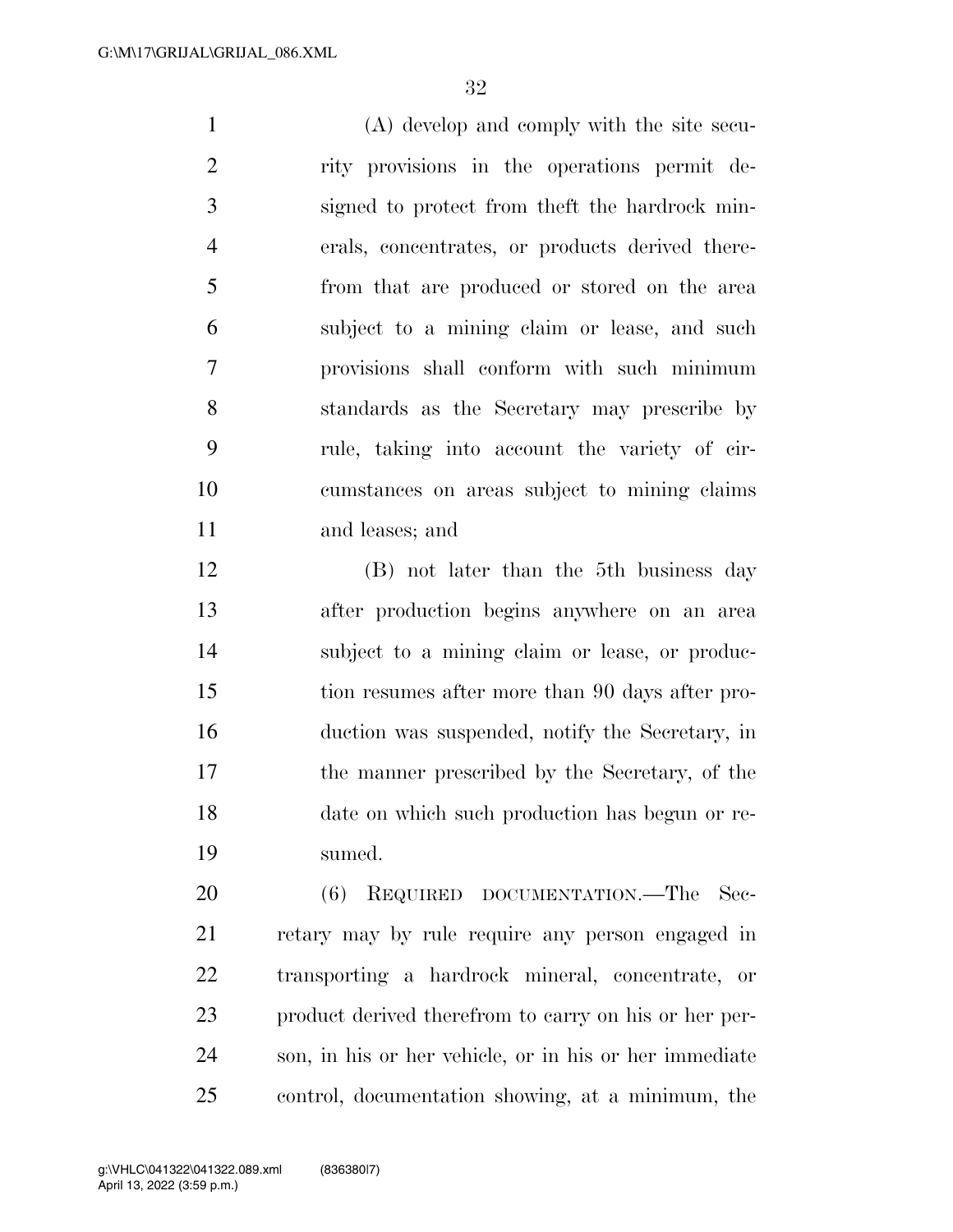(A) develop and comply with the site security provisions in the operations permit designed to protect from theft the hardrock minerals, concentrates, or products derived therefrom that are produced or stored on the area subject to a mining claim or lease, and such provisions shall conform with such minimum standards as the Secretary may prescribe by rule, taking into account the variety of circumstances on areas subject to mining claims and leases; and

(B) not later than the 5th business day after production begins anywhere on an area subject to a mining claim or lease, or production resumes after more than 90 days after production was suspended, notify the Secretary, in the manner prescribed by the Secretary, of the date on which such production has begun or resumed.

(6) REQUIRED DOCUMENTATION.—The Secretary may by rule require any person engaged in transporting a hardrock mineral, concentrate, or product derived therefrom to carry on his or her person, in his or her vehicle, or in his or her immediate control, documentation showing, at a minimum, the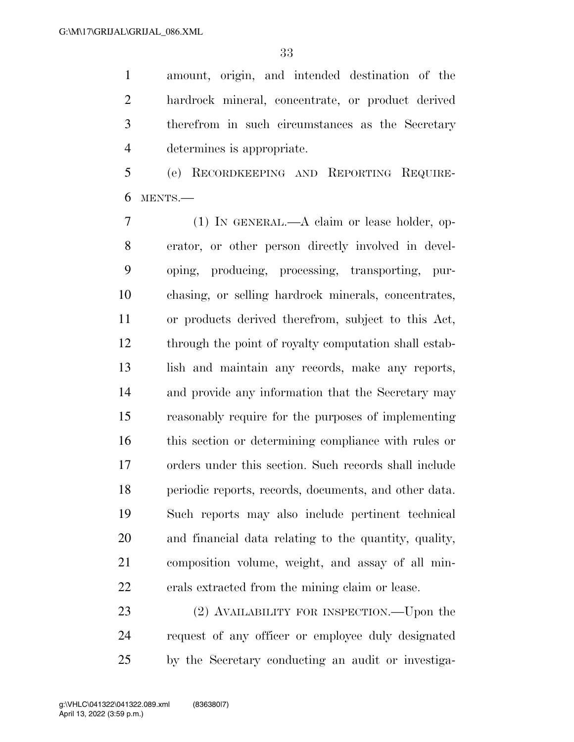amount, origin, and intended destination of the hardrock mineral, concentrate, or product derived therefrom in such circumstances as the Secretary determines is appropriate.

(e) RECORDKEEPING AND REPORTING REQUIREMENTS.—

(1) IN GENERAL.—A claim or lease holder, operator, or other person directly involved in developing, producing, processing, transporting, purchasing, or selling hardrock minerals, concentrates, or products derived therefrom, subject to this Act, through the point of royalty computation shall establish and maintain any records, make any reports, and provide any information that the Secretary may reasonably require for the purposes of implementing this section or determining compliance with rules or orders under this section. Such records shall include periodic reports, records, documents, and other data. Such reports may also include pertinent technical and financial data relating to the quantity, quality, composition volume, weight, and assay of all minerals extracted from the mining claim or lease.

(2) AVAILABILITY FOR INSPECTION.—Upon the request of any officer or employee duly designated by the Secretary conducting an audit or investiga-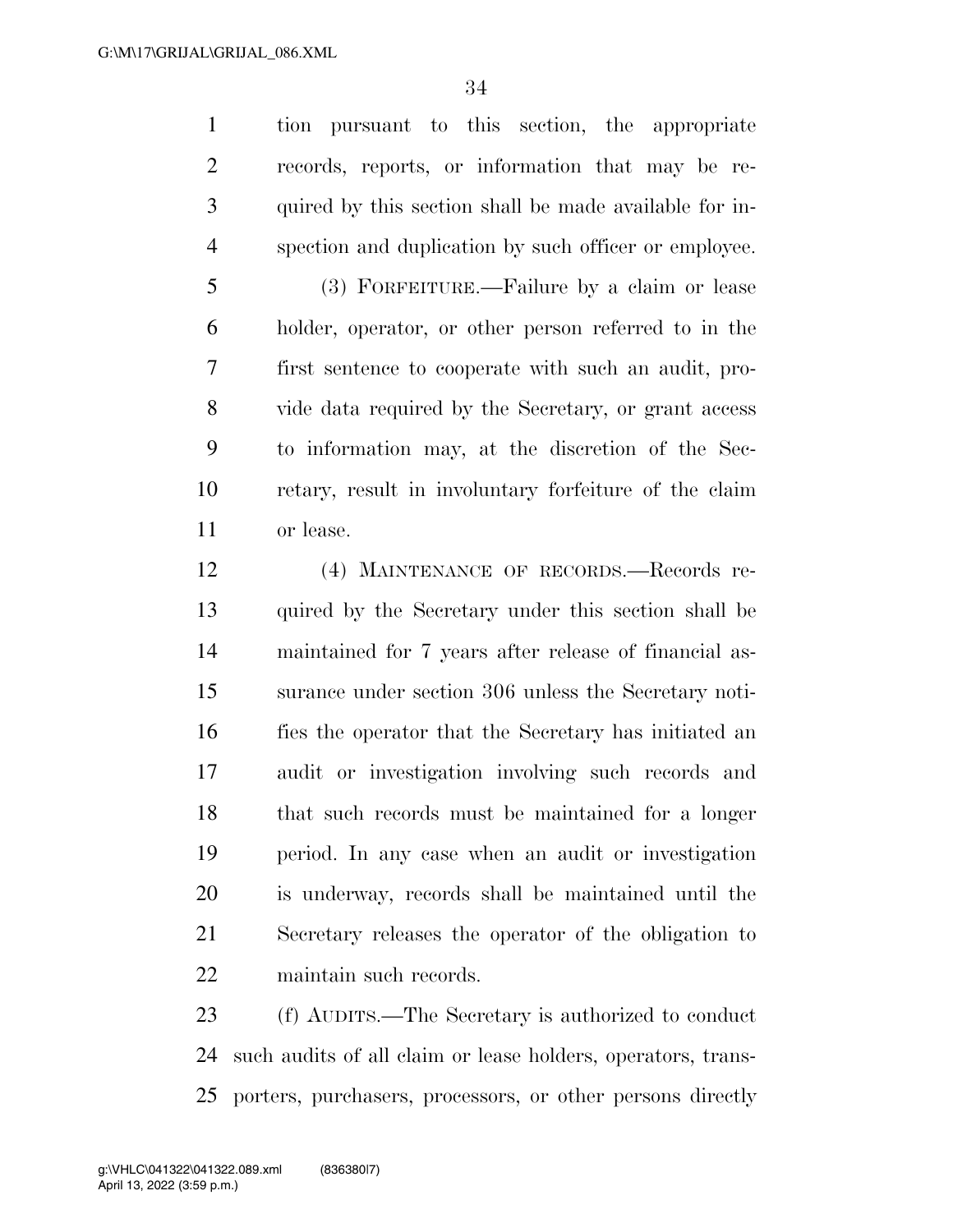tion pursuant to this section, the appropriate records, reports, or information that may be required by this section shall be made available for inspection and duplication by such officer or employee.

(3) FORFEITURE.—Failure by a claim or lease holder, operator, or other person referred to in the first sentence to cooperate with such an audit, provide data required by the Secretary, or grant access to information may, at the discretion of the Secretary, result in involuntary forfeiture of the claim or lease.

(4) MAINTENANCE OF RECORDS.—Records required by the Secretary under this section shall be maintained for 7 years after release of financial assurance under section 306 unless the Secretary notifies the operator that the Secretary has initiated an audit or investigation involving such records and that such records must be maintained for a longer period. In any case when an audit or investigation is underway, records shall be maintained until the Secretary releases the operator of the obligation to maintain such records.

(f) AUDITS.—The Secretary is authorized to conduct such audits of all claim or lease holders, operators, transporters, purchasers, processors, or other persons directly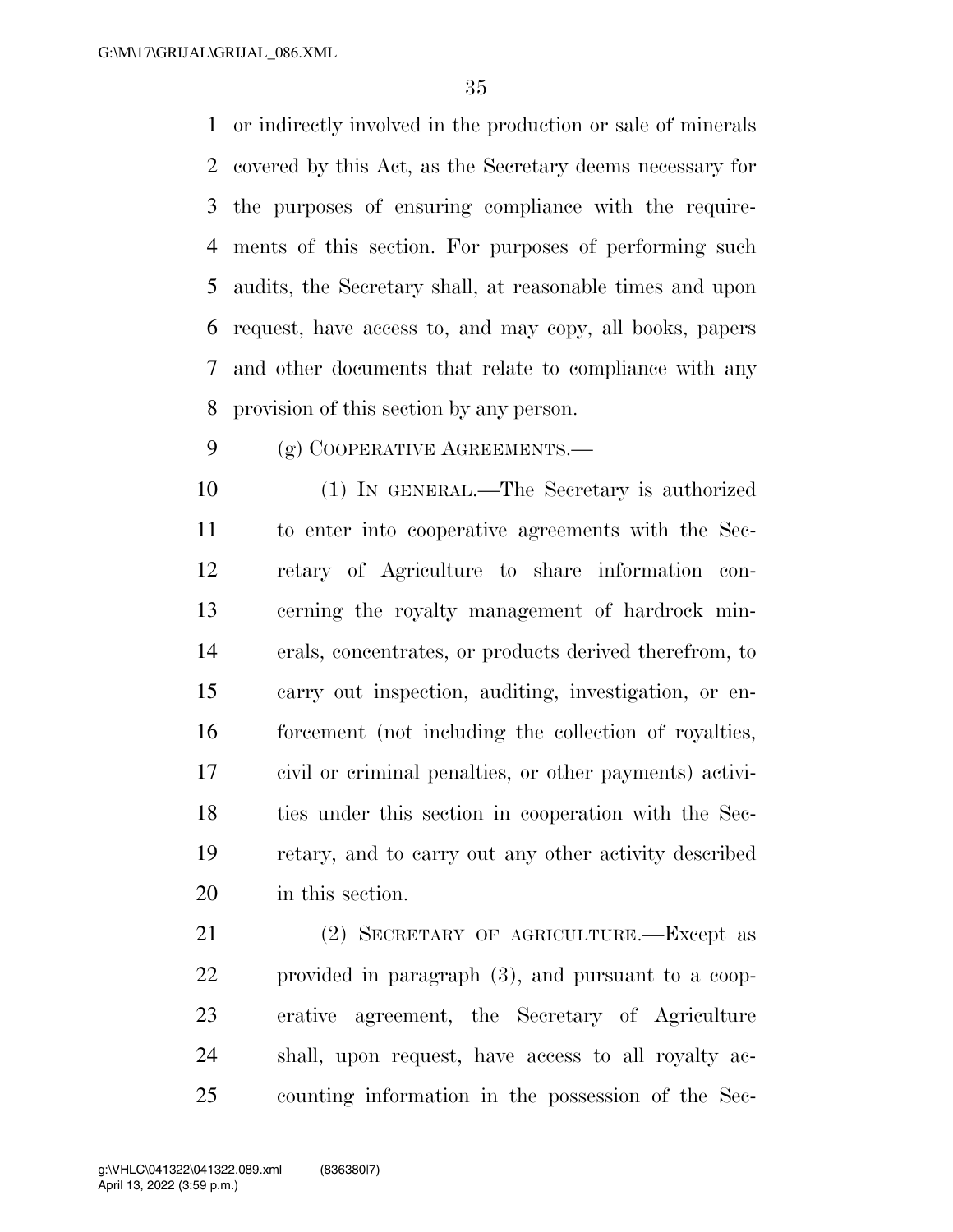or indirectly involved in the production or sale of minerals covered by this Act, as the Secretary deems necessary for the purposes of ensuring compliance with the requirements of this section. For purposes of performing such audits, the Secretary shall, at reasonable times and upon request, have access to, and may copy, all books, papers and other documents that relate to compliance with any provision of this section by any person.

(g) COOPERATIVE AGREEMENTS.—

(1) IN GENERAL.—The Secretary is authorized to enter into cooperative agreements with the Secretary of Agriculture to share information concerning the royalty management of hardrock minerals, concentrates, or products derived therefrom, to carry out inspection, auditing, investigation, or enforcement (not including the collection of royalties, civil or criminal penalties, or other payments) activities under this section in cooperation with the Secretary, and to carry out any other activity described in this section.

(2) SECRETARY OF AGRICULTURE.—Except as provided in paragraph (3), and pursuant to a cooperative agreement, the Secretary of Agriculture shall, upon request, have access to all royalty accounting information in the possession of the Sec-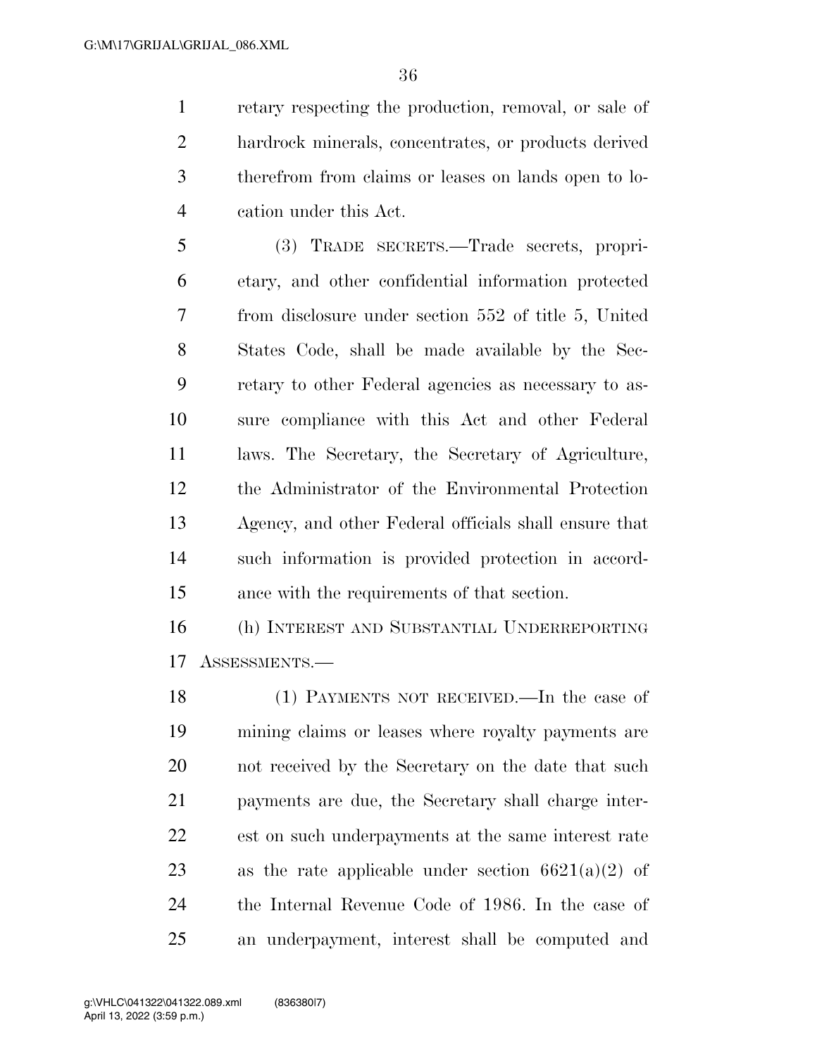retary respecting the production, removal, or sale of hardrock minerals, concentrates, or products derived therefrom from claims or leases on lands open to location under this Act.

(3) TRADE SECRETS.—Trade secrets, proprietary, and other confidential information protected from disclosure under section 552 of title 5, United States Code, shall be made available by the Secretary to other Federal agencies as necessary to assure compliance with this Act and other Federal laws. The Secretary, the Secretary of Agriculture, the Administrator of the Environmental Protection Agency, and other Federal officials shall ensure that such information is provided protection in accordance with the requirements of that section.

(h) INTEREST AND SUBSTANTIAL UNDERREPORTING ASSESSMENTS.—

(1) PAYMENTS NOT RECEIVED.—In the case of mining claims or leases where royalty payments are not received by the Secretary on the date that such payments are due, the Secretary shall charge interest on such underpayments at the same interest rate as the rate applicable under section 6621(a)(2) of the Internal Revenue Code of 1986. In the case of an underpayment, interest shall be computed and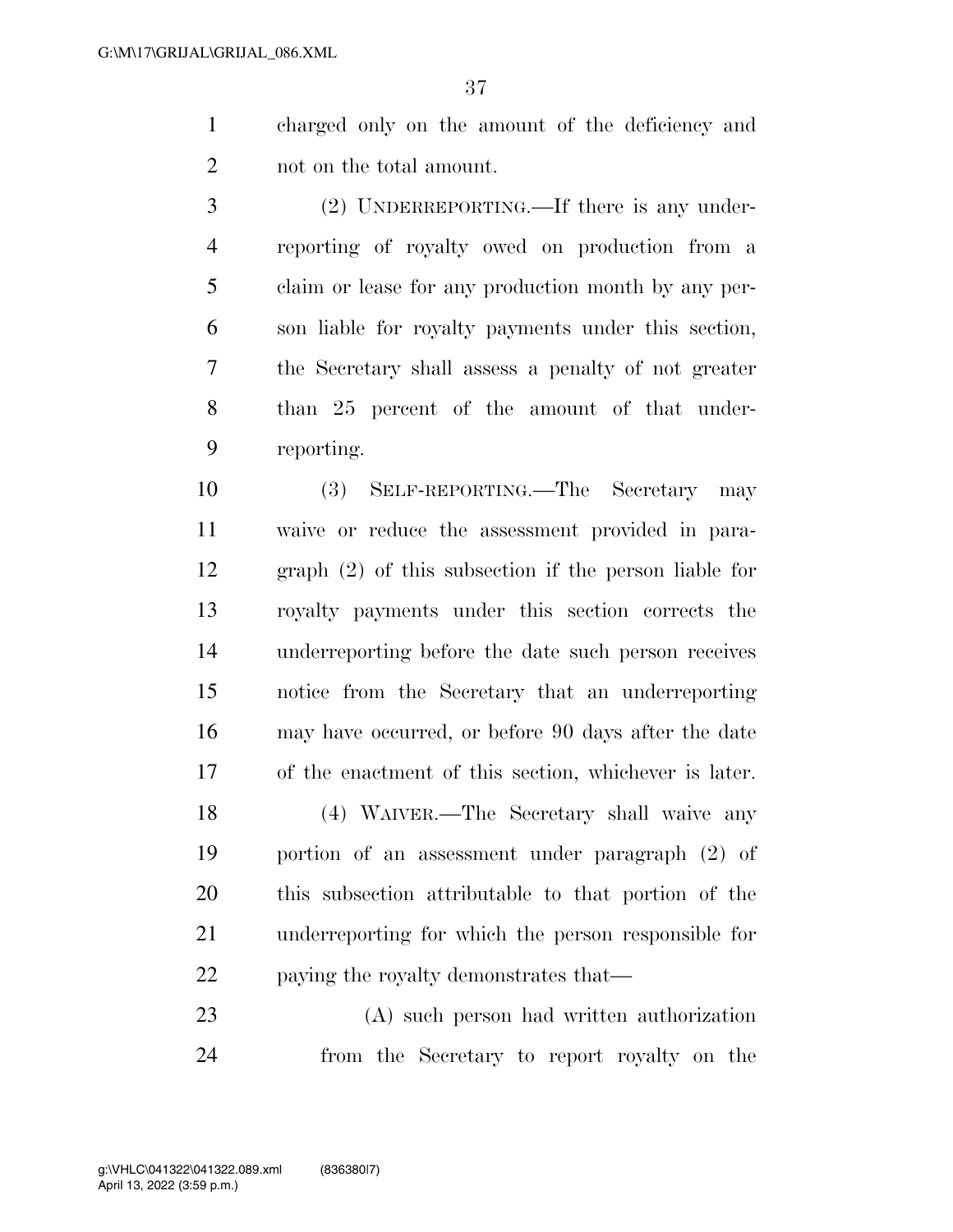charged only on the amount of the deficiency and not on the total amount.

(2) UNDERREPORTING.—If there is any underreporting of royalty owed on production from a claim or lease for any production month by any person liable for royalty payments under this section, the Secretary shall assess a penalty of not greater than 25 percent of the amount of that underreporting.

(3) SELF-REPORTING.—The Secretary may waive or reduce the assessment provided in paragraph (2) of this subsection if the person liable for royalty payments under this section corrects the underreporting before the date such person receives notice from the Secretary that an underreporting may have occurred, or before 90 days after the date of the enactment of this section, whichever is later.

(4) WAIVER.—The Secretary shall waive any portion of an assessment under paragraph (2) of this subsection attributable to that portion of the underreporting for which the person responsible for paying the royalty demonstrates that—

(A) such person had written authorization from the Secretary to report royalty on the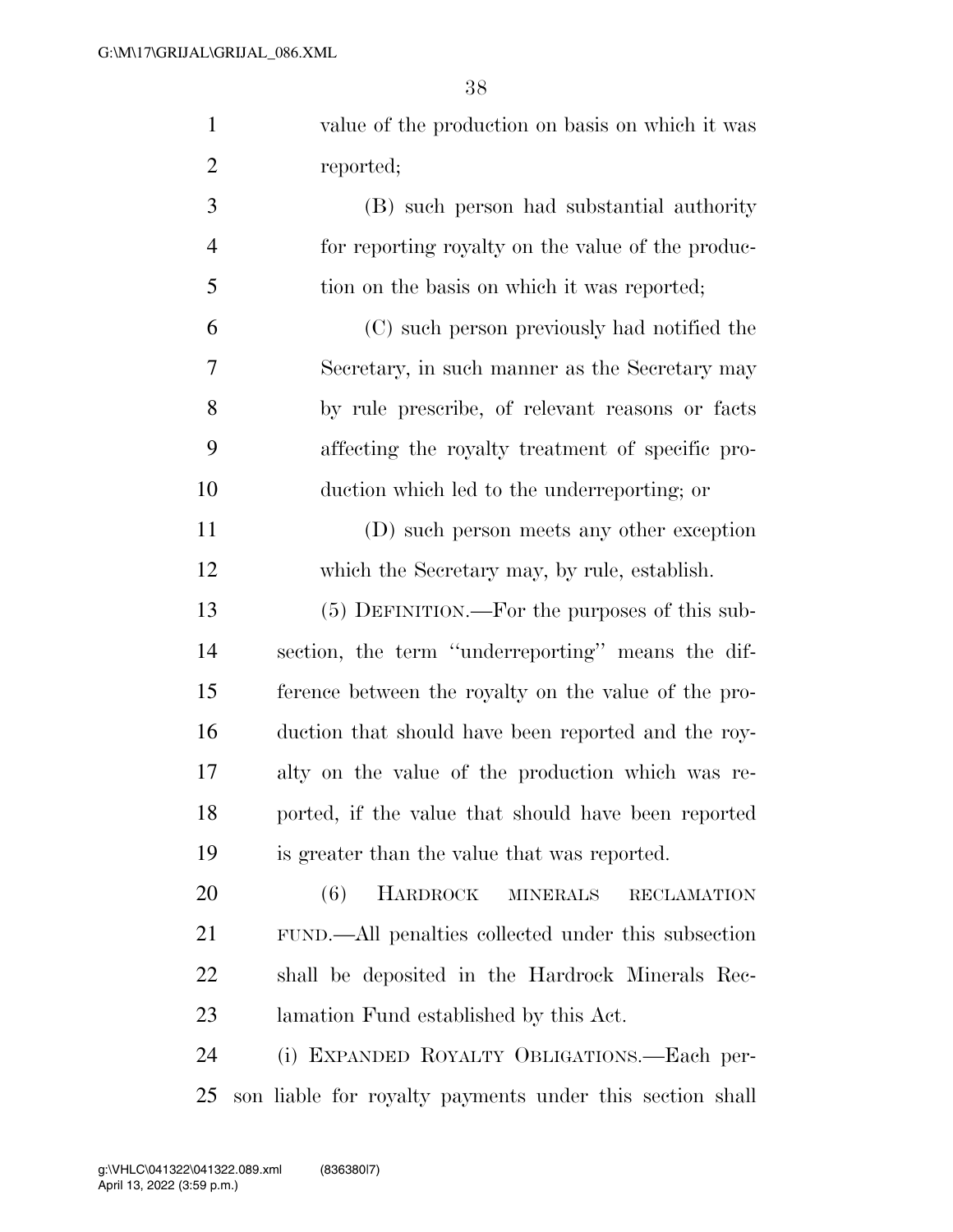value of the production on basis on which it was reported;

(B) such person had substantial authority for reporting royalty on the value of the production on the basis on which it was reported;

(C) such person previously had notified the Secretary, in such manner as the Secretary may by rule prescribe, of relevant reasons or facts affecting the royalty treatment of specific production which led to the underreporting; or

(D) such person meets any other exception which the Secretary may, by rule, establish.

(5) DEFINITION.—For the purposes of this subsection, the term "underreporting" means the difference between the royalty on the value of the production that should have been reported and the royalty on the value of the production which was reported, if the value that should have been reported is greater than the value that was reported.

(6) HARDROCK MINERALS RECLAMATION FUND.—All penalties collected under this subsection shall be deposited in the Hardrock Minerals Reclamation Fund established by this Act.

(i) EXPANDED ROYALTY OBLIGATIONS.—Each person liable for royalty payments under this section shall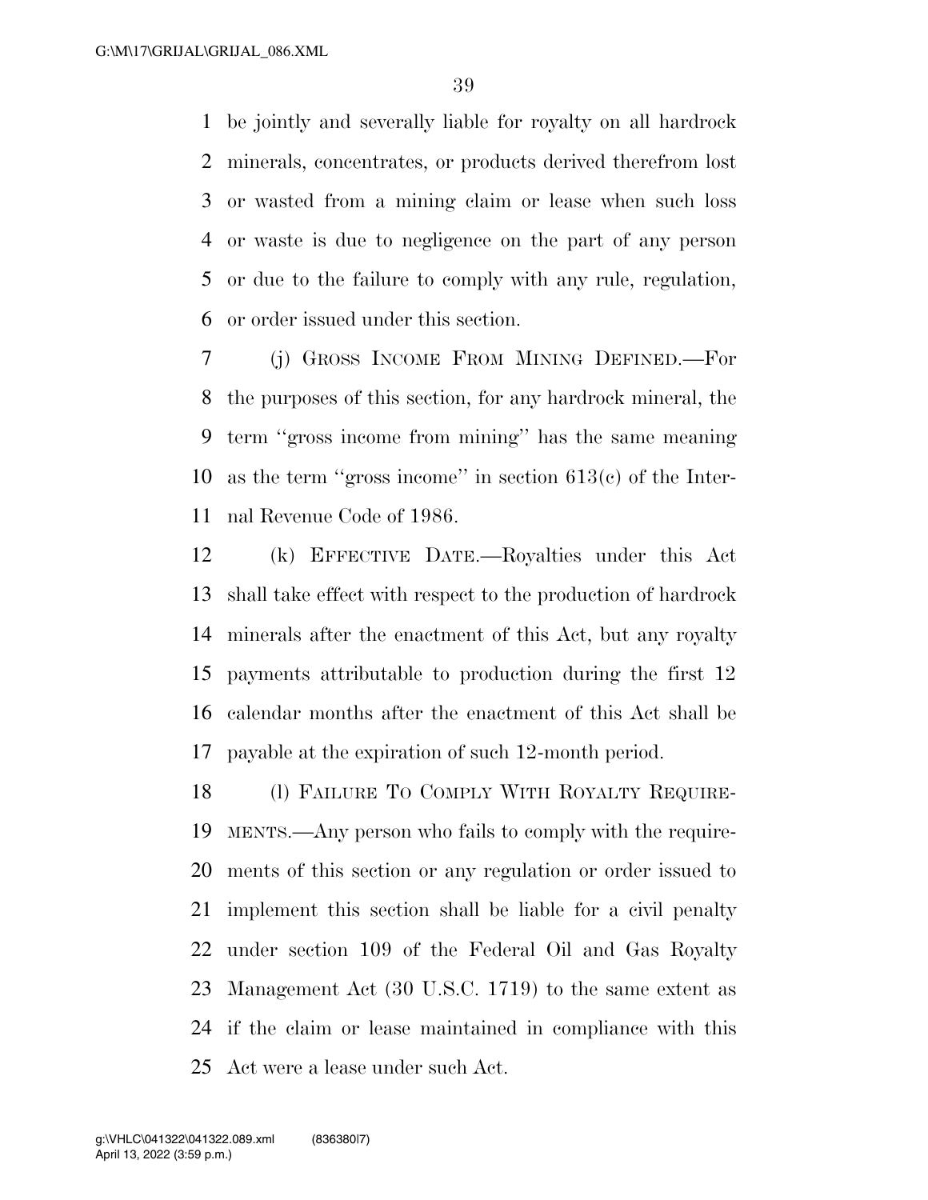be jointly and severally liable for royalty on all hardrock minerals, concentrates, or products derived therefrom lost or wasted from a mining claim or lease when such loss or waste is due to negligence on the part of any person or due to the failure to comply with any rule, regulation, or order issued under this section.

(j) GROSS INCOME FROM MINING DEFINED.—For the purposes of this section, for any hardrock mineral, the term ''gross income from mining'' has the same meaning as the term ''gross income'' in section 613(c) of the Internal Revenue Code of 1986.

(k) EFFECTIVE DATE.—Royalties under this Act shall take effect with respect to the production of hardrock minerals after the enactment of this Act, but any royalty payments attributable to production during the first 12 calendar months after the enactment of this Act shall be payable at the expiration of such 12-month period.

(l) FAILURE TO COMPLY WITH ROYALTY REQUIREMENTS.—Any person who fails to comply with the requirements of this section or any regulation or order issued to implement this section shall be liable for a civil penalty under section 109 of the Federal Oil and Gas Royalty Management Act (30 U.S.C. 1719) to the same extent as if the claim or lease maintained in compliance with this Act were a lease under such Act.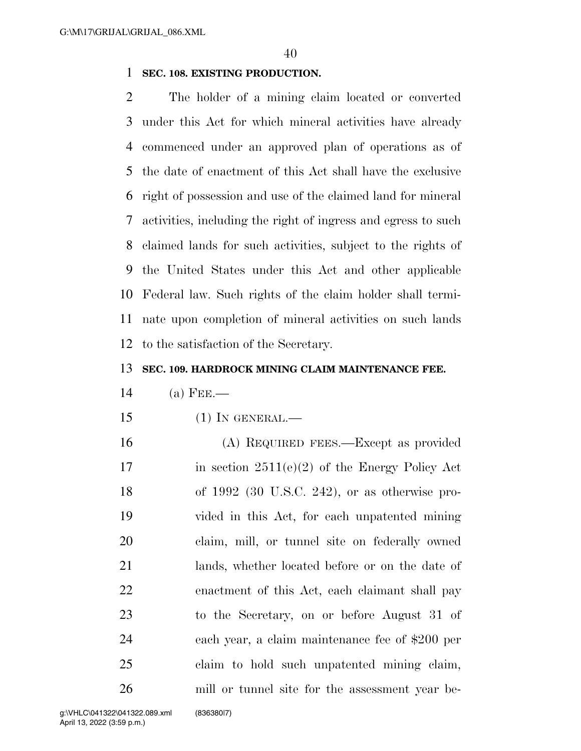**SEC. 108. EXISTING PRODUCTION.**

The holder of a mining claim located or converted under this Act for which mineral activities have already commenced under an approved plan of operations as of the date of enactment of this Act shall have the exclusive right of possession and use of the claimed land for mineral activities, including the right of ingress and egress to such claimed lands for such activities, subject to the rights of the United States under this Act and other applicable Federal law. Such rights of the claim holder shall terminate upon completion of mineral activities on such lands to the satisfaction of the Secretary.

**SEC. 109. HARDROCK MINING CLAIM MAINTENANCE FEE.**

(a) FEE.—

(1) IN GENERAL.—

(A) REQUIRED FEES.—Except as provided in section 2511(e)(2) of the Energy Policy Act of 1992 (30 U.S.C. 242), or as otherwise provided in this Act, for each unpatented mining claim, mill, or tunnel site on federally owned lands, whether located before or on the date of enactment of this Act, each claimant shall pay to the Secretary, on or before August 31 of each year, a claim maintenance fee of $200 per claim to hold such unpatented mining claim, mill or tunnel site for the assessment year be-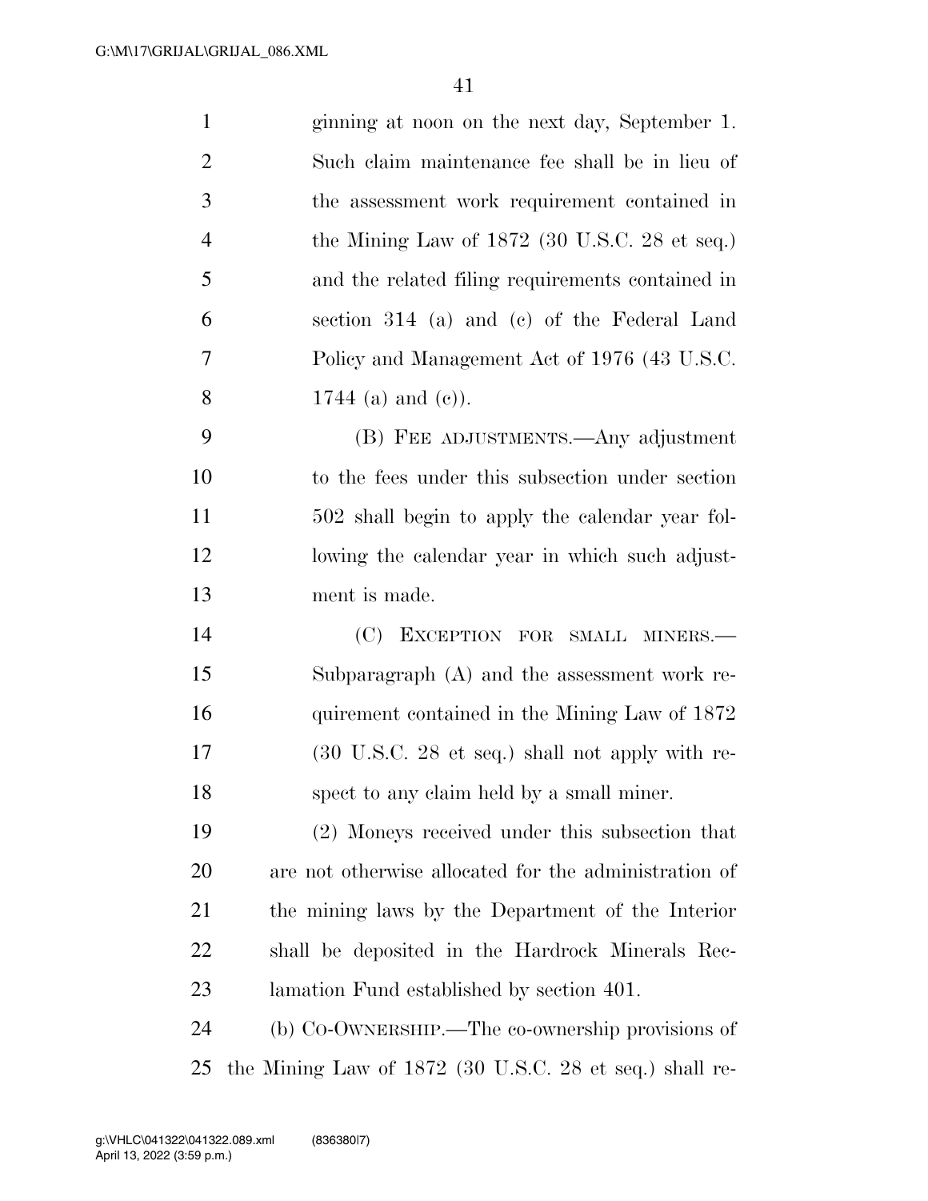ginning at noon on the next day, September 1. Such claim maintenance fee shall be in lieu of the assessment work requirement contained in the Mining Law of 1872 (30 U.S.C. 28 et seq.) and the related filing requirements contained in section 314 (a) and (c) of the Federal Land Policy and Management Act of 1976 (43 U.S.C. 1744 (a) and (c)).

(B) FEE ADJUSTMENTS.—Any adjustment to the fees under this subsection under section 502 shall begin to apply the calendar year following the calendar year in which such adjustment is made.

(C) EXCEPTION FOR SMALL MINERS.—Subparagraph (A) and the assessment work requirement contained in the Mining Law of 1872 (30 U.S.C. 28 et seq.) shall not apply with respect to any claim held by a small miner.

(2) Moneys received under this subsection that are not otherwise allocated for the administration of the mining laws by the Department of the Interior shall be deposited in the Hardrock Minerals Reclamation Fund established by section 401.

(b) CO-OWNERSHIP.—The co-ownership provisions of the Mining Law of 1872 (30 U.S.C. 28 et seq.) shall re-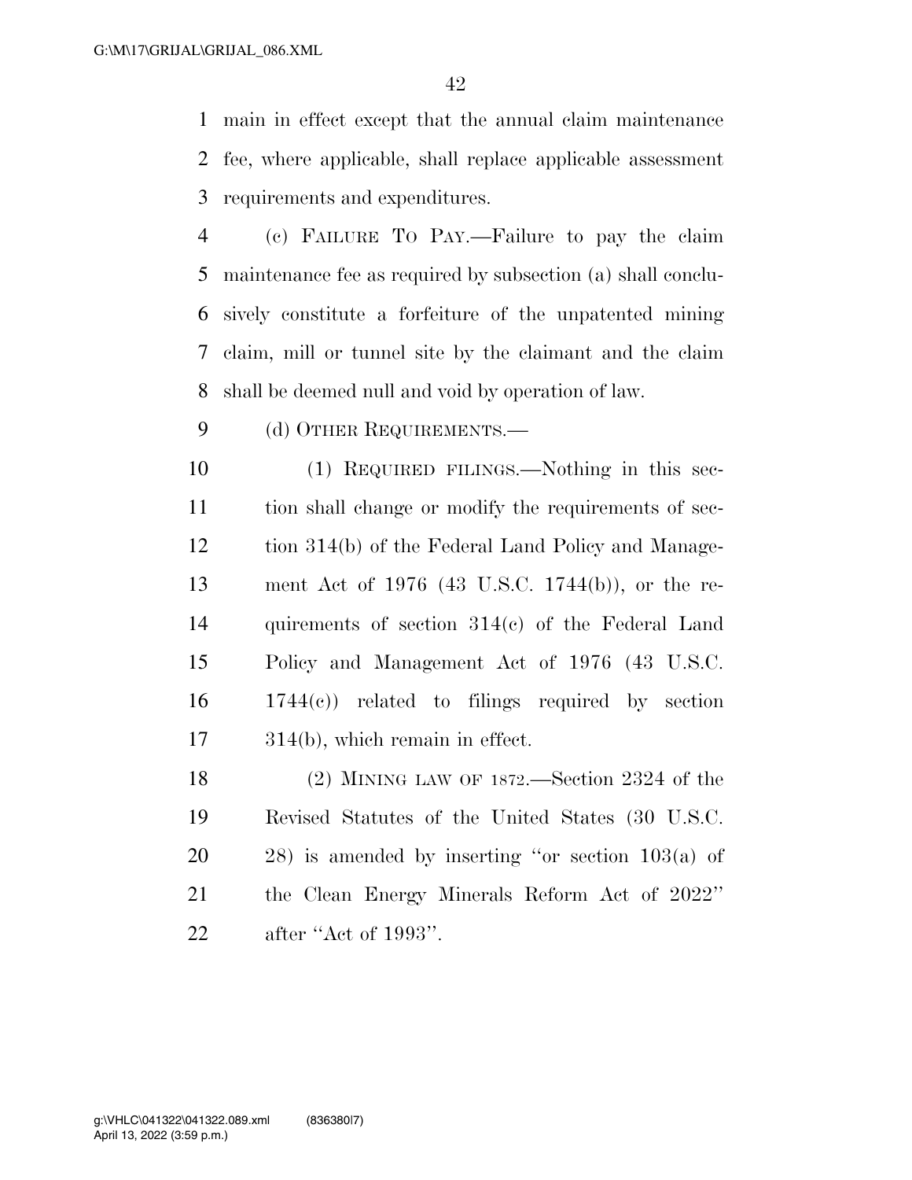main in effect except that the annual claim maintenance fee, where applicable, shall replace applicable assessment requirements and expenditures.

(c) FAILURE TO PAY.—Failure to pay the claim maintenance fee as required by subsection (a) shall conclusively constitute a forfeiture of the unpatented mining claim, mill or tunnel site by the claimant and the claim shall be deemed null and void by operation of law.

(d) OTHER REQUIREMENTS.—

(1) REQUIRED FILINGS.—Nothing in this section shall change or modify the requirements of section 314(b) of the Federal Land Policy and Management Act of 1976 (43 U.S.C. 1744(b)), or the requirements of section 314(c) of the Federal Land Policy and Management Act of 1976 (43 U.S.C. 1744(c)) related to filings required by section 314(b), which remain in effect.

(2) MINING LAW OF 1872.—Section 2324 of the Revised Statutes of the United States (30 U.S.C. 28) is amended by inserting ''or section 103(a) of the Clean Energy Minerals Reform Act of 2022'' after ''Act of 1993''.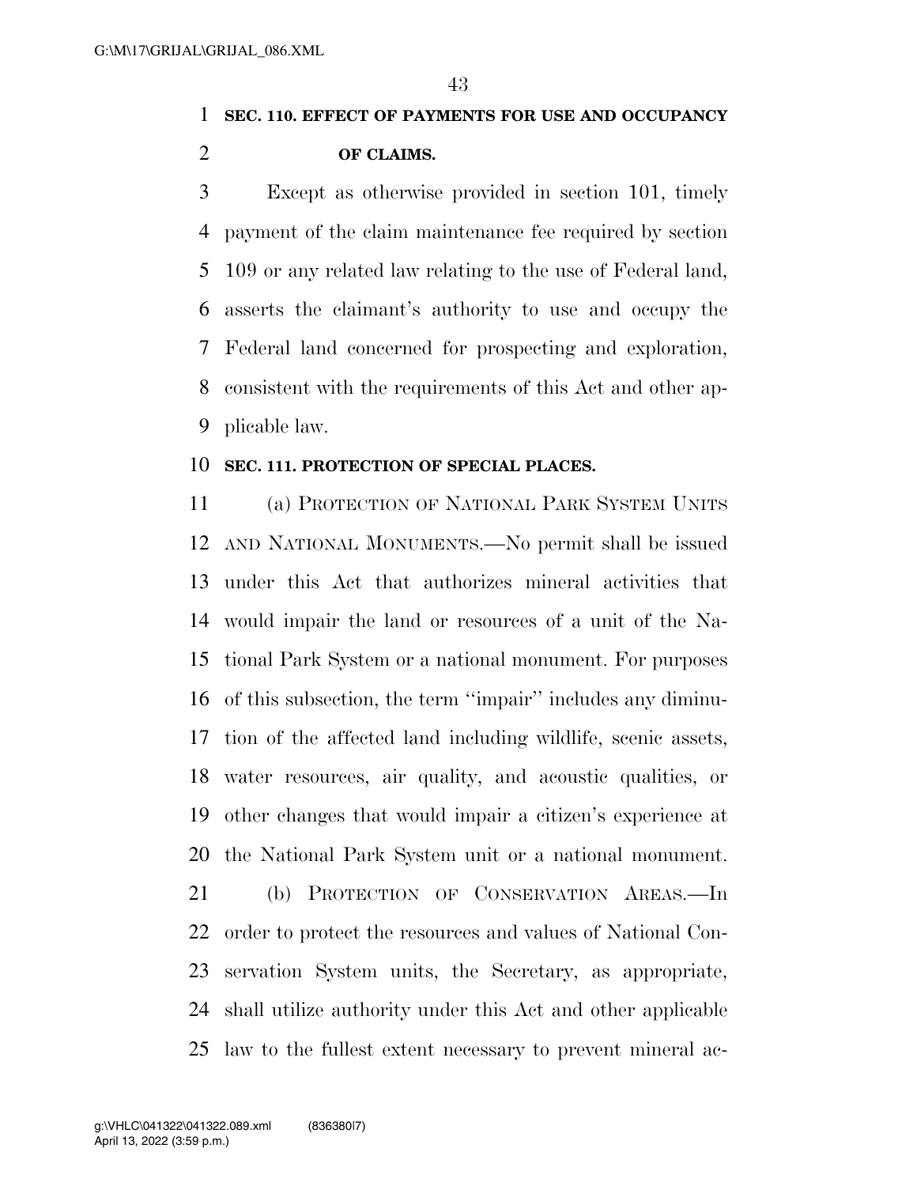**SEC. 110. EFFECT OF PAYMENTS FOR USE AND OCCUPANCY OF CLAIMS.**

Except as otherwise provided in section 101, timely payment of the claim maintenance fee required by section 109 or any related law relating to the use of Federal land, asserts the claimant's authority to use and occupy the Federal land concerned for prospecting and exploration, consistent with the requirements of this Act and other applicable law.

**SEC. 111. PROTECTION OF SPECIAL PLACES.**

(a) PROTECTION OF NATIONAL PARK SYSTEM UNITS AND NATIONAL MONUMENTS.—No permit shall be issued under this Act that authorizes mineral activities that would impair the land or resources of a unit of the National Park System or a national monument. For purposes of this subsection, the term ''impair'' includes any diminution of the affected land including wildlife, scenic assets, water resources, air quality, and acoustic qualities, or other changes that would impair a citizen's experience at the National Park System unit or a national monument.

(b) PROTECTION OF CONSERVATION AREAS.—In order to protect the resources and values of National Conservation System units, the Secretary, as appropriate, shall utilize authority under this Act and other applicable law to the fullest extent necessary to prevent mineral ac-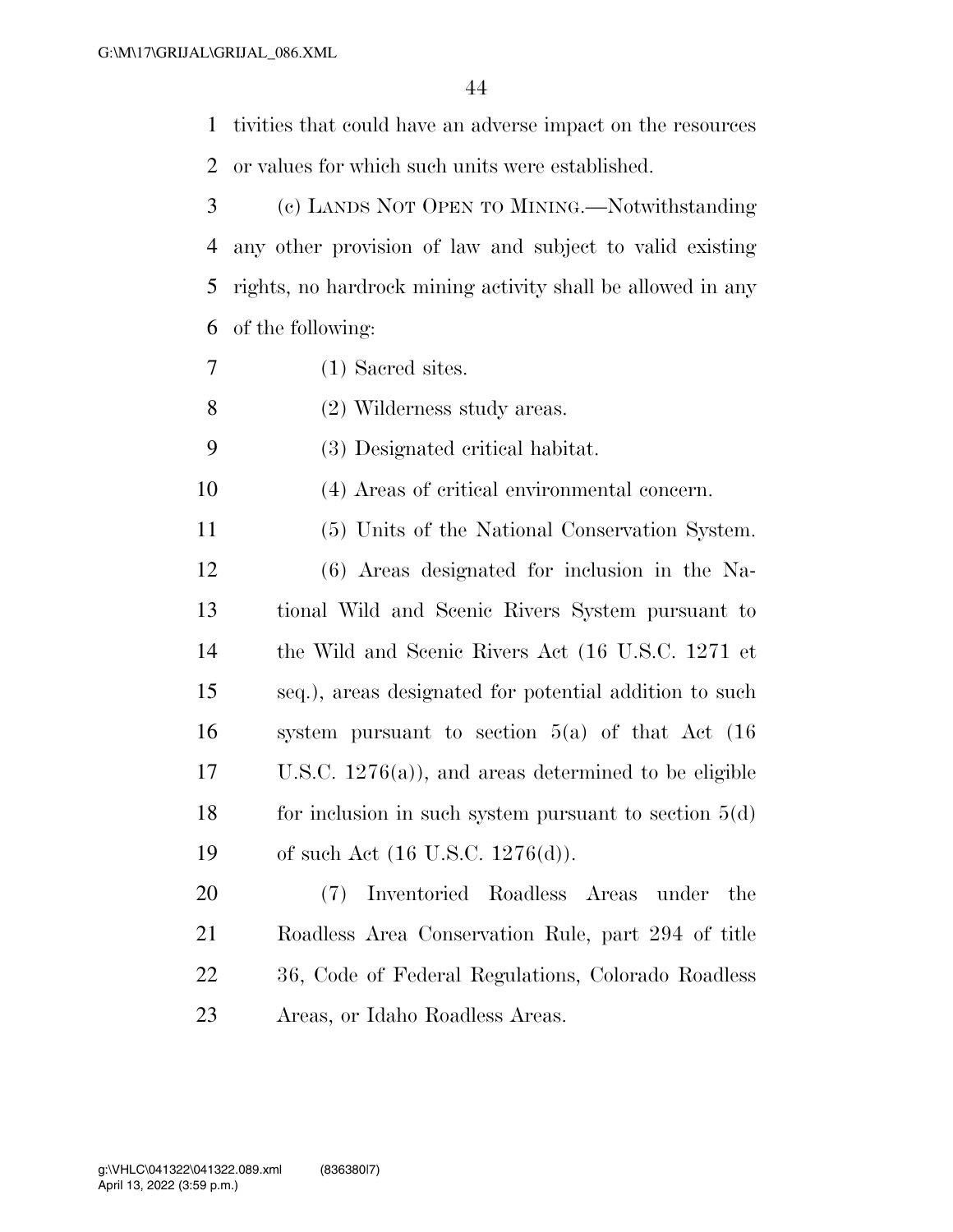tivities that could have an adverse impact on the resources or values for which such units were established.

(c) LANDS NOT OPEN TO MINING.—Notwithstanding any other provision of law and subject to valid existing rights, no hardrock mining activity shall be allowed in any of the following:

(1) Sacred sites.

(2) Wilderness study areas.

(3) Designated critical habitat.

(4) Areas of critical environmental concern.

(5) Units of the National Conservation System.

(6) Areas designated for inclusion in the National Wild and Scenic Rivers System pursuant to the Wild and Scenic Rivers Act (16 U.S.C. 1271 et seq.), areas designated for potential addition to such system pursuant to section 5(a) of that Act (16 U.S.C. 1276(a)), and areas determined to be eligible for inclusion in such system pursuant to section 5(d) of such Act (16 U.S.C. 1276(d)).

(7) Inventoried Roadless Areas under the Roadless Area Conservation Rule, part 294 of title 36, Code of Federal Regulations, Colorado Roadless Areas, or Idaho Roadless Areas.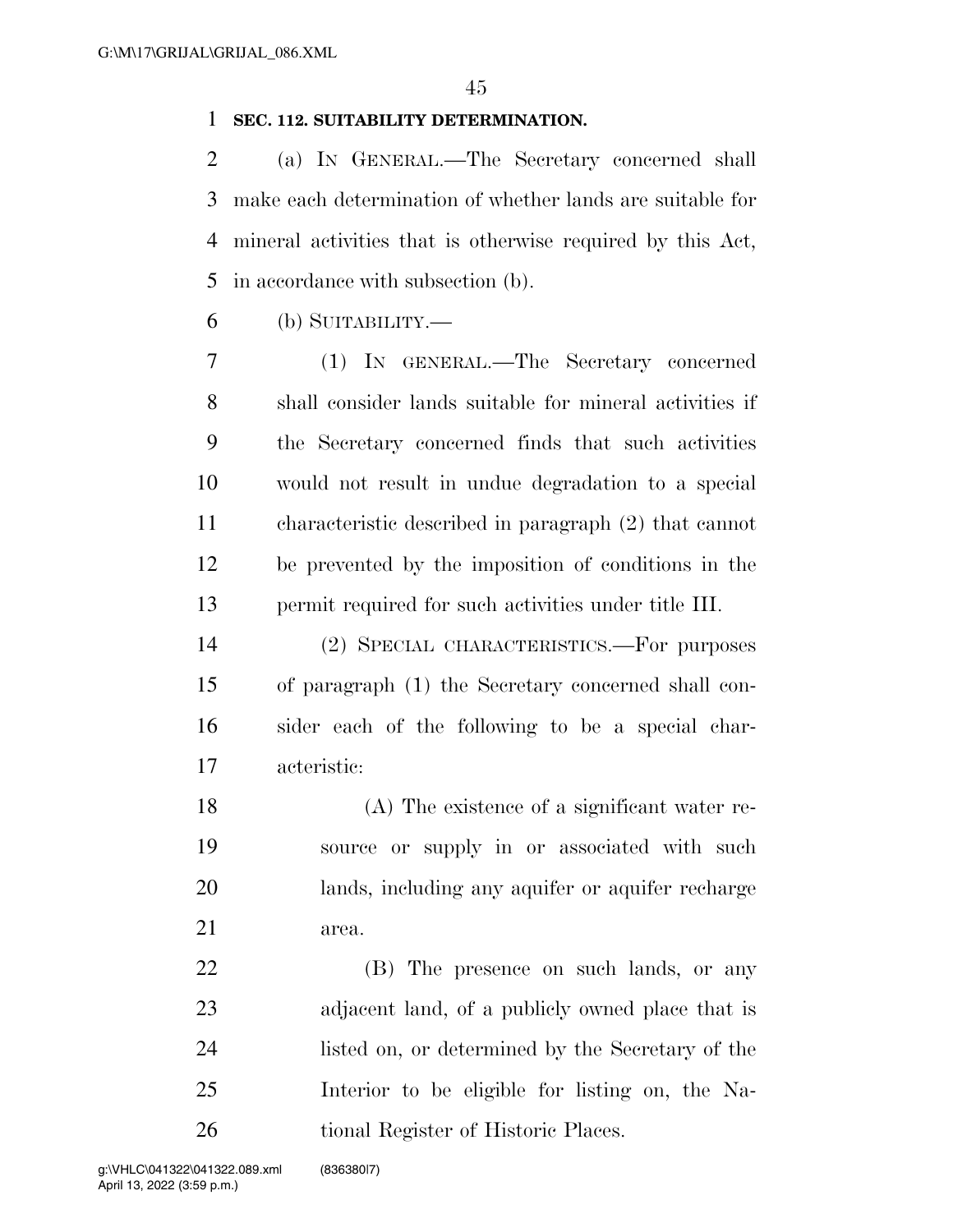**SEC. 112. SUITABILITY DETERMINATION.**

(a) IN GENERAL.—The Secretary concerned shall make each determination of whether lands are suitable for mineral activities that is otherwise required by this Act, in accordance with subsection (b).

(b) SUITABILITY.—

(1) IN GENERAL.—The Secretary concerned shall consider lands suitable for mineral activities if the Secretary concerned finds that such activities would not result in undue degradation to a special characteristic described in paragraph (2) that cannot be prevented by the imposition of conditions in the permit required for such activities under title III.

(2) SPECIAL CHARACTERISTICS.—For purposes of paragraph (1) the Secretary concerned shall consider each of the following to be a special characteristic:

(A) The existence of a significant water resource or supply in or associated with such lands, including any aquifer or aquifer recharge area.

(B) The presence on such lands, or any adjacent land, of a publicly owned place that is listed on, or determined by the Secretary of the Interior to be eligible for listing on, the National Register of Historic Places.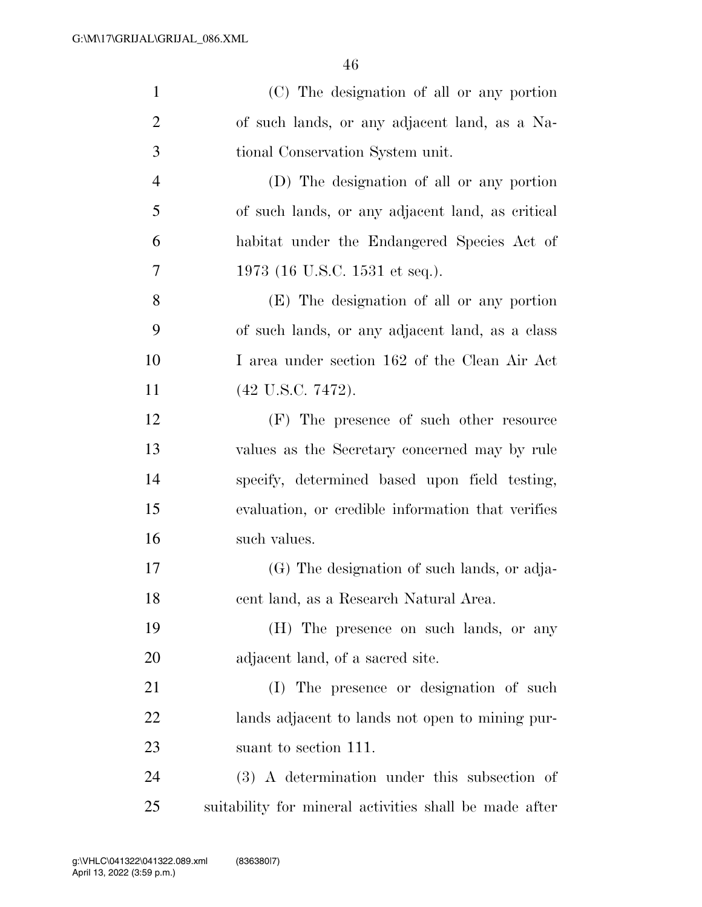(C) The designation of all or any portion of such lands, or any adjacent land, as a National Conservation System unit.

(D) The designation of all or any portion of such lands, or any adjacent land, as critical habitat under the Endangered Species Act of 1973 (16 U.S.C. 1531 et seq.).

(E) The designation of all or any portion of such lands, or any adjacent land, as a class I area under section 162 of the Clean Air Act (42 U.S.C. 7472).

(F) The presence of such other resource values as the Secretary concerned may by rule specify, determined based upon field testing, evaluation, or credible information that verifies such values.

(G) The designation of such lands, or adjacent land, as a Research Natural Area.

(H) The presence on such lands, or any adjacent land, of a sacred site.

(I) The presence or designation of such lands adjacent to lands not open to mining pursuant to section 111.

(3) A determination under this subsection of suitability for mineral activities shall be made after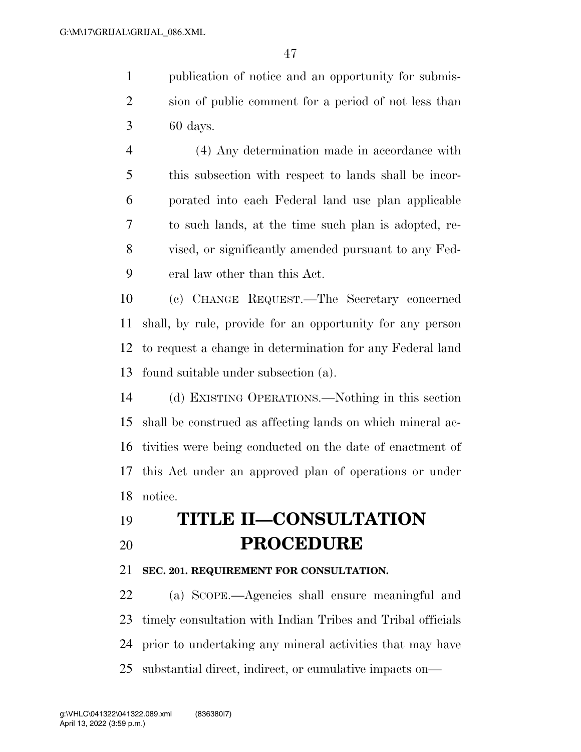publication of notice and an opportunity for submission of public comment for a period of not less than 60 days.

(4) Any determination made in accordance with this subsection with respect to lands shall be incorporated into each Federal land use plan applicable to such lands, at the time such plan is adopted, revised, or significantly amended pursuant to any Federal law other than this Act.

(c) CHANGE REQUEST.—The Secretary concerned shall, by rule, provide for an opportunity for any person to request a change in determination for any Federal land found suitable under subsection (a).

(d) EXISTING OPERATIONS.—Nothing in this section shall be construed as affecting lands on which mineral activities were being conducted on the date of enactment of this Act under an approved plan of operations or under notice.

# TITLE II—CONSULTATION PROCEDURE

### SEC. 201. REQUIREMENT FOR CONSULTATION.

(a) SCOPE.—Agencies shall ensure meaningful and timely consultation with Indian Tribes and Tribal officials prior to undertaking any mineral activities that may have substantial direct, indirect, or cumulative impacts on—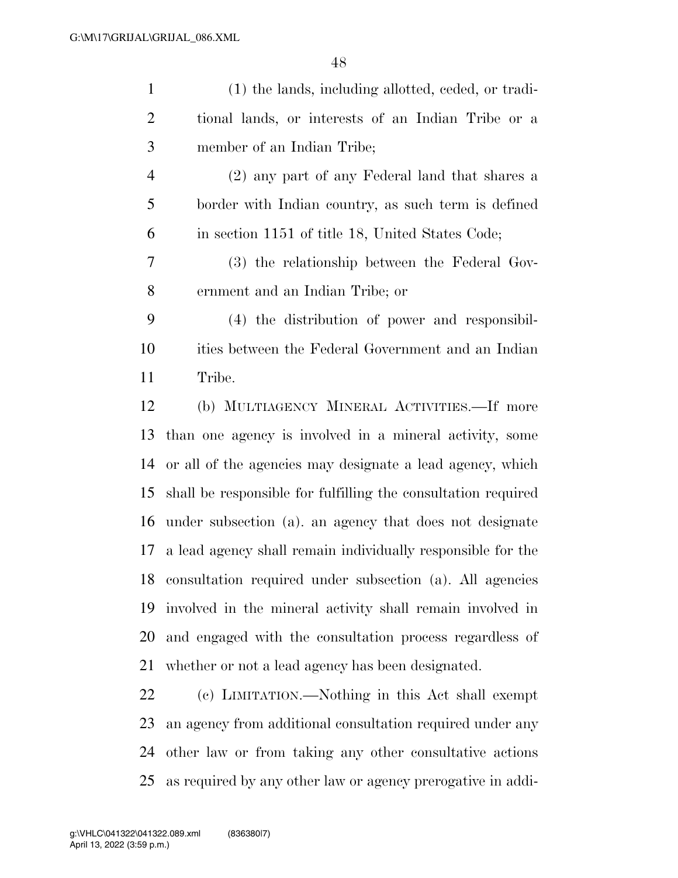(1) the lands, including allotted, ceded, or traditional lands, or interests of an Indian Tribe or a member of an Indian Tribe;

(2) any part of any Federal land that shares a border with Indian country, as such term is defined in section 1151 of title 18, United States Code;

(3) the relationship between the Federal Government and an Indian Tribe; or

(4) the distribution of power and responsibilities between the Federal Government and an Indian Tribe.

(b) MULTIAGENCY MINERAL ACTIVITIES.—If more than one agency is involved in a mineral activity, some or all of the agencies may designate a lead agency, which shall be responsible for fulfilling the consultation required under subsection (a). an agency that does not designate a lead agency shall remain individually responsible for the consultation required under subsection (a). All agencies involved in the mineral activity shall remain involved in and engaged with the consultation process regardless of whether or not a lead agency has been designated.

(c) LIMITATION.—Nothing in this Act shall exempt an agency from additional consultation required under any other law or from taking any other consultative actions as required by any other law or agency prerogative in addi-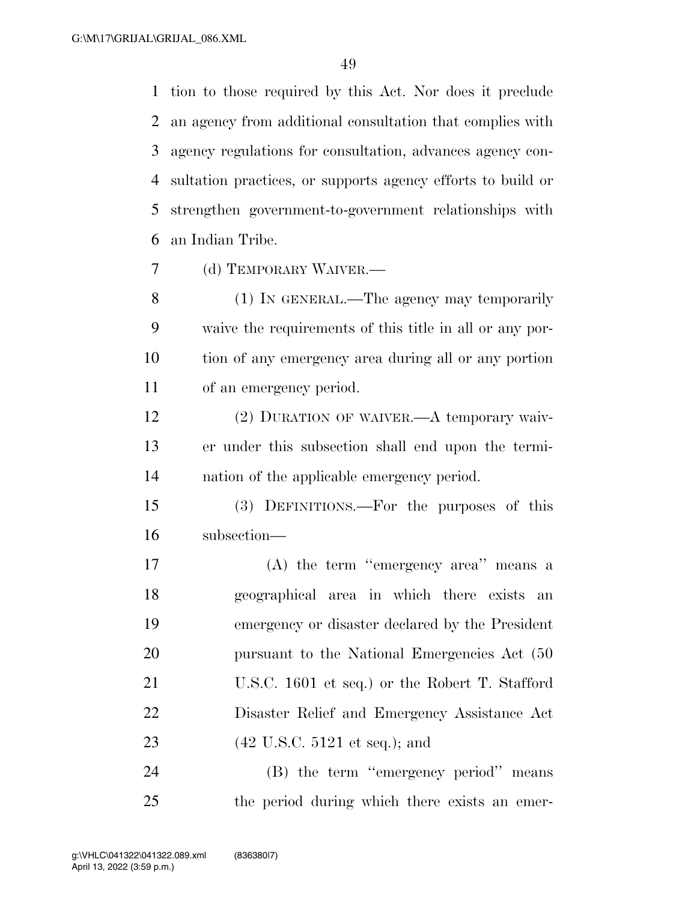tion to those required by this Act. Nor does it preclude an agency from additional consultation that complies with agency regulations for consultation, advances agency consultation practices, or supports agency efforts to build or strengthen government-to-government relationships with an Indian Tribe.

(d) TEMPORARY WAIVER.—

(1) IN GENERAL.—The agency may temporarily waive the requirements of this title in all or any portion of any emergency area during all or any portion of an emergency period.

(2) DURATION OF WAIVER.—A temporary waiver under this subsection shall end upon the termination of the applicable emergency period.

(3) DEFINITIONS.—For the purposes of this subsection—

(A) the term "emergency area" means a geographical area in which there exists an emergency or disaster declared by the President pursuant to the National Emergencies Act (50 U.S.C. 1601 et seq.) or the Robert T. Stafford Disaster Relief and Emergency Assistance Act (42 U.S.C. 5121 et seq.); and

(B) the term "emergency period" means the period during which there exists an emer-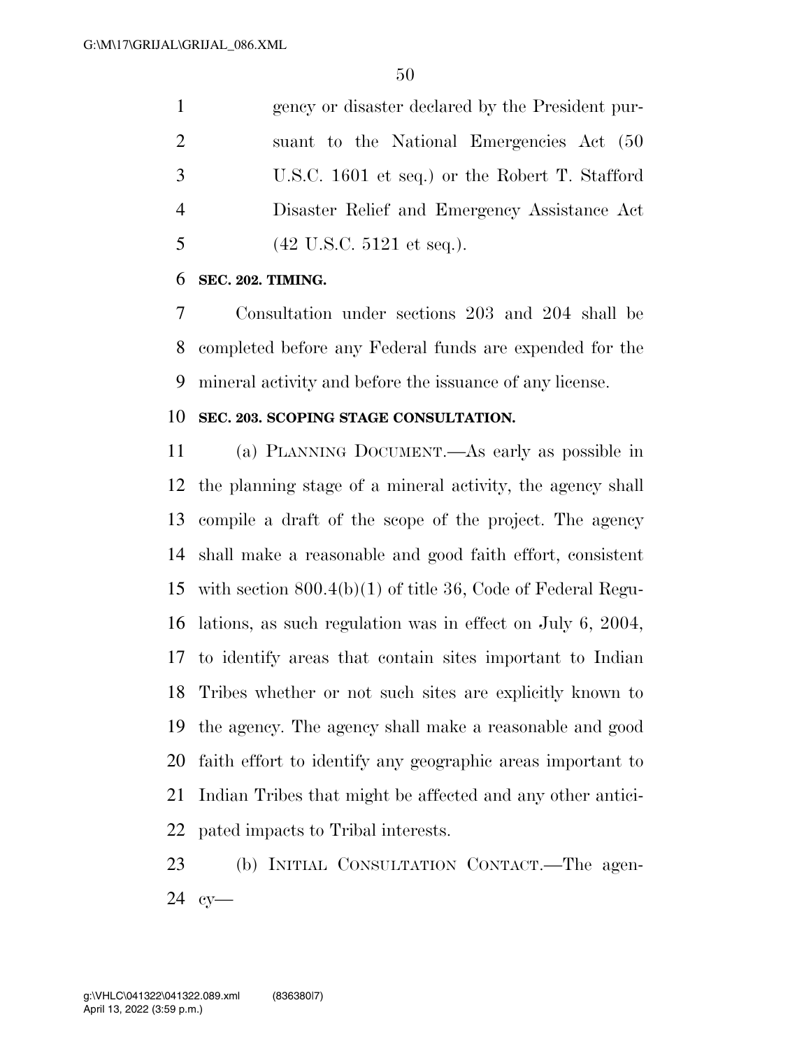gency or disaster declared by the President pursuant to the National Emergencies Act (50 U.S.C. 1601 et seq.) or the Robert T. Stafford Disaster Relief and Emergency Assistance Act (42 U.S.C. 5121 et seq.).

**SEC. 202. TIMING.**

Consultation under sections 203 and 204 shall be completed before any Federal funds are expended for the mineral activity and before the issuance of any license.

**SEC. 203. SCOPING STAGE CONSULTATION.**

(a) PLANNING DOCUMENT.—As early as possible in the planning stage of a mineral activity, the agency shall compile a draft of the scope of the project. The agency shall make a reasonable and good faith effort, consistent with section 800.4(b)(1) of title 36, Code of Federal Regulations, as such regulation was in effect on July 6, 2004, to identify areas that contain sites important to Indian Tribes whether or not such sites are explicitly known to the agency. The agency shall make a reasonable and good faith effort to identify any geographic areas important to Indian Tribes that might be affected and any other anticipated impacts to Tribal interests.

(b) INITIAL CONSULTATION CONTACT.—The agency—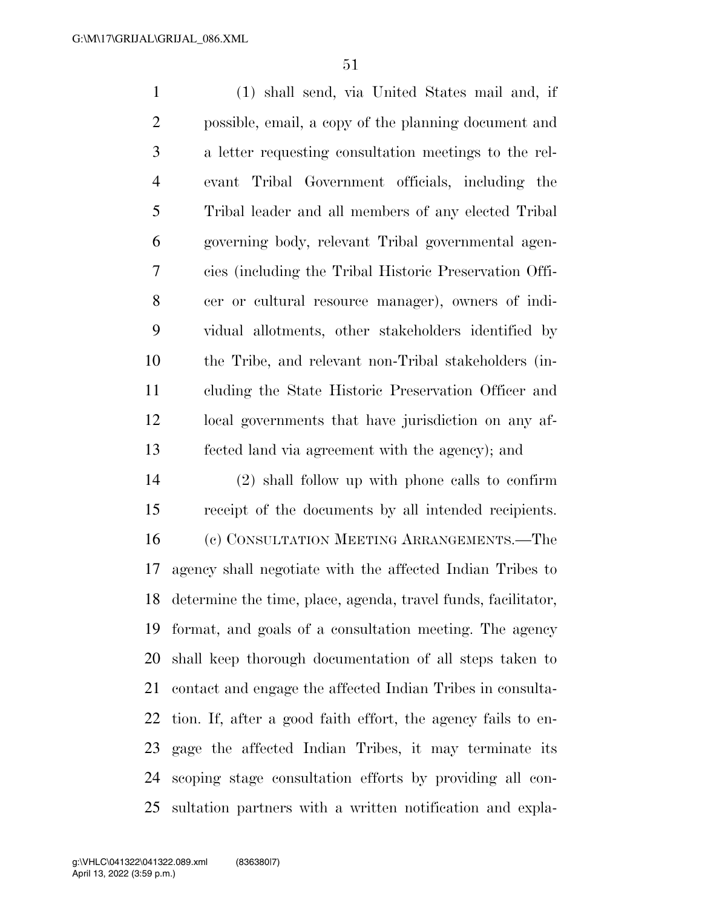(1) shall send, via United States mail and, if possible, email, a copy of the planning document and a letter requesting consultation meetings to the relevant Tribal Government officials, including the Tribal leader and all members of any elected Tribal governing body, relevant Tribal governmental agencies (including the Tribal Historic Preservation Officer or cultural resource manager), owners of individual allotments, other stakeholders identified by the Tribe, and relevant non-Tribal stakeholders (including the State Historic Preservation Officer and local governments that have jurisdiction on any affected land via agreement with the agency); and

(2) shall follow up with phone calls to confirm receipt of the documents by all intended recipients.

(c) CONSULTATION MEETING ARRANGEMENTS.—The agency shall negotiate with the affected Indian Tribes to determine the time, place, agenda, travel funds, facilitator, format, and goals of a consultation meeting. The agency shall keep thorough documentation of all steps taken to contact and engage the affected Indian Tribes in consultation. If, after a good faith effort, the agency fails to engage the affected Indian Tribes, it may terminate its scoping stage consultation efforts by providing all consultation partners with a written notification and expla-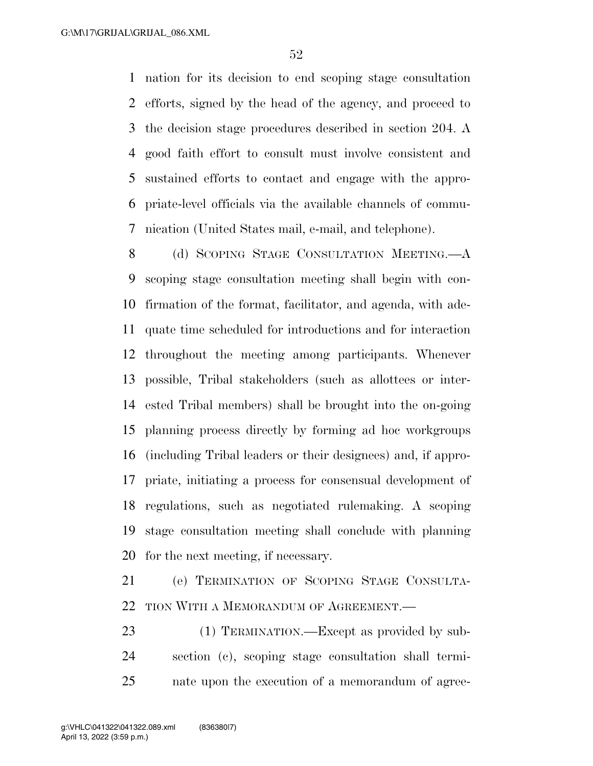nation for its decision to end scoping stage consultation efforts, signed by the head of the agency, and proceed to the decision stage procedures described in section 204. A good faith effort to consult must involve consistent and sustained efforts to contact and engage with the appropriate-level officials via the available channels of communication (United States mail, e-mail, and telephone).

(d) SCOPING STAGE CONSULTATION MEETING.—A scoping stage consultation meeting shall begin with confirmation of the format, facilitator, and agenda, with adequate time scheduled for introductions and for interaction throughout the meeting among participants. Whenever possible, Tribal stakeholders (such as allottees or interested Tribal members) shall be brought into the on-going planning process directly by forming ad hoc workgroups (including Tribal leaders or their designees) and, if appropriate, initiating a process for consensual development of regulations, such as negotiated rulemaking. A scoping stage consultation meeting shall conclude with planning for the next meeting, if necessary.

(e) TERMINATION OF SCOPING STAGE CONSULTATION WITH A MEMORANDUM OF AGREEMENT.—

(1) TERMINATION.—Except as provided by subsection (c), scoping stage consultation shall terminate upon the execution of a memorandum of agree-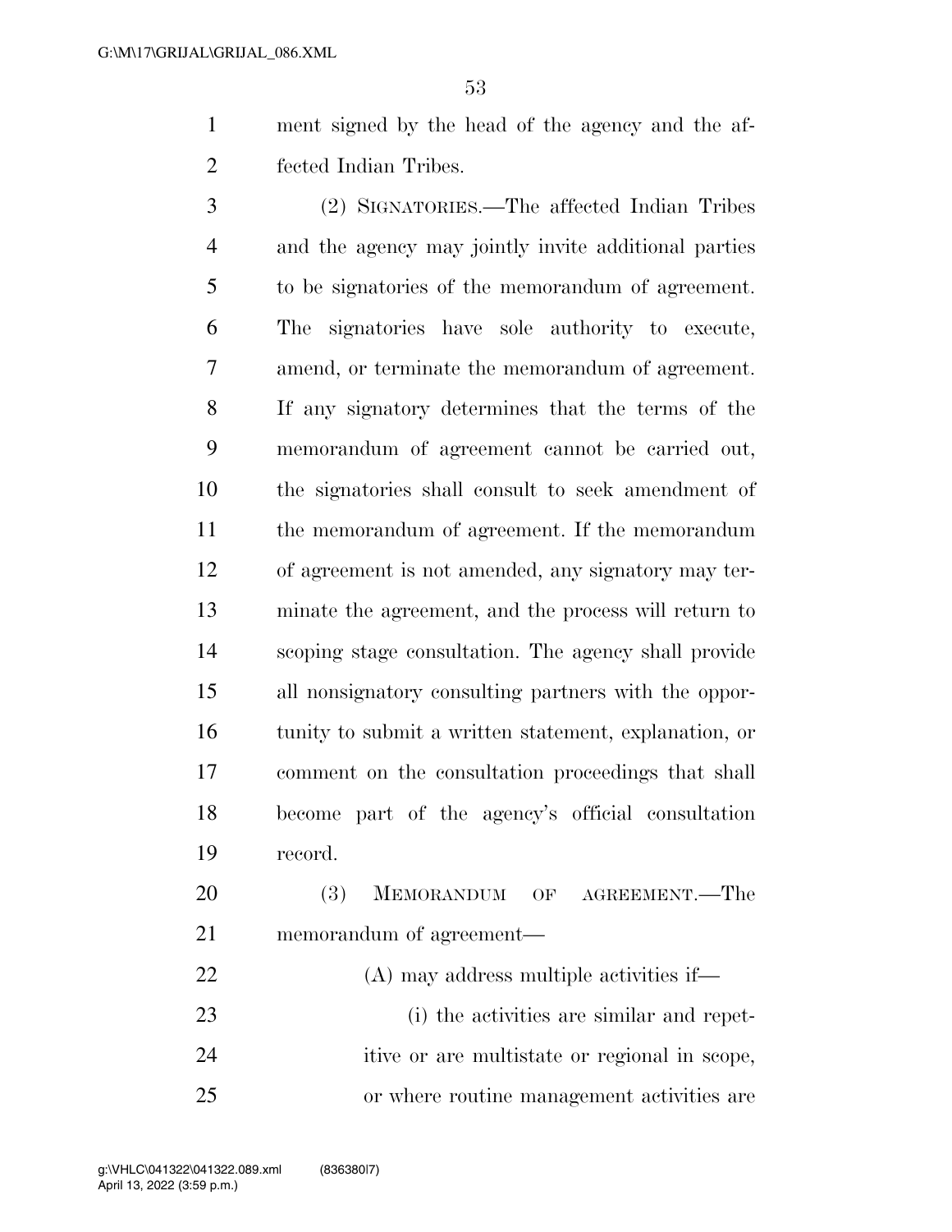ment signed by the head of the agency and the affected Indian Tribes.

(2) SIGNATORIES.—The affected Indian Tribes and the agency may jointly invite additional parties to be signatories of the memorandum of agreement. The signatories have sole authority to execute, amend, or terminate the memorandum of agreement. If any signatory determines that the terms of the memorandum of agreement cannot be carried out, the signatories shall consult to seek amendment of the memorandum of agreement. If the memorandum of agreement is not amended, any signatory may terminate the agreement, and the process will return to scoping stage consultation. The agency shall provide all nonsignatory consulting partners with the opportunity to submit a written statement, explanation, or comment on the consultation proceedings that shall become part of the agency's official consultation record.

(3) MEMORANDUM OF AGREEMENT.—The memorandum of agreement—

(A) may address multiple activities if—

(i) the activities are similar and repetitive or are multistate or regional in scope, or where routine management activities are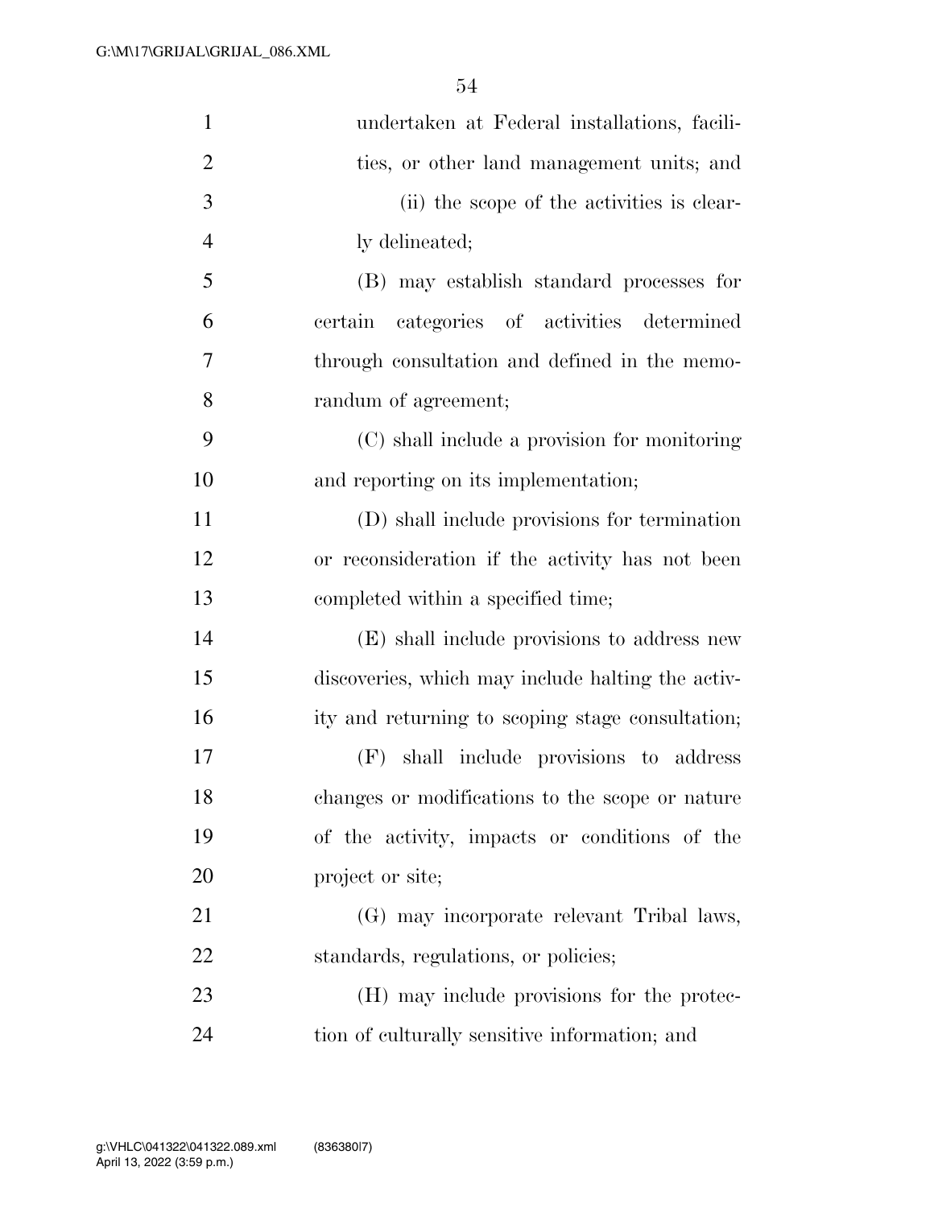undertaken at Federal installations, facilities, or other land management units; and

(ii) the scope of the activities is clearly delineated;

(B) may establish standard processes for certain categories of activities determined through consultation and defined in the memorandum of agreement;

(C) shall include a provision for monitoring and reporting on its implementation;

(D) shall include provisions for termination or reconsideration if the activity has not been completed within a specified time;

(E) shall include provisions to address new discoveries, which may include halting the activity and returning to scoping stage consultation;

(F) shall include provisions to address changes or modifications to the scope or nature of the activity, impacts or conditions of the project or site;

(G) may incorporate relevant Tribal laws, standards, regulations, or policies;

(H) may include provisions for the protection of culturally sensitive information; and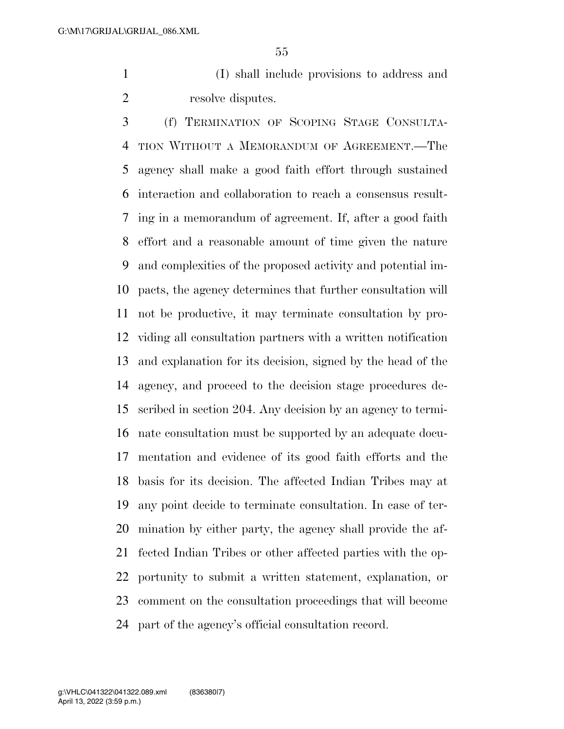(I) shall include provisions to address and resolve disputes.

(f) TERMINATION OF SCOPING STAGE CONSULTATION WITHOUT A MEMORANDUM OF AGREEMENT.—The agency shall make a good faith effort through sustained interaction and collaboration to reach a consensus resulting in a memorandum of agreement. If, after a good faith effort and a reasonable amount of time given the nature and complexities of the proposed activity and potential impacts, the agency determines that further consultation will not be productive, it may terminate consultation by providing all consultation partners with a written notification and explanation for its decision, signed by the head of the agency, and proceed to the decision stage procedures described in section 204. Any decision by an agency to terminate consultation must be supported by an adequate documentation and evidence of its good faith efforts and the basis for its decision. The affected Indian Tribes may at any point decide to terminate consultation. In case of termination by either party, the agency shall provide the affected Indian Tribes or other affected parties with the opportunity to submit a written statement, explanation, or comment on the consultation proceedings that will become part of the agency's official consultation record.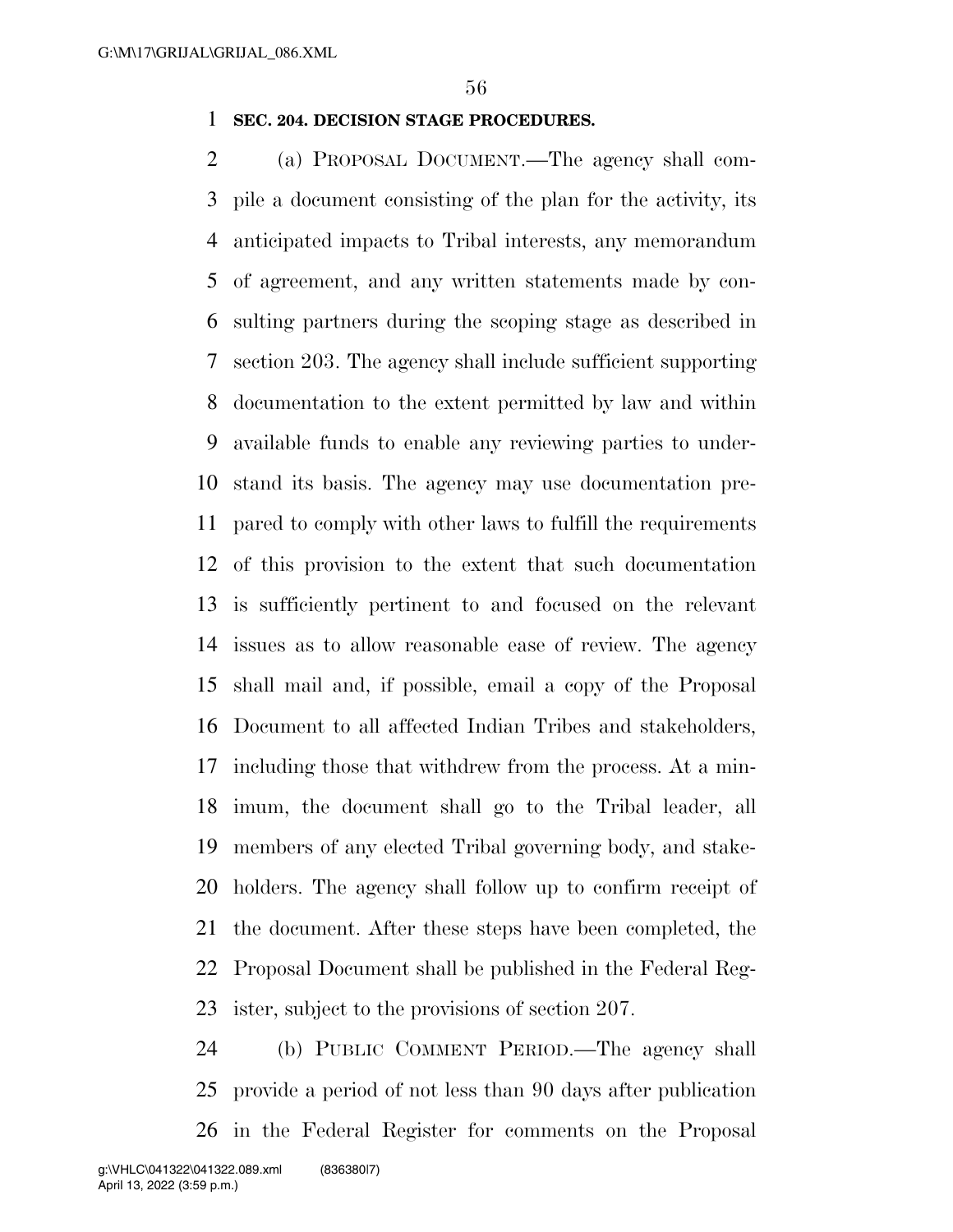**SEC. 204. DECISION STAGE PROCEDURES.**

(a) PROPOSAL DOCUMENT.—The agency shall compile a document consisting of the plan for the activity, its anticipated impacts to Tribal interests, any memorandum of agreement, and any written statements made by consulting partners during the scoping stage as described in section 203. The agency shall include sufficient supporting documentation to the extent permitted by law and within available funds to enable any reviewing parties to understand its basis. The agency may use documentation prepared to comply with other laws to fulfill the requirements of this provision to the extent that such documentation is sufficiently pertinent to and focused on the relevant issues as to allow reasonable ease of review. The agency shall mail and, if possible, email a copy of the Proposal Document to all affected Indian Tribes and stakeholders, including those that withdrew from the process. At a minimum, the document shall go to the Tribal leader, all members of any elected Tribal governing body, and stakeholders. The agency shall follow up to confirm receipt of the document. After these steps have been completed, the Proposal Document shall be published in the Federal Register, subject to the provisions of section 207.

(b) PUBLIC COMMENT PERIOD.—The agency shall provide a period of not less than 90 days after publication in the Federal Register for comments on the Proposal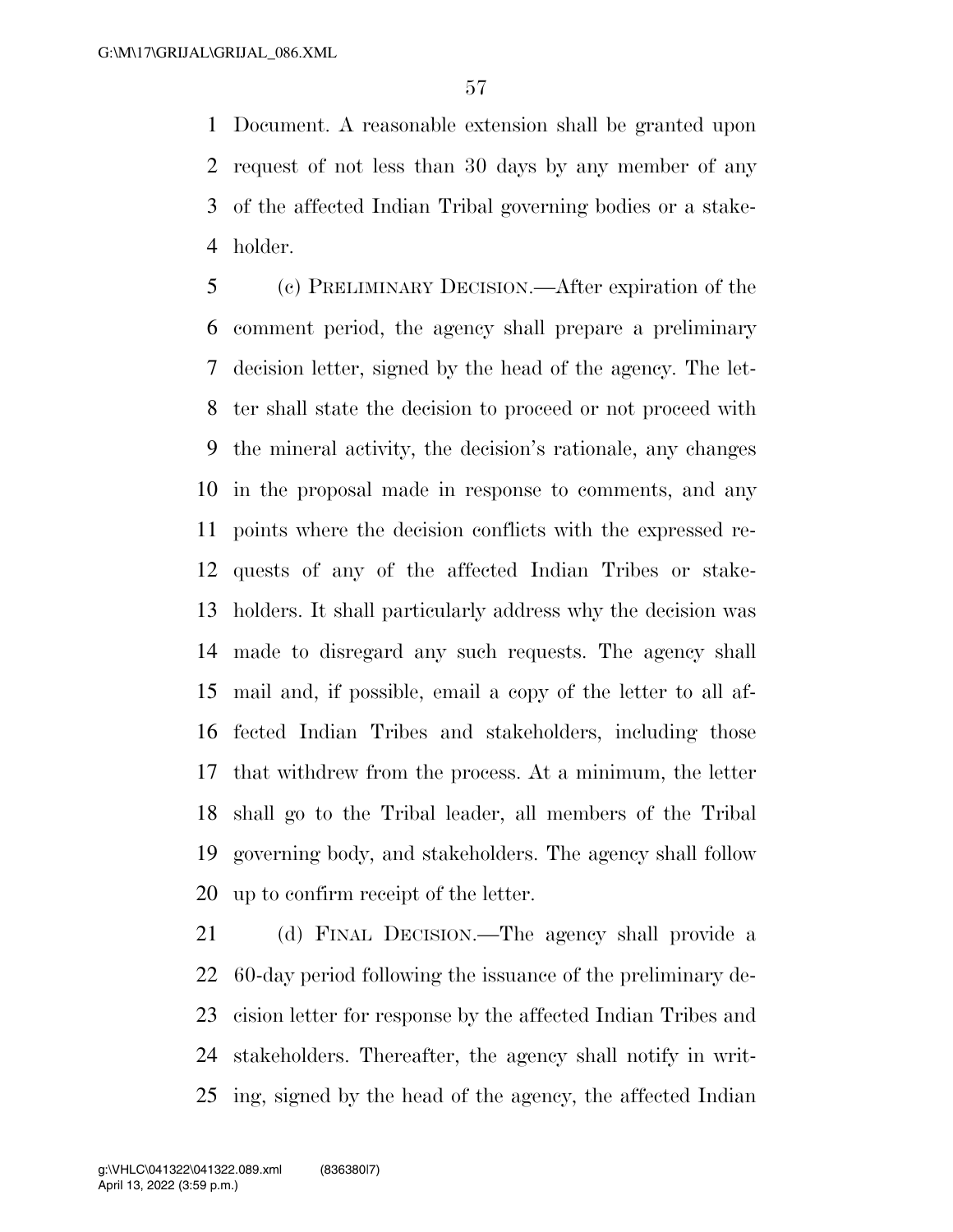Document. A reasonable extension shall be granted upon request of not less than 30 days by any member of any of the affected Indian Tribal governing bodies or a stakeholder.

(c) PRELIMINARY DECISION.—After expiration of the comment period, the agency shall prepare a preliminary decision letter, signed by the head of the agency. The letter shall state the decision to proceed or not proceed with the mineral activity, the decision's rationale, any changes in the proposal made in response to comments, and any points where the decision conflicts with the expressed requests of any of the affected Indian Tribes or stakeholders. It shall particularly address why the decision was made to disregard any such requests. The agency shall mail and, if possible, email a copy of the letter to all affected Indian Tribes and stakeholders, including those that withdrew from the process. At a minimum, the letter shall go to the Tribal leader, all members of the Tribal governing body, and stakeholders. The agency shall follow up to confirm receipt of the letter.

(d) FINAL DECISION.—The agency shall provide a 60-day period following the issuance of the preliminary decision letter for response by the affected Indian Tribes and stakeholders. Thereafter, the agency shall notify in writing, signed by the head of the agency, the affected Indian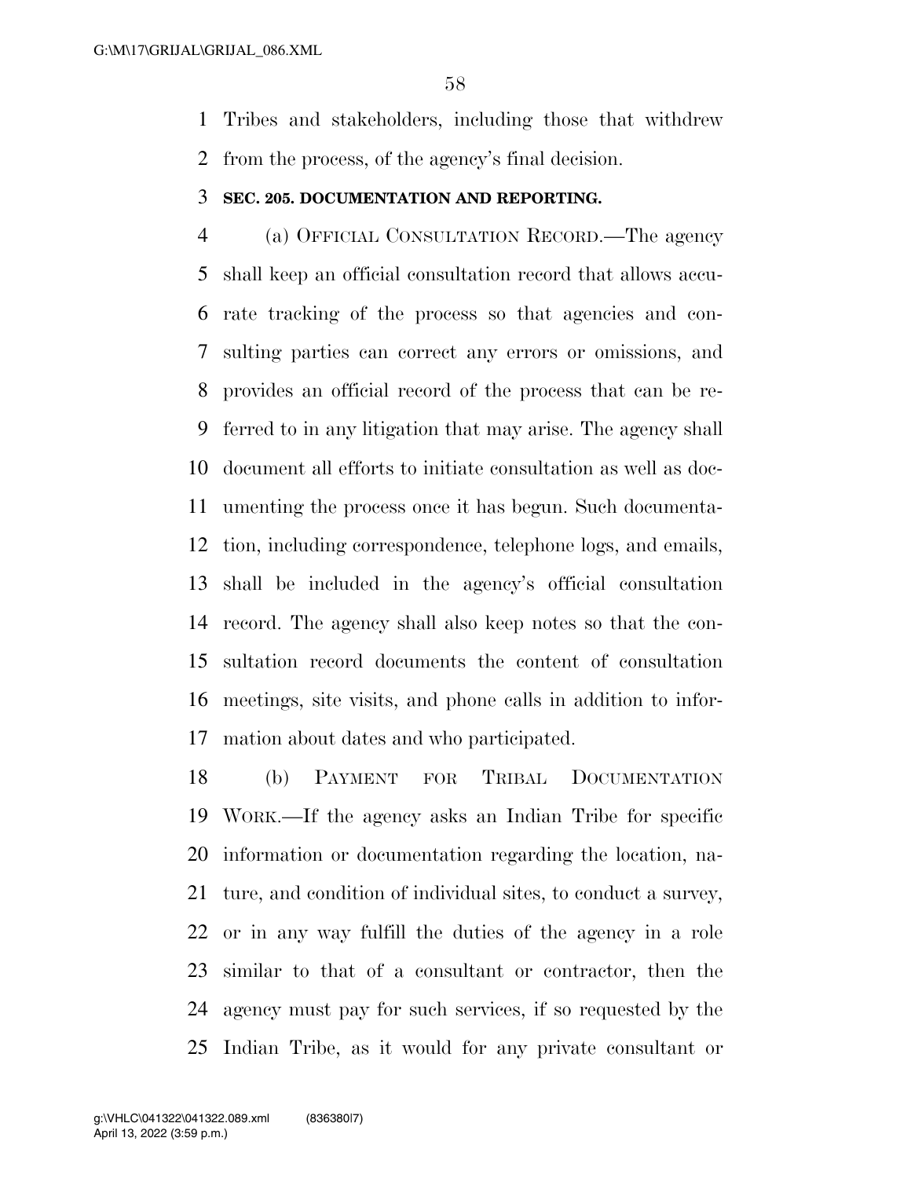Tribes and stakeholders, including those that withdrew from the process, of the agency's final decision.

### SEC. 205. DOCUMENTATION AND REPORTING.

(a) OFFICIAL CONSULTATION RECORD.—The agency shall keep an official consultation record that allows accurate tracking of the process so that agencies and consulting parties can correct any errors or omissions, and provides an official record of the process that can be referred to in any litigation that may arise. The agency shall document all efforts to initiate consultation as well as documenting the process once it has begun. Such documentation, including correspondence, telephone logs, and emails, shall be included in the agency's official consultation record. The agency shall also keep notes so that the consultation record documents the content of consultation meetings, site visits, and phone calls in addition to information about dates and who participated.

(b) PAYMENT FOR TRIBAL DOCUMENTATION WORK.—If the agency asks an Indian Tribe for specific information or documentation regarding the location, nature, and condition of individual sites, to conduct a survey, or in any way fulfill the duties of the agency in a role similar to that of a consultant or contractor, then the agency must pay for such services, if so requested by the Indian Tribe, as it would for any private consultant or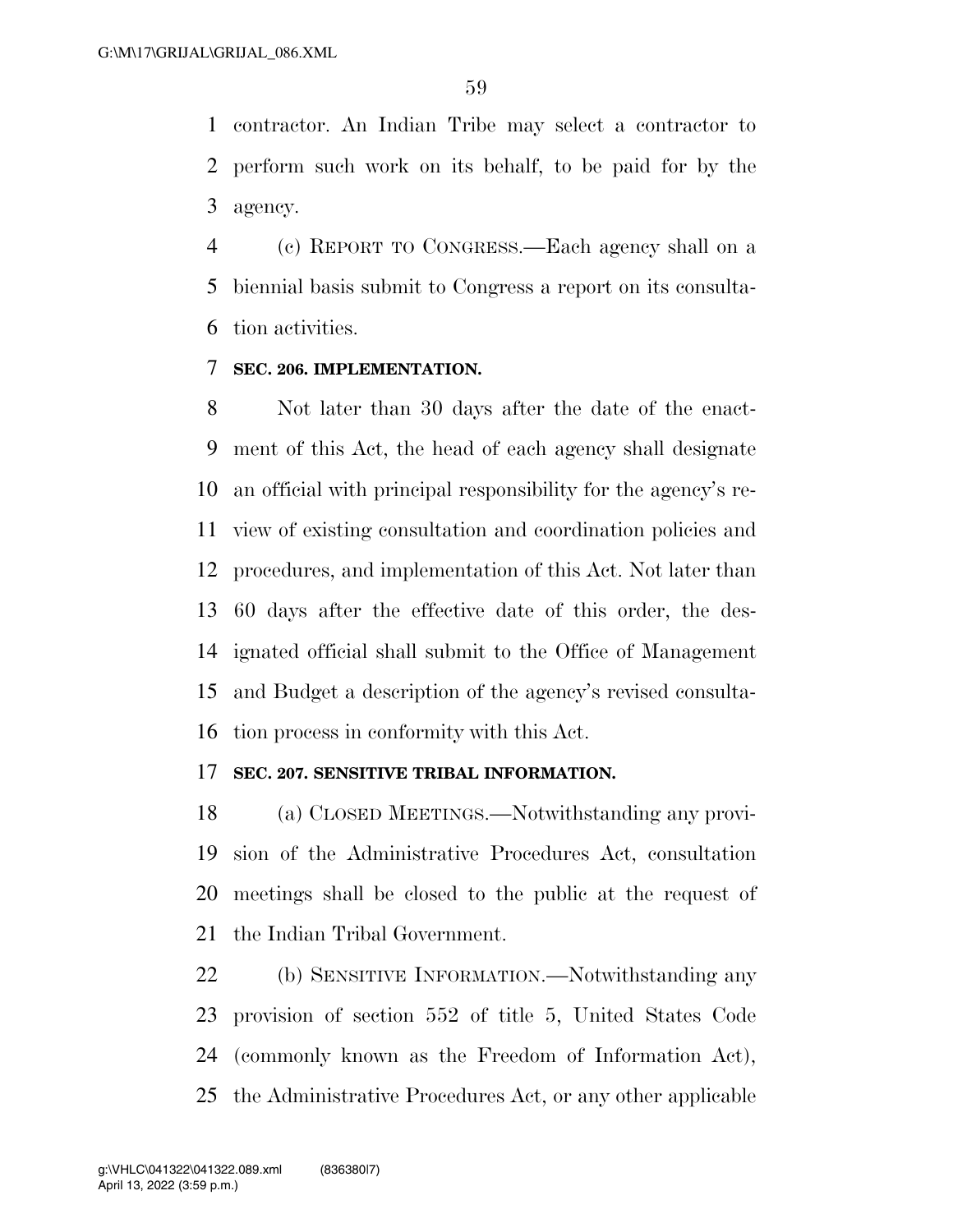contractor. An Indian Tribe may select a contractor to perform such work on its behalf, to be paid for by the agency.

(c) REPORT TO CONGRESS.—Each agency shall on a biennial basis submit to Congress a report on its consultation activities.

### SEC. 206. IMPLEMENTATION.

Not later than 30 days after the date of the enactment of this Act, the head of each agency shall designate an official with principal responsibility for the agency's review of existing consultation and coordination policies and procedures, and implementation of this Act. Not later than 60 days after the effective date of this order, the designated official shall submit to the Office of Management and Budget a description of the agency's revised consultation process in conformity with this Act.

### SEC. 207. SENSITIVE TRIBAL INFORMATION.

(a) CLOSED MEETINGS.—Notwithstanding any provision of the Administrative Procedures Act, consultation meetings shall be closed to the public at the request of the Indian Tribal Government.

(b) SENSITIVE INFORMATION.—Notwithstanding any provision of section 552 of title 5, United States Code (commonly known as the Freedom of Information Act), the Administrative Procedures Act, or any other applicable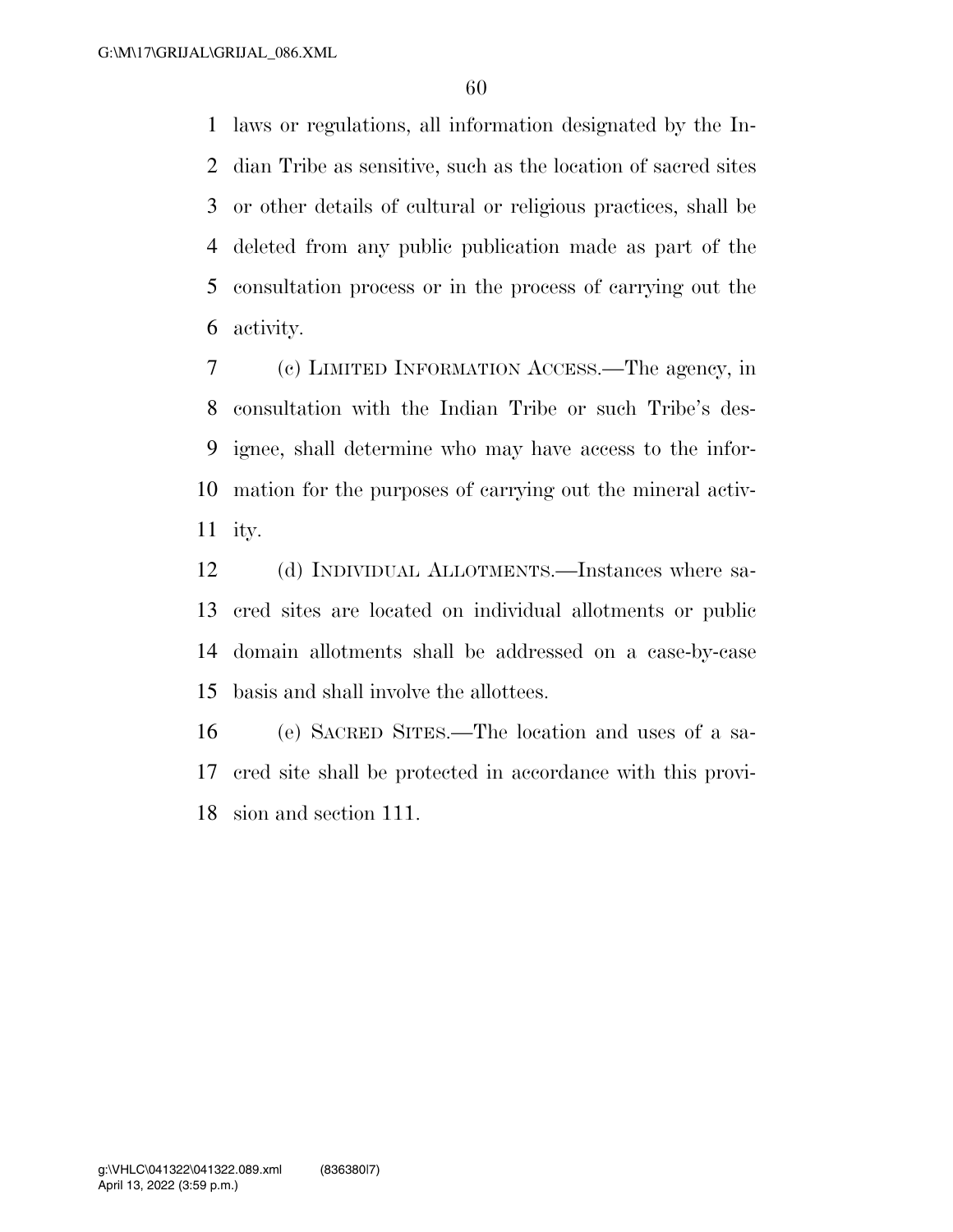laws or regulations, all information designated by the Indian Tribe as sensitive, such as the location of sacred sites or other details of cultural or religious practices, shall be deleted from any public publication made as part of the consultation process or in the process of carrying out the activity.

(c) LIMITED INFORMATION ACCESS.—The agency, in consultation with the Indian Tribe or such Tribe's designee, shall determine who may have access to the information for the purposes of carrying out the mineral activity.

(d) INDIVIDUAL ALLOTMENTS.—Instances where sacred sites are located on individual allotments or public domain allotments shall be addressed on a case-by-case basis and shall involve the allottees.

(e) SACRED SITES.—The location and uses of a sacred site shall be protected in accordance with this provision and section 111.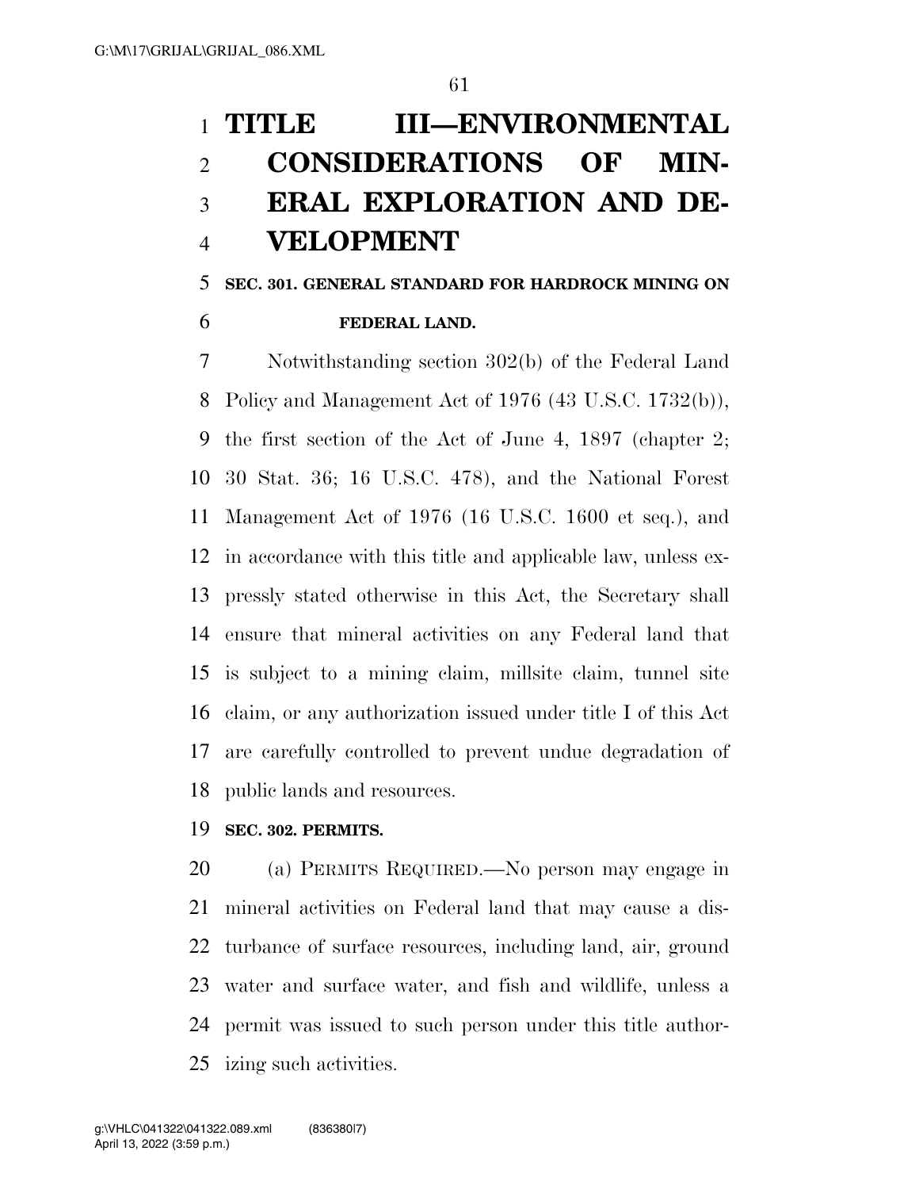# TITLE III—ENVIRONMENTAL CONSIDERATIONS OF MINERAL EXPLORATION AND DEVELOPMENT

## SEC. 301. GENERAL STANDARD FOR HARDROCK MINING ON FEDERAL LAND.

Notwithstanding section 302(b) of the Federal Land Policy and Management Act of 1976 (43 U.S.C. 1732(b)), the first section of the Act of June 4, 1897 (chapter 2; 30 Stat. 36; 16 U.S.C. 478), and the National Forest Management Act of 1976 (16 U.S.C. 1600 et seq.), and in accordance with this title and applicable law, unless expressly stated otherwise in this Act, the Secretary shall ensure that mineral activities on any Federal land that is subject to a mining claim, millsite claim, tunnel site claim, or any authorization issued under title I of this Act are carefully controlled to prevent undue degradation of public lands and resources.

## SEC. 302. PERMITS.

(a) PERMITS REQUIRED.—No person may engage in mineral activities on Federal land that may cause a disturbance of surface resources, including land, air, ground water and surface water, and fish and wildlife, unless a permit was issued to such person under this title authorizing such activities.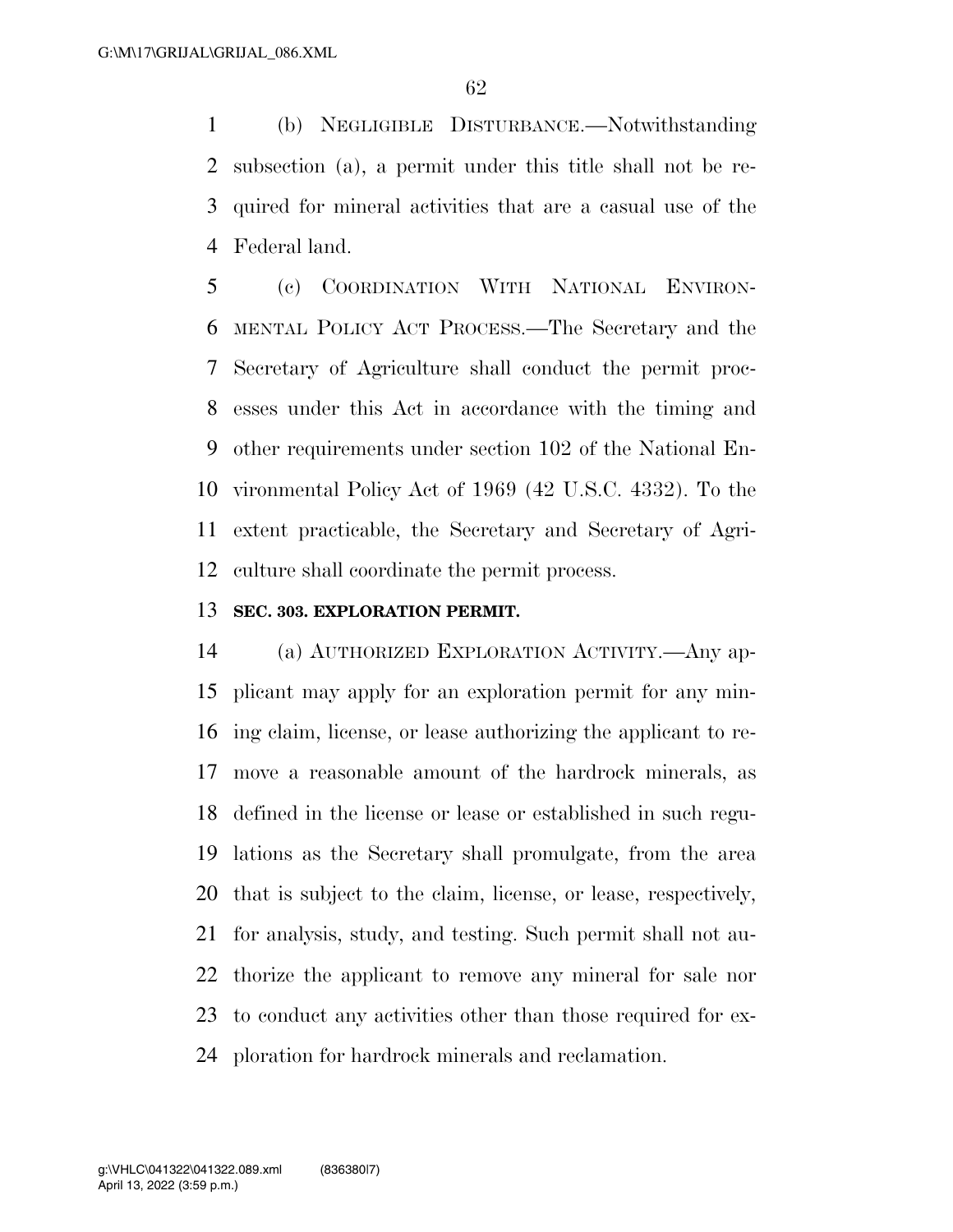(b) NEGLIGIBLE DISTURBANCE.—Notwithstanding subsection (a), a permit under this title shall not be required for mineral activities that are a casual use of the Federal land.

(c) COORDINATION WITH NATIONAL ENVIRONMENTAL POLICY ACT PROCESS.—The Secretary and the Secretary of Agriculture shall conduct the permit processes under this Act in accordance with the timing and other requirements under section 102 of the National Environmental Policy Act of 1969 (42 U.S.C. 4332). To the extent practicable, the Secretary and Secretary of Agriculture shall coordinate the permit process.

**SEC. 303. EXPLORATION PERMIT.**

(a) AUTHORIZED EXPLORATION ACTIVITY.—Any applicant may apply for an exploration permit for any mining claim, license, or lease authorizing the applicant to remove a reasonable amount of the hardrock minerals, as defined in the license or lease or established in such regulations as the Secretary shall promulgate, from the area that is subject to the claim, license, or lease, respectively, for analysis, study, and testing. Such permit shall not authorize the applicant to remove any mineral for sale nor to conduct any activities other than those required for exploration for hardrock minerals and reclamation.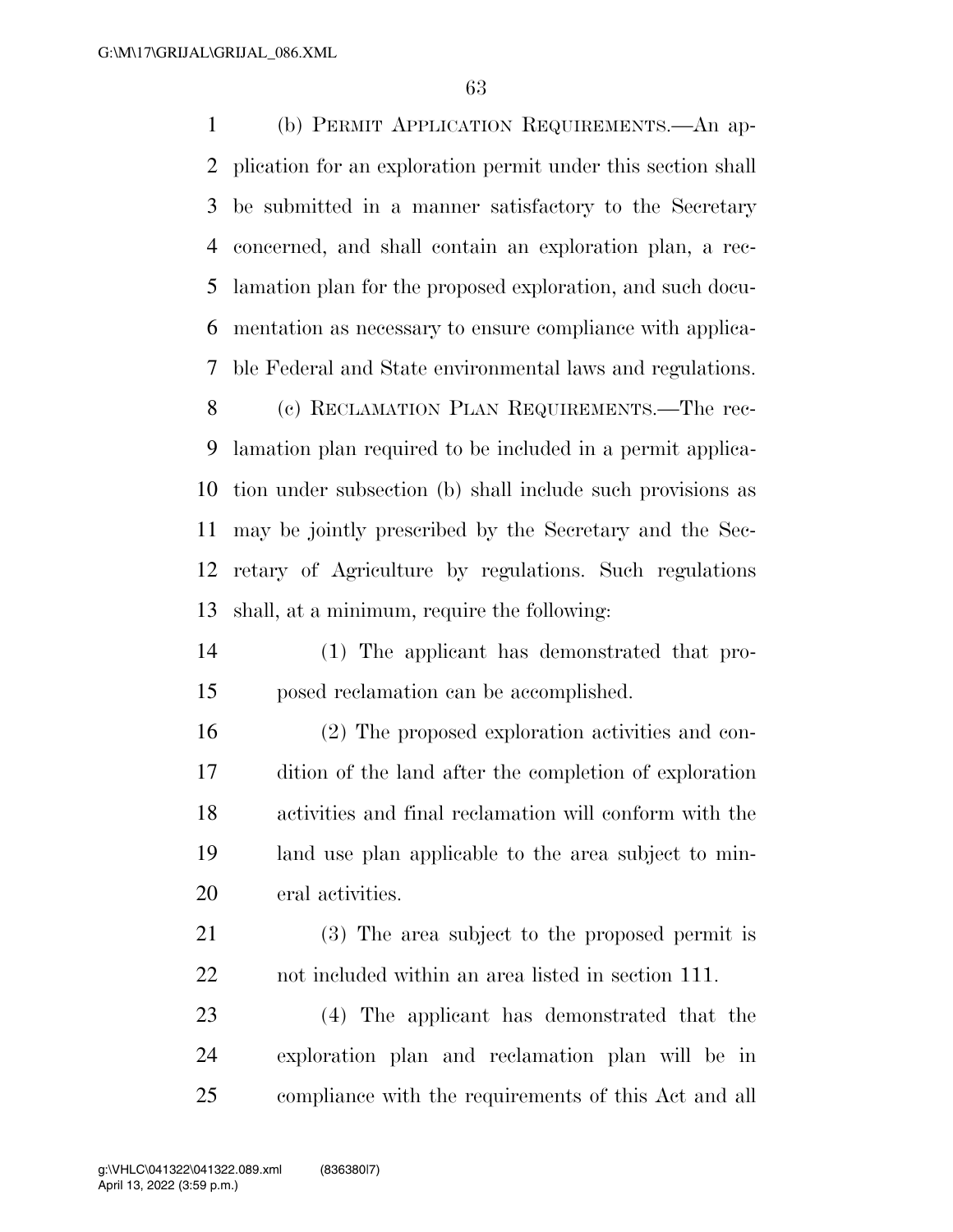(b) Permit Application Requirements.—An application for an exploration permit under this section shall be submitted in a manner satisfactory to the Secretary concerned, and shall contain an exploration plan, a reclamation plan for the proposed exploration, and such documentation as necessary to ensure compliance with applicable Federal and State environmental laws and regulations.

(c) Reclamation Plan Requirements.—The reclamation plan required to be included in a permit application under subsection (b) shall include such provisions as may be jointly prescribed by the Secretary and the Secretary of Agriculture by regulations. Such regulations shall, at a minimum, require the following:

(1) The applicant has demonstrated that proposed reclamation can be accomplished.

(2) The proposed exploration activities and condition of the land after the completion of exploration activities and final reclamation will conform with the land use plan applicable to the area subject to mineral activities.

(3) The area subject to the proposed permit is not included within an area listed in section 111.

(4) The applicant has demonstrated that the exploration plan and reclamation plan will be in compliance with the requirements of this Act and all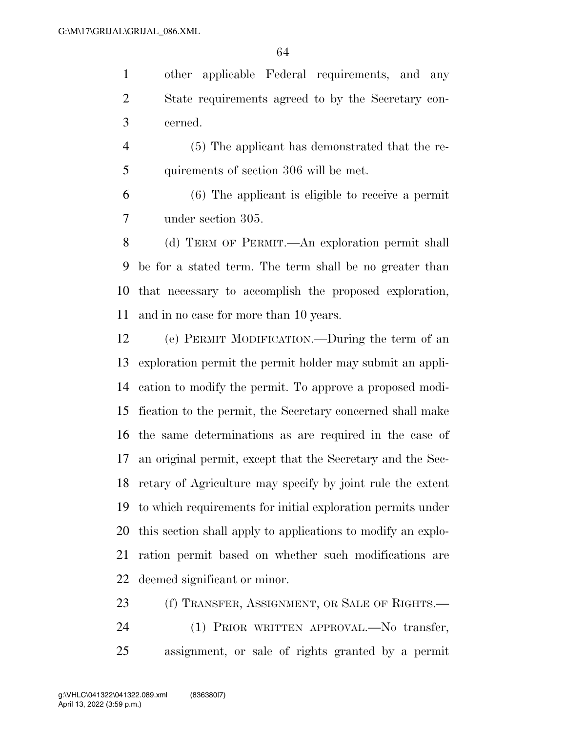other applicable Federal requirements, and any State requirements agreed to by the Secretary concerned.

(5) The applicant has demonstrated that the requirements of section 306 will be met.

(6) The applicant is eligible to receive a permit under section 305.

(d) TERM OF PERMIT.—An exploration permit shall be for a stated term. The term shall be no greater than that necessary to accomplish the proposed exploration, and in no case for more than 10 years.

(e) PERMIT MODIFICATION.—During the term of an exploration permit the permit holder may submit an application to modify the permit. To approve a proposed modification to the permit, the Secretary concerned shall make the same determinations as are required in the case of an original permit, except that the Secretary and the Secretary of Agriculture may specify by joint rule the extent to which requirements for initial exploration permits under this section shall apply to applications to modify an exploration permit based on whether such modifications are deemed significant or minor.

(f) TRANSFER, ASSIGNMENT, OR SALE OF RIGHTS.—

(1) PRIOR WRITTEN APPROVAL.—No transfer, assignment, or sale of rights granted by a permit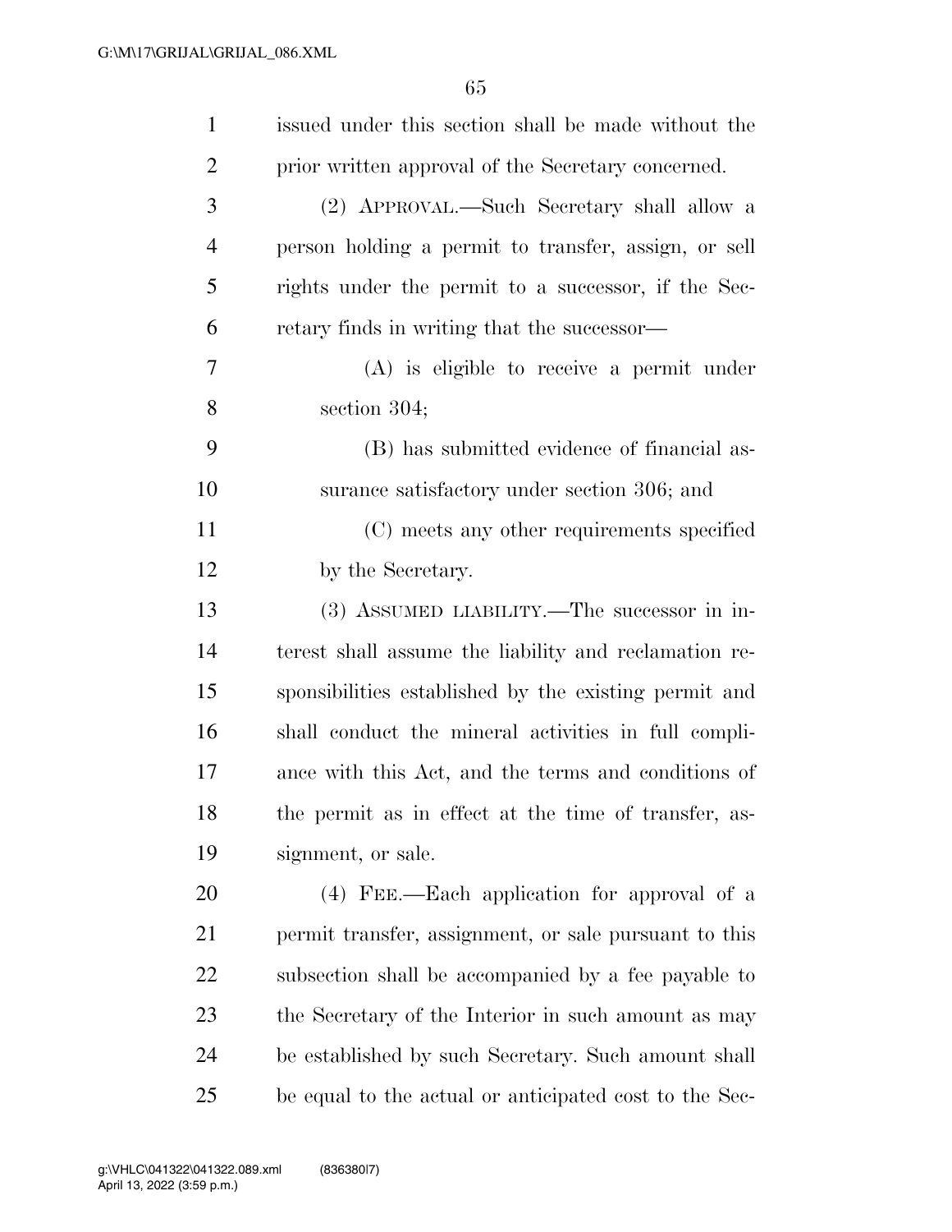issued under this section shall be made without the prior written approval of the Secretary concerned.

(2) APPROVAL.—Such Secretary shall allow a person holding a permit to transfer, assign, or sell rights under the permit to a successor, if the Secretary finds in writing that the successor—

(A) is eligible to receive a permit under section 304;

(B) has submitted evidence of financial assurance satisfactory under section 306; and

(C) meets any other requirements specified by the Secretary.

(3) ASSUMED LIABILITY.—The successor in interest shall assume the liability and reclamation responsibilities established by the existing permit and shall conduct the mineral activities in full compliance with this Act, and the terms and conditions of the permit as in effect at the time of transfer, assignment, or sale.

(4) FEE.—Each application for approval of a permit transfer, assignment, or sale pursuant to this subsection shall be accompanied by a fee payable to the Secretary of the Interior in such amount as may be established by such Secretary. Such amount shall be equal to the actual or anticipated cost to the Sec-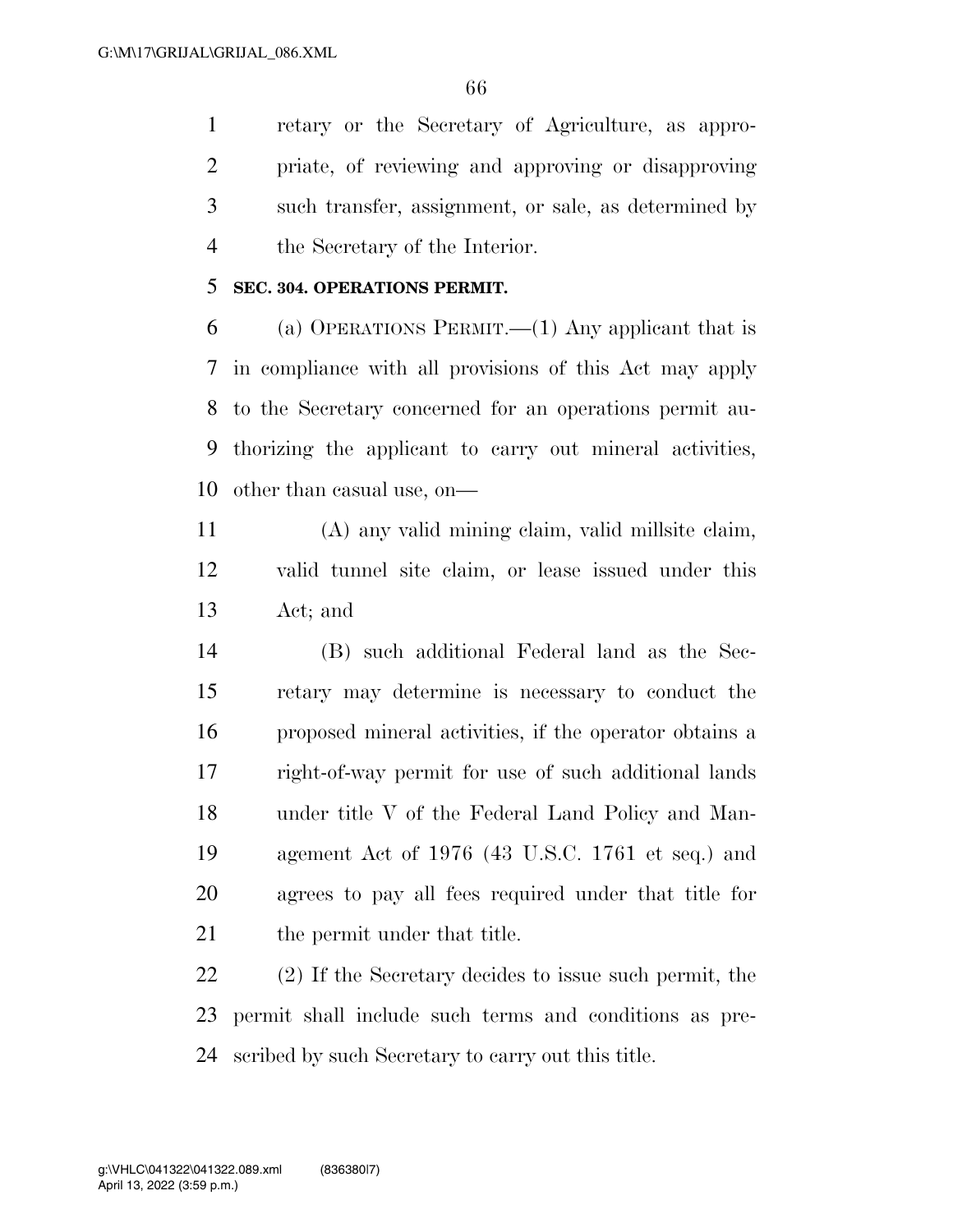retary or the Secretary of Agriculture, as appropriate, of reviewing and approving or disapproving such transfer, assignment, or sale, as determined by the Secretary of the Interior.

**SEC. 304. OPERATIONS PERMIT.**

(a) OPERATIONS PERMIT.—(1) Any applicant that is in compliance with all provisions of this Act may apply to the Secretary concerned for an operations permit authorizing the applicant to carry out mineral activities, other than casual use, on—

(A) any valid mining claim, valid millsite claim, valid tunnel site claim, or lease issued under this Act; and

(B) such additional Federal land as the Secretary may determine is necessary to conduct the proposed mineral activities, if the operator obtains a right-of-way permit for use of such additional lands under title V of the Federal Land Policy and Management Act of 1976 (43 U.S.C. 1761 et seq.) and agrees to pay all fees required under that title for the permit under that title.

(2) If the Secretary decides to issue such permit, the permit shall include such terms and conditions as prescribed by such Secretary to carry out this title.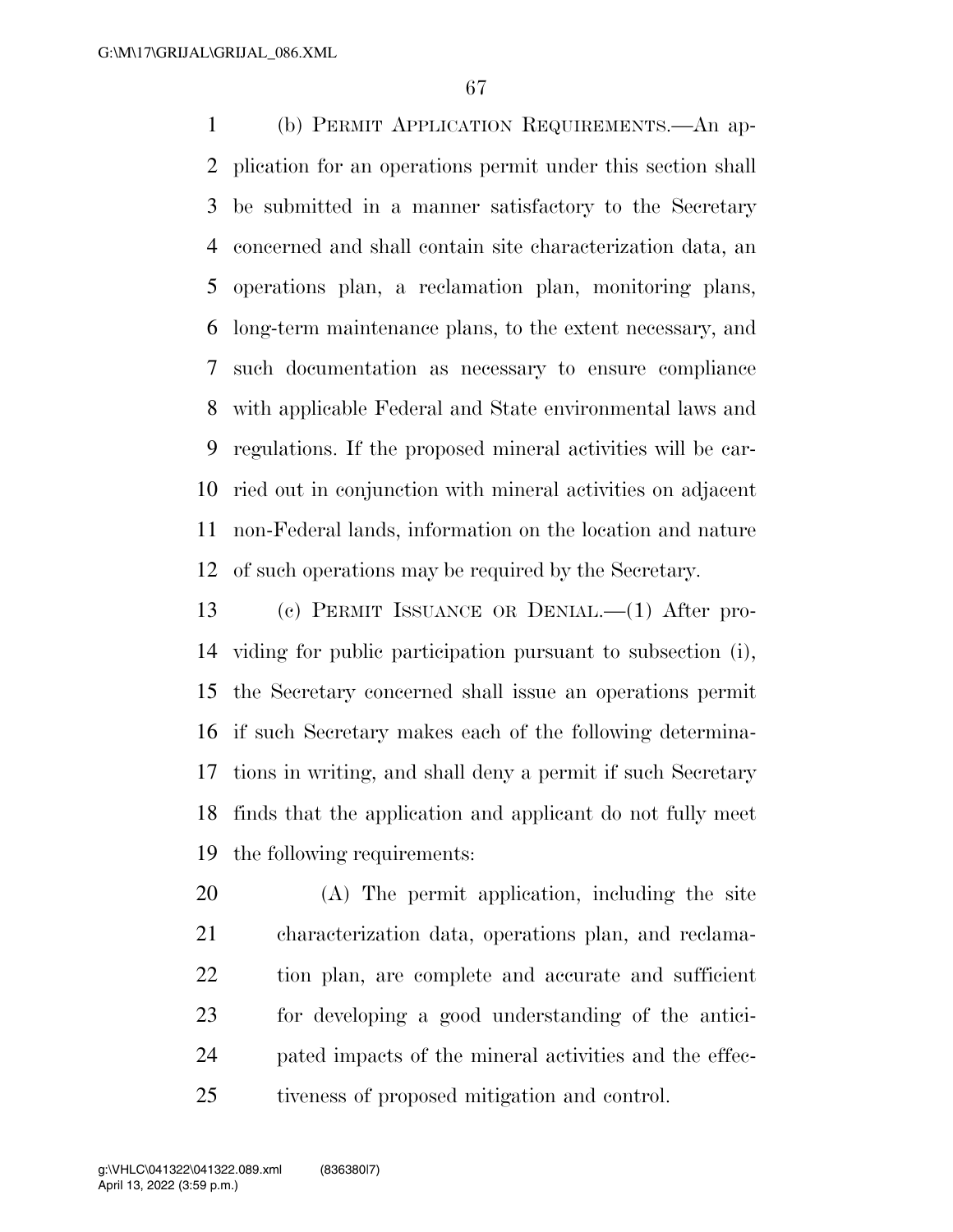(b) PERMIT APPLICATION REQUIREMENTS.—An application for an operations permit under this section shall be submitted in a manner satisfactory to the Secretary concerned and shall contain site characterization data, an operations plan, a reclamation plan, monitoring plans, long-term maintenance plans, to the extent necessary, and such documentation as necessary to ensure compliance with applicable Federal and State environmental laws and regulations. If the proposed mineral activities will be carried out in conjunction with mineral activities on adjacent non-Federal lands, information on the location and nature of such operations may be required by the Secretary.

(c) PERMIT ISSUANCE OR DENIAL.—(1) After providing for public participation pursuant to subsection (i), the Secretary concerned shall issue an operations permit if such Secretary makes each of the following determinations in writing, and shall deny a permit if such Secretary finds that the application and applicant do not fully meet the following requirements:

(A) The permit application, including the site characterization data, operations plan, and reclamation plan, are complete and accurate and sufficient for developing a good understanding of the anticipated impacts of the mineral activities and the effectiveness of proposed mitigation and control.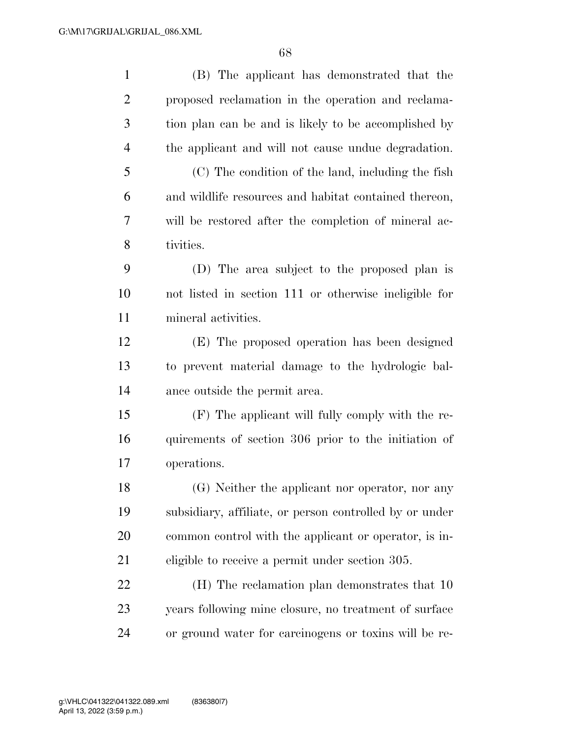(B) The applicant has demonstrated that the proposed reclamation in the operation and reclamation plan can be and is likely to be accomplished by the applicant and will not cause undue degradation.

(C) The condition of the land, including the fish and wildlife resources and habitat contained thereon, will be restored after the completion of mineral activities.

(D) The area subject to the proposed plan is not listed in section 111 or otherwise ineligible for mineral activities.

(E) The proposed operation has been designed to prevent material damage to the hydrologic balance outside the permit area.

(F) The applicant will fully comply with the requirements of section 306 prior to the initiation of operations.

(G) Neither the applicant nor operator, nor any subsidiary, affiliate, or person controlled by or under common control with the applicant or operator, is ineligible to receive a permit under section 305.

(H) The reclamation plan demonstrates that 10 years following mine closure, no treatment of surface or ground water for carcinogens or toxins will be re-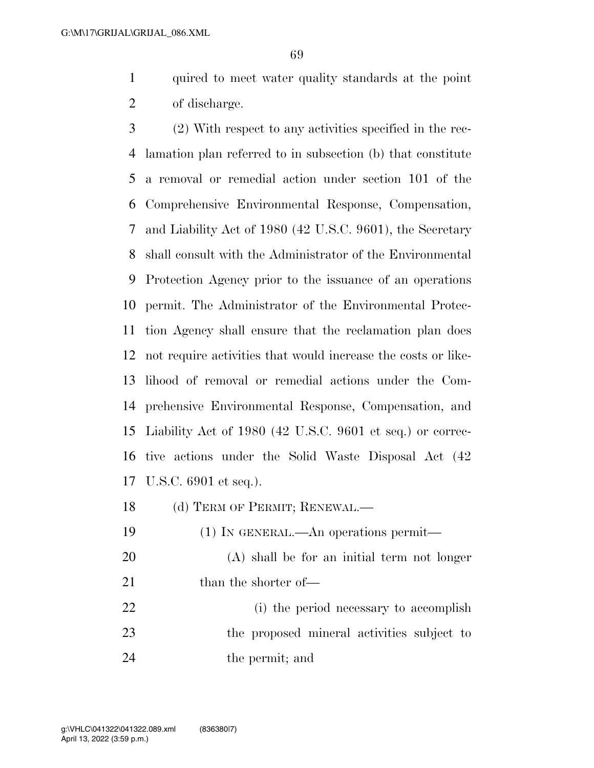quired to meet water quality standards at the point of discharge.

(2) With respect to any activities specified in the reclamation plan referred to in subsection (b) that constitute a removal or remedial action under section 101 of the Comprehensive Environmental Response, Compensation, and Liability Act of 1980 (42 U.S.C. 9601), the Secretary shall consult with the Administrator of the Environmental Protection Agency prior to the issuance of an operations permit. The Administrator of the Environmental Protection Agency shall ensure that the reclamation plan does not require activities that would increase the costs or likelihood of removal or remedial actions under the Comprehensive Environmental Response, Compensation, and Liability Act of 1980 (42 U.S.C. 9601 et seq.) or corrective actions under the Solid Waste Disposal Act (42 U.S.C. 6901 et seq.).

(d) TERM OF PERMIT; RENEWAL.—

(1) IN GENERAL.—An operations permit—

(A) shall be for an initial term not longer than the shorter of—

(i) the period necessary to accomplish the proposed mineral activities subject to the permit; and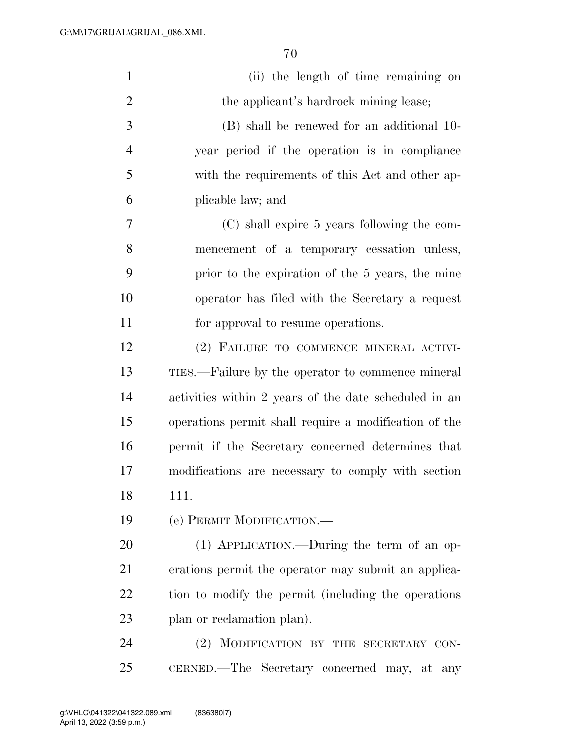(ii) the length of time remaining on the applicant's hardrock mining lease;

(B) shall be renewed for an additional 10-year period if the operation is in compliance with the requirements of this Act and other applicable law; and

(C) shall expire 5 years following the commencement of a temporary cessation unless, prior to the expiration of the 5 years, the mine operator has filed with the Secretary a request for approval to resume operations.

(2) FAILURE TO COMMENCE MINERAL ACTIVITIES.—Failure by the operator to commence mineral activities within 2 years of the date scheduled in an operations permit shall require a modification of the permit if the Secretary concerned determines that modifications are necessary to comply with section 111.

(e) PERMIT MODIFICATION.—

(1) APPLICATION.—During the term of an operations permit the operator may submit an application to modify the permit (including the operations plan or reclamation plan).

(2) MODIFICATION BY THE SECRETARY CONCERNED.—The Secretary concerned may, at any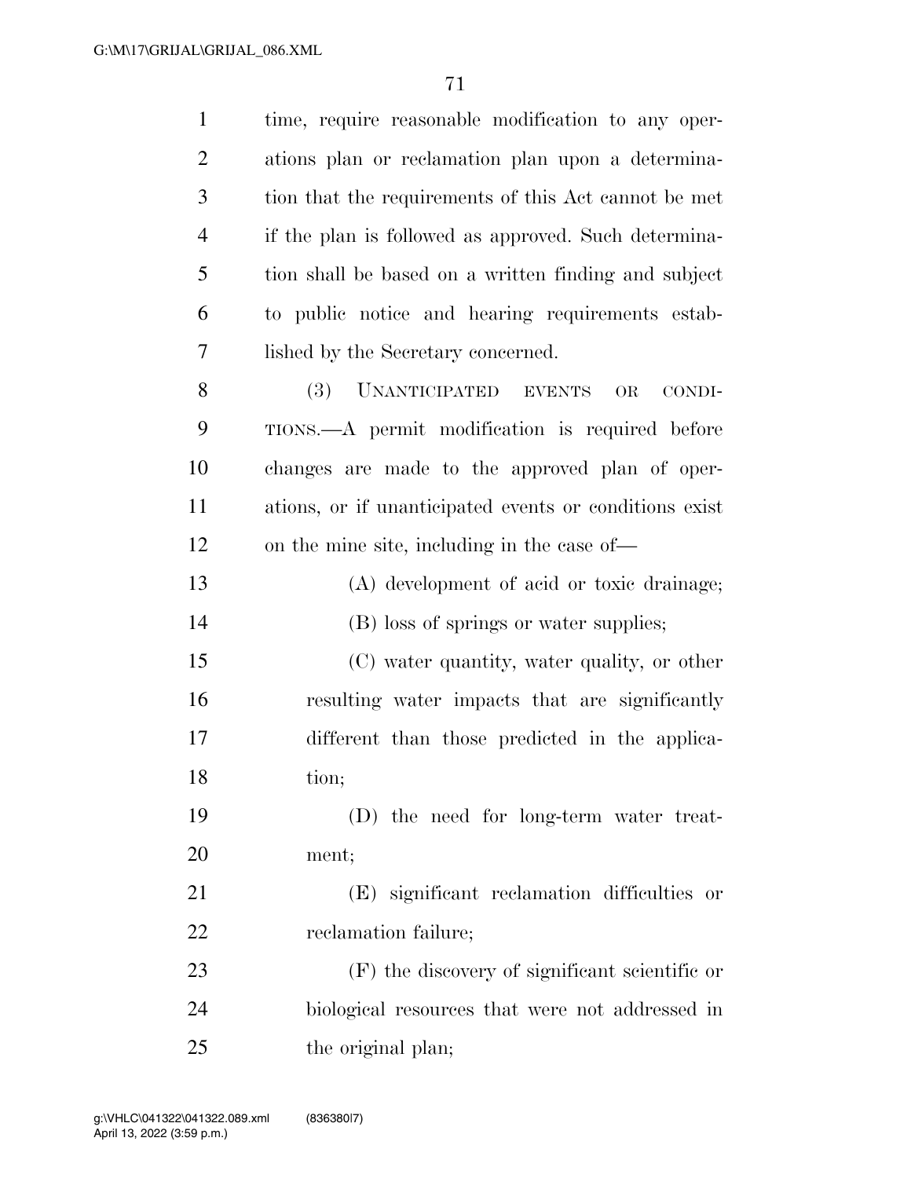time, require reasonable modification to any operations plan or reclamation plan upon a determination that the requirements of this Act cannot be met if the plan is followed as approved. Such determination shall be based on a written finding and subject to public notice and hearing requirements established by the Secretary concerned.

(3) UNANTICIPATED EVENTS OR CONDITIONS.—A permit modification is required before changes are made to the approved plan of operations, or if unanticipated events or conditions exist on the mine site, including in the case of—

(A) development of acid or toxic drainage;

(B) loss of springs or water supplies;

(C) water quantity, water quality, or other resulting water impacts that are significantly different than those predicted in the application;

(D) the need for long-term water treatment;

(E) significant reclamation difficulties or reclamation failure;

(F) the discovery of significant scientific or biological resources that were not addressed in the original plan;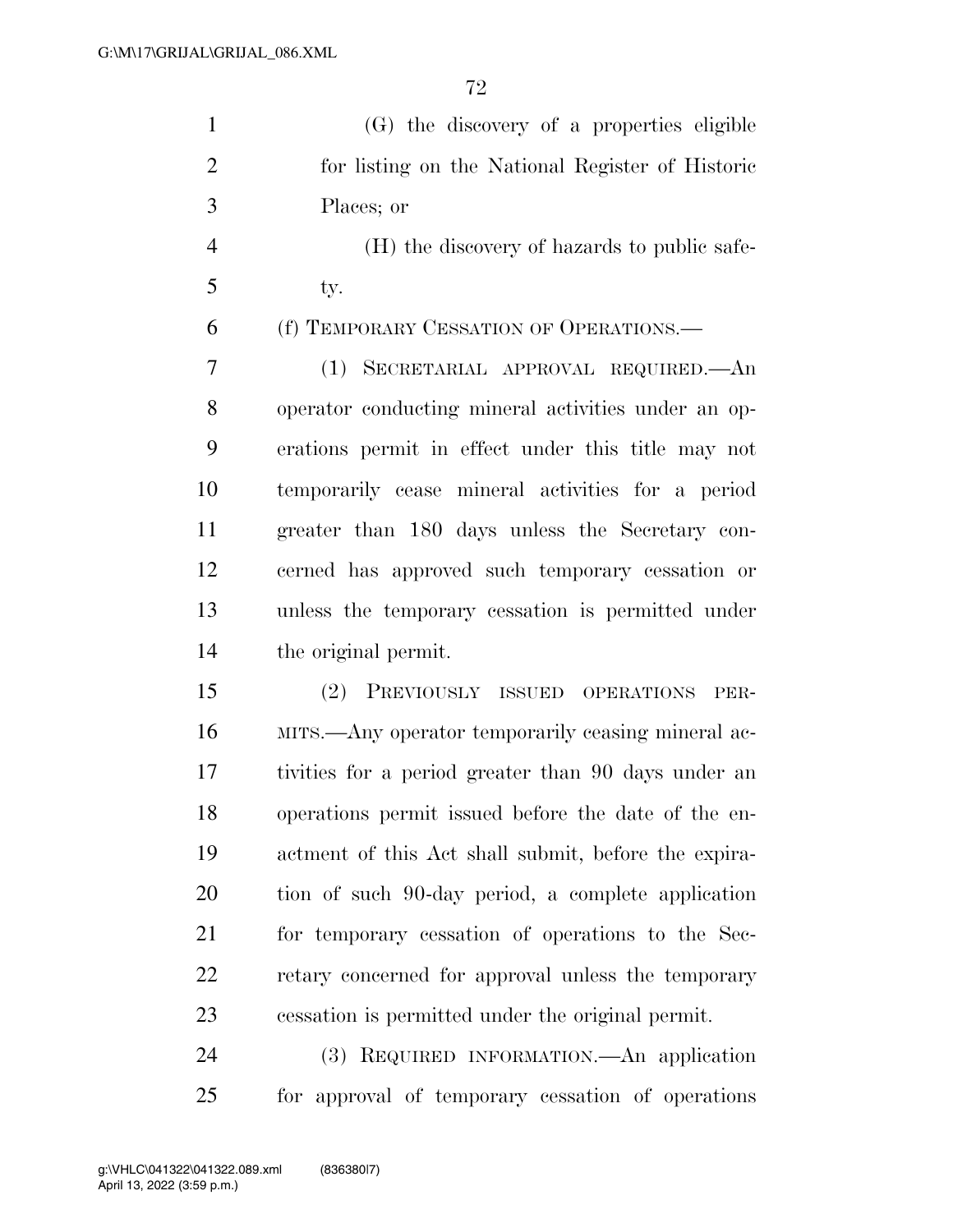(G) the discovery of a properties eligible for listing on the National Register of Historic Places; or

(H) the discovery of hazards to public safety.

(f) TEMPORARY CESSATION OF OPERATIONS.—

(1) SECRETARIAL APPROVAL REQUIRED.—An operator conducting mineral activities under an operations permit in effect under this title may not temporarily cease mineral activities for a period greater than 180 days unless the Secretary concerned has approved such temporary cessation or unless the temporary cessation is permitted under the original permit.

(2) PREVIOUSLY ISSUED OPERATIONS PERMITS.—Any operator temporarily ceasing mineral activities for a period greater than 90 days under an operations permit issued before the date of the enactment of this Act shall submit, before the expiration of such 90-day period, a complete application for temporary cessation of operations to the Secretary concerned for approval unless the temporary cessation is permitted under the original permit.

(3) REQUIRED INFORMATION.—An application for approval of temporary cessation of operations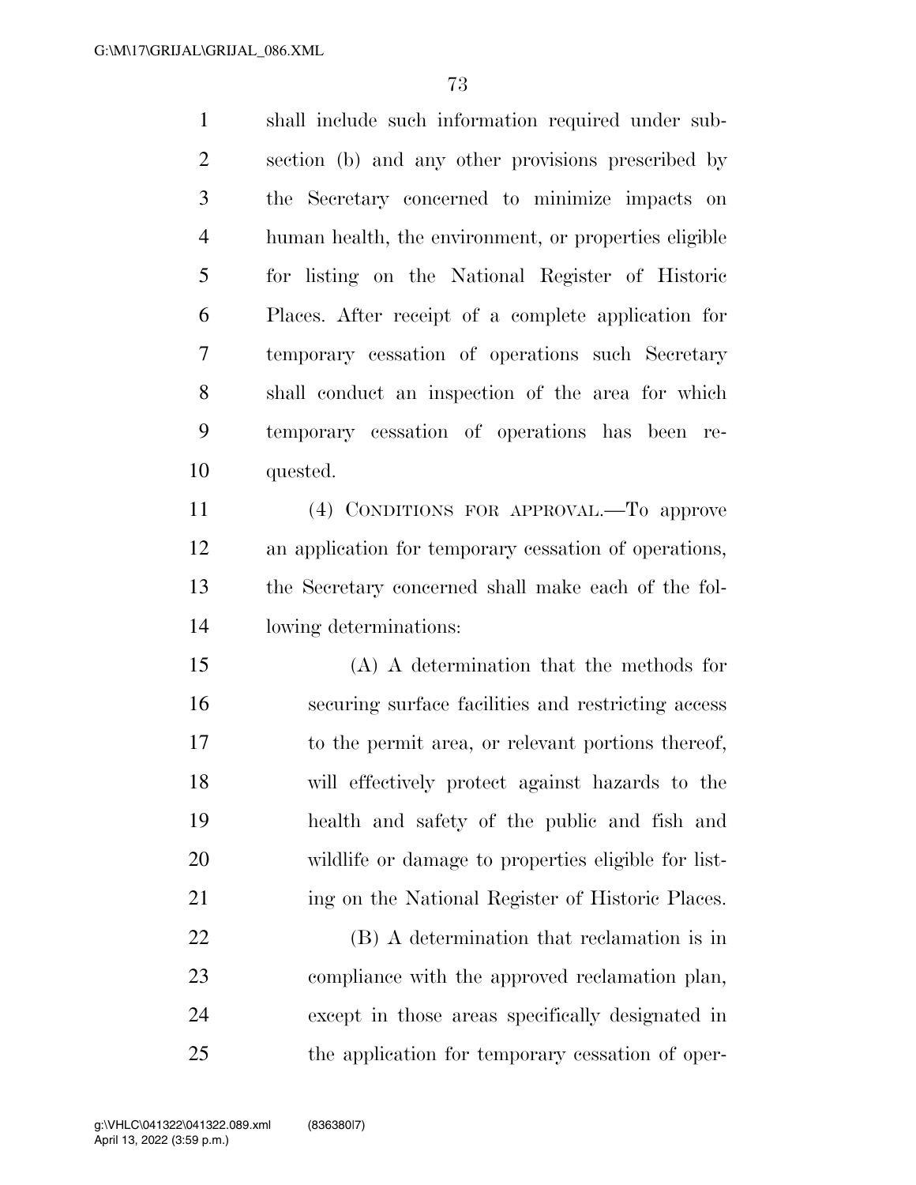shall include such information required under subsection (b) and any other provisions prescribed by the Secretary concerned to minimize impacts on human health, the environment, or properties eligible for listing on the National Register of Historic Places. After receipt of a complete application for temporary cessation of operations such Secretary shall conduct an inspection of the area for which temporary cessation of operations has been requested.

(4) CONDITIONS FOR APPROVAL.—To approve an application for temporary cessation of operations, the Secretary concerned shall make each of the following determinations:

(A) A determination that the methods for securing surface facilities and restricting access to the permit area, or relevant portions thereof, will effectively protect against hazards to the health and safety of the public and fish and wildlife or damage to properties eligible for listing on the National Register of Historic Places.

(B) A determination that reclamation is in compliance with the approved reclamation plan, except in those areas specifically designated in the application for temporary cessation of oper-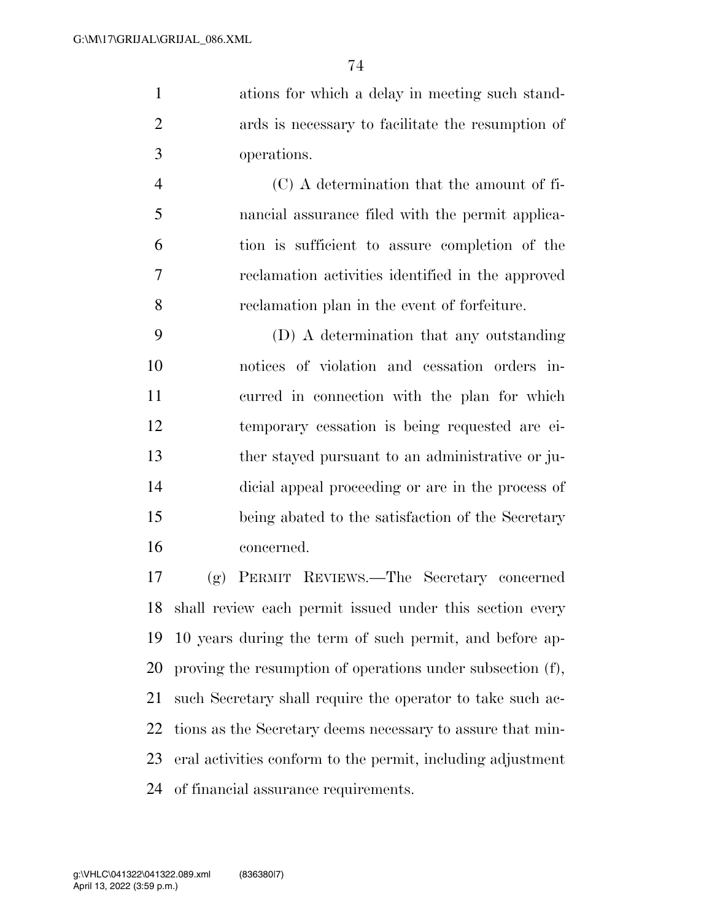ations for which a delay in meeting such standards is necessary to facilitate the resumption of operations.

(C) A determination that the amount of financial assurance filed with the permit application is sufficient to assure completion of the reclamation activities identified in the approved reclamation plan in the event of forfeiture.

(D) A determination that any outstanding notices of violation and cessation orders incurred in connection with the plan for which temporary cessation is being requested are either stayed pursuant to an administrative or judicial appeal proceeding or are in the process of being abated to the satisfaction of the Secretary concerned.

(g) PERMIT REVIEWS.—The Secretary concerned shall review each permit issued under this section every 10 years during the term of such permit, and before approving the resumption of operations under subsection (f), such Secretary shall require the operator to take such actions as the Secretary deems necessary to assure that mineral activities conform to the permit, including adjustment of financial assurance requirements.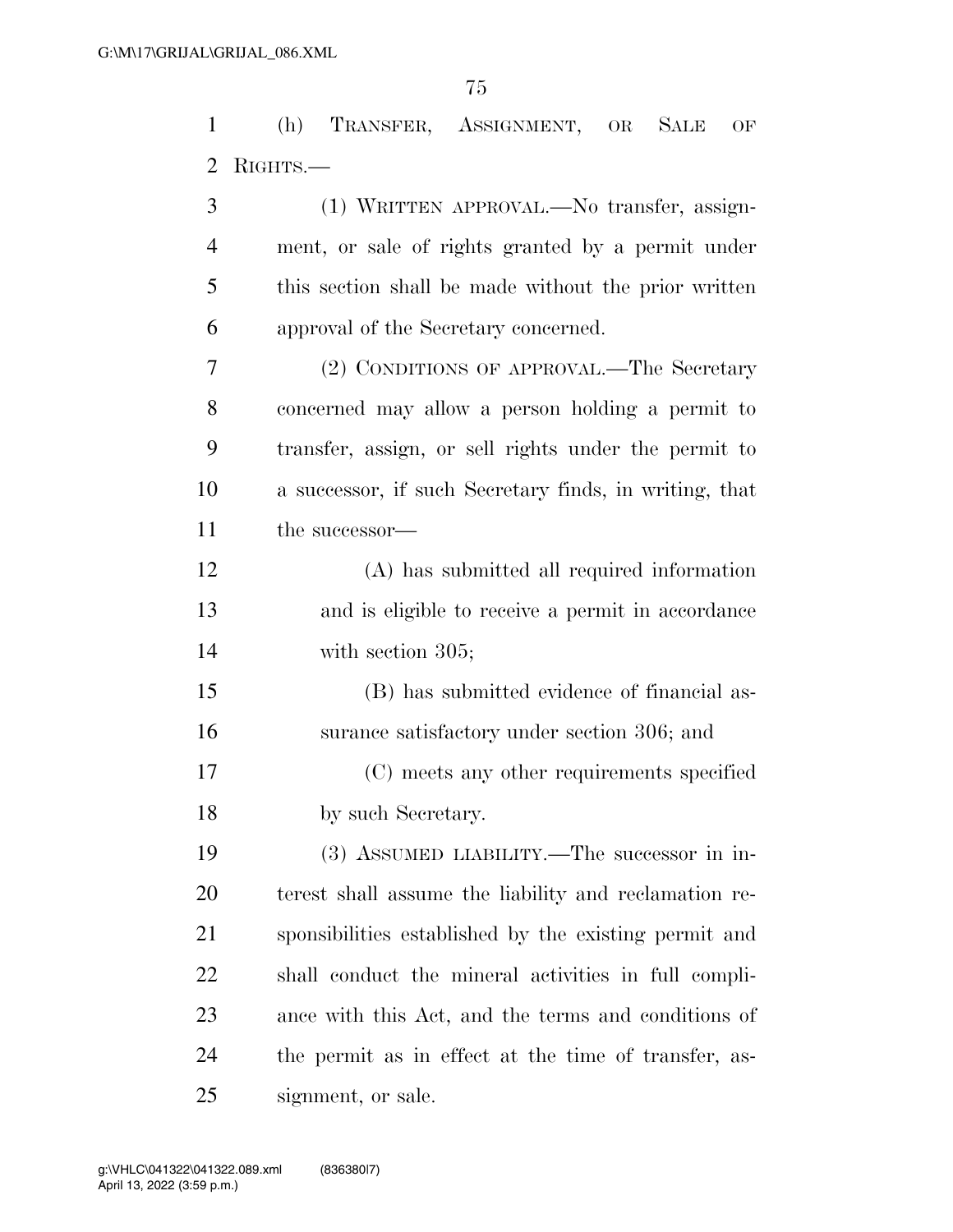(h) TRANSFER, ASSIGNMENT, OR SALE OF RIGHTS.—

(1) WRITTEN APPROVAL.—No transfer, assignment, or sale of rights granted by a permit under this section shall be made without the prior written approval of the Secretary concerned.

(2) CONDITIONS OF APPROVAL.—The Secretary concerned may allow a person holding a permit to transfer, assign, or sell rights under the permit to a successor, if such Secretary finds, in writing, that the successor—

(A) has submitted all required information and is eligible to receive a permit in accordance with section 305;

(B) has submitted evidence of financial assurance satisfactory under section 306; and

(C) meets any other requirements specified by such Secretary.

(3) ASSUMED LIABILITY.—The successor in interest shall assume the liability and reclamation responsibilities established by the existing permit and shall conduct the mineral activities in full compliance with this Act, and the terms and conditions of the permit as in effect at the time of transfer, assignment, or sale.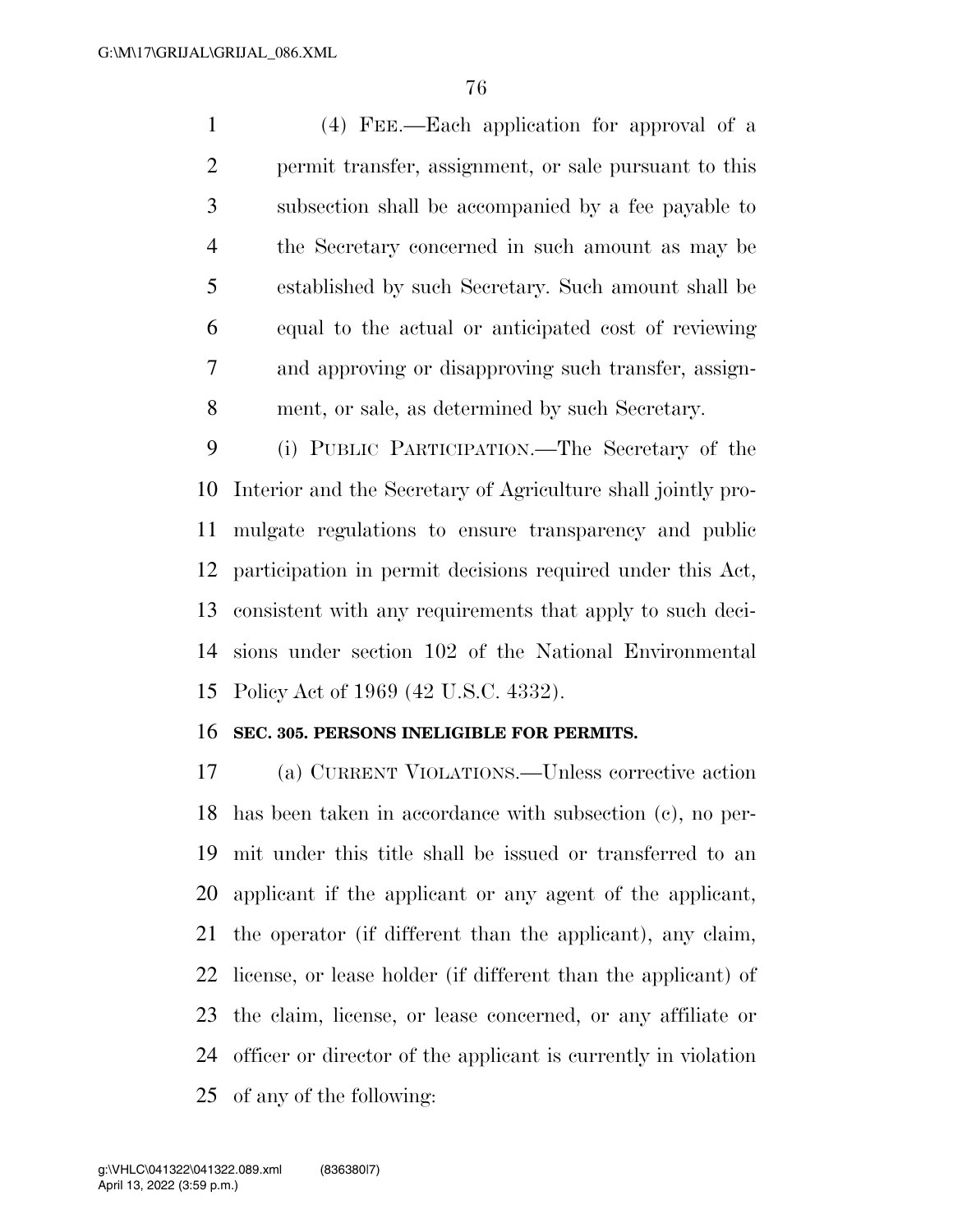(4) FEE.—Each application for approval of a permit transfer, assignment, or sale pursuant to this subsection shall be accompanied by a fee payable to the Secretary concerned in such amount as may be established by such Secretary. Such amount shall be equal to the actual or anticipated cost of reviewing and approving or disapproving such transfer, assignment, or sale, as determined by such Secretary.

(i) PUBLIC PARTICIPATION.—The Secretary of the Interior and the Secretary of Agriculture shall jointly promulgate regulations to ensure transparency and public participation in permit decisions required under this Act, consistent with any requirements that apply to such decisions under section 102 of the National Environmental Policy Act of 1969 (42 U.S.C. 4332).

**SEC. 305. PERSONS INELIGIBLE FOR PERMITS.**

(a) CURRENT VIOLATIONS.—Unless corrective action has been taken in accordance with subsection (c), no permit under this title shall be issued or transferred to an applicant if the applicant or any agent of the applicant, the operator (if different than the applicant), any claim, license, or lease holder (if different than the applicant) of the claim, license, or lease concerned, or any affiliate or officer or director of the applicant is currently in violation of any of the following: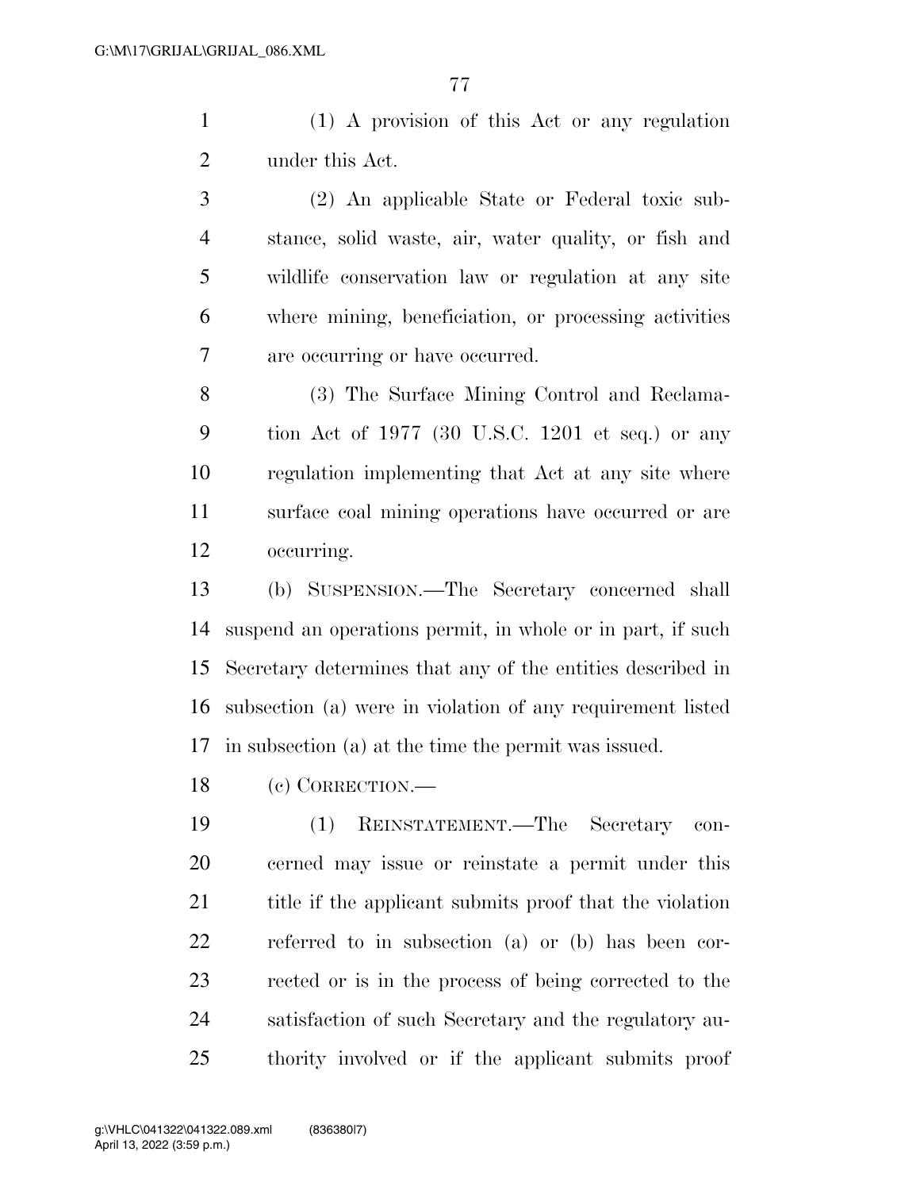(1) A provision of this Act or any regulation under this Act.

(2) An applicable State or Federal toxic substance, solid waste, air, water quality, or fish and wildlife conservation law or regulation at any site where mining, beneficiation, or processing activities are occurring or have occurred.

(3) The Surface Mining Control and Reclamation Act of 1977 (30 U.S.C. 1201 et seq.) or any regulation implementing that Act at any site where surface coal mining operations have occurred or are occurring.

(b) SUSPENSION.—The Secretary concerned shall suspend an operations permit, in whole or in part, if such Secretary determines that any of the entities described in subsection (a) were in violation of any requirement listed in subsection (a) at the time the permit was issued.

(c) CORRECTION.—

(1) REINSTATEMENT.—The Secretary concerned may issue or reinstate a permit under this title if the applicant submits proof that the violation referred to in subsection (a) or (b) has been corrected or is in the process of being corrected to the satisfaction of such Secretary and the regulatory authority involved or if the applicant submits proof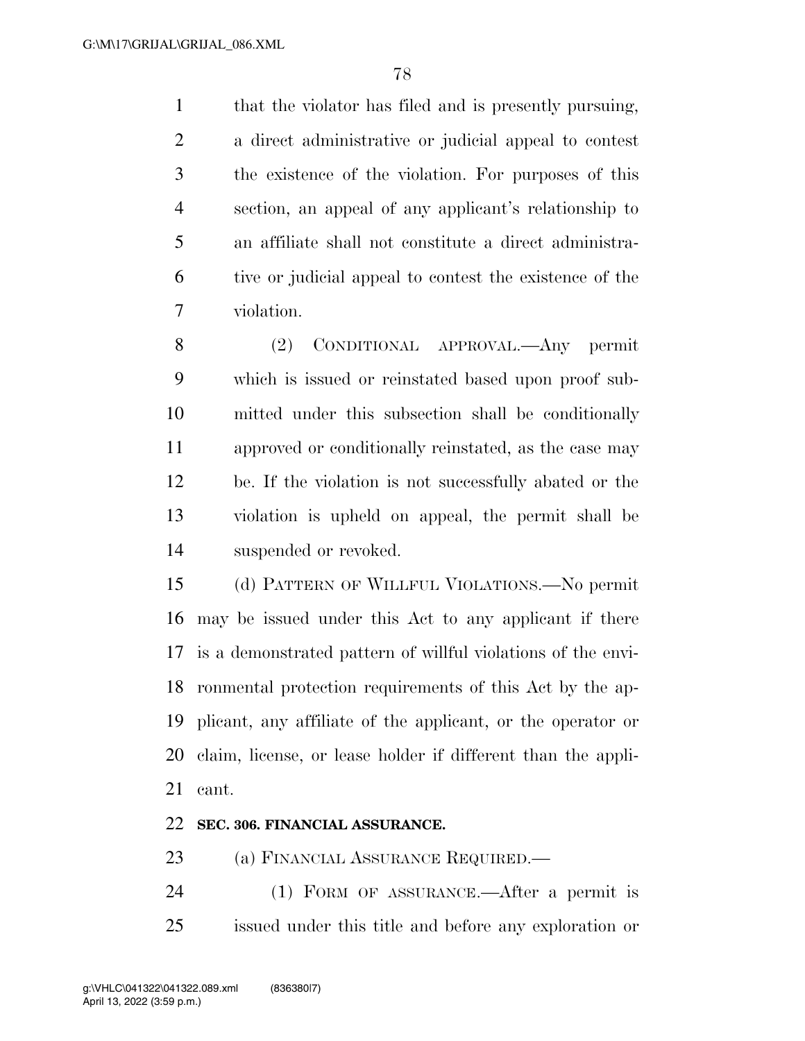that the violator has filed and is presently pursuing, a direct administrative or judicial appeal to contest the existence of the violation. For purposes of this section, an appeal of any applicant's relationship to an affiliate shall not constitute a direct administrative or judicial appeal to contest the existence of the violation.

(2) CONDITIONAL APPROVAL.—Any permit which is issued or reinstated based upon proof submitted under this subsection shall be conditionally approved or conditionally reinstated, as the case may be. If the violation is not successfully abated or the violation is upheld on appeal, the permit shall be suspended or revoked.

(d) PATTERN OF WILLFUL VIOLATIONS.—No permit may be issued under this Act to any applicant if there is a demonstrated pattern of willful violations of the environmental protection requirements of this Act by the applicant, any affiliate of the applicant, or the operator or claim, license, or lease holder if different than the applicant.

**SEC. 306. FINANCIAL ASSURANCE.**

(a) FINANCIAL ASSURANCE REQUIRED.—

(1) FORM OF ASSURANCE.—After a permit is issued under this title and before any exploration or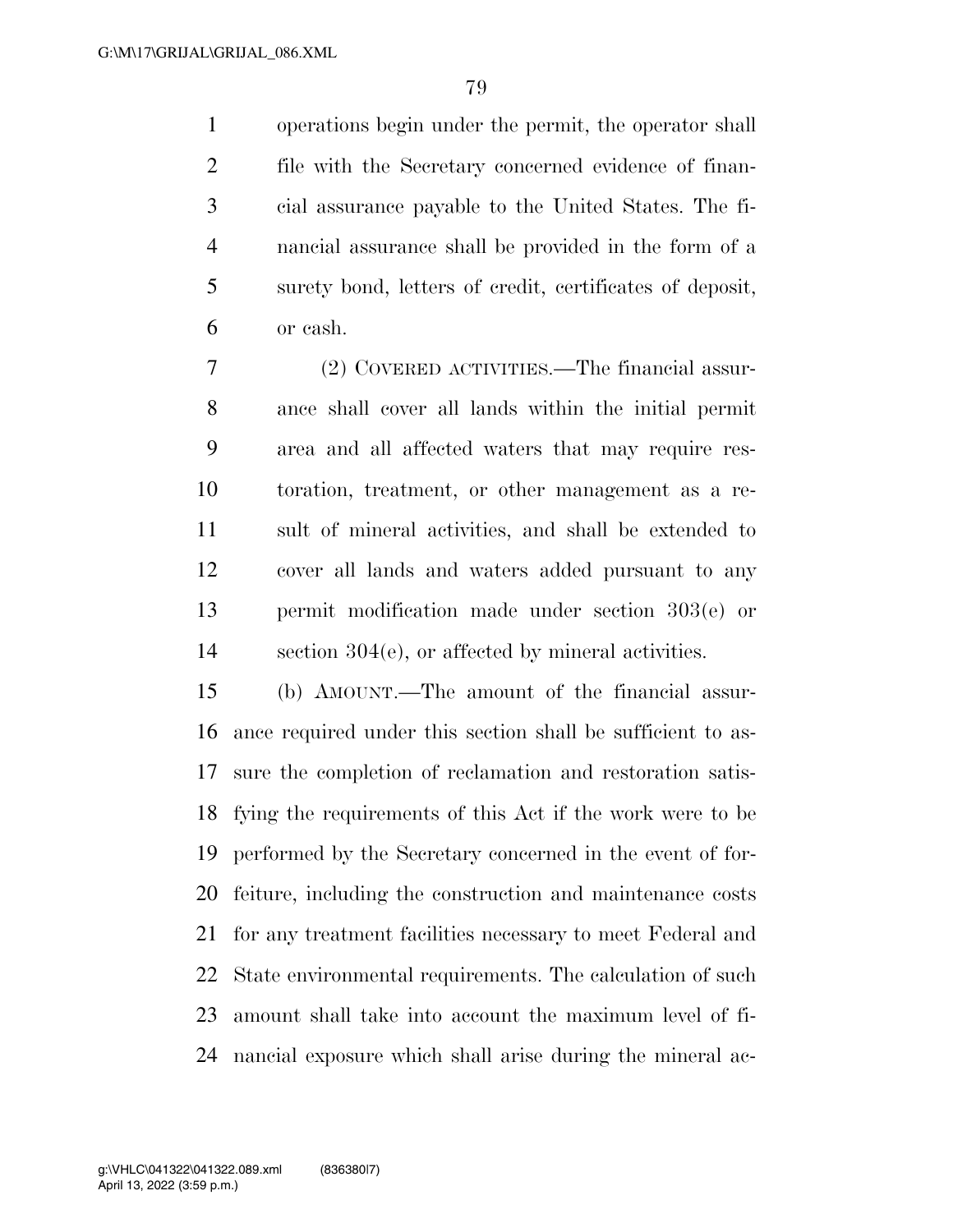operations begin under the permit, the operator shall file with the Secretary concerned evidence of financial assurance payable to the United States. The financial assurance shall be provided in the form of a surety bond, letters of credit, certificates of deposit, or cash.

(2) COVERED ACTIVITIES.—The financial assurance shall cover all lands within the initial permit area and all affected waters that may require restoration, treatment, or other management as a result of mineral activities, and shall be extended to cover all lands and waters added pursuant to any permit modification made under section 303(e) or section 304(e), or affected by mineral activities.

(b) AMOUNT.—The amount of the financial assurance required under this section shall be sufficient to assure the completion of reclamation and restoration satisfying the requirements of this Act if the work were to be performed by the Secretary concerned in the event of forfeiture, including the construction and maintenance costs for any treatment facilities necessary to meet Federal and State environmental requirements. The calculation of such amount shall take into account the maximum level of financial exposure which shall arise during the mineral ac-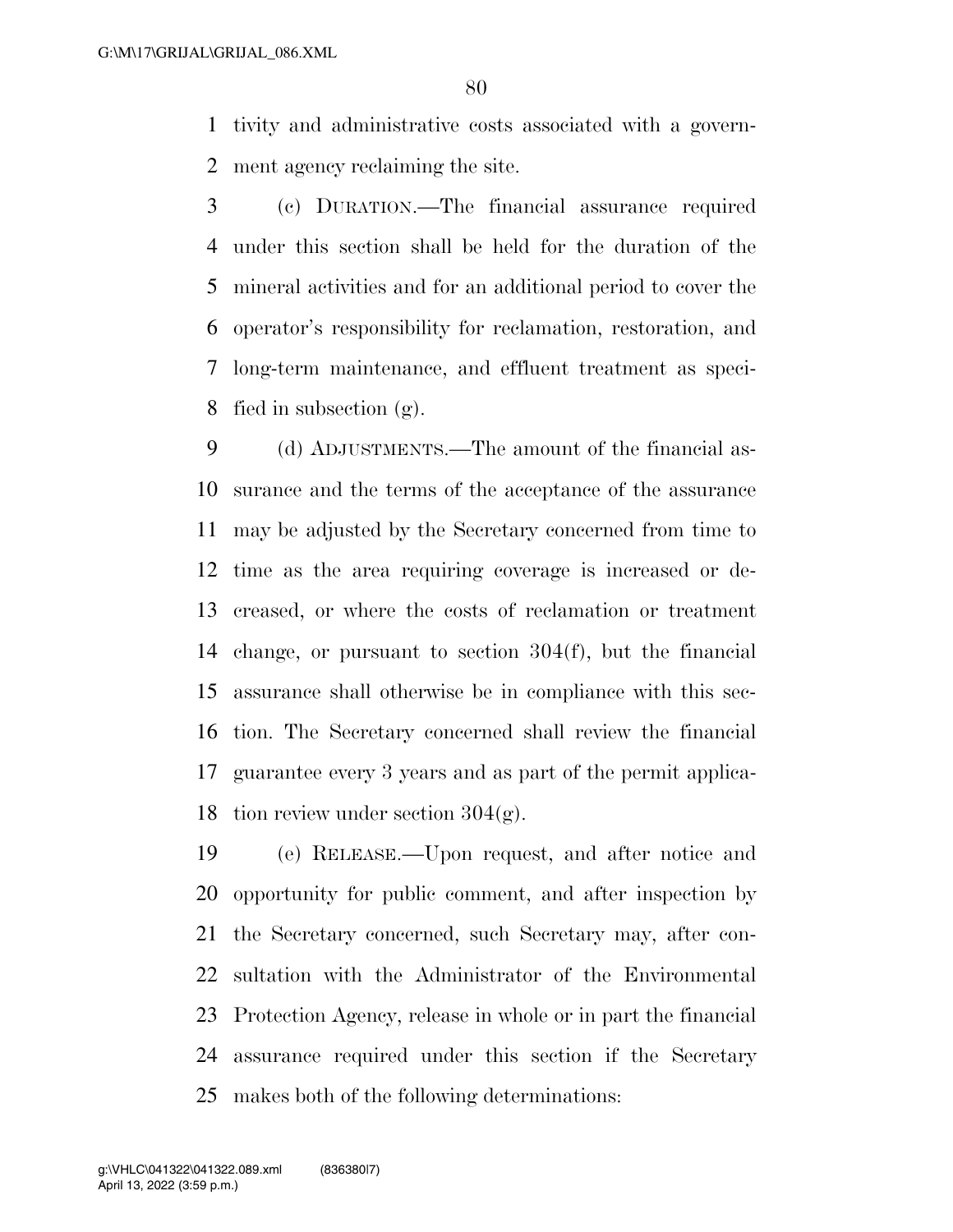tivity and administrative costs associated with a government agency reclaiming the site.

(c) DURATION.—The financial assurance required under this section shall be held for the duration of the mineral activities and for an additional period to cover the operator's responsibility for reclamation, restoration, and long-term maintenance, and effluent treatment as specified in subsection (g).

(d) ADJUSTMENTS.—The amount of the financial assurance and the terms of the acceptance of the assurance may be adjusted by the Secretary concerned from time to time as the area requiring coverage is increased or decreased, or where the costs of reclamation or treatment change, or pursuant to section 304(f), but the financial assurance shall otherwise be in compliance with this section. The Secretary concerned shall review the financial guarantee every 3 years and as part of the permit application review under section 304(g).

(e) RELEASE.—Upon request, and after notice and opportunity for public comment, and after inspection by the Secretary concerned, such Secretary may, after consultation with the Administrator of the Environmental Protection Agency, release in whole or in part the financial assurance required under this section if the Secretary makes both of the following determinations: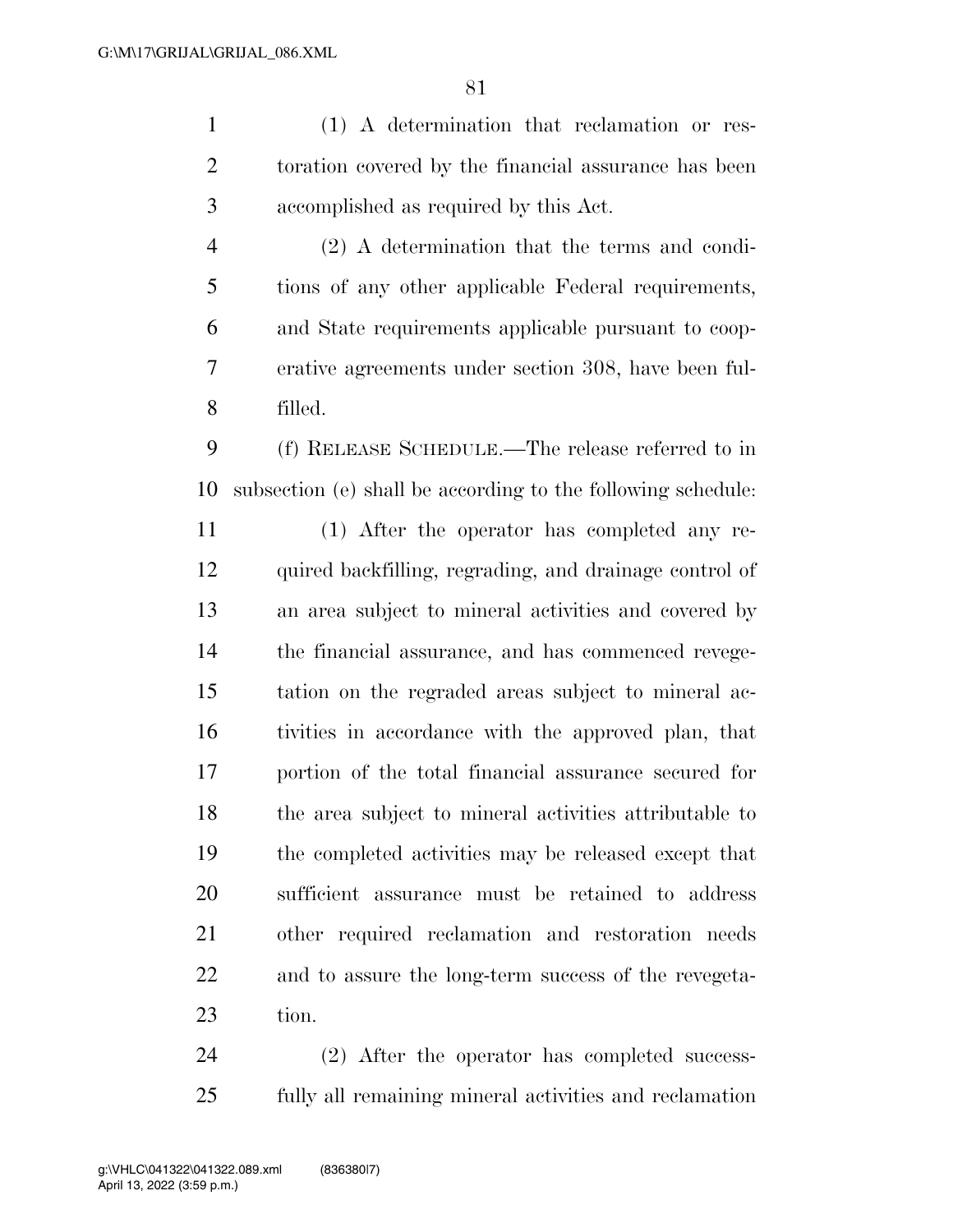(1) A determination that reclamation or restoration covered by the financial assurance has been accomplished as required by this Act.

(2) A determination that the terms and conditions of any other applicable Federal requirements, and State requirements applicable pursuant to cooperative agreements under section 308, have been fulfilled.

(f) RELEASE SCHEDULE.—The release referred to in subsection (e) shall be according to the following schedule:

(1) After the operator has completed any required backfilling, regrading, and drainage control of an area subject to mineral activities and covered by the financial assurance, and has commenced revegetation on the regraded areas subject to mineral activities in accordance with the approved plan, that portion of the total financial assurance secured for the area subject to mineral activities attributable to the completed activities may be released except that sufficient assurance must be retained to address other required reclamation and restoration needs and to assure the long-term success of the revegetation.

(2) After the operator has completed successfully all remaining mineral activities and reclamation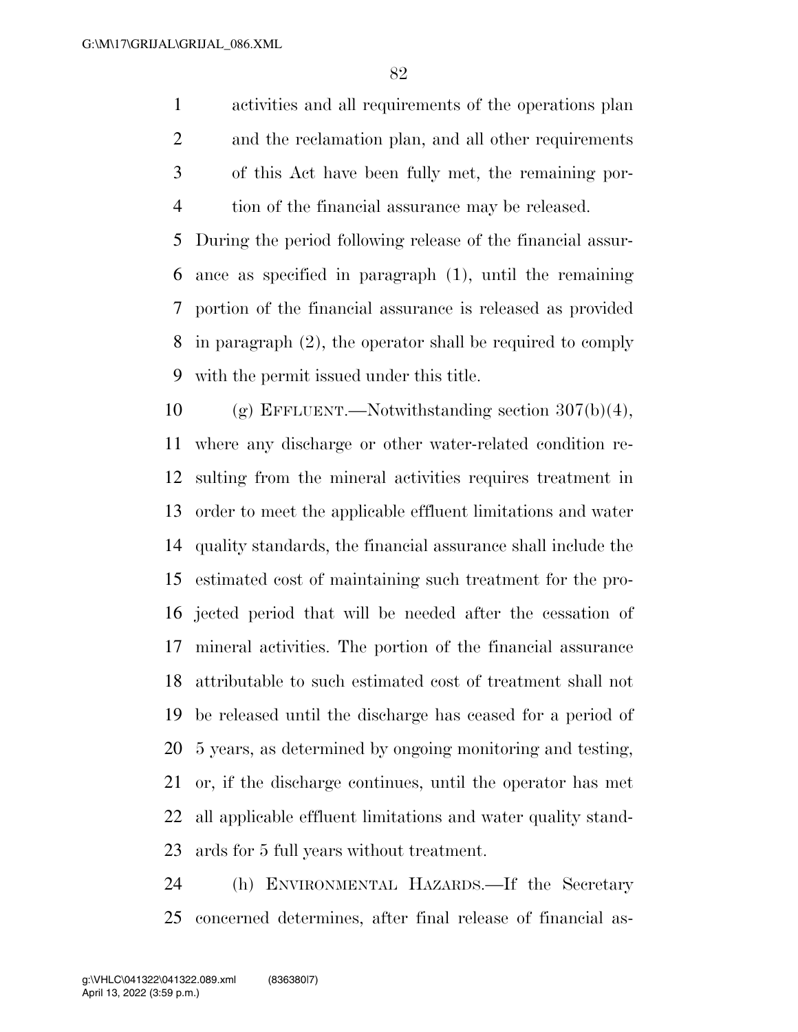activities and all requirements of the operations plan and the reclamation plan, and all other requirements of this Act have been fully met, the remaining portion of the financial assurance may be released.

During the period following release of the financial assurance as specified in paragraph (1), until the remaining portion of the financial assurance is released as provided in paragraph (2), the operator shall be required to comply with the permit issued under this title.

(g) EFFLUENT.—Notwithstanding section 307(b)(4), where any discharge or other water-related condition resulting from the mineral activities requires treatment in order to meet the applicable effluent limitations and water quality standards, the financial assurance shall include the estimated cost of maintaining such treatment for the projected period that will be needed after the cessation of mineral activities. The portion of the financial assurance attributable to such estimated cost of treatment shall not be released until the discharge has ceased for a period of 5 years, as determined by ongoing monitoring and testing, or, if the discharge continues, until the operator has met all applicable effluent limitations and water quality standards for 5 full years without treatment.

(h) ENVIRONMENTAL HAZARDS.—If the Secretary concerned determines, after final release of financial as-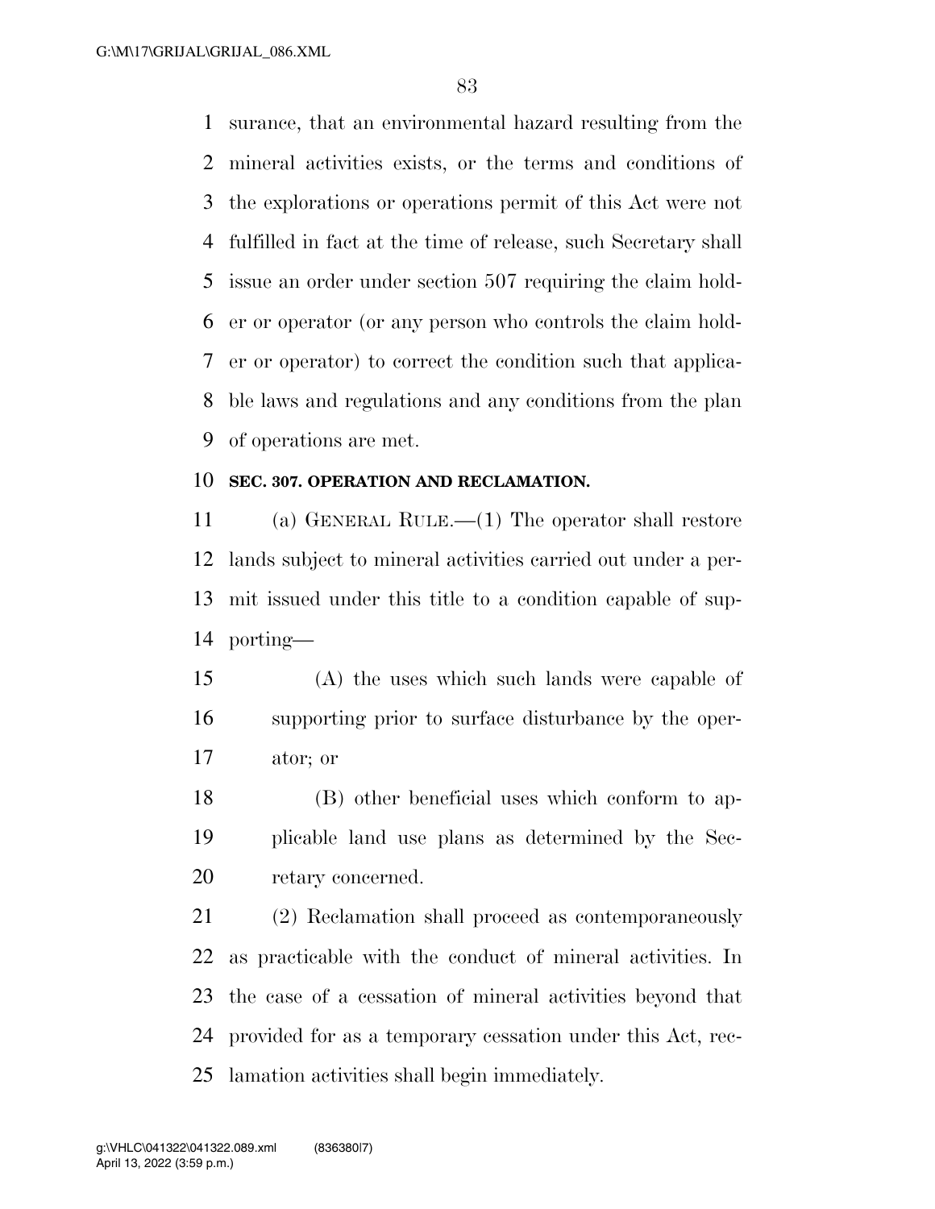surance, that an environmental hazard resulting from the mineral activities exists, or the terms and conditions of the explorations or operations permit of this Act were not fulfilled in fact at the time of release, such Secretary shall issue an order under section 507 requiring the claim holder or operator (or any person who controls the claim holder or operator) to correct the condition such that applicable laws and regulations and any conditions from the plan of operations are met.

**SEC. 307. OPERATION AND RECLAMATION.**

(a) GENERAL RULE.—(1) The operator shall restore lands subject to mineral activities carried out under a permit issued under this title to a condition capable of supporting—

(A) the uses which such lands were capable of supporting prior to surface disturbance by the operator; or

(B) other beneficial uses which conform to applicable land use plans as determined by the Secretary concerned.

(2) Reclamation shall proceed as contemporaneously as practicable with the conduct of mineral activities. In the case of a cessation of mineral activities beyond that provided for as a temporary cessation under this Act, reclamation activities shall begin immediately.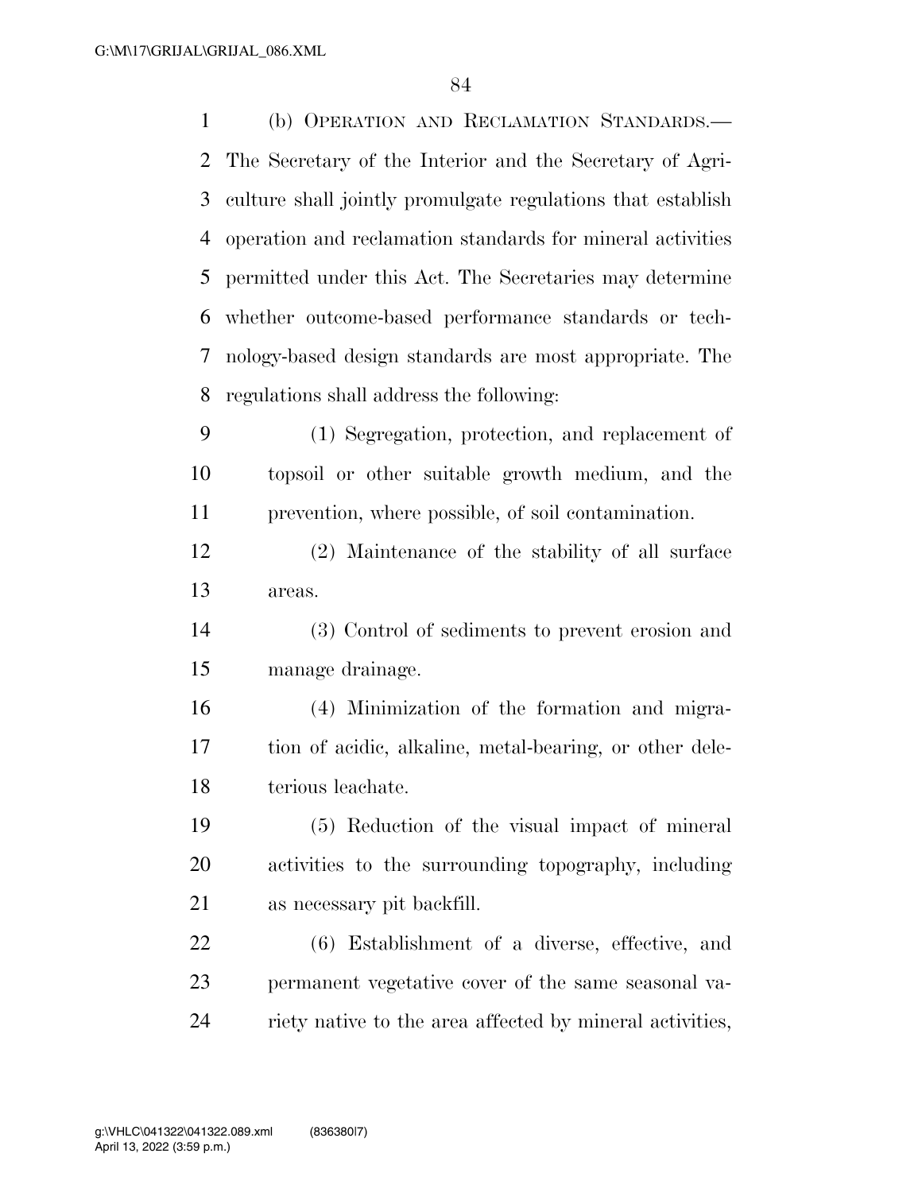(b) Operation and Reclamation Standards.—The Secretary of the Interior and the Secretary of Agriculture shall jointly promulgate regulations that establish operation and reclamation standards for mineral activities permitted under this Act. The Secretaries may determine whether outcome-based performance standards or technology-based design standards are most appropriate. The regulations shall address the following:

(1) Segregation, protection, and replacement of topsoil or other suitable growth medium, and the prevention, where possible, of soil contamination.

(2) Maintenance of the stability of all surface areas.

(3) Control of sediments to prevent erosion and manage drainage.

(4) Minimization of the formation and migration of acidic, alkaline, metal-bearing, or other deleterious leachate.

(5) Reduction of the visual impact of mineral activities to the surrounding topography, including as necessary pit backfill.

(6) Establishment of a diverse, effective, and permanent vegetative cover of the same seasonal variety native to the area affected by mineral activities,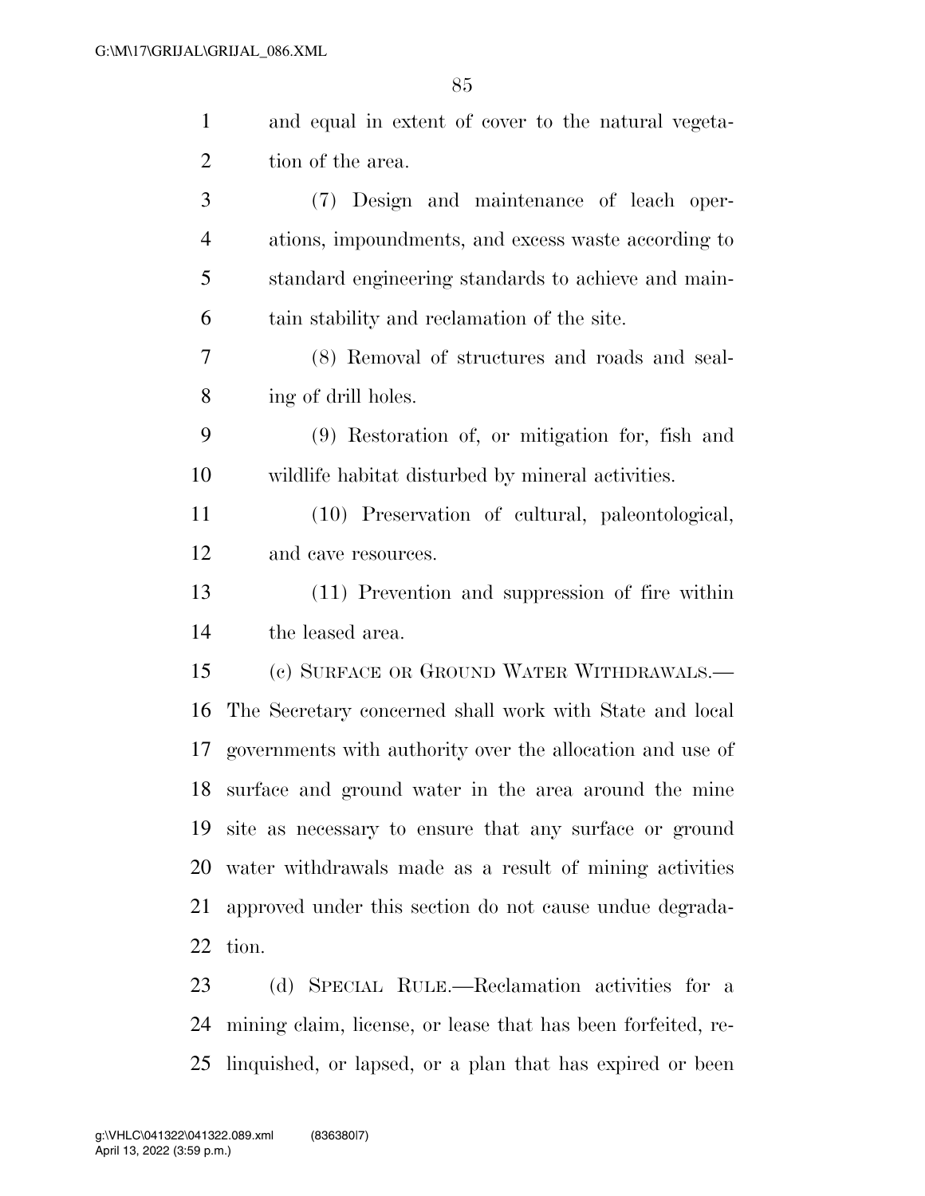and equal in extent of cover to the natural vegetation of the area.

(7) Design and maintenance of leach operations, impoundments, and excess waste according to standard engineering standards to achieve and maintain stability and reclamation of the site.

(8) Removal of structures and roads and sealing of drill holes.

(9) Restoration of, or mitigation for, fish and wildlife habitat disturbed by mineral activities.

(10) Preservation of cultural, paleontological, and cave resources.

(11) Prevention and suppression of fire within the leased area.

(c) SURFACE OR GROUND WATER WITHDRAWALS.—The Secretary concerned shall work with State and local governments with authority over the allocation and use of surface and ground water in the area around the mine site as necessary to ensure that any surface or ground water withdrawals made as a result of mining activities approved under this section do not cause undue degradation.

(d) SPECIAL RULE.—Reclamation activities for a mining claim, license, or lease that has been forfeited, relinquished, or lapsed, or a plan that has expired or been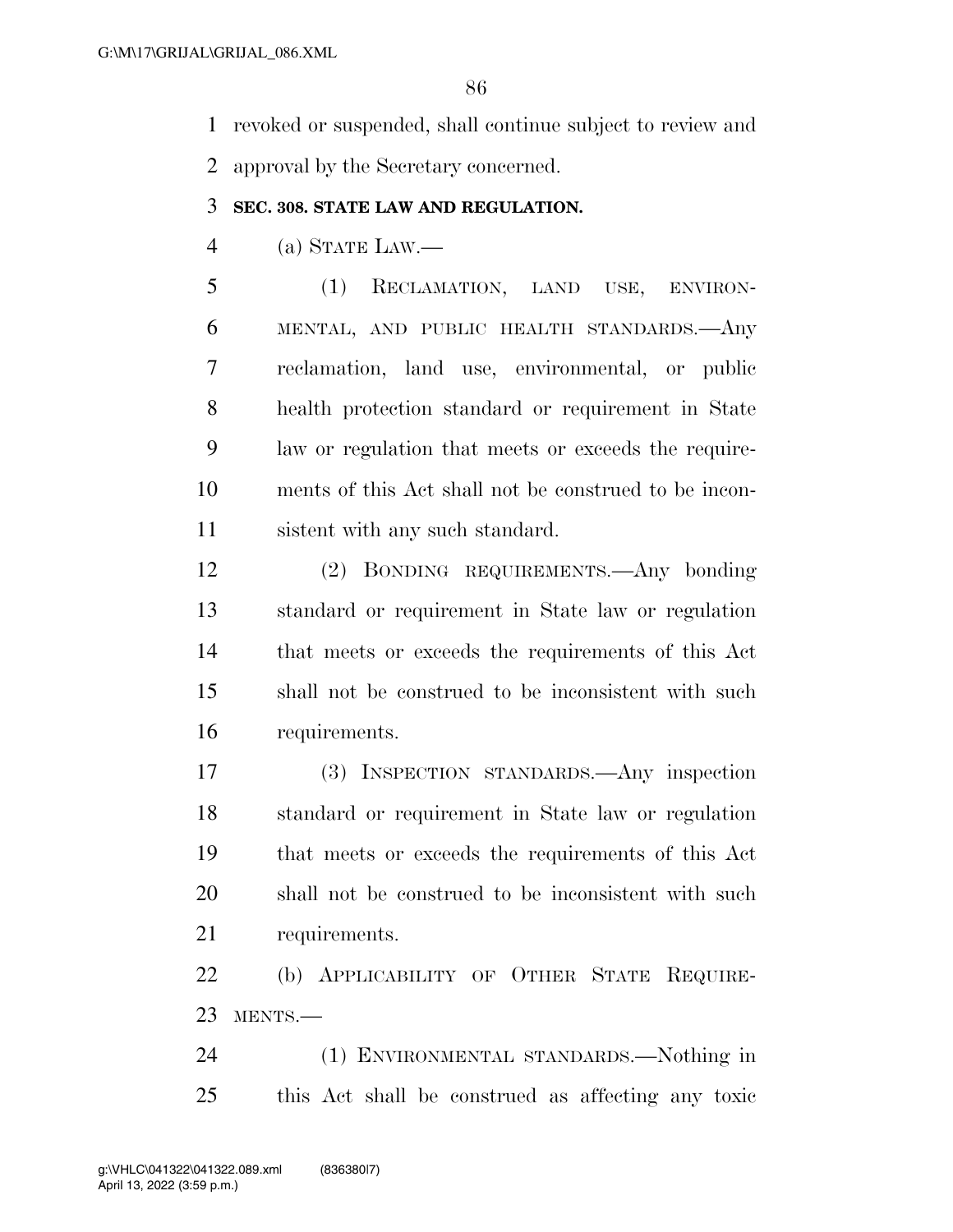revoked or suspended, shall continue subject to review and approval by the Secretary concerned.

### SEC. 308. STATE LAW AND REGULATION.

(a) STATE LAW.—

(1) RECLAMATION, LAND USE, ENVIRONMENTAL, AND PUBLIC HEALTH STANDARDS.—Any reclamation, land use, environmental, or public health protection standard or requirement in State law or regulation that meets or exceeds the requirements of this Act shall not be construed to be inconsistent with any such standard.

(2) BONDING REQUIREMENTS.—Any bonding standard or requirement in State law or regulation that meets or exceeds the requirements of this Act shall not be construed to be inconsistent with such requirements.

(3) INSPECTION STANDARDS.—Any inspection standard or requirement in State law or regulation that meets or exceeds the requirements of this Act shall not be construed to be inconsistent with such requirements.

(b) APPLICABILITY OF OTHER STATE REQUIREMENTS.—

(1) ENVIRONMENTAL STANDARDS.—Nothing in this Act shall be construed as affecting any toxic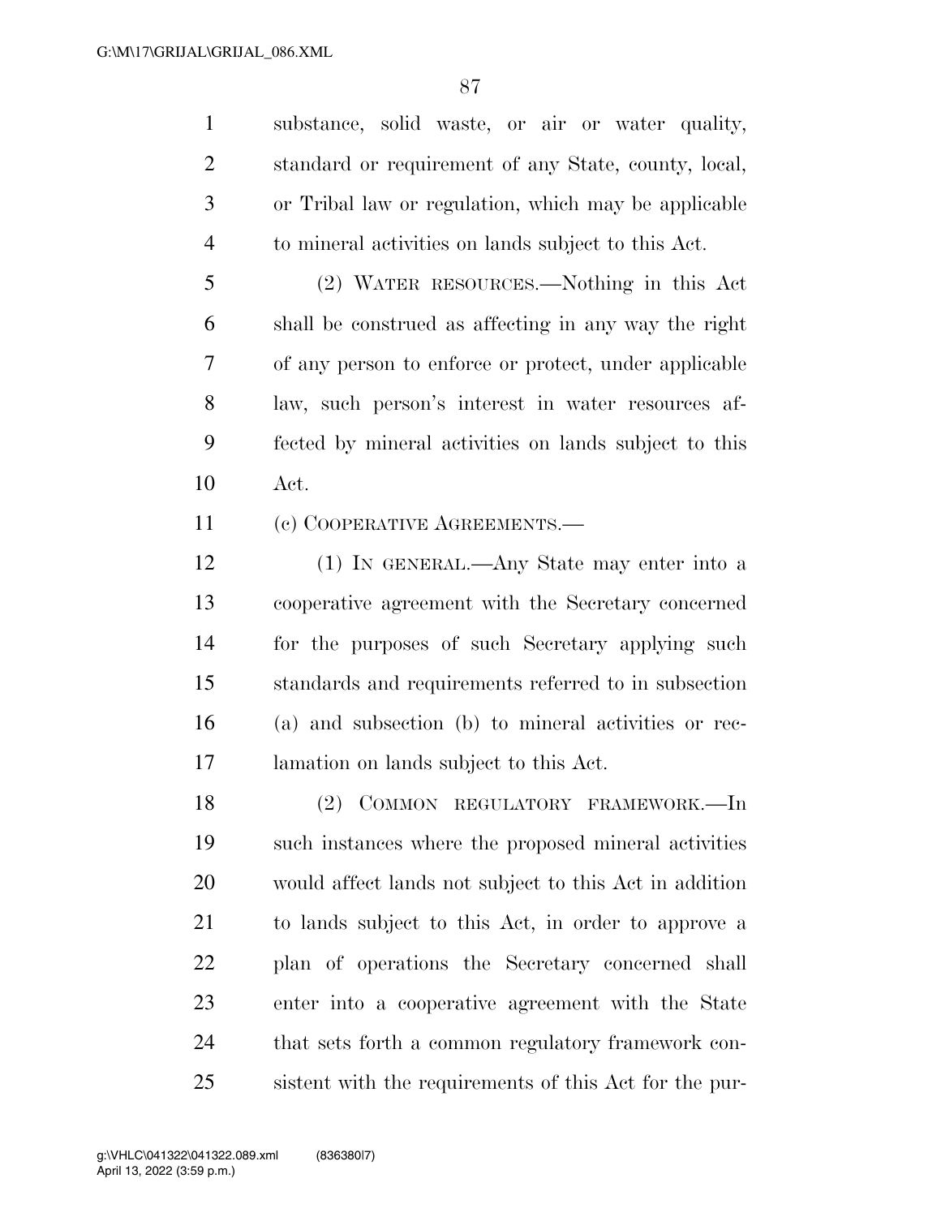substance, solid waste, or air or water quality, standard or requirement of any State, county, local, or Tribal law or regulation, which may be applicable to mineral activities on lands subject to this Act.

(2) WATER RESOURCES.—Nothing in this Act shall be construed as affecting in any way the right of any person to enforce or protect, under applicable law, such person's interest in water resources affected by mineral activities on lands subject to this Act.

(c) COOPERATIVE AGREEMENTS.—

(1) IN GENERAL.—Any State may enter into a cooperative agreement with the Secretary concerned for the purposes of such Secretary applying such standards and requirements referred to in subsection (a) and subsection (b) to mineral activities or reclamation on lands subject to this Act.

(2) COMMON REGULATORY FRAMEWORK.—In such instances where the proposed mineral activities would affect lands not subject to this Act in addition to lands subject to this Act, in order to approve a plan of operations the Secretary concerned shall enter into a cooperative agreement with the State that sets forth a common regulatory framework consistent with the requirements of this Act for the pur-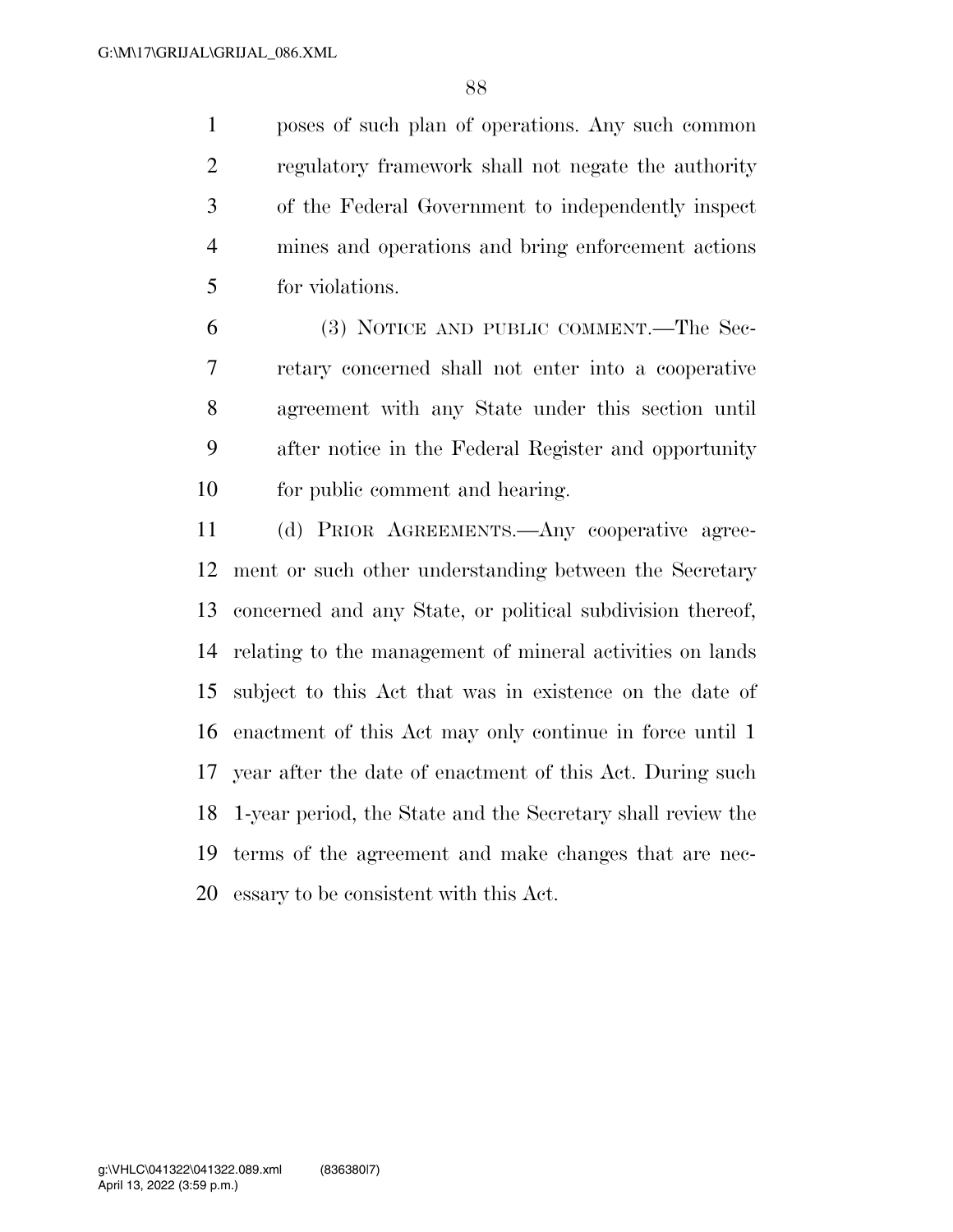poses of such plan of operations. Any such common regulatory framework shall not negate the authority of the Federal Government to independently inspect mines and operations and bring enforcement actions for violations.

(3) NOTICE AND PUBLIC COMMENT.—The Secretary concerned shall not enter into a cooperative agreement with any State under this section until after notice in the Federal Register and opportunity for public comment and hearing.

(d) PRIOR AGREEMENTS.—Any cooperative agreement or such other understanding between the Secretary concerned and any State, or political subdivision thereof, relating to the management of mineral activities on lands subject to this Act that was in existence on the date of enactment of this Act may only continue in force until 1 year after the date of enactment of this Act. During such 1-year period, the State and the Secretary shall review the terms of the agreement and make changes that are necessary to be consistent with this Act.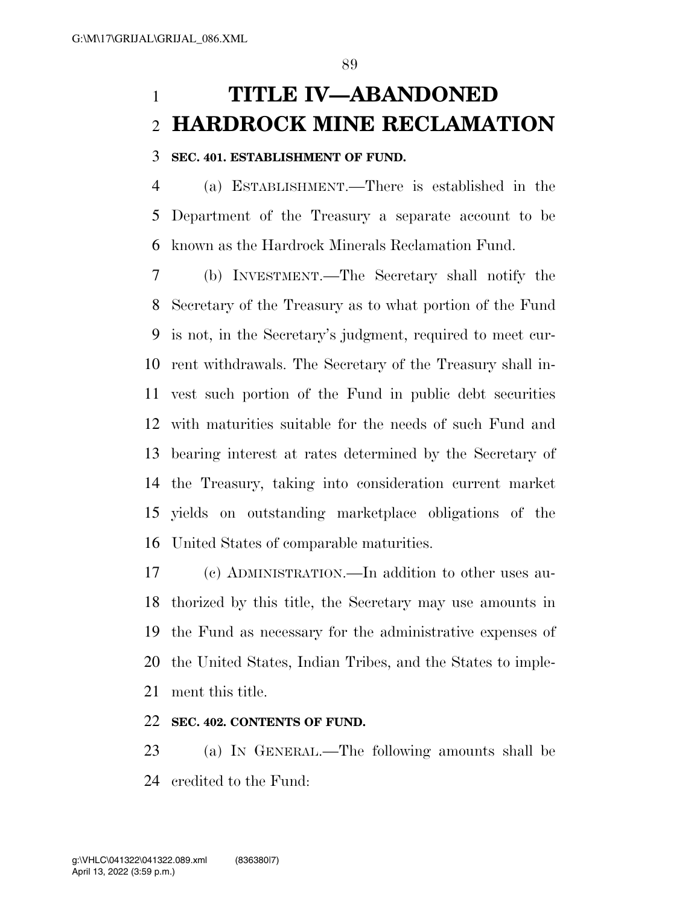# TITLE IV—ABANDONED HARDROCK MINE RECLAMATION

**SEC. 401. ESTABLISHMENT OF FUND.**

(a) ESTABLISHMENT.—There is established in the Department of the Treasury a separate account to be known as the Hardrock Minerals Reclamation Fund.

(b) INVESTMENT.—The Secretary shall notify the Secretary of the Treasury as to what portion of the Fund is not, in the Secretary's judgment, required to meet current withdrawals. The Secretary of the Treasury shall invest such portion of the Fund in public debt securities with maturities suitable for the needs of such Fund and bearing interest at rates determined by the Secretary of the Treasury, taking into consideration current market yields on outstanding marketplace obligations of the United States of comparable maturities.

(c) ADMINISTRATION.—In addition to other uses authorized by this title, the Secretary may use amounts in the Fund as necessary for the administrative expenses of the United States, Indian Tribes, and the States to implement this title.

**SEC. 402. CONTENTS OF FUND.**

(a) IN GENERAL.—The following amounts shall be credited to the Fund: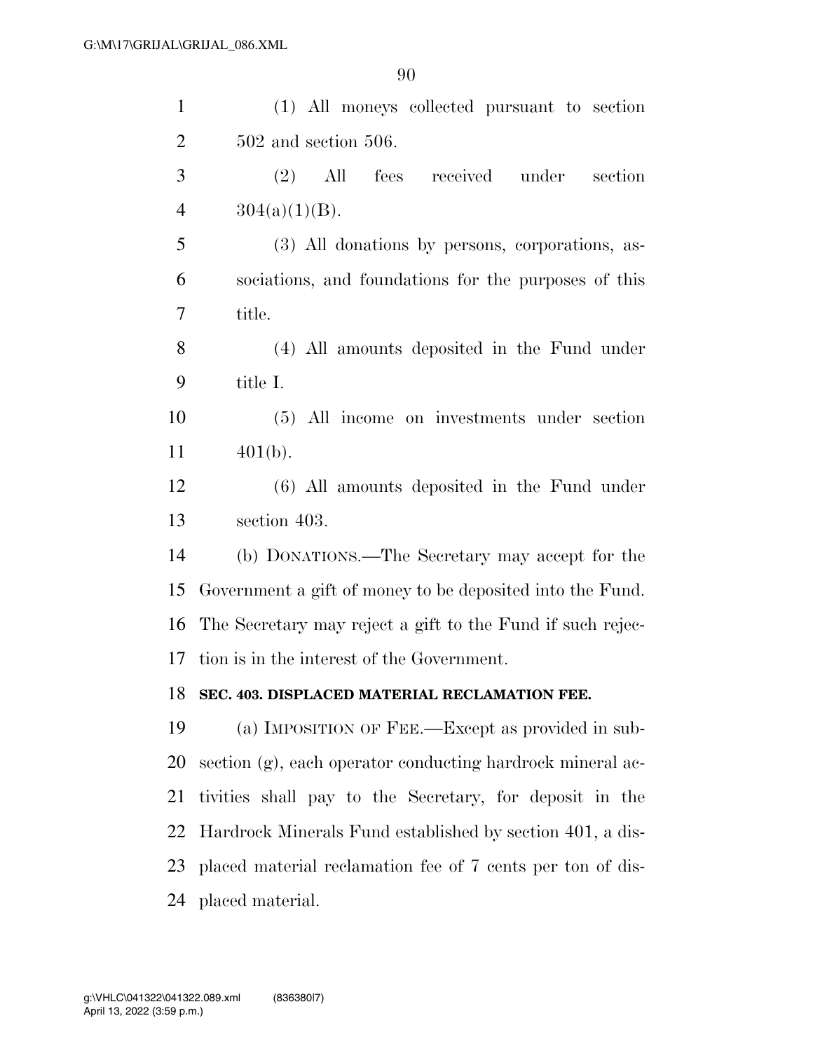(1) All moneys collected pursuant to section 502 and section 506.

(2) All fees received under section 304(a)(1)(B).

(3) All donations by persons, corporations, associations, and foundations for the purposes of this title.

(4) All amounts deposited in the Fund under title I.

(5) All income on investments under section 401(b).

(6) All amounts deposited in the Fund under section 403.

(b) DONATIONS.—The Secretary may accept for the Government a gift of money to be deposited into the Fund. The Secretary may reject a gift to the Fund if such rejection is in the interest of the Government.

**SEC. 403. DISPLACED MATERIAL RECLAMATION FEE.**

(a) IMPOSITION OF FEE.—Except as provided in subsection (g), each operator conducting hardrock mineral activities shall pay to the Secretary, for deposit in the Hardrock Minerals Fund established by section 401, a displaced material reclamation fee of 7 cents per ton of displaced material.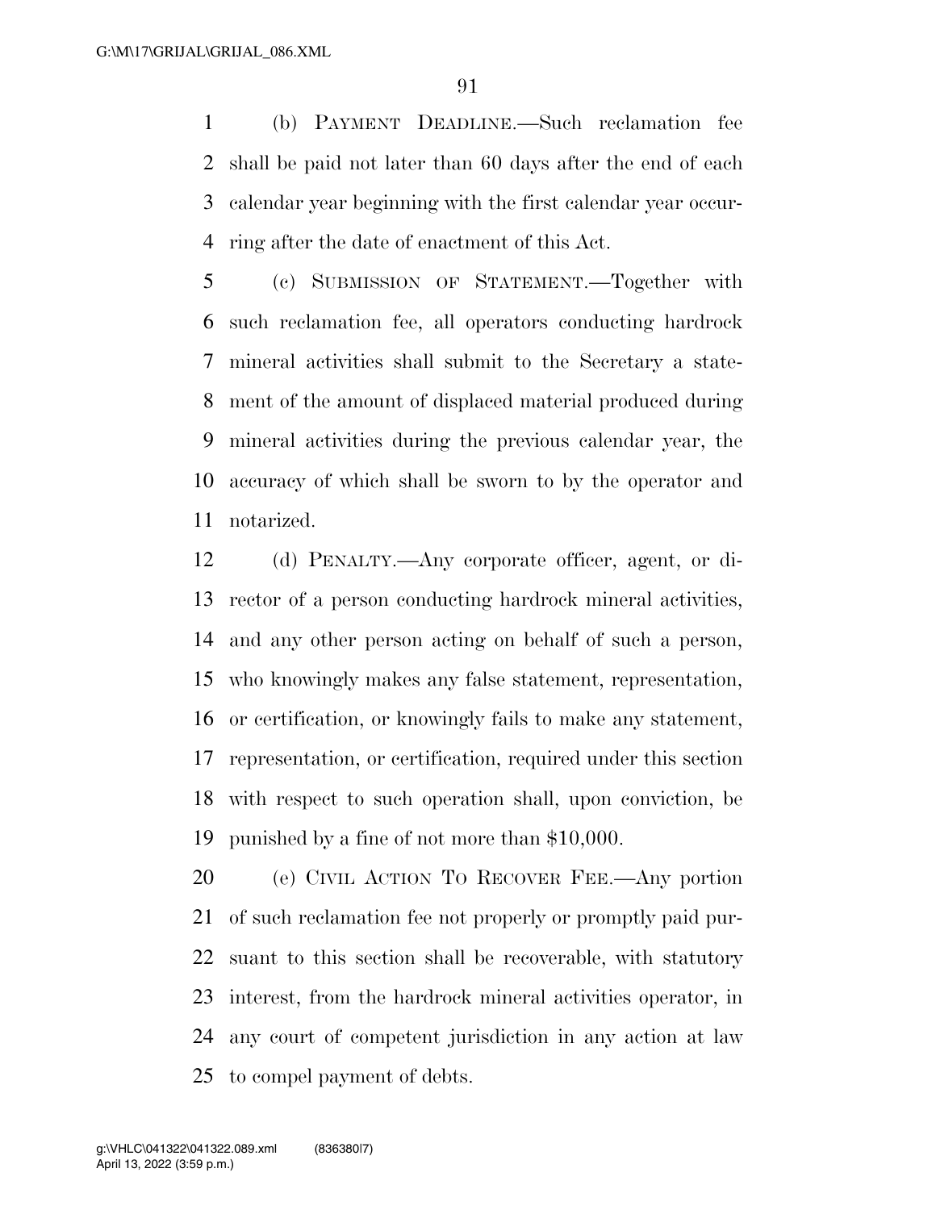(b) PAYMENT DEADLINE.—Such reclamation fee shall be paid not later than 60 days after the end of each calendar year beginning with the first calendar year occurring after the date of enactment of this Act.

(c) SUBMISSION OF STATEMENT.—Together with such reclamation fee, all operators conducting hardrock mineral activities shall submit to the Secretary a statement of the amount of displaced material produced during mineral activities during the previous calendar year, the accuracy of which shall be sworn to by the operator and notarized.

(d) PENALTY.—Any corporate officer, agent, or director of a person conducting hardrock mineral activities, and any other person acting on behalf of such a person, who knowingly makes any false statement, representation, or certification, or knowingly fails to make any statement, representation, or certification, required under this section with respect to such operation shall, upon conviction, be punished by a fine of not more than $10,000.

(e) CIVIL ACTION TO RECOVER FEE.—Any portion of such reclamation fee not properly or promptly paid pursuant to this section shall be recoverable, with statutory interest, from the hardrock mineral activities operator, in any court of competent jurisdiction in any action at law to compel payment of debts.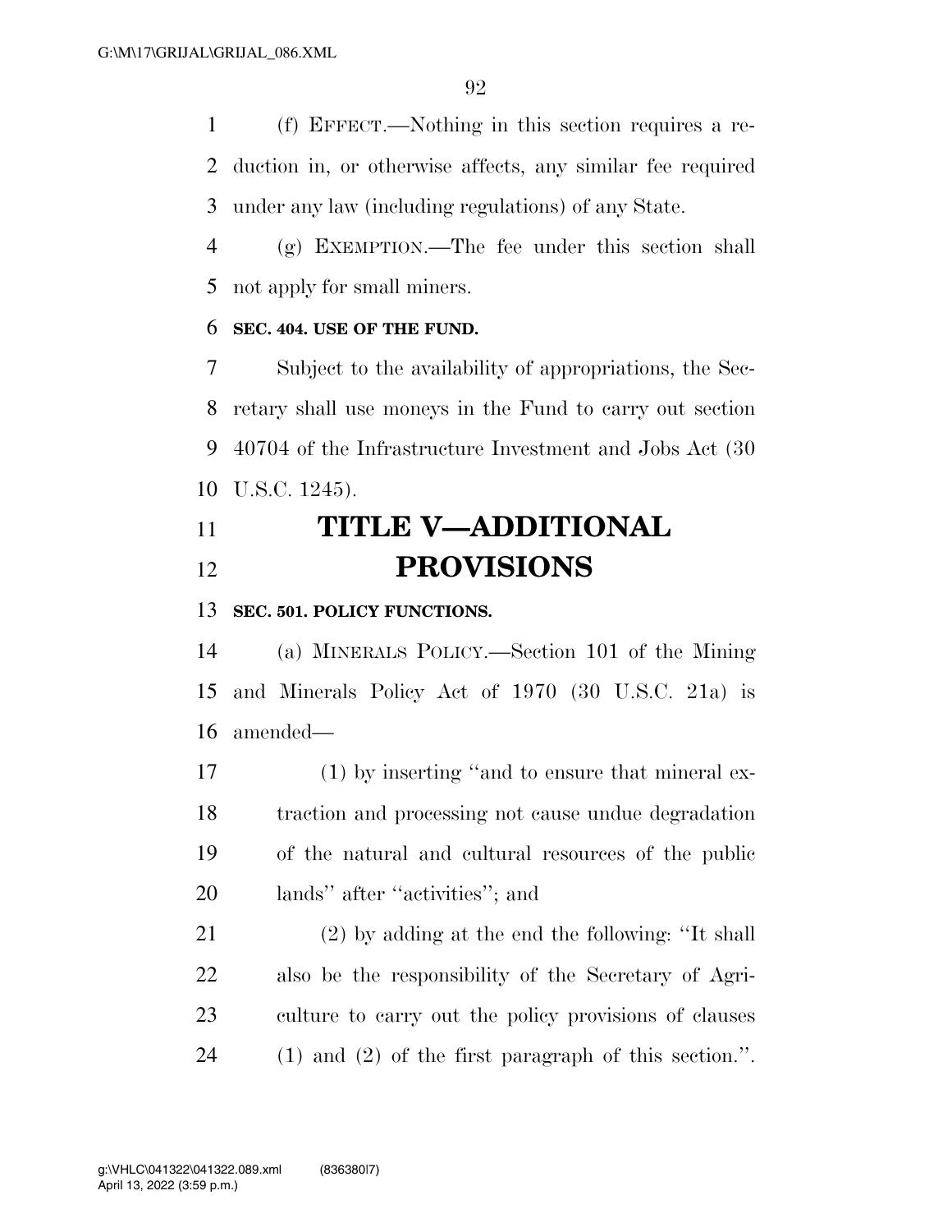(f) EFFECT.—Nothing in this section requires a reduction in, or otherwise affects, any similar fee required under any law (including regulations) of any State.

(g) EXEMPTION.—The fee under this section shall not apply for small miners.

**SEC. 404. USE OF THE FUND.**

Subject to the availability of appropriations, the Secretary shall use moneys in the Fund to carry out section 40704 of the Infrastructure Investment and Jobs Act (30 U.S.C. 1245).

# TITLE V—ADDITIONAL PROVISIONS

**SEC. 501. POLICY FUNCTIONS.**

(a) MINERALS POLICY.—Section 101 of the Mining and Minerals Policy Act of 1970 (30 U.S.C. 21a) is amended—

(1) by inserting ''and to ensure that mineral extraction and processing not cause undue degradation of the natural and cultural resources of the public lands'' after ''activities''; and

(2) by adding at the end the following: ''It shall also be the responsibility of the Secretary of Agriculture to carry out the policy provisions of clauses (1) and (2) of the first paragraph of this section.''.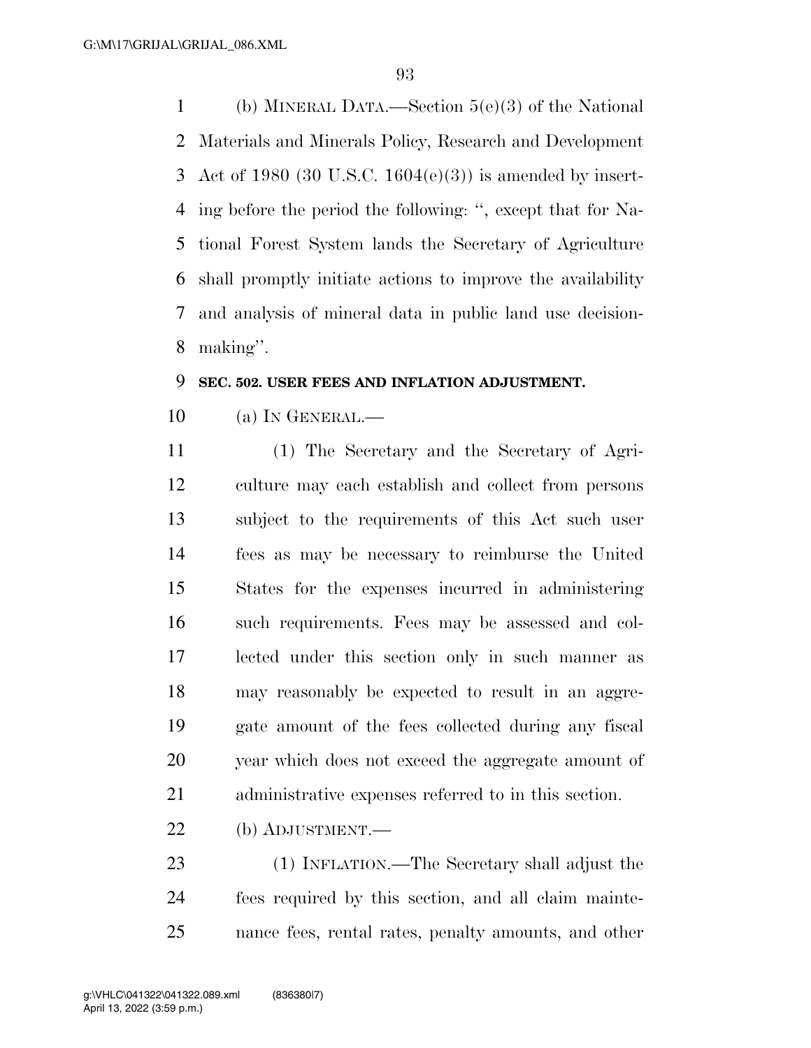(b) MINERAL DATA.—Section 5(e)(3) of the National Materials and Minerals Policy, Research and Development Act of 1980 (30 U.S.C. 1604(e)(3)) is amended by inserting before the period the following: ", except that for National Forest System lands the Secretary of Agriculture shall promptly initiate actions to improve the availability and analysis of mineral data in public land use decisionmaking".

**SEC. 502. USER FEES AND INFLATION ADJUSTMENT.**

(a) IN GENERAL.—

(1) The Secretary and the Secretary of Agriculture may each establish and collect from persons subject to the requirements of this Act such user fees as may be necessary to reimburse the United States for the expenses incurred in administering such requirements. Fees may be assessed and collected under this section only in such manner as may reasonably be expected to result in an aggregate amount of the fees collected during any fiscal year which does not exceed the aggregate amount of administrative expenses referred to in this section.

(b) ADJUSTMENT.—

(1) INFLATION.—The Secretary shall adjust the fees required by this section, and all claim maintenance fees, rental rates, penalty amounts, and other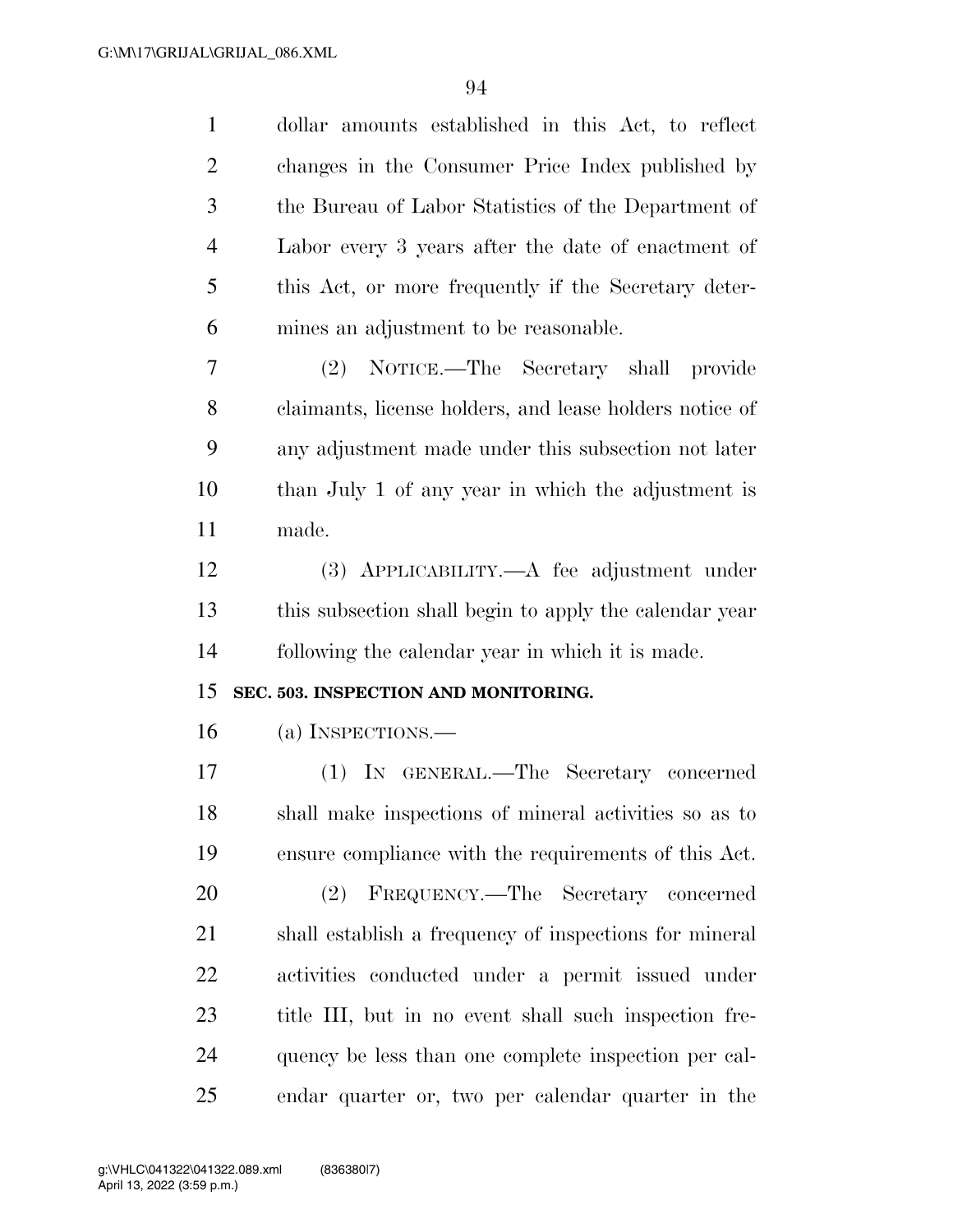dollar amounts established in this Act, to reflect changes in the Consumer Price Index published by the Bureau of Labor Statistics of the Department of Labor every 3 years after the date of enactment of this Act, or more frequently if the Secretary determines an adjustment to be reasonable.

(2) NOTICE.—The Secretary shall provide claimants, license holders, and lease holders notice of any adjustment made under this subsection not later than July 1 of any year in which the adjustment is made.

(3) APPLICABILITY.—A fee adjustment under this subsection shall begin to apply the calendar year following the calendar year in which it is made.

**SEC. 503. INSPECTION AND MONITORING.**

(a) INSPECTIONS.—

(1) IN GENERAL.—The Secretary concerned shall make inspections of mineral activities so as to ensure compliance with the requirements of this Act.

(2) FREQUENCY.—The Secretary concerned shall establish a frequency of inspections for mineral activities conducted under a permit issued under title III, but in no event shall such inspection frequency be less than one complete inspection per calendar quarter or, two per calendar quarter in the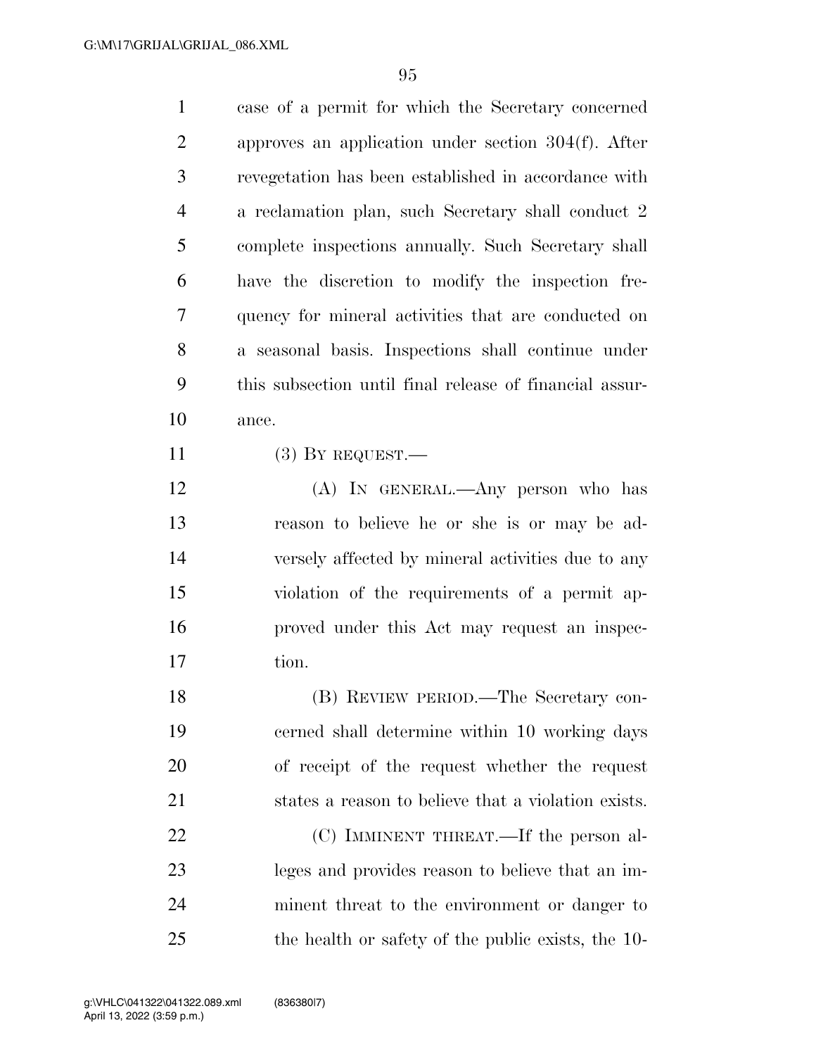case of a permit for which the Secretary concerned approves an application under section 304(f). After revegetation has been established in accordance with a reclamation plan, such Secretary shall conduct 2 complete inspections annually. Such Secretary shall have the discretion to modify the inspection frequency for mineral activities that are conducted on a seasonal basis. Inspections shall continue under this subsection until final release of financial assurance.

(3) BY REQUEST.—

(A) IN GENERAL.—Any person who has reason to believe he or she is or may be adversely affected by mineral activities due to any violation of the requirements of a permit approved under this Act may request an inspection.

(B) REVIEW PERIOD.—The Secretary concerned shall determine within 10 working days of receipt of the request whether the request states a reason to believe that a violation exists.

(C) IMMINENT THREAT.—If the person alleges and provides reason to believe that an imminent threat to the environment or danger to the health or safety of the public exists, the 10-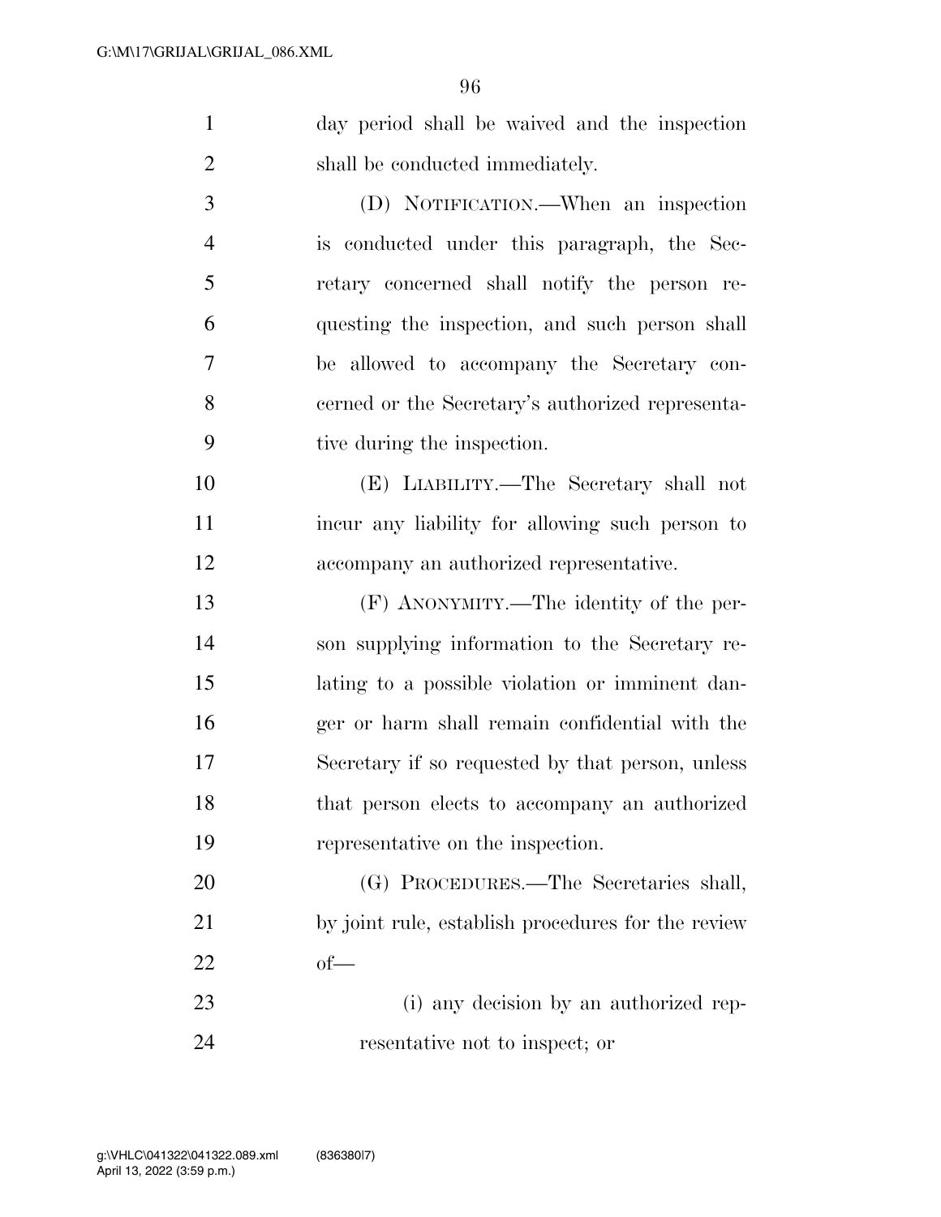day period shall be waived and the inspection shall be conducted immediately.

(D) NOTIFICATION.—When an inspection is conducted under this paragraph, the Secretary concerned shall notify the person requesting the inspection, and such person shall be allowed to accompany the Secretary concerned or the Secretary's authorized representative during the inspection.

(E) LIABILITY.—The Secretary shall not incur any liability for allowing such person to accompany an authorized representative.

(F) ANONYMITY.—The identity of the person supplying information to the Secretary relating to a possible violation or imminent danger or harm shall remain confidential with the Secretary if so requested by that person, unless that person elects to accompany an authorized representative on the inspection.

(G) PROCEDURES.—The Secretaries shall, by joint rule, establish procedures for the review of—

(i) any decision by an authorized representative not to inspect; or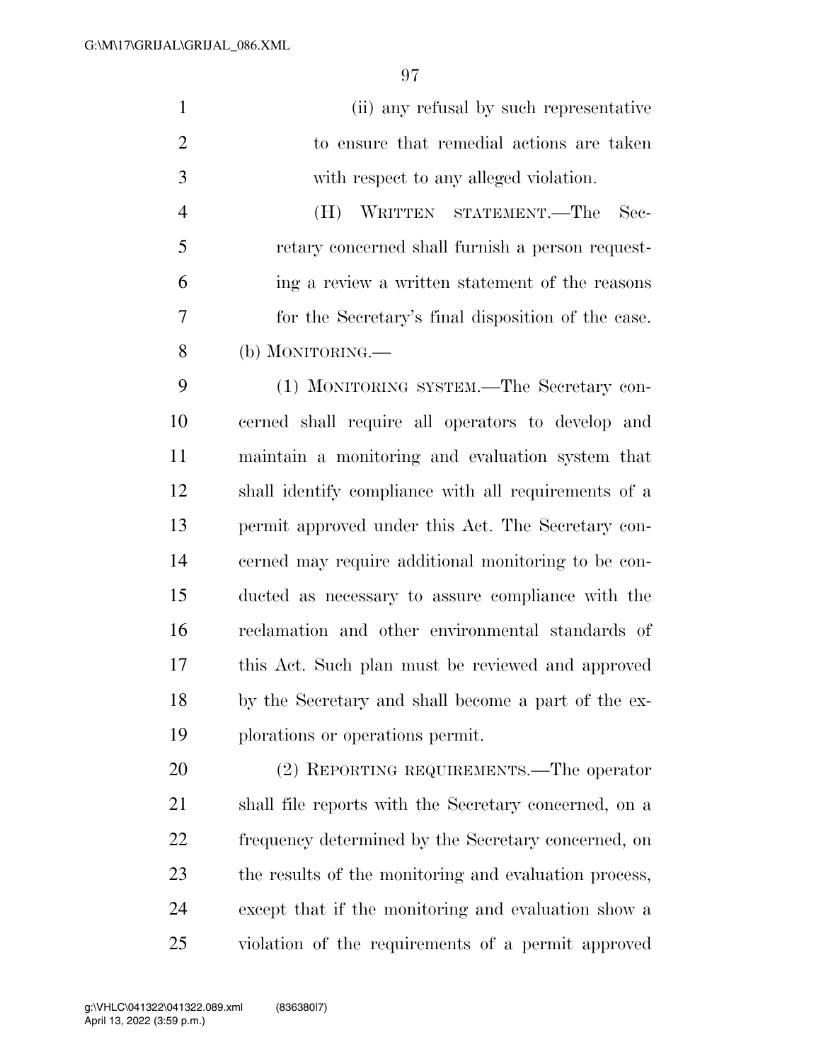(ii) any refusal by such representative to ensure that remedial actions are taken with respect to any alleged violation.

(H) WRITTEN STATEMENT.—The Secretary concerned shall furnish a person requesting a review a written statement of the reasons for the Secretary's final disposition of the case.

(b) MONITORING.—

(1) MONITORING SYSTEM.—The Secretary concerned shall require all operators to develop and maintain a monitoring and evaluation system that shall identify compliance with all requirements of a permit approved under this Act. The Secretary concerned may require additional monitoring to be conducted as necessary to assure compliance with the reclamation and other environmental standards of this Act. Such plan must be reviewed and approved by the Secretary and shall become a part of the explorations or operations permit.

(2) REPORTING REQUIREMENTS.—The operator shall file reports with the Secretary concerned, on a frequency determined by the Secretary concerned, on the results of the monitoring and evaluation process, except that if the monitoring and evaluation show a violation of the requirements of a permit approved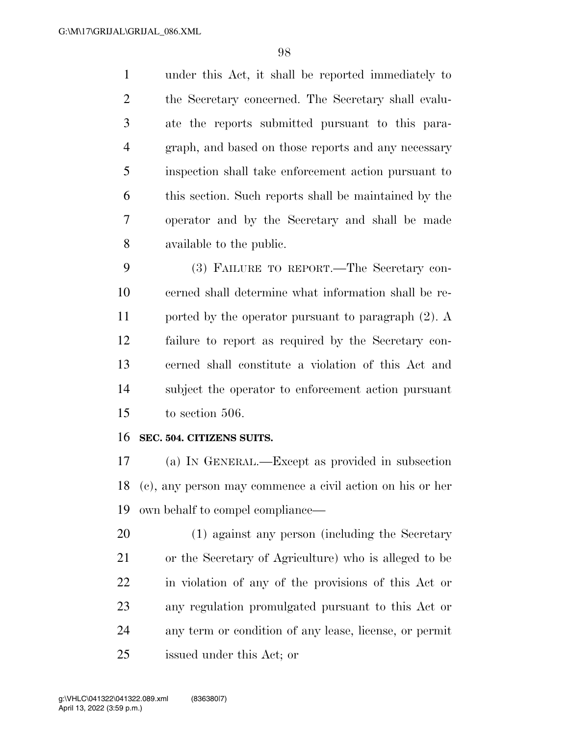under this Act, it shall be reported immediately to the Secretary concerned. The Secretary shall evaluate the reports submitted pursuant to this paragraph, and based on those reports and any necessary inspection shall take enforcement action pursuant to this section. Such reports shall be maintained by the operator and by the Secretary and shall be made available to the public.

(3) FAILURE TO REPORT.—The Secretary concerned shall determine what information shall be reported by the operator pursuant to paragraph (2). A failure to report as required by the Secretary concerned shall constitute a violation of this Act and subject the operator to enforcement action pursuant to section 506.

**SEC. 504. CITIZENS SUITS.**

(a) IN GENERAL.—Except as provided in subsection (c), any person may commence a civil action on his or her own behalf to compel compliance—

(1) against any person (including the Secretary or the Secretary of Agriculture) who is alleged to be in violation of any of the provisions of this Act or any regulation promulgated pursuant to this Act or any term or condition of any lease, license, or permit issued under this Act; or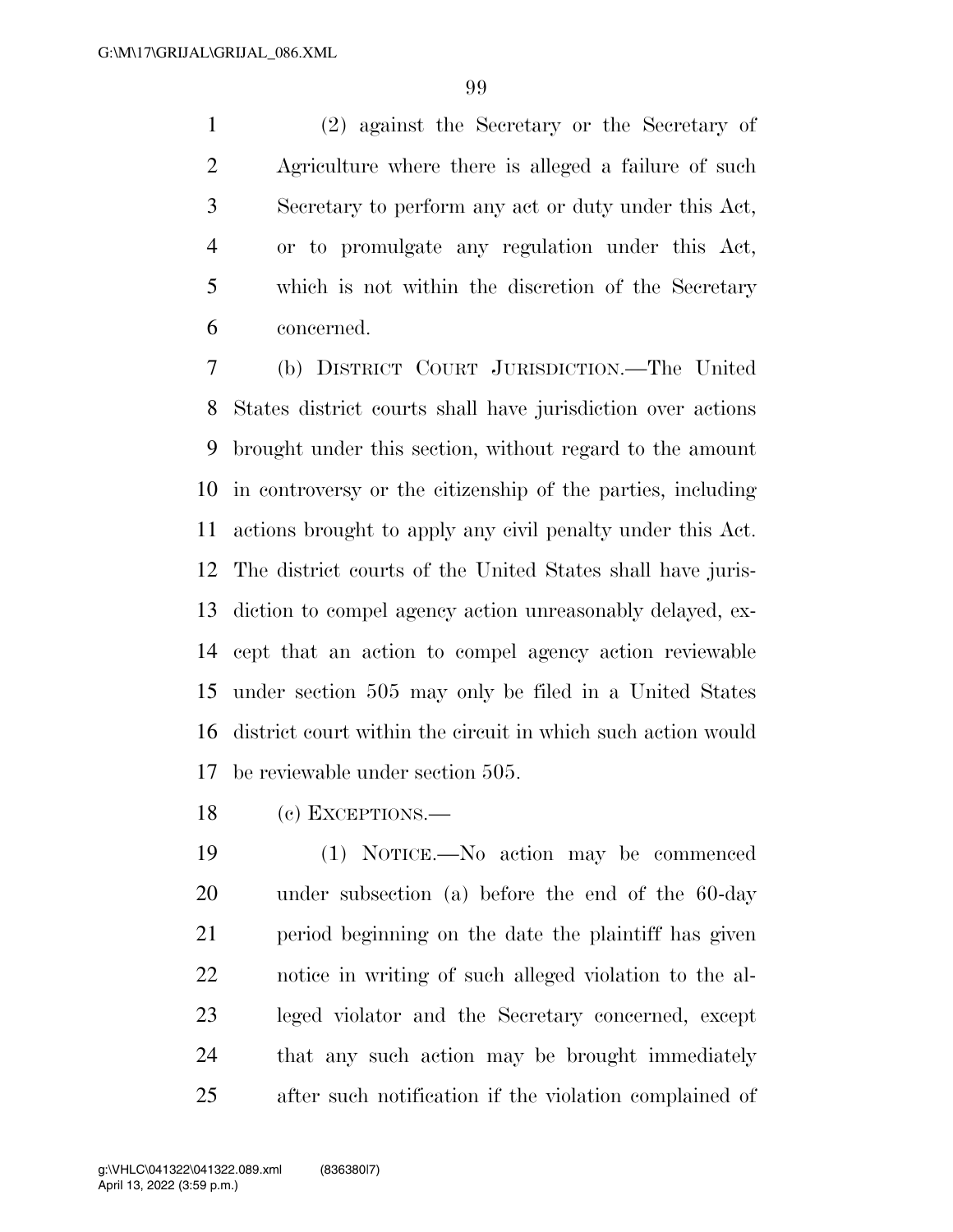(2) against the Secretary or the Secretary of Agriculture where there is alleged a failure of such Secretary to perform any act or duty under this Act, or to promulgate any regulation under this Act, which is not within the discretion of the Secretary concerned.

(b) DISTRICT COURT JURISDICTION.—The United States district courts shall have jurisdiction over actions brought under this section, without regard to the amount in controversy or the citizenship of the parties, including actions brought to apply any civil penalty under this Act. The district courts of the United States shall have jurisdiction to compel agency action unreasonably delayed, except that an action to compel agency action reviewable under section 505 may only be filed in a United States district court within the circuit in which such action would be reviewable under section 505.

(c) EXCEPTIONS.—

(1) NOTICE.—No action may be commenced under subsection (a) before the end of the 60-day period beginning on the date the plaintiff has given notice in writing of such alleged violation to the alleged violator and the Secretary concerned, except that any such action may be brought immediately after such notification if the violation complained of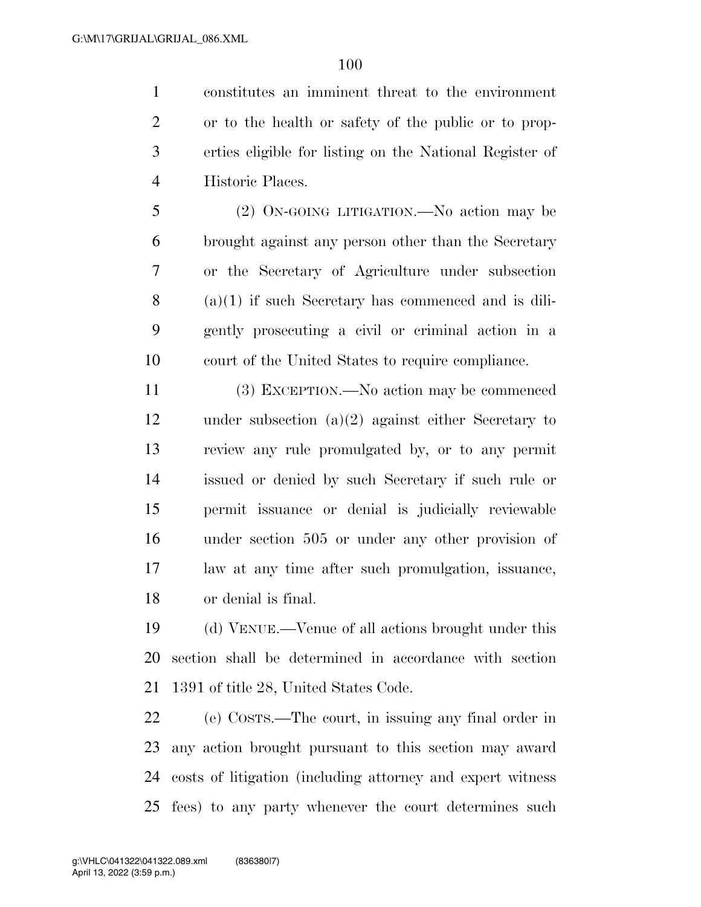constitutes an imminent threat to the environment or to the health or safety of the public or to properties eligible for listing on the National Register of Historic Places.

(2) ON-GOING LITIGATION.—No action may be brought against any person other than the Secretary or the Secretary of Agriculture under subsection (a)(1) if such Secretary has commenced and is diligently prosecuting a civil or criminal action in a court of the United States to require compliance.

(3) EXCEPTION.—No action may be commenced under subsection (a)(2) against either Secretary to review any rule promulgated by, or to any permit issued or denied by such Secretary if such rule or permit issuance or denial is judicially reviewable under section 505 or under any other provision of law at any time after such promulgation, issuance, or denial is final.

(d) VENUE.—Venue of all actions brought under this section shall be determined in accordance with section 1391 of title 28, United States Code.

(e) COSTS.—The court, in issuing any final order in any action brought pursuant to this section may award costs of litigation (including attorney and expert witness fees) to any party whenever the court determines such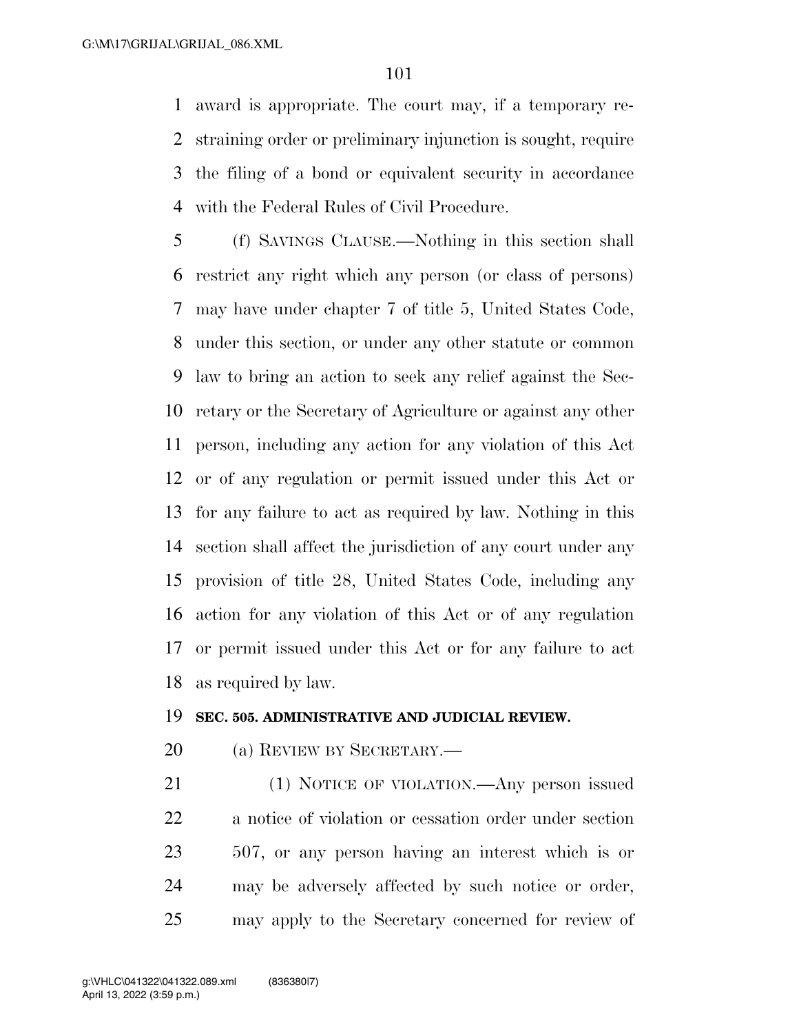award is appropriate. The court may, if a temporary restraining order or preliminary injunction is sought, require the filing of a bond or equivalent security in accordance with the Federal Rules of Civil Procedure.

(f) SAVINGS CLAUSE.—Nothing in this section shall restrict any right which any person (or class of persons) may have under chapter 7 of title 5, United States Code, under this section, or under any other statute or common law to bring an action to seek any relief against the Secretary or the Secretary of Agriculture or against any other person, including any action for any violation of this Act or of any regulation or permit issued under this Act or for any failure to act as required by law. Nothing in this section shall affect the jurisdiction of any court under any provision of title 28, United States Code, including any action for any violation of this Act or of any regulation or permit issued under this Act or for any failure to act as required by law.

**SEC. 505. ADMINISTRATIVE AND JUDICIAL REVIEW.**

(a) REVIEW BY SECRETARY.—

(1) NOTICE OF VIOLATION.—Any person issued a notice of violation or cessation order under section 507, or any person having an interest which is or may be adversely affected by such notice or order, may apply to the Secretary concerned for review of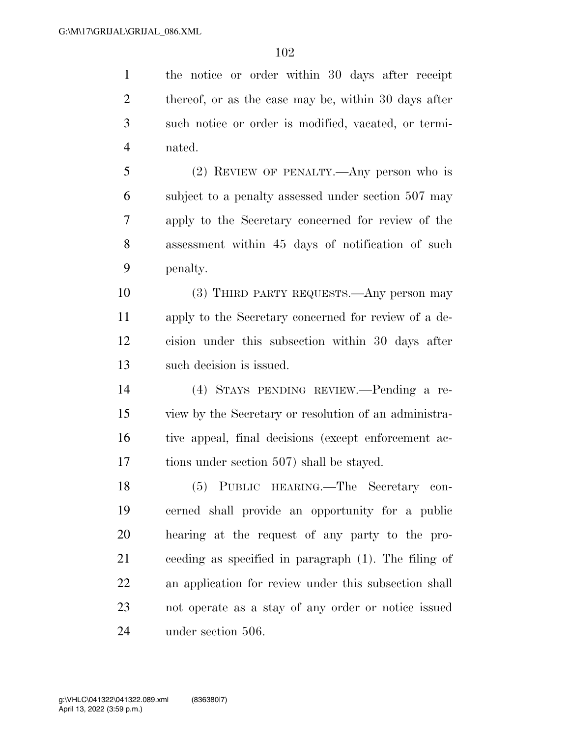the notice or order within 30 days after receipt thereof, or as the case may be, within 30 days after such notice or order is modified, vacated, or terminated.

(2) REVIEW OF PENALTY.—Any person who is subject to a penalty assessed under section 507 may apply to the Secretary concerned for review of the assessment within 45 days of notification of such penalty.

(3) THIRD PARTY REQUESTS.—Any person may apply to the Secretary concerned for review of a decision under this subsection within 30 days after such decision is issued.

(4) STAYS PENDING REVIEW.—Pending a review by the Secretary or resolution of an administrative appeal, final decisions (except enforcement actions under section 507) shall be stayed.

(5) PUBLIC HEARING.—The Secretary concerned shall provide an opportunity for a public hearing at the request of any party to the proceeding as specified in paragraph (1). The filing of an application for review under this subsection shall not operate as a stay of any order or notice issued under section 506.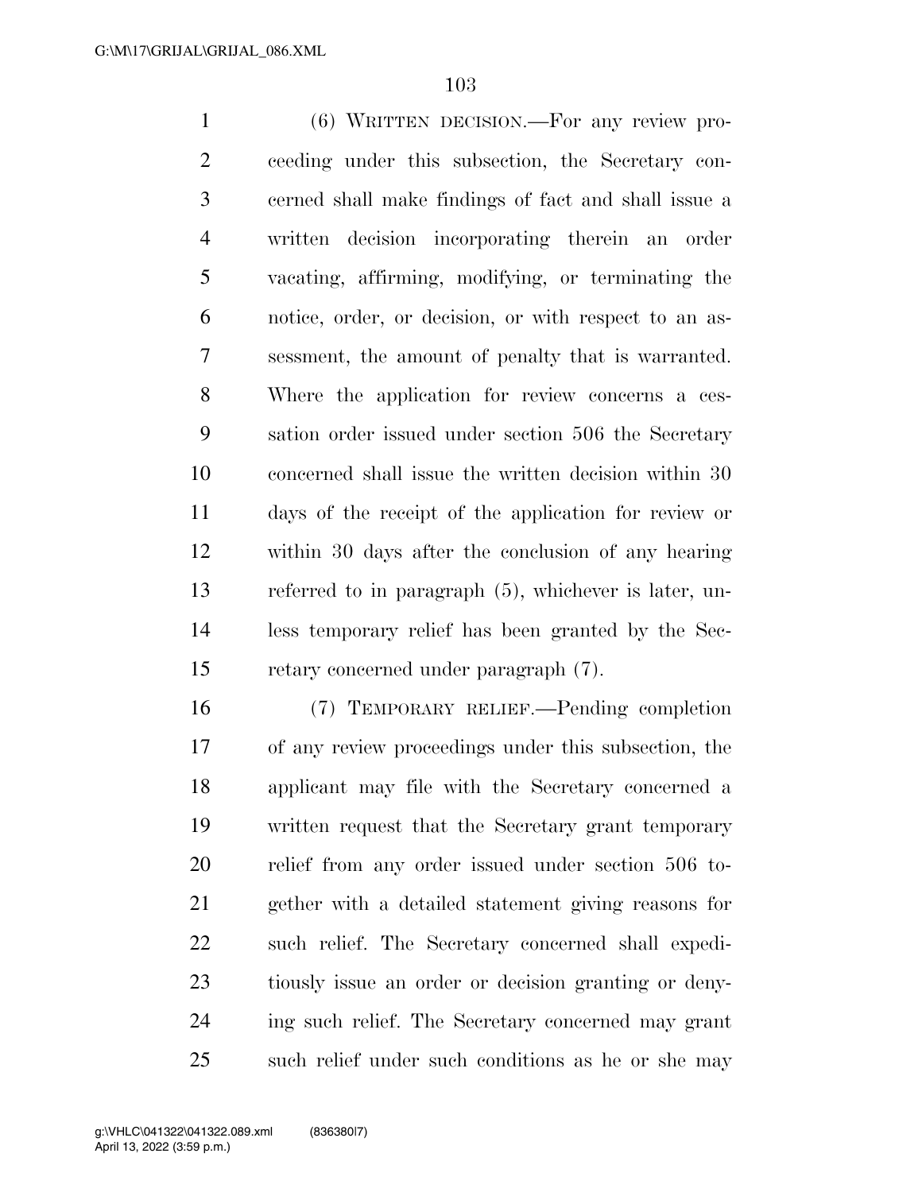(6) WRITTEN DECISION.—For any review proceeding under this subsection, the Secretary concerned shall make findings of fact and shall issue a written decision incorporating therein an order vacating, affirming, modifying, or terminating the notice, order, or decision, or with respect to an assessment, the amount of penalty that is warranted. Where the application for review concerns a cessation order issued under section 506 the Secretary concerned shall issue the written decision within 30 days of the receipt of the application for review or within 30 days after the conclusion of any hearing referred to in paragraph (5), whichever is later, unless temporary relief has been granted by the Secretary concerned under paragraph (7).

(7) TEMPORARY RELIEF.—Pending completion of any review proceedings under this subsection, the applicant may file with the Secretary concerned a written request that the Secretary grant temporary relief from any order issued under section 506 together with a detailed statement giving reasons for such relief. The Secretary concerned shall expeditiously issue an order or decision granting or denying such relief. The Secretary concerned may grant such relief under such conditions as he or she may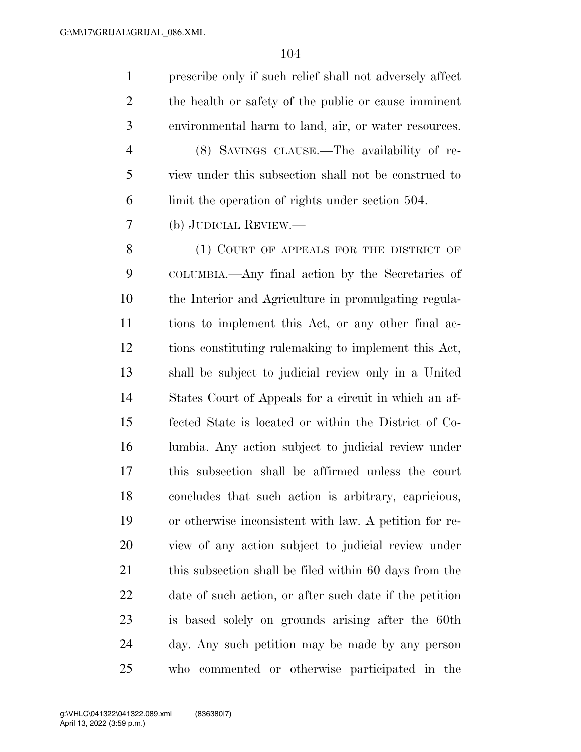prescribe only if such relief shall not adversely affect the health or safety of the public or cause imminent environmental harm to land, air, or water resources.

(8) SAVINGS CLAUSE.—The availability of review under this subsection shall not be construed to limit the operation of rights under section 504.

(b) JUDICIAL REVIEW.—

(1) COURT OF APPEALS FOR THE DISTRICT OF COLUMBIA.—Any final action by the Secretaries of the Interior and Agriculture in promulgating regulations to implement this Act, or any other final actions constituting rulemaking to implement this Act, shall be subject to judicial review only in a United States Court of Appeals for a circuit in which an affected State is located or within the District of Columbia. Any action subject to judicial review under this subsection shall be affirmed unless the court concludes that such action is arbitrary, capricious, or otherwise inconsistent with law. A petition for review of any action subject to judicial review under this subsection shall be filed within 60 days from the date of such action, or after such date if the petition is based solely on grounds arising after the 60th day. Any such petition may be made by any person who commented or otherwise participated in the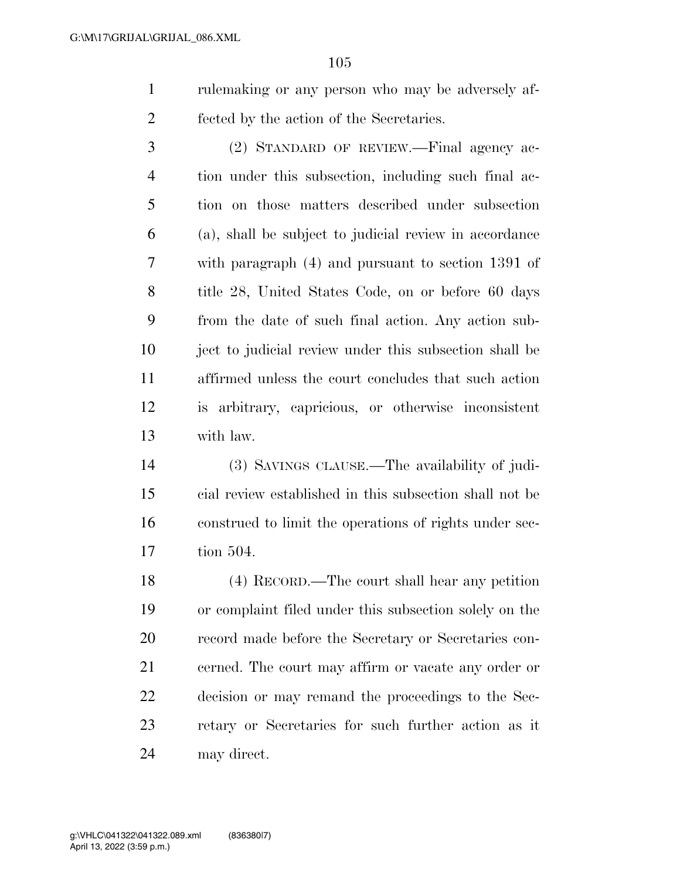rulemaking or any person who may be adversely affected by the action of the Secretaries.

(2) STANDARD OF REVIEW.—Final agency action under this subsection, including such final action on those matters described under subsection (a), shall be subject to judicial review in accordance with paragraph (4) and pursuant to section 1391 of title 28, United States Code, on or before 60 days from the date of such final action. Any action subject to judicial review under this subsection shall be affirmed unless the court concludes that such action is arbitrary, capricious, or otherwise inconsistent with law.

(3) SAVINGS CLAUSE.—The availability of judicial review established in this subsection shall not be construed to limit the operations of rights under section 504.

(4) RECORD.—The court shall hear any petition or complaint filed under this subsection solely on the record made before the Secretary or Secretaries concerned. The court may affirm or vacate any order or decision or may remand the proceedings to the Secretary or Secretaries for such further action as it may direct.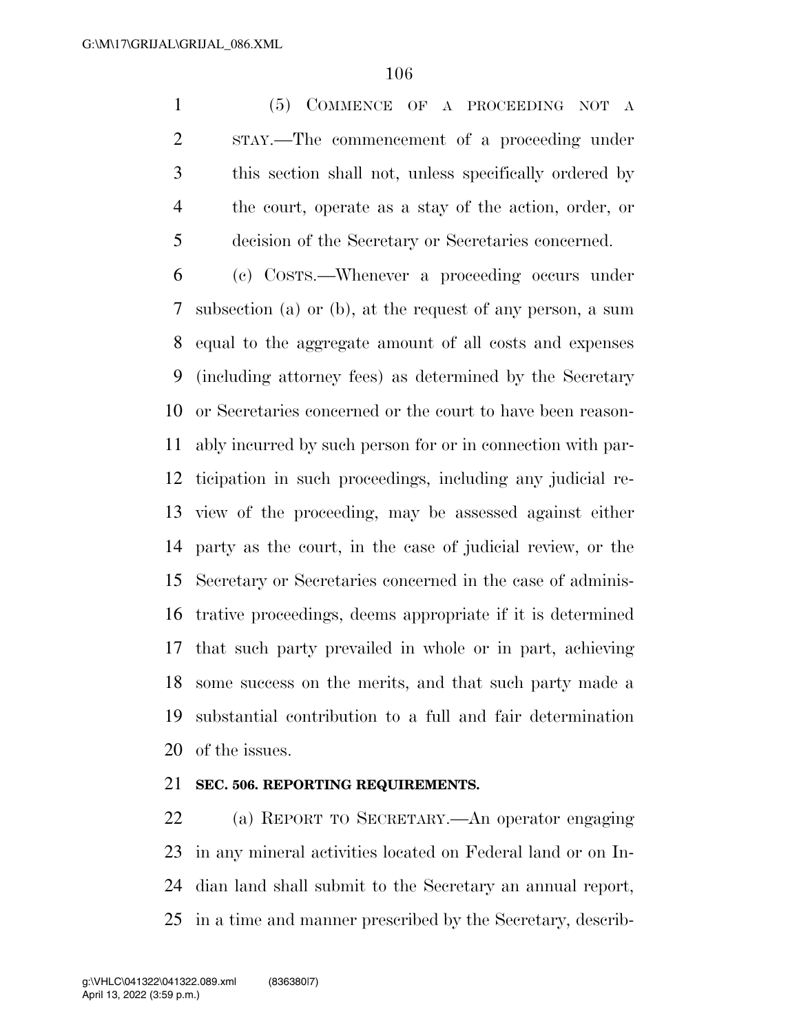(5) COMMENCE OF A PROCEEDING NOT A STAY.—The commencement of a proceeding under this section shall not, unless specifically ordered by the court, operate as a stay of the action, order, or decision of the Secretary or Secretaries concerned.

(c) COSTS.—Whenever a proceeding occurs under subsection (a) or (b), at the request of any person, a sum equal to the aggregate amount of all costs and expenses (including attorney fees) as determined by the Secretary or Secretaries concerned or the court to have been reasonably incurred by such person for or in connection with participation in such proceedings, including any judicial review of the proceeding, may be assessed against either party as the court, in the case of judicial review, or the Secretary or Secretaries concerned in the case of administrative proceedings, deems appropriate if it is determined that such party prevailed in whole or in part, achieving some success on the merits, and that such party made a substantial contribution to a full and fair determination of the issues.

**SEC. 506. REPORTING REQUIREMENTS.**

(a) REPORT TO SECRETARY.—An operator engaging in any mineral activities located on Federal land or on Indian land shall submit to the Secretary an annual report, in a time and manner prescribed by the Secretary, describ-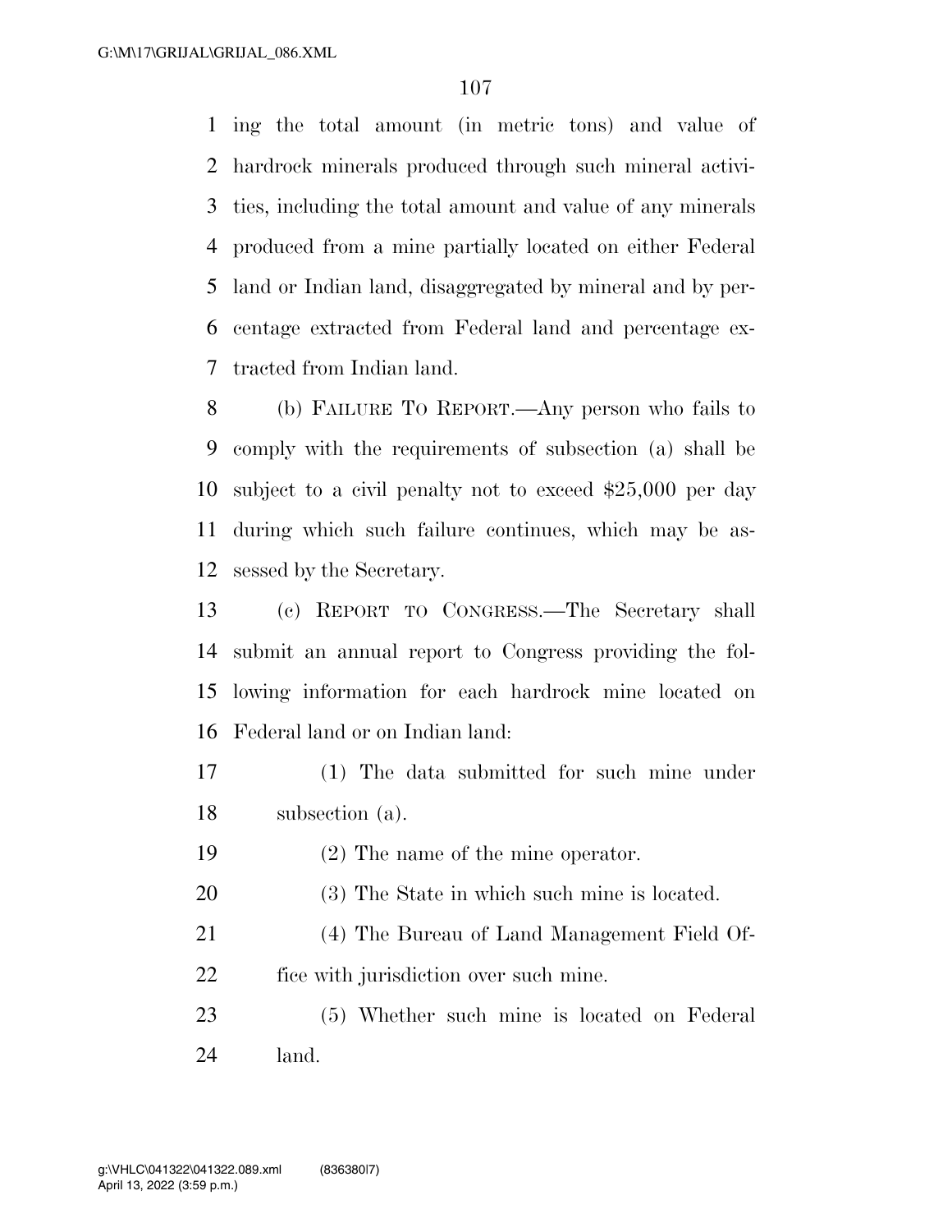ing the total amount (in metric tons) and value of hardrock minerals produced through such mineral activities, including the total amount and value of any minerals produced from a mine partially located on either Federal land or Indian land, disaggregated by mineral and by percentage extracted from Federal land and percentage extracted from Indian land.

(b) FAILURE TO REPORT.—Any person who fails to comply with the requirements of subsection (a) shall be subject to a civil penalty not to exceed $25,000 per day during which such failure continues, which may be assessed by the Secretary.

(c) REPORT TO CONGRESS.—The Secretary shall submit an annual report to Congress providing the following information for each hardrock mine located on Federal land or on Indian land:

(1) The data submitted for such mine under subsection (a).

(2) The name of the mine operator.

(3) The State in which such mine is located.

(4) The Bureau of Land Management Field Office with jurisdiction over such mine.

(5) Whether such mine is located on Federal land.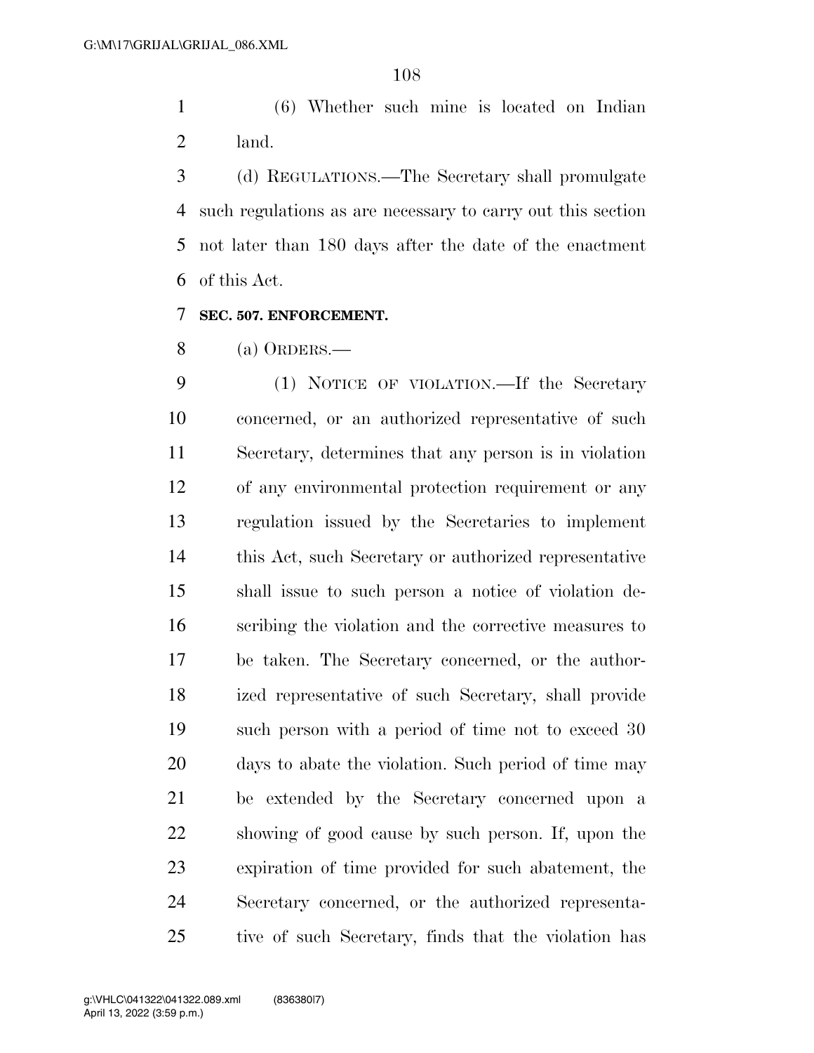(6) Whether such mine is located on Indian land.

(d) REGULATIONS.—The Secretary shall promulgate such regulations as are necessary to carry out this section not later than 180 days after the date of the enactment of this Act.

**SEC. 507. ENFORCEMENT.**

(a) ORDERS.—

(1) NOTICE OF VIOLATION.—If the Secretary concerned, or an authorized representative of such Secretary, determines that any person is in violation of any environmental protection requirement or any regulation issued by the Secretaries to implement this Act, such Secretary or authorized representative shall issue to such person a notice of violation describing the violation and the corrective measures to be taken. The Secretary concerned, or the authorized representative of such Secretary, shall provide such person with a period of time not to exceed 30 days to abate the violation. Such period of time may be extended by the Secretary concerned upon a showing of good cause by such person. If, upon the expiration of time provided for such abatement, the Secretary concerned, or the authorized representative of such Secretary, finds that the violation has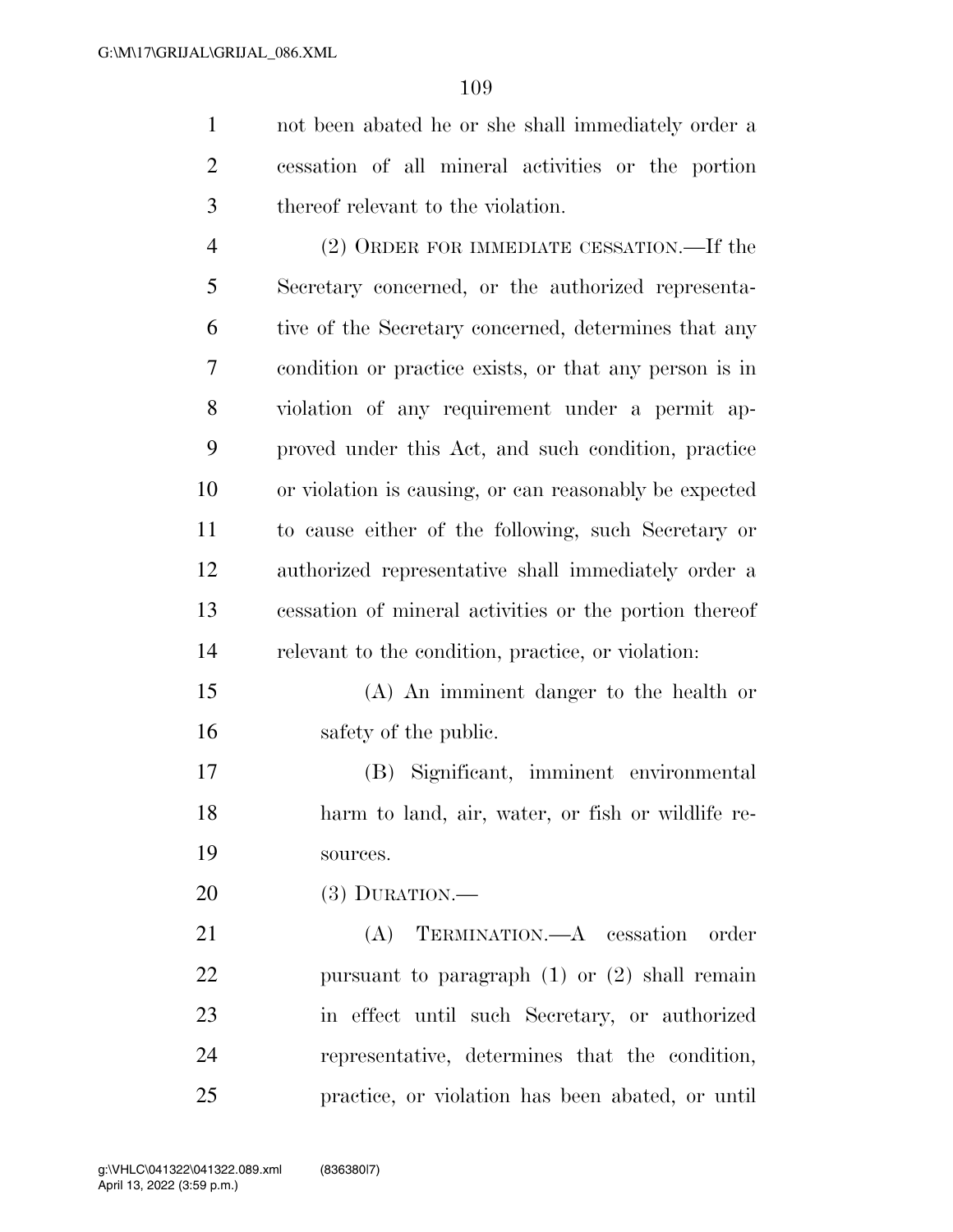not been abated he or she shall immediately order a cessation of all mineral activities or the portion thereof relevant to the violation.

(2) ORDER FOR IMMEDIATE CESSATION.—If the Secretary concerned, or the authorized representative of the Secretary concerned, determines that any condition or practice exists, or that any person is in violation of any requirement under a permit approved under this Act, and such condition, practice or violation is causing, or can reasonably be expected to cause either of the following, such Secretary or authorized representative shall immediately order a cessation of mineral activities or the portion thereof relevant to the condition, practice, or violation:

(A) An imminent danger to the health or safety of the public.

(B) Significant, imminent environmental harm to land, air, water, or fish or wildlife resources.

(3) DURATION.—

(A) TERMINATION.—A cessation order pursuant to paragraph (1) or (2) shall remain in effect until such Secretary, or authorized representative, determines that the condition, practice, or violation has been abated, or until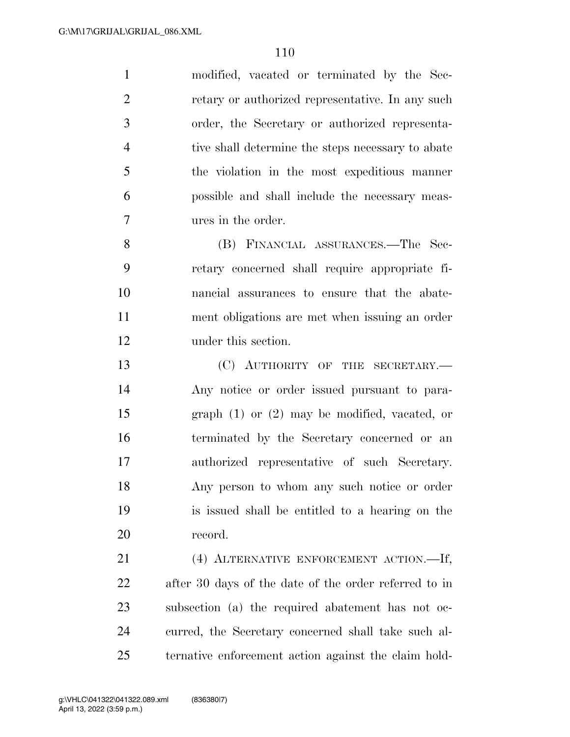modified, vacated or terminated by the Secretary or authorized representative. In any such order, the Secretary or authorized representative shall determine the steps necessary to abate the violation in the most expeditious manner possible and shall include the necessary measures in the order.

(B) FINANCIAL ASSURANCES.—The Secretary concerned shall require appropriate financial assurances to ensure that the abatement obligations are met when issuing an order under this section.

(C) AUTHORITY OF THE SECRETARY.—Any notice or order issued pursuant to paragraph (1) or (2) may be modified, vacated, or terminated by the Secretary concerned or an authorized representative of such Secretary. Any person to whom any such notice or order is issued shall be entitled to a hearing on the record.

(4) ALTERNATIVE ENFORCEMENT ACTION.—If, after 30 days of the date of the order referred to in subsection (a) the required abatement has not occurred, the Secretary concerned shall take such alternative enforcement action against the claim hold-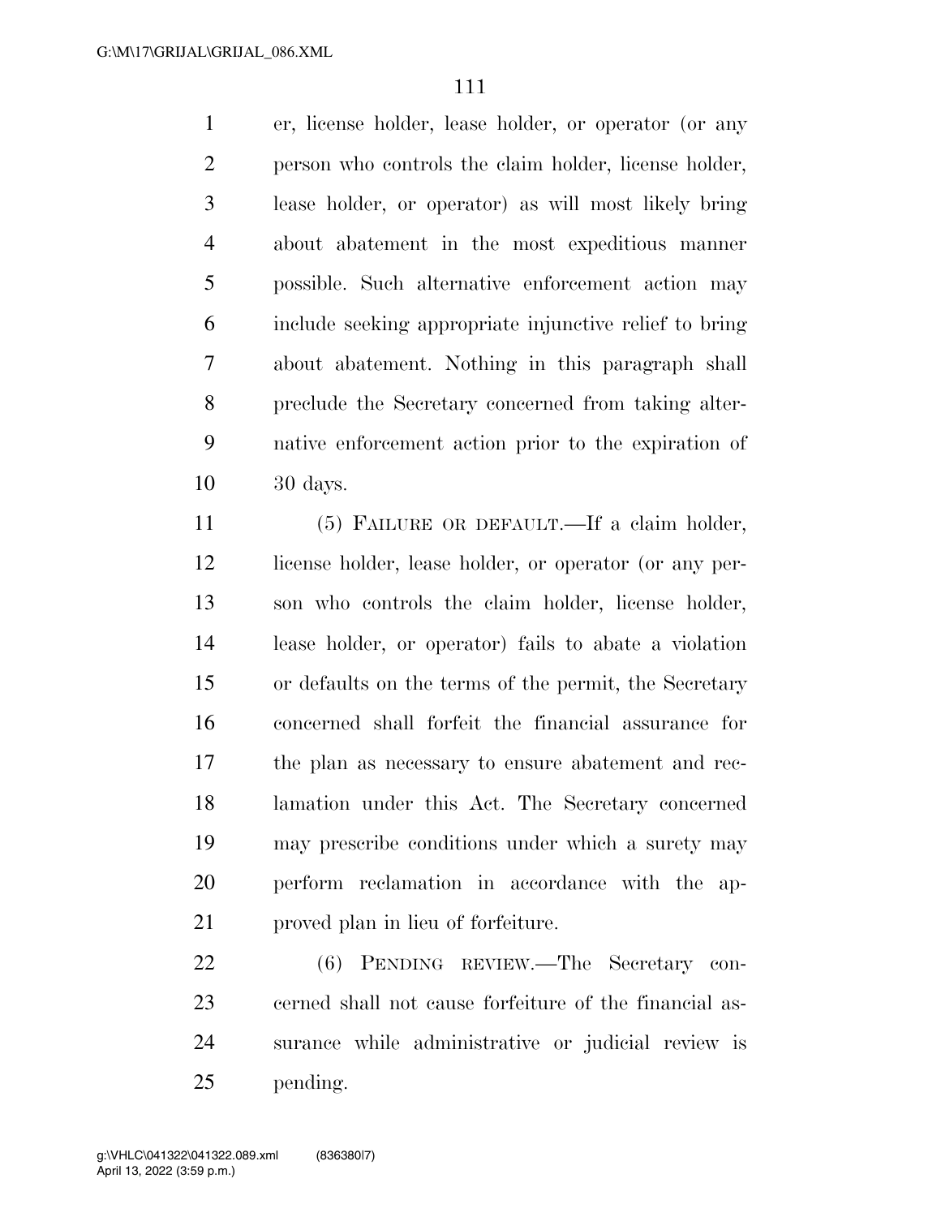er, license holder, lease holder, or operator (or any person who controls the claim holder, license holder, lease holder, or operator) as will most likely bring about abatement in the most expeditious manner possible. Such alternative enforcement action may include seeking appropriate injunctive relief to bring about abatement. Nothing in this paragraph shall preclude the Secretary concerned from taking alternative enforcement action prior to the expiration of 30 days.

(5) FAILURE OR DEFAULT.—If a claim holder, license holder, lease holder, or operator (or any person who controls the claim holder, license holder, lease holder, or operator) fails to abate a violation or defaults on the terms of the permit, the Secretary concerned shall forfeit the financial assurance for the plan as necessary to ensure abatement and reclamation under this Act. The Secretary concerned may prescribe conditions under which a surety may perform reclamation in accordance with the approved plan in lieu of forfeiture.

(6) PENDING REVIEW.—The Secretary concerned shall not cause forfeiture of the financial assurance while administrative or judicial review is pending.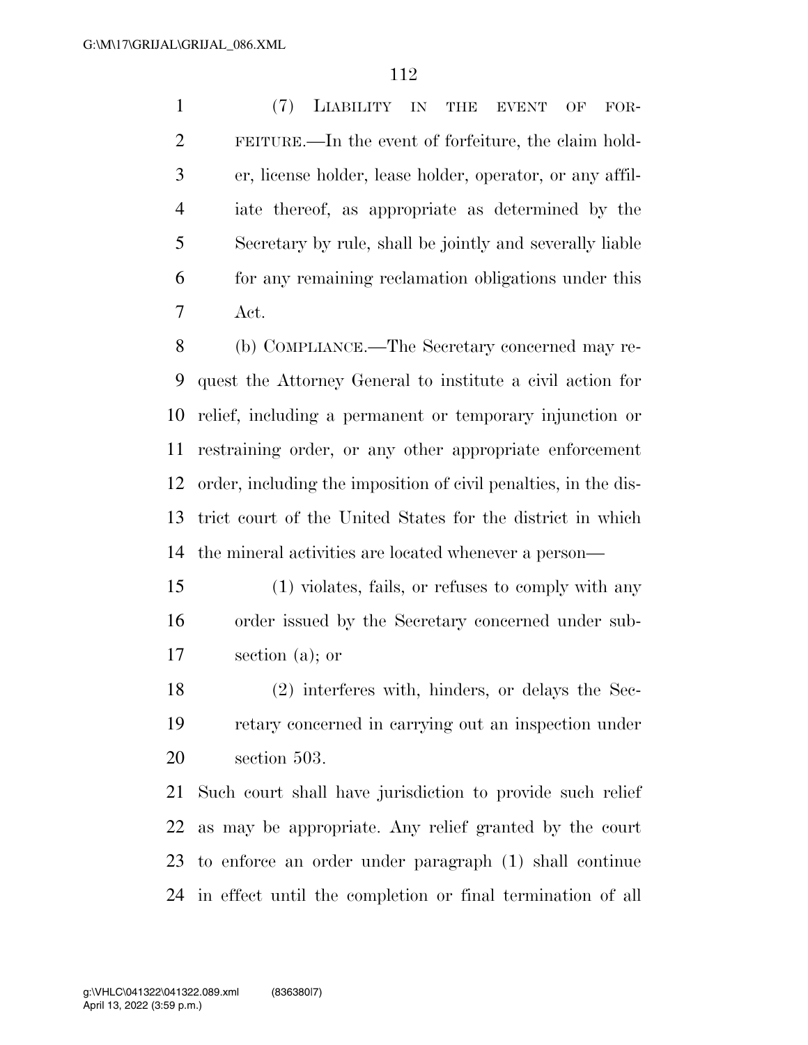(7) LIABILITY IN THE EVENT OF FORFEITURE.—In the event of forfeiture, the claim holder, license holder, lease holder, operator, or any affiliate thereof, as appropriate as determined by the Secretary by rule, shall be jointly and severally liable for any remaining reclamation obligations under this Act.

(b) COMPLIANCE.—The Secretary concerned may request the Attorney General to institute a civil action for relief, including a permanent or temporary injunction or restraining order, or any other appropriate enforcement order, including the imposition of civil penalties, in the district court of the United States for the district in which the mineral activities are located whenever a person—

(1) violates, fails, or refuses to comply with any order issued by the Secretary concerned under subsection (a); or

(2) interferes with, hinders, or delays the Secretary concerned in carrying out an inspection under section 503.

Such court shall have jurisdiction to provide such relief as may be appropriate. Any relief granted by the court to enforce an order under paragraph (1) shall continue in effect until the completion or final termination of all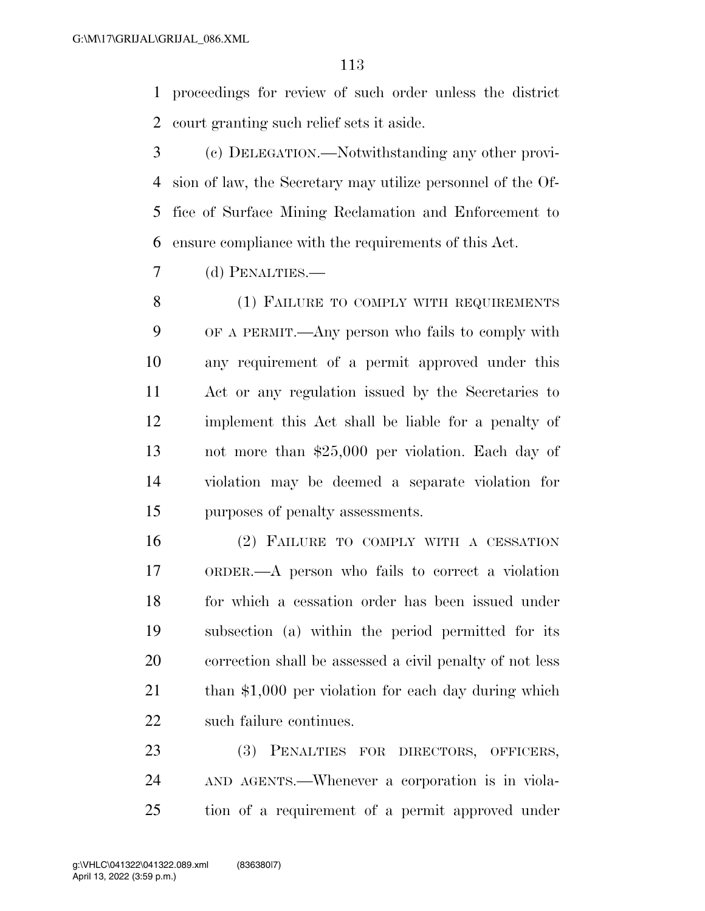proceedings for review of such order unless the district court granting such relief sets it aside.

(c) DELEGATION.—Notwithstanding any other provision of law, the Secretary may utilize personnel of the Office of Surface Mining Reclamation and Enforcement to ensure compliance with the requirements of this Act.

(d) PENALTIES.—

(1) FAILURE TO COMPLY WITH REQUIREMENTS OF A PERMIT.—Any person who fails to comply with any requirement of a permit approved under this Act or any regulation issued by the Secretaries to implement this Act shall be liable for a penalty of not more than $25,000 per violation. Each day of violation may be deemed a separate violation for purposes of penalty assessments.

(2) FAILURE TO COMPLY WITH A CESSATION ORDER.—A person who fails to correct a violation for which a cessation order has been issued under subsection (a) within the period permitted for its correction shall be assessed a civil penalty of not less than $1,000 per violation for each day during which such failure continues.

(3) PENALTIES FOR DIRECTORS, OFFICERS, AND AGENTS.—Whenever a corporation is in violation of a requirement of a permit approved under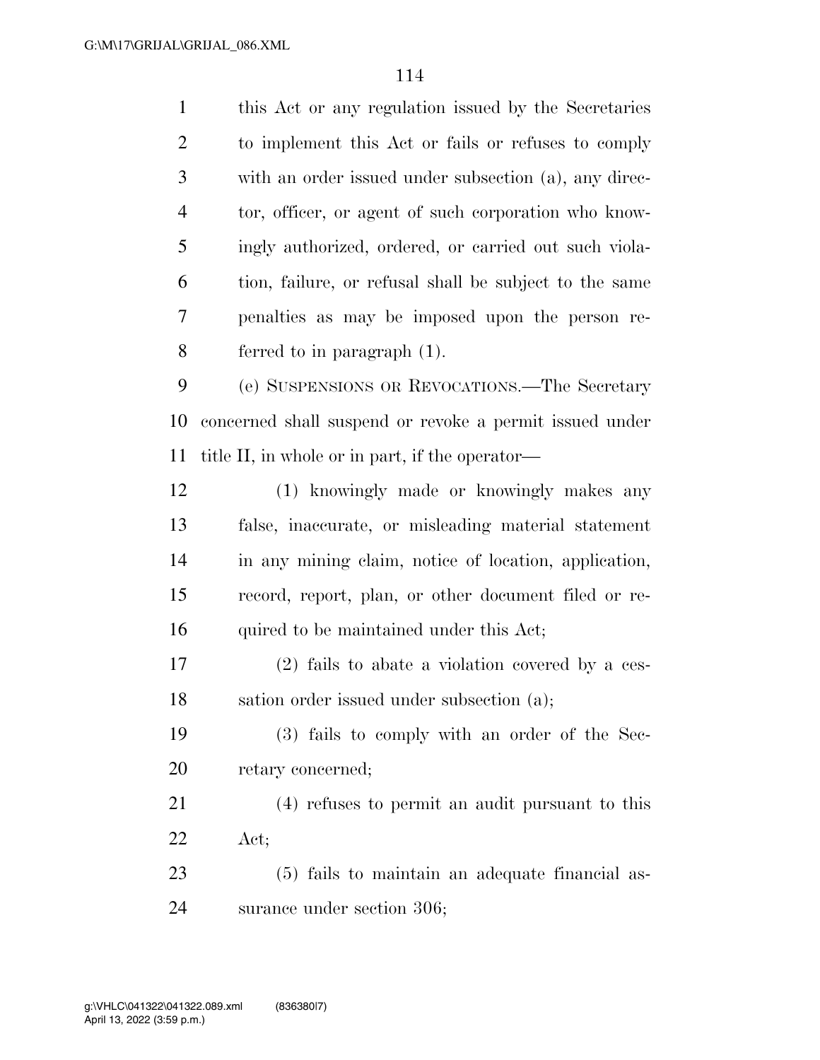this Act or any regulation issued by the Secretaries to implement this Act or fails or refuses to comply with an order issued under subsection (a), any director, officer, or agent of such corporation who knowingly authorized, ordered, or carried out such violation, failure, or refusal shall be subject to the same penalties as may be imposed upon the person referred to in paragraph (1).

(e) SUSPENSIONS OR REVOCATIONS.—The Secretary concerned shall suspend or revoke a permit issued under title II, in whole or in part, if the operator—

(1) knowingly made or knowingly makes any false, inaccurate, or misleading material statement in any mining claim, notice of location, application, record, report, plan, or other document filed or required to be maintained under this Act;

(2) fails to abate a violation covered by a cessation order issued under subsection (a);

(3) fails to comply with an order of the Secretary concerned;

(4) refuses to permit an audit pursuant to this Act;

(5) fails to maintain an adequate financial assurance under section 306;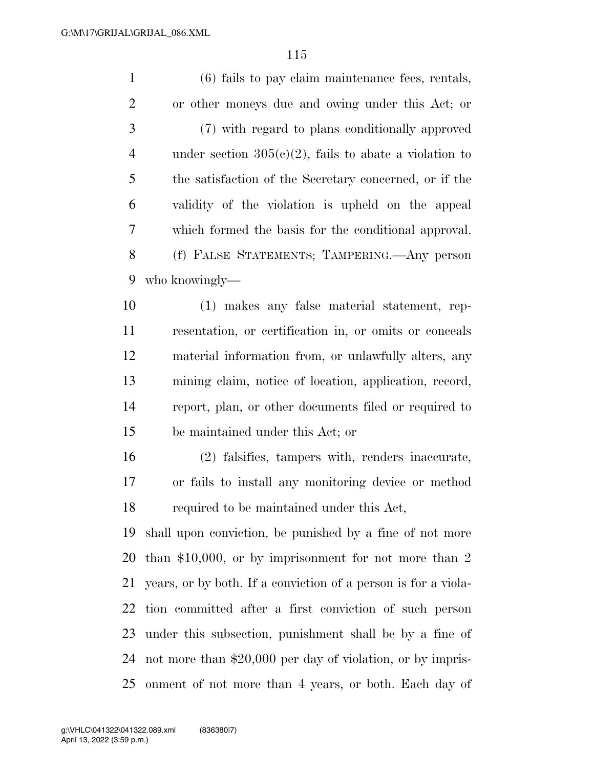(6) fails to pay claim maintenance fees, rentals, or other moneys due and owing under this Act; or

(7) with regard to plans conditionally approved under section 305(c)(2), fails to abate a violation to the satisfaction of the Secretary concerned, or if the validity of the violation is upheld on the appeal which formed the basis for the conditional approval.

(f) FALSE STATEMENTS; TAMPERING.—Any person who knowingly—

(1) makes any false material statement, representation, or certification in, or omits or conceals material information from, or unlawfully alters, any mining claim, notice of location, application, record, report, plan, or other documents filed or required to be maintained under this Act; or

(2) falsifies, tampers with, renders inaccurate, or fails to install any monitoring device or method required to be maintained under this Act,

shall upon conviction, be punished by a fine of not more than $10,000, or by imprisonment for not more than 2 years, or by both. If a conviction of a person is for a violation committed after a first conviction of such person under this subsection, punishment shall be by a fine of not more than $20,000 per day of violation, or by imprisonment of not more than 4 years, or both. Each day of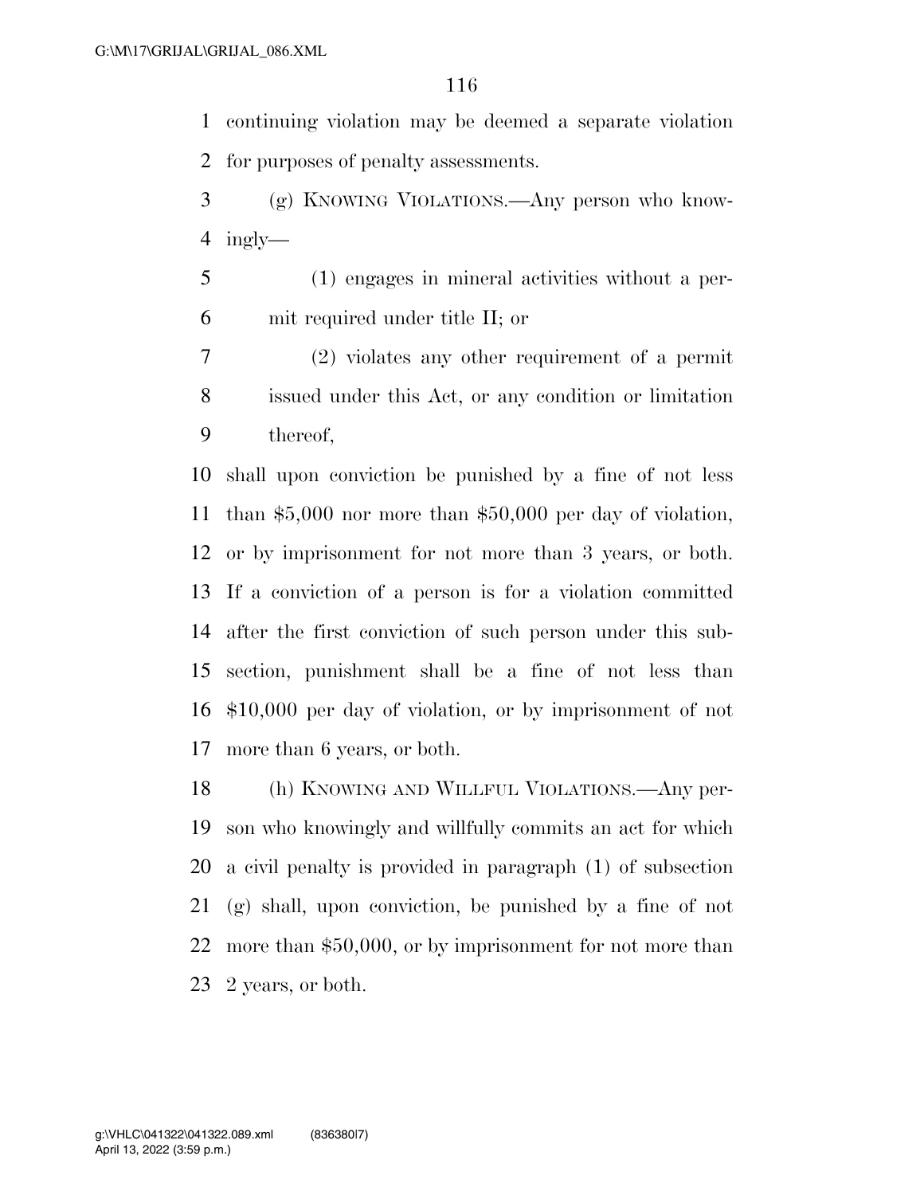continuing violation may be deemed a separate violation for purposes of penalty assessments.

(g) KNOWING VIOLATIONS.—Any person who knowingly—

(1) engages in mineral activities without a permit required under title II; or

(2) violates any other requirement of a permit issued under this Act, or any condition or limitation thereof,

shall upon conviction be punished by a fine of not less than $5,000 nor more than $50,000 per day of violation, or by imprisonment for not more than 3 years, or both. If a conviction of a person is for a violation committed after the first conviction of such person under this subsection, punishment shall be a fine of not less than $10,000 per day of violation, or by imprisonment of not more than 6 years, or both.

(h) KNOWING AND WILLFUL VIOLATIONS.—Any person who knowingly and willfully commits an act for which a civil penalty is provided in paragraph (1) of subsection (g) shall, upon conviction, be punished by a fine of not more than $50,000, or by imprisonment for not more than 2 years, or both.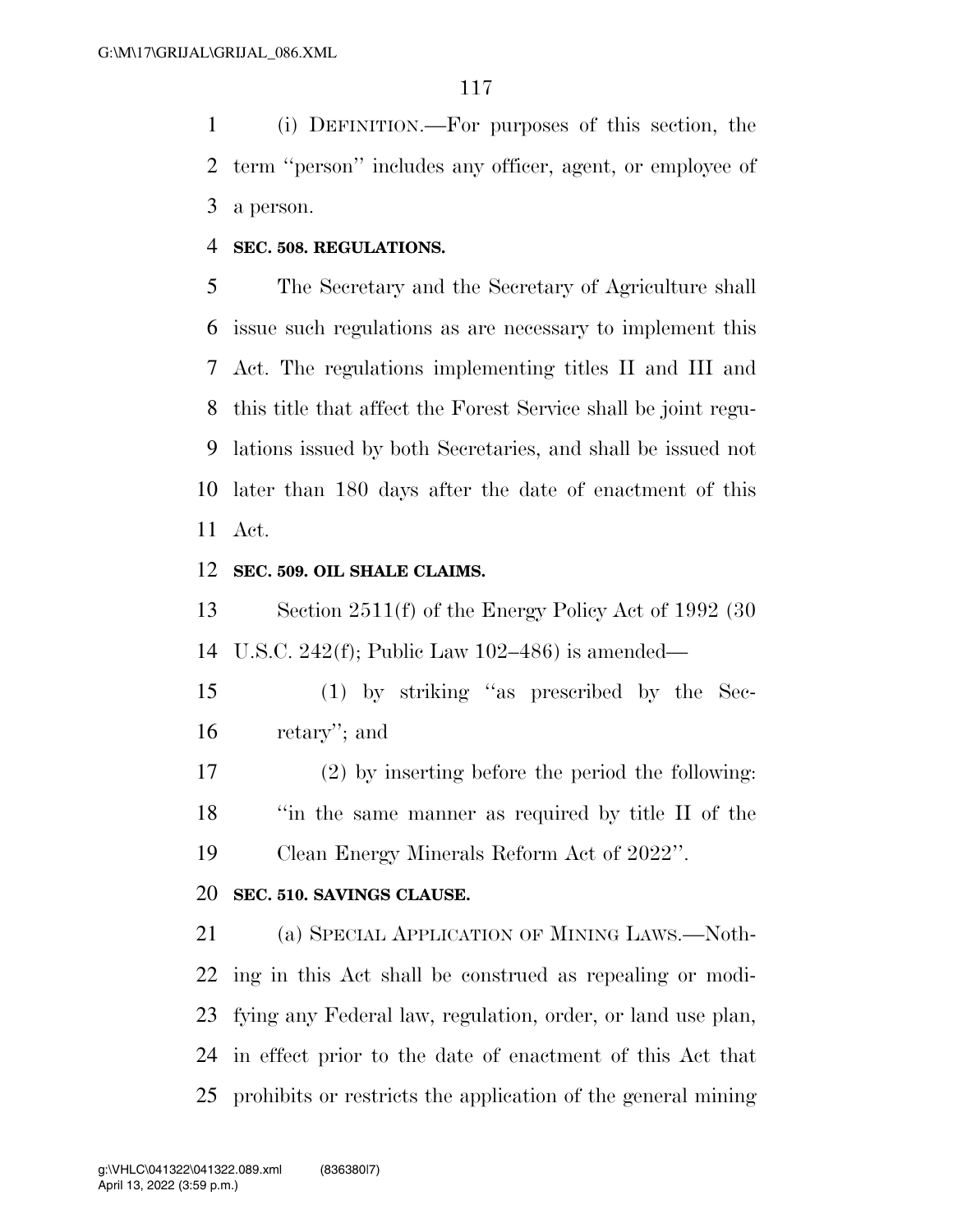(i) DEFINITION.—For purposes of this section, the term "person" includes any officer, agent, or employee of a person.

**SEC. 508. REGULATIONS.**

The Secretary and the Secretary of Agriculture shall issue such regulations as are necessary to implement this Act. The regulations implementing titles II and III and this title that affect the Forest Service shall be joint regulations issued by both Secretaries, and shall be issued not later than 180 days after the date of enactment of this Act.

**SEC. 509. OIL SHALE CLAIMS.**

Section 2511(f) of the Energy Policy Act of 1992 (30 U.S.C. 242(f); Public Law 102–486) is amended—

(1) by striking "as prescribed by the Secretary"; and

(2) by inserting before the period the following: "in the same manner as required by title II of the Clean Energy Minerals Reform Act of 2022".

**SEC. 510. SAVINGS CLAUSE.**

(a) SPECIAL APPLICATION OF MINING LAWS.—Nothing in this Act shall be construed as repealing or modifying any Federal law, regulation, order, or land use plan, in effect prior to the date of enactment of this Act that prohibits or restricts the application of the general mining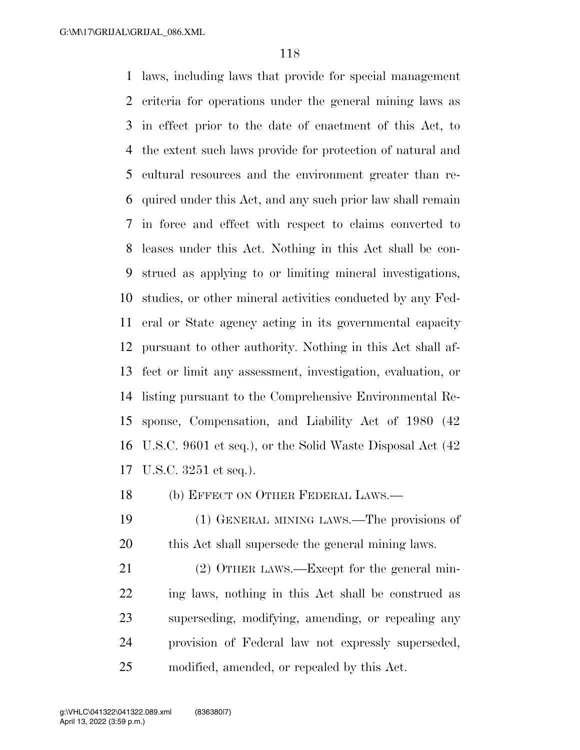laws, including laws that provide for special management criteria for operations under the general mining laws as in effect prior to the date of enactment of this Act, to the extent such laws provide for protection of natural and cultural resources and the environment greater than required under this Act, and any such prior law shall remain in force and effect with respect to claims converted to leases under this Act. Nothing in this Act shall be construed as applying to or limiting mineral investigations, studies, or other mineral activities conducted by any Federal or State agency acting in its governmental capacity pursuant to other authority. Nothing in this Act shall affect or limit any assessment, investigation, evaluation, or listing pursuant to the Comprehensive Environmental Response, Compensation, and Liability Act of 1980 (42 U.S.C. 9601 et seq.), or the Solid Waste Disposal Act (42 U.S.C. 3251 et seq.).

(b) EFFECT ON OTHER FEDERAL LAWS.—

(1) GENERAL MINING LAWS.—The provisions of this Act shall supersede the general mining laws.

(2) OTHER LAWS.—Except for the general mining laws, nothing in this Act shall be construed as superseding, modifying, amending, or repealing any provision of Federal law not expressly superseded, modified, amended, or repealed by this Act.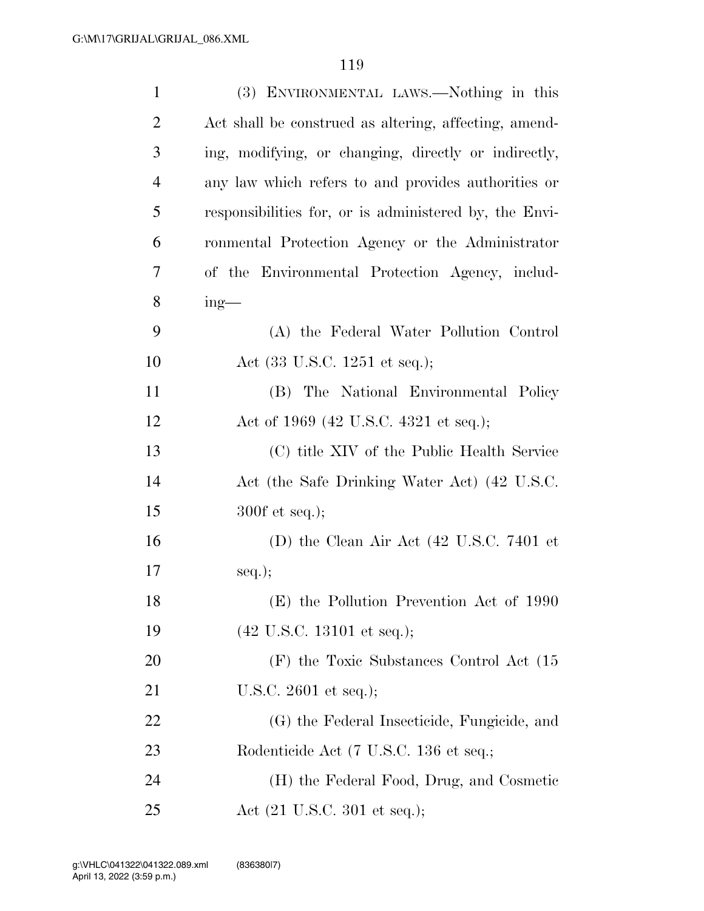(3) ENVIRONMENTAL LAWS.—Nothing in this Act shall be construed as altering, affecting, amending, modifying, or changing, directly or indirectly, any law which refers to and provides authorities or responsibilities for, or is administered by, the Environmental Protection Agency or the Administrator of the Environmental Protection Agency, including—

(A) the Federal Water Pollution Control Act (33 U.S.C. 1251 et seq.);

(B) The National Environmental Policy Act of 1969 (42 U.S.C. 4321 et seq.);

(C) title XIV of the Public Health Service Act (the Safe Drinking Water Act) (42 U.S.C. 300f et seq.);

(D) the Clean Air Act (42 U.S.C. 7401 et seq.);

(E) the Pollution Prevention Act of 1990 (42 U.S.C. 13101 et seq.);

(F) the Toxic Substances Control Act (15 U.S.C. 2601 et seq.);

(G) the Federal Insecticide, Fungicide, and Rodenticide Act (7 U.S.C. 136 et seq.;

(H) the Federal Food, Drug, and Cosmetic Act (21 U.S.C. 301 et seq.);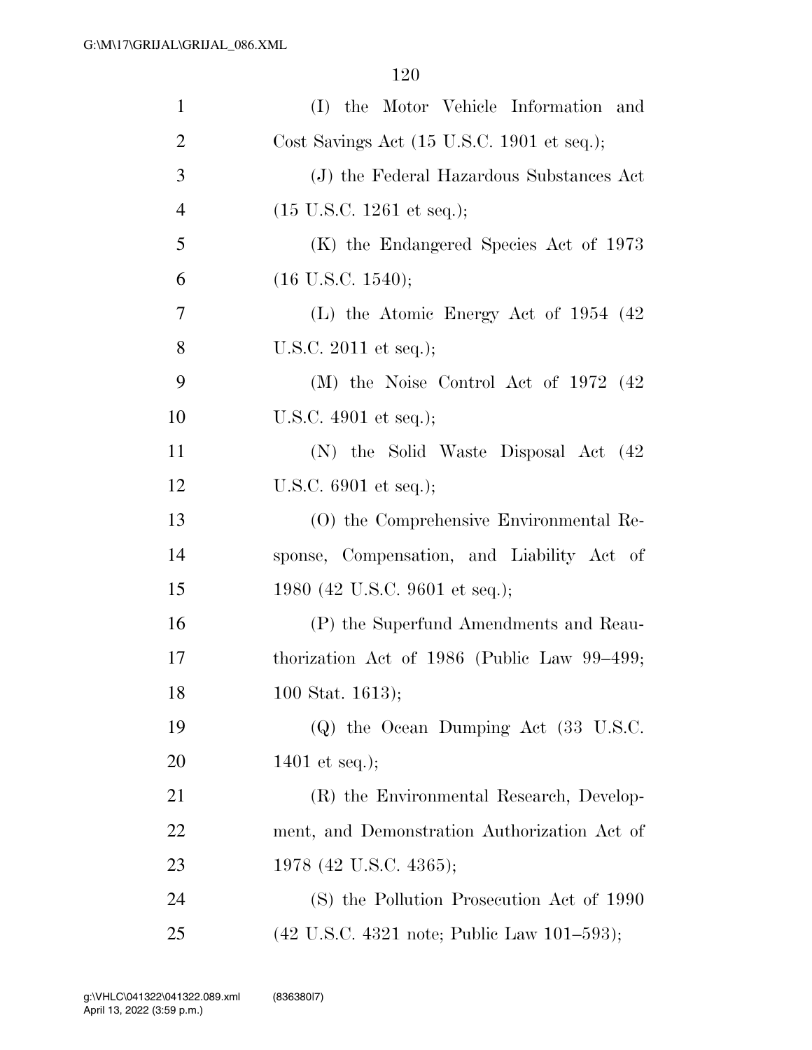(I) the Motor Vehicle Information and Cost Savings Act (15 U.S.C. 1901 et seq.);

(J) the Federal Hazardous Substances Act (15 U.S.C. 1261 et seq.);

(K) the Endangered Species Act of 1973 (16 U.S.C. 1540);

(L) the Atomic Energy Act of 1954 (42 U.S.C. 2011 et seq.);

(M) the Noise Control Act of 1972 (42 U.S.C. 4901 et seq.);

(N) the Solid Waste Disposal Act (42 U.S.C. 6901 et seq.);

(O) the Comprehensive Environmental Response, Compensation, and Liability Act of 1980 (42 U.S.C. 9601 et seq.);

(P) the Superfund Amendments and Reauthorization Act of 1986 (Public Law 99–499; 100 Stat. 1613);

(Q) the Ocean Dumping Act (33 U.S.C. 1401 et seq.);

(R) the Environmental Research, Development, and Demonstration Authorization Act of 1978 (42 U.S.C. 4365);

(S) the Pollution Prosecution Act of 1990 (42 U.S.C. 4321 note; Public Law 101–593);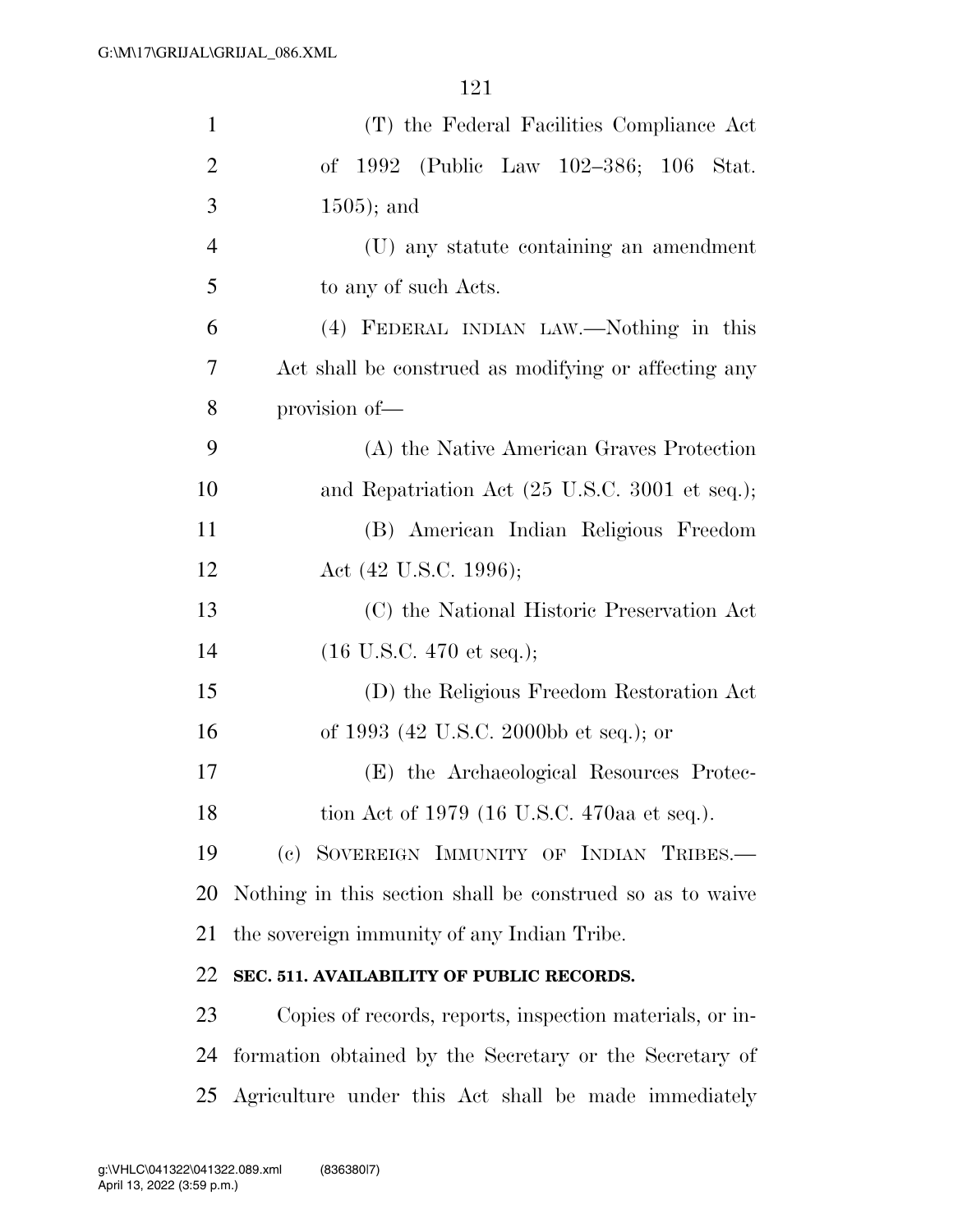(T) the Federal Facilities Compliance Act of 1992 (Public Law 102–386; 106 Stat. 1505); and

(U) any statute containing an amendment to any of such Acts.

(4) FEDERAL INDIAN LAW.—Nothing in this Act shall be construed as modifying or affecting any provision of—

(A) the Native American Graves Protection and Repatriation Act (25 U.S.C. 3001 et seq.);

(B) American Indian Religious Freedom Act (42 U.S.C. 1996);

(C) the National Historic Preservation Act (16 U.S.C. 470 et seq.);

(D) the Religious Freedom Restoration Act of 1993 (42 U.S.C. 2000bb et seq.); or

(E) the Archaeological Resources Protection Act of 1979 (16 U.S.C. 470aa et seq.).

(c) SOVEREIGN IMMUNITY OF INDIAN TRIBES.—Nothing in this section shall be construed so as to waive the sovereign immunity of any Indian Tribe.

**SEC. 511. AVAILABILITY OF PUBLIC RECORDS.**

Copies of records, reports, inspection materials, or information obtained by the Secretary or the Secretary of Agriculture under this Act shall be made immediately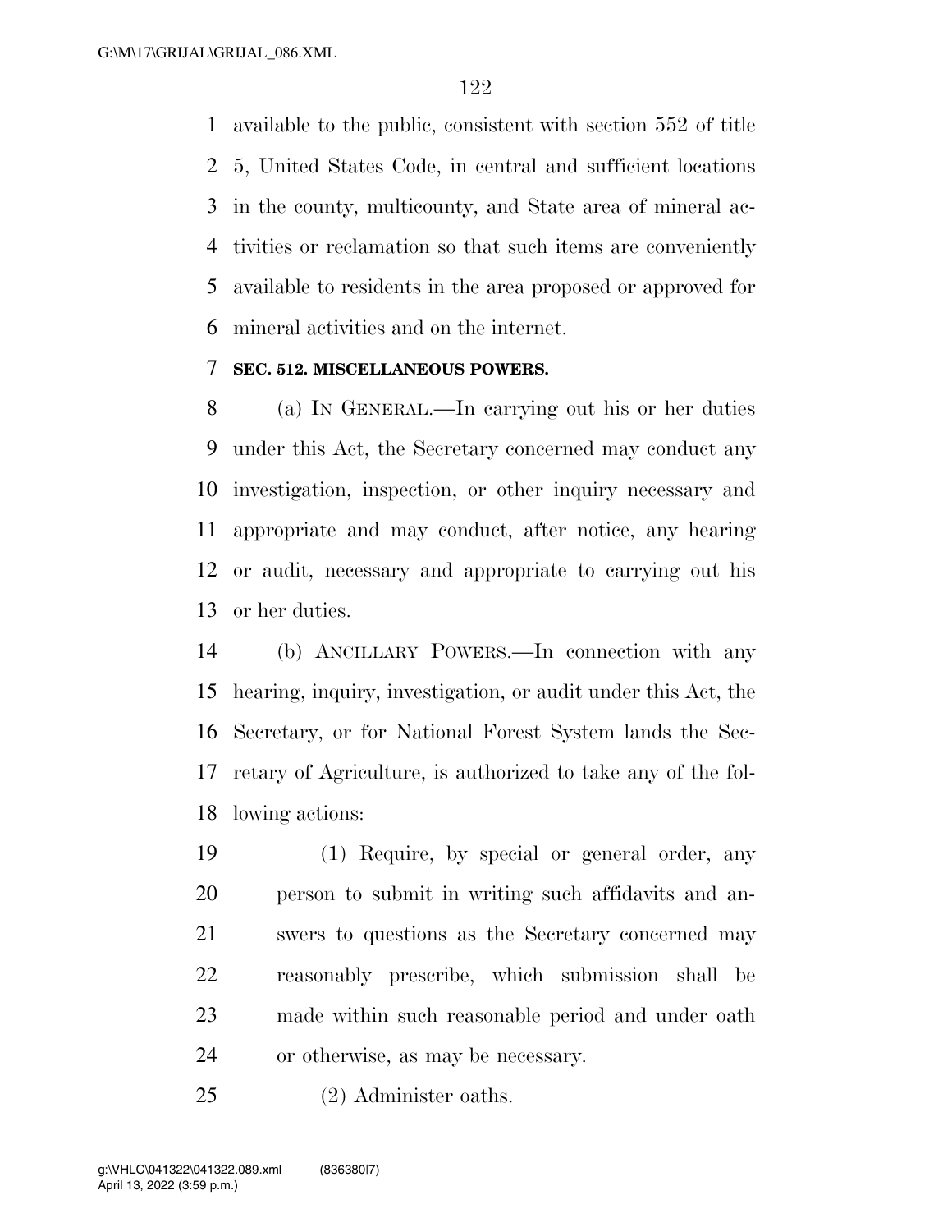available to the public, consistent with section 552 of title 5, United States Code, in central and sufficient locations in the county, multicounty, and State area of mineral activities or reclamation so that such items are conveniently available to residents in the area proposed or approved for mineral activities and on the internet.

### SEC. 512. MISCELLANEOUS POWERS.

(a) IN GENERAL.—In carrying out his or her duties under this Act, the Secretary concerned may conduct any investigation, inspection, or other inquiry necessary and appropriate and may conduct, after notice, any hearing or audit, necessary and appropriate to carrying out his or her duties.

(b) ANCILLARY POWERS.—In connection with any hearing, inquiry, investigation, or audit under this Act, the Secretary, or for National Forest System lands the Secretary of Agriculture, is authorized to take any of the following actions:

(1) Require, by special or general order, any person to submit in writing such affidavits and answers to questions as the Secretary concerned may reasonably prescribe, which submission shall be made within such reasonable period and under oath or otherwise, as may be necessary.

(2) Administer oaths.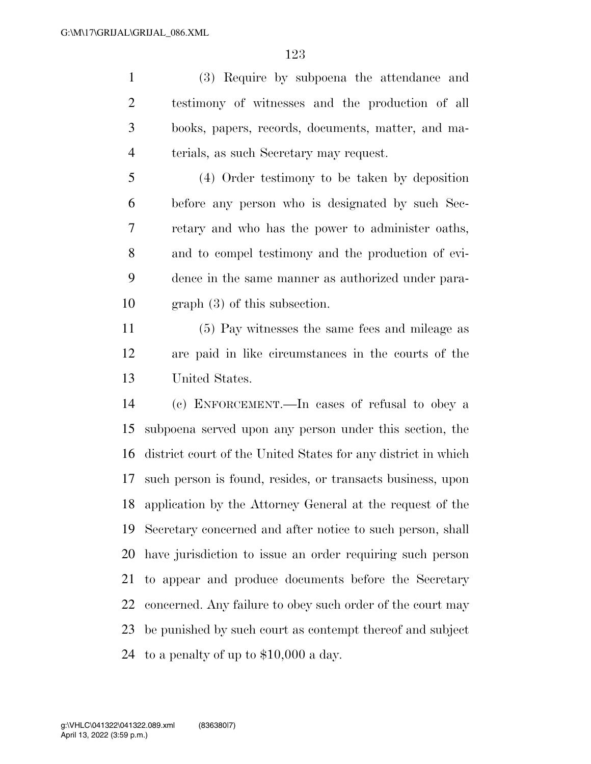(3) Require by subpoena the attendance and testimony of witnesses and the production of all books, papers, records, documents, matter, and materials, as such Secretary may request.

(4) Order testimony to be taken by deposition before any person who is designated by such Secretary and who has the power to administer oaths, and to compel testimony and the production of evidence in the same manner as authorized under paragraph (3) of this subsection.

(5) Pay witnesses the same fees and mileage as are paid in like circumstances in the courts of the United States.

(c) ENFORCEMENT.—In cases of refusal to obey a subpoena served upon any person under this section, the district court of the United States for any district in which such person is found, resides, or transacts business, upon application by the Attorney General at the request of the Secretary concerned and after notice to such person, shall have jurisdiction to issue an order requiring such person to appear and produce documents before the Secretary concerned. Any failure to obey such order of the court may be punished by such court as contempt thereof and subject to a penalty of up to $10,000 a day.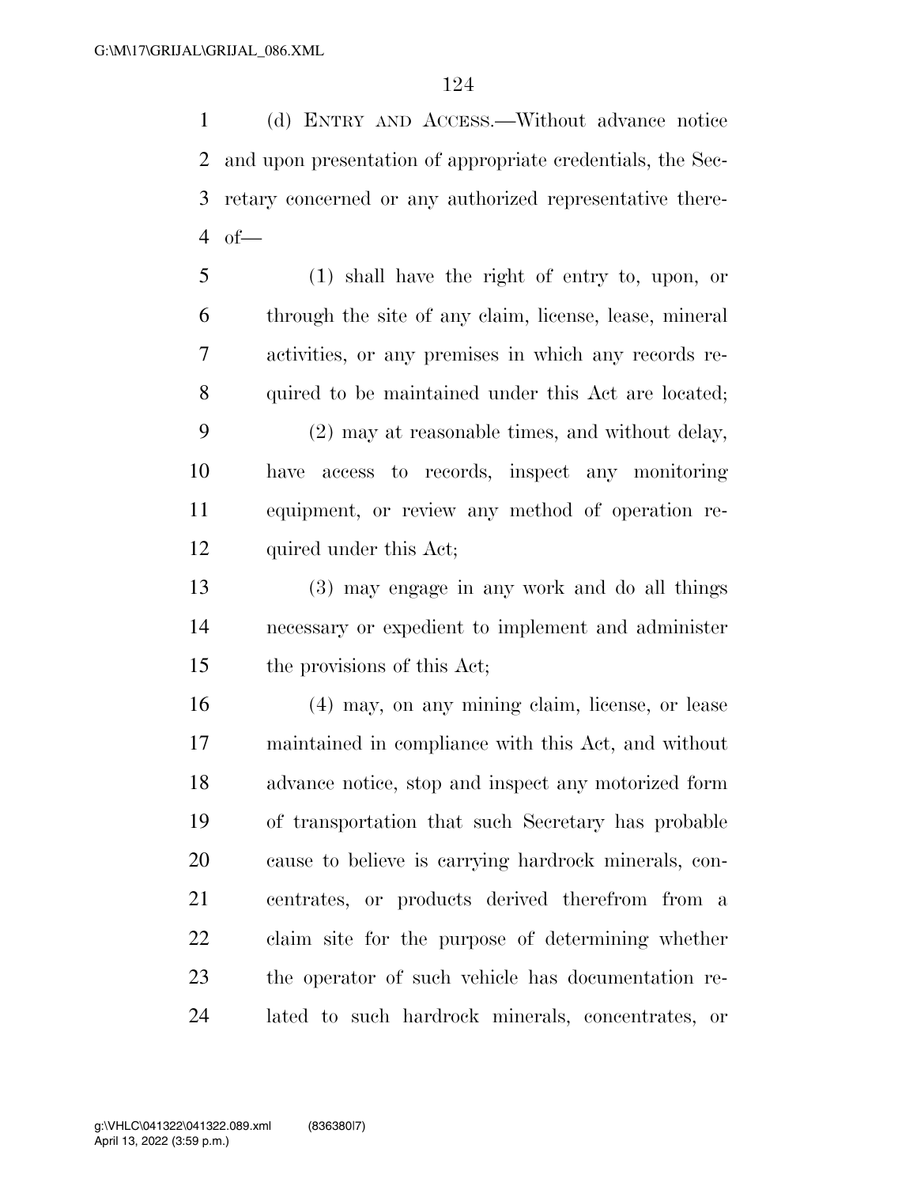(d) ENTRY AND ACCESS.—Without advance notice and upon presentation of appropriate credentials, the Secretary concerned or any authorized representative thereof—

(1) shall have the right of entry to, upon, or through the site of any claim, license, lease, mineral activities, or any premises in which any records required to be maintained under this Act are located;

(2) may at reasonable times, and without delay, have access to records, inspect any monitoring equipment, or review any method of operation required under this Act;

(3) may engage in any work and do all things necessary or expedient to implement and administer the provisions of this Act;

(4) may, on any mining claim, license, or lease maintained in compliance with this Act, and without advance notice, stop and inspect any motorized form of transportation that such Secretary has probable cause to believe is carrying hardrock minerals, concentrates, or products derived therefrom from a claim site for the purpose of determining whether the operator of such vehicle has documentation related to such hardrock minerals, concentrates, or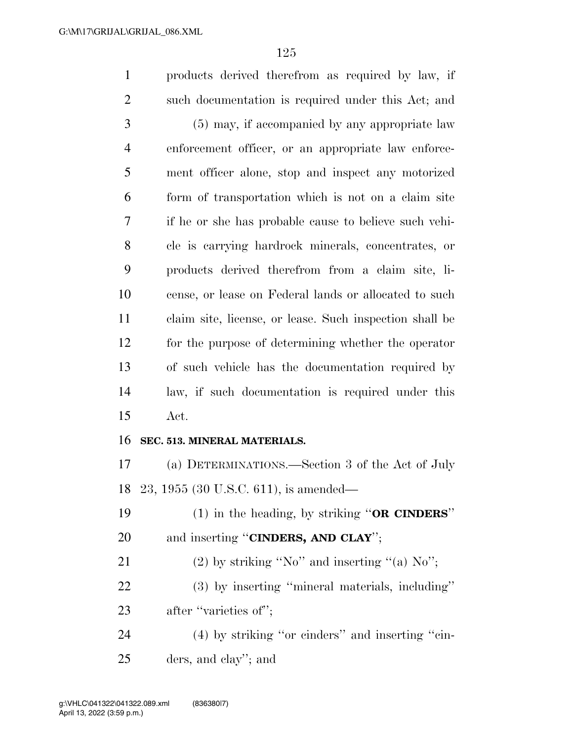products derived therefrom as required by law, if such documentation is required under this Act; and

(5) may, if accompanied by any appropriate law enforcement officer, or an appropriate law enforcement officer alone, stop and inspect any motorized form of transportation which is not on a claim site if he or she has probable cause to believe such vehicle is carrying hardrock minerals, concentrates, or products derived therefrom from a claim site, license, or lease on Federal lands or allocated to such claim site, license, or lease. Such inspection shall be for the purpose of determining whether the operator of such vehicle has the documentation required by law, if such documentation is required under this Act.

**SEC. 513. MINERAL MATERIALS.**

(a) DETERMINATIONS.—Section 3 of the Act of July 23, 1955 (30 U.S.C. 611), is amended—

(1) in the heading, by striking ''**OR CINDERS**'' and inserting ''**CINDERS, AND CLAY**'';

(2) by striking ''No'' and inserting ''(a) No'';

(3) by inserting ''mineral materials, including'' after ''varieties of'';

(4) by striking ''or cinders'' and inserting ''cinders, and clay''; and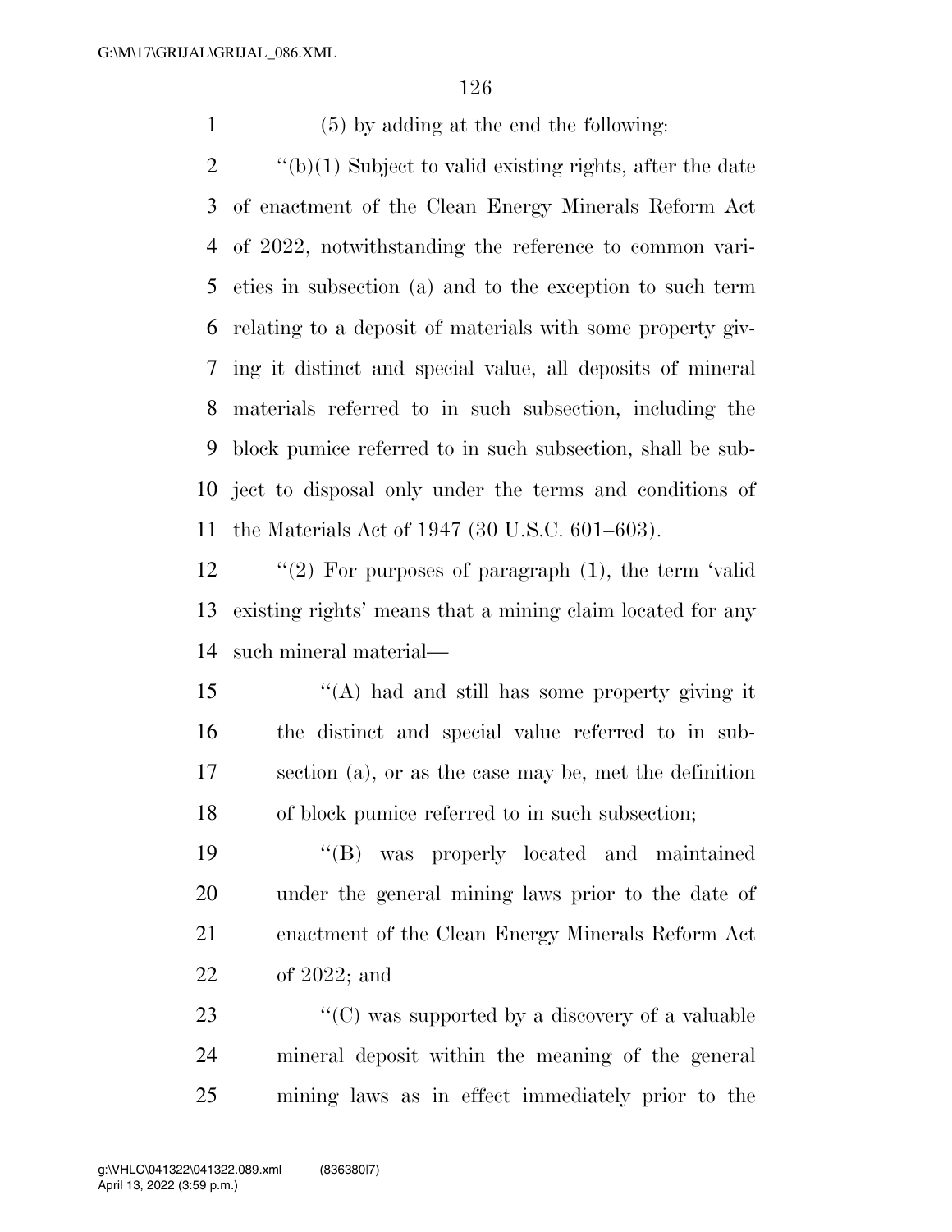(5) by adding at the end the following:

''(b)(1) Subject to valid existing rights, after the date of enactment of the Clean Energy Minerals Reform Act of 2022, notwithstanding the reference to common varieties in subsection (a) and to the exception to such term relating to a deposit of materials with some property giving it distinct and special value, all deposits of mineral materials referred to in such subsection, including the block pumice referred to in such subsection, shall be subject to disposal only under the terms and conditions of the Materials Act of 1947 (30 U.S.C. 601–603).

''(2) For purposes of paragraph (1), the term 'valid existing rights' means that a mining claim located for any such mineral material—

''(A) had and still has some property giving it the distinct and special value referred to in subsection (a), or as the case may be, met the definition of block pumice referred to in such subsection;

''(B) was properly located and maintained under the general mining laws prior to the date of enactment of the Clean Energy Minerals Reform Act of 2022; and

''(C) was supported by a discovery of a valuable mineral deposit within the meaning of the general mining laws as in effect immediately prior to the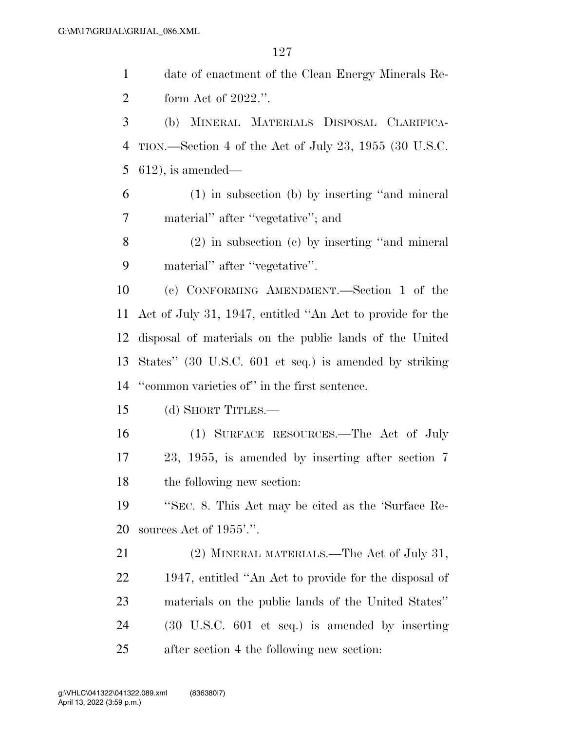date of enactment of the Clean Energy Minerals Reform Act of 2022.''.

(b) MINERAL MATERIALS DISPOSAL CLARIFICATION.—Section 4 of the Act of July 23, 1955 (30 U.S.C. 612), is amended—

(1) in subsection (b) by inserting ''and mineral material'' after ''vegetative''; and

(2) in subsection (c) by inserting ''and mineral material'' after ''vegetative''.

(c) CONFORMING AMENDMENT.—Section 1 of the Act of July 31, 1947, entitled ''An Act to provide for the disposal of materials on the public lands of the United States'' (30 U.S.C. 601 et seq.) is amended by striking ''common varieties of'' in the first sentence.

(d) SHORT TITLES.—

(1) SURFACE RESOURCES.—The Act of July 23, 1955, is amended by inserting after section 7 the following new section:

''SEC. 8. This Act may be cited as the 'Surface Resources Act of 1955'.''.

(2) MINERAL MATERIALS.—The Act of July 31, 1947, entitled ''An Act to provide for the disposal of materials on the public lands of the United States'' (30 U.S.C. 601 et seq.) is amended by inserting after section 4 the following new section: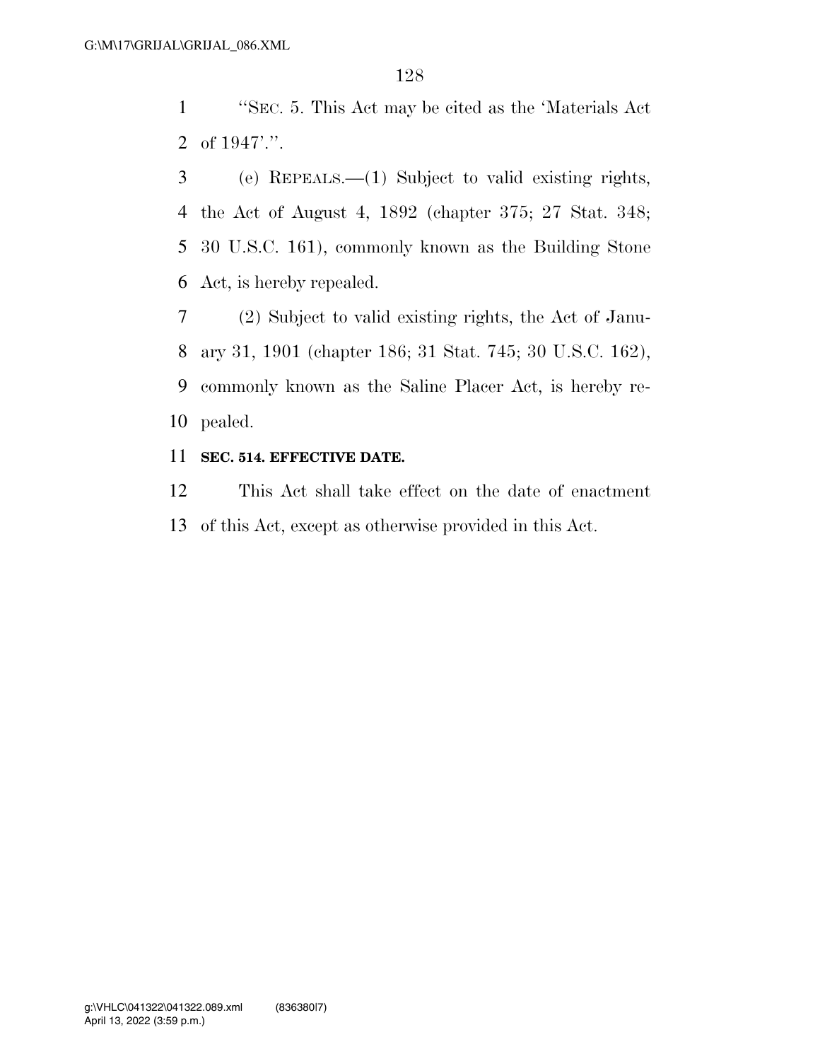"SEC. 5. This Act may be cited as the 'Materials Act of 1947'.".

(e) REPEALS.—(1) Subject to valid existing rights, the Act of August 4, 1892 (chapter 375; 27 Stat. 348; 30 U.S.C. 161), commonly known as the Building Stone Act, is hereby repealed.

(2) Subject to valid existing rights, the Act of January 31, 1901 (chapter 186; 31 Stat. 745; 30 U.S.C. 162), commonly known as the Saline Placer Act, is hereby repealed.

**SEC. 514. EFFECTIVE DATE.**

This Act shall take effect on the date of enactment of this Act, except as otherwise provided in this Act.